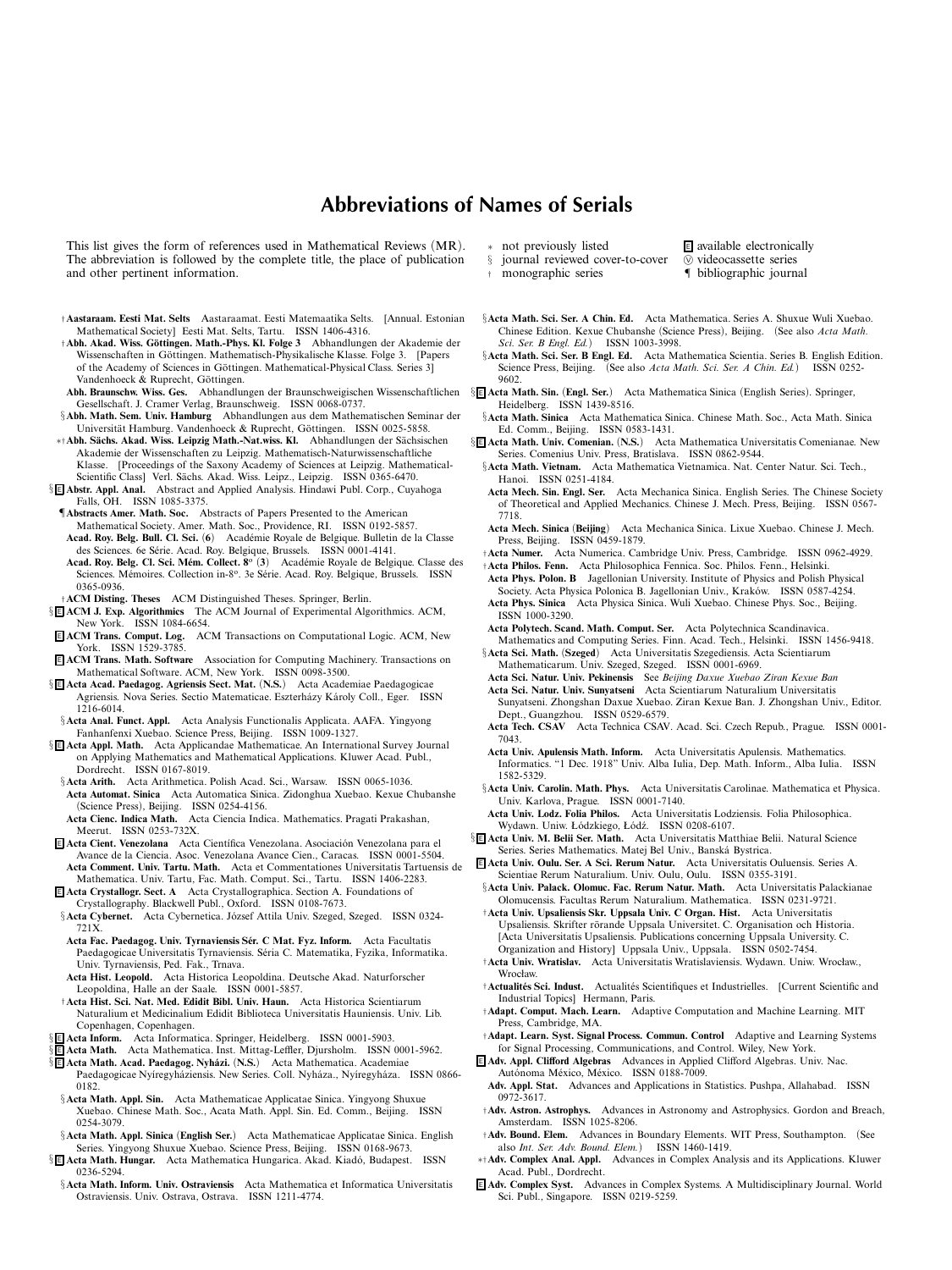# Abbreviations of Names of Serials

This list gives the form of references used in Mathematical Reviews (MR). The abbreviation is followed by the complete title, the place of publication and other pertinent information.

- ∗ not previously listed
- § journal reviewed cover-to-cover
- † monographic series
- E available electronically
- ⓥ videocassette series
- ¶ bibliographic journal

†**Aastaraam. Eesti Mat. Selts** Aastaraamat. Eesti Matemaatika Selts. [Annual. Estonian Mathematical Society] Eesti Mat. Selts, Tartu. ISSN 1406-4316.

†**Abh. Akad. Wiss. Göttingen. Math.-Phys. Kl. Folge 3** Abhandlungen der Akademie der Wissenschaften in Göttingen. Mathematisch-Physikalische Klasse. Folge 3. [Papers of the Academy of Sciences in Göttingen. Mathematical-Physical Class. Series 3] Vandenhoeck & Ruprecht, Göttingen.

**Abh. Braunschw. Wiss. Ges.** Abhandlungen der Braunschweigischen Wissenschaftlichen Gesellschaft. J. Cramer Verlag, Braunschweig. ISSN 0068-0737.

§**Abh. Math. Sem. Univ. Hamburg** Abhandlungen aus dem Mathematischen Seminar der Universität Hamburg. Vandenhoeck & Ruprecht, Göttingen. ISSN 0025-5858.

∗†**Abh. Sächs. Akad. Wiss. Leipzig Math.-Nat.wiss. Kl.** Abhandlungen der Sächsischen Akademie der Wissenschaften zu Leipzig. Mathematisch-Naturwissenschaftliche Klasse. [Proceedings of the Saxony Academy of Sciences at Leipzig. Mathematical-Scientific Class] Verl. Sächs. Akad. Wiss. Leipz., Leipzig. ISSN 0365-6470.

§E **Abstr. Appl. Anal.** Abstract and Applied Analysis. Hindawi Publ. Corp., Cuyahoga Falls, OH. ISSN 1085-3375.

¶**Abstracts Amer. Math. Soc.** Abstracts of Papers Presented to the American Mathematical Society. Amer. Math. Soc., Providence, RI. ISSN 0192-5857.

**Acad. Roy. Belg. Bull. Cl. Sci. (6)** Académie Royale de Belgique. Bulletin de la Classe des Sciences. 6e Série. Acad. Roy. Belgique, Brussels. ISSN 0001-4141.

**Acad. Roy. Belg. Cl. Sci. Mém. Collect. 8° (3)** Académie Royale de Belgique. Classe des Sciences. Mémoires. Collection in-8°. 3e Série. Acad. Roy. Belgique, Brussels. ISSN 0365-0936.

†**ACM Disting. Theses** ACM Distinguished Theses. Springer, Berlin.

§E **ACM J. Exp. Algorithmics** The ACM Journal of Experimental Algorithmics. ACM, New York. ISSN 1084-6654.

E **ACM Trans. Comput. Log.** ACM Transactions on Computational Logic. ACM, New York. ISSN 1529-3785.

E **ACM Trans. Math. Software** Association for Computing Machinery. Transactions on Mathematical Software. ACM, New York. ISSN 0098-3500.

§E **Acta Acad. Paedagog. Agriensis Sect. Mat. (N.S.)** Acta Academiae Paedagogicae Agriensis. Nova Series. Sectio Matematicae. Eszterházy Károly Coll., Eger. ISSN 1216-6014.

§**Acta Anal. Funct. Appl.** Acta Analysis Functionalis Applicata. AAFA. Yingyong Fanhanfenxi Xuebao. Science Press, Beijing. ISSN 1009-1327.

§E **Acta Appl. Math.** Acta Applicandae Mathematicae. An International Survey Journal on Applying Mathematics and Mathematical Applications. Kluwer Acad. Publ., Dordrecht. ISSN 0167-8019.

§**Acta Arith.** Acta Arithmetica. Polish Acad. Sci., Warsaw. ISSN 0065-1036.

**Acta Automat. Sinica** Acta Automatica Sinica. Zidonghua Xuebao. Kexue Chubanshe (Science Press), Beijing. ISSN 0254-4156.

**Acta Cienc. Indica Math.** Acta Ciencia Indica. Mathematics. Pragati Prakashan, Meerut. ISSN 0253-732X.

E **Acta Cient. Venezolana** Acta Científica Venezolana. Asociación Venezolana para el Avance de la Ciencia. Asoc. Venezolana Avance Cien., Caracas. ISSN 0001-5504.

**Acta Comment. Univ. Tartu. Math.** Acta et Commentationes Universitatis Tartuensis de Mathematica. Univ. Tartu, Fac. Math. Comput. Sci., Tartu. ISSN 1406-2283.

E **Acta Crystallogr. Sect. A** Acta Crystallographica. Section A. Foundations of Crystallography. Blackwell Publ., Oxford. ISSN 0108-7673.

§**Acta Cybernet.** Acta Cybernetica. József Attila Univ. Szeged, Szeged. ISSN 0324-721X.

**Acta Fac. Paedagog. Univ. Tyrnaviensis Sér. C Mat. Fyz. Inform.** Acta Facultatis Paedagogicae Universitatis Tyrnaviensis. Séria C. Matematika, Fyzika, Informatika. Univ. Tyrnaviensis, Ped. Fak., Trnava.

**Acta Hist. Leopold.** Acta Historica Leopoldina. Deutsche Akad. Naturforscher Leopoldina, Halle an der Saale. ISSN 0001-5857.

†**Acta Hist. Sci. Nat. Med. Edidit Bibl. Univ. Haun.** Acta Historica Scientiarum Naturalium et Medicinalium Edidit Biblioteca Universitatis Hauniensis. Univ. Lib. Copenhagen, Copenhagen.

§E **Acta Inform.** Acta Informatica. Springer, Heidelberg. ISSN 0001-5903.

§E **Acta Math.** Acta Mathematica. Inst. Mittag-Leffler, Djursholm. ISSN 0001-5962.

§E **Acta Math. Acad. Paedagog. Nyházi. (N.S.)** Acta Mathematica. Academiae Paedagogicae Nyíregyháziensis. New Series. Coll. Nyháza., Nyíregyháza. ISSN 0866-0182.

§**Acta Math. Appl. Sin.** Acta Mathematicae Applicatae Sinica. Yingyong Shuxue Xuebao. Chinese Math. Soc., Acata Math. Appl. Sin. Ed. Comm., Beijing. ISSN 0254-3079.

§**Acta Math. Appl. Sinica (English Ser.)** Acta Mathematicae Applicatae Sinica. English Series. Yingyong Shuxue Xuebao. Science Press, Beijing. ISSN 0168-9673.

§E **Acta Math. Hungar.** Acta Mathematica Hungarica. Akad. Kiadó, Budapest. ISSN 0236-5294.

§**Acta Math. Inform. Univ. Ostraviensis** Acta Mathematica et Informatica Universitatis Ostraviensis. Univ. Ostrava, Ostrava. ISSN 1211-4774.

§**Acta Math. Sci. Ser. A Chin. Ed.** Acta Mathematica. Series A. Shuxue Wuli Xuebao. Chinese Edition. Kexue Chubanshe (Science Press), Beijing. (See also *Acta Math. Sci. Ser. B Engl. Ed.*) ISSN 1003-3998.

§**Acta Math. Sci. Ser. B Engl. Ed.** Acta Mathematica Scientia. Series B. English Edition. Science Press, Beijing. (See also *Acta Math. Sci. Ser. A Chin. Ed.*) ISSN 0252-9602.

§E **Acta Math. Sin. (Engl. Ser.)** Acta Mathematica Sinica (English Series). Springer, Heidelberg. ISSN 1439-8516.

§**Acta Math. Sinica** Acta Mathematica Sinica. Chinese Math. Soc., Acta Math. Sinica Ed. Comm., Beijing. ISSN 0583-1431.

§E **Acta Math. Univ. Comenian. (N.S.)** Acta Mathematica Universitatis Comenianae. New Series. Comenius Univ. Press, Bratislava. ISSN 0862-9544.

§**Acta Math. Vietnam.** Acta Mathematica Vietnamica. Nat. Center Natur. Sci. Tech., Hanoi. ISSN 0251-4184.

**Acta Mech. Sin. Engl. Ser.** Acta Mechanica Sinica. English Series. The Chinese Society of Theoretical and Applied Mechanics. Chinese J. Mech. Press, Beijing. ISSN 0567-7718.

**Acta Mech. Sinica (Beijing)** Acta Mechanica Sinica. Lixue Xuebao. Chinese J. Mech. Press, Beijing. ISSN 0459-1879.

†**Acta Numer.** Acta Numerica. Cambridge Univ. Press, Cambridge. ISSN 0962-4929.

†**Acta Philos. Fenn.** Acta Philosophica Fennica. Soc. Philos. Fenn., Helsinki.

**Acta Phys. Polon. B** Jagellonian University. Institute of Physics and Polish Physical Society. Acta Physica Polonica B. Jagellonian Univ., Kraków. ISSN 0587-4254.

**Acta Phys. Sinica** Acta Physica Sinica. Wuli Xuebao. Chinese Phys. Soc., Beijing. ISSN 1000-3290.

**Acta Polytech. Scand. Math. Comput. Ser.** Acta Polytechnica Scandinavica. Mathematics and Computing Series. Finn. Acad. Tech., Helsinki. ISSN 1456-9418.

§**Acta Sci. Math. (Szeged)** Acta Universitatis Szegediensis. Acta Scientiarum Mathematicarum. Univ. Szeged, Szeged. ISSN 0001-6969.

**Acta Sci. Natur. Univ. Pekinensis** See *Beijing Daxue Xuebao Ziran Kexue Ban*

**Acta Sci. Natur. Univ. Sunyatseni** Acta Scientiarum Naturalium Universitatis Sunyatseni. Zhongshan Daxue Xuebao. Ziran Kexue Ban. J. Zhongshan Univ., Editor. Dept., Guangzhou. ISSN 0529-6579.

**Acta Tech. CSAV** Acta Technica CSAV. Acad. Sci. Czech Repub., Prague. ISSN 0001-7043.

**Acta Univ. Apulensis Math. Inform.** Acta Universitatis Apulensis. Mathematics. Informatics. "1 Dec. 1918" Univ. Alba Iulia, Dep. Math. Inform., Alba Iulia. ISSN 1582-5329.

§**Acta Univ. Carolin. Math. Phys.** Acta Universitatis Carolinae. Mathematica et Physica. Univ. Karlova, Prague. ISSN 0001-7140.

**Acta Univ. Lodz. Folia Philos.** Acta Universitatis Lodziensis. Folia Philosophica. Wydawn. Uniw. Łódzkiego, Łódź. ISSN 0208-6107.

§E **Acta Univ. M. Belii Ser. Math.** Acta Universitatis Matthiae Belii. Natural Science Series. Series Mathematics. Matej Bel Univ., Banská Bystrica.

E **Acta Univ. Oulu. Ser. A Sci. Rerum Natur.** Acta Universitatis Ouluensis. Series A. Scientiae Rerum Naturalium. Univ. Oulu, Oulu. ISSN 0355-3191.

§**Acta Univ. Palack. Olomuc. Fac. Rerum Natur. Math.** Acta Universitatis Palackianae Olomucensis. Facultas Rerum Naturalium. Mathematica. ISSN 0231-9721.

†**Acta Univ. Upsaliensis Skr. Uppsala Univ. C Organ. Hist.** Acta Universitatis Upsaliensis. Skrifter rörande Uppsala Universitet. C. Organisation och Historia. [Acta Universitatis Upsaliensis. Publications concerning Uppsala University. C. Organization and History] Uppsala Univ., Uppsala. ISSN 0502-7454.

†**Acta Univ. Wratislav.** Acta Universitatis Wratislaviensis. Wydawn. Uniw. Wrocław., Wrocław.

†**Actualités Sci. Indust.** Actualités Scientifiques et Industrielles. [Current Scientific and Industrial Topics] Hermann, Paris.

†**Adapt. Comput. Mach. Learn.** Adaptive Computation and Machine Learning. MIT Press, Cambridge, MA.

†**Adapt. Learn. Syst. Signal Process. Commun. Control** Adaptive and Learning Systems for Signal Processing, Communications, and Control. Wiley, New York.

E **Adv. Appl. Clifford Algebras** Advances in Applied Clifford Algebras. Univ. Nac. Autónoma México, México. ISSN 0188-7009.

**Adv. Appl. Stat.** Advances and Applications in Statistics. Pushpa, Allahabad. ISSN 0972-3617.

†**Adv. Astron. Astrophys.** Advances in Astronomy and Astrophysics. Gordon and Breach, Amsterdam. ISSN 1025-8206.

†**Adv. Bound. Elem.** Advances in Boundary Elements. WIT Press, Southampton. (See also *Int. Ser. Adv. Bound. Elem.*) ISSN 1460-1419.

∗†**Adv. Complex Anal. Appl.** Advances in Complex Analysis and its Applications. Kluwer Acad. Publ., Dordrecht.

E **Adv. Complex Syst.** Advances in Complex Systems. A Multidisciplinary Journal. World Sci. Publ., Singapore. ISSN 0219-5259.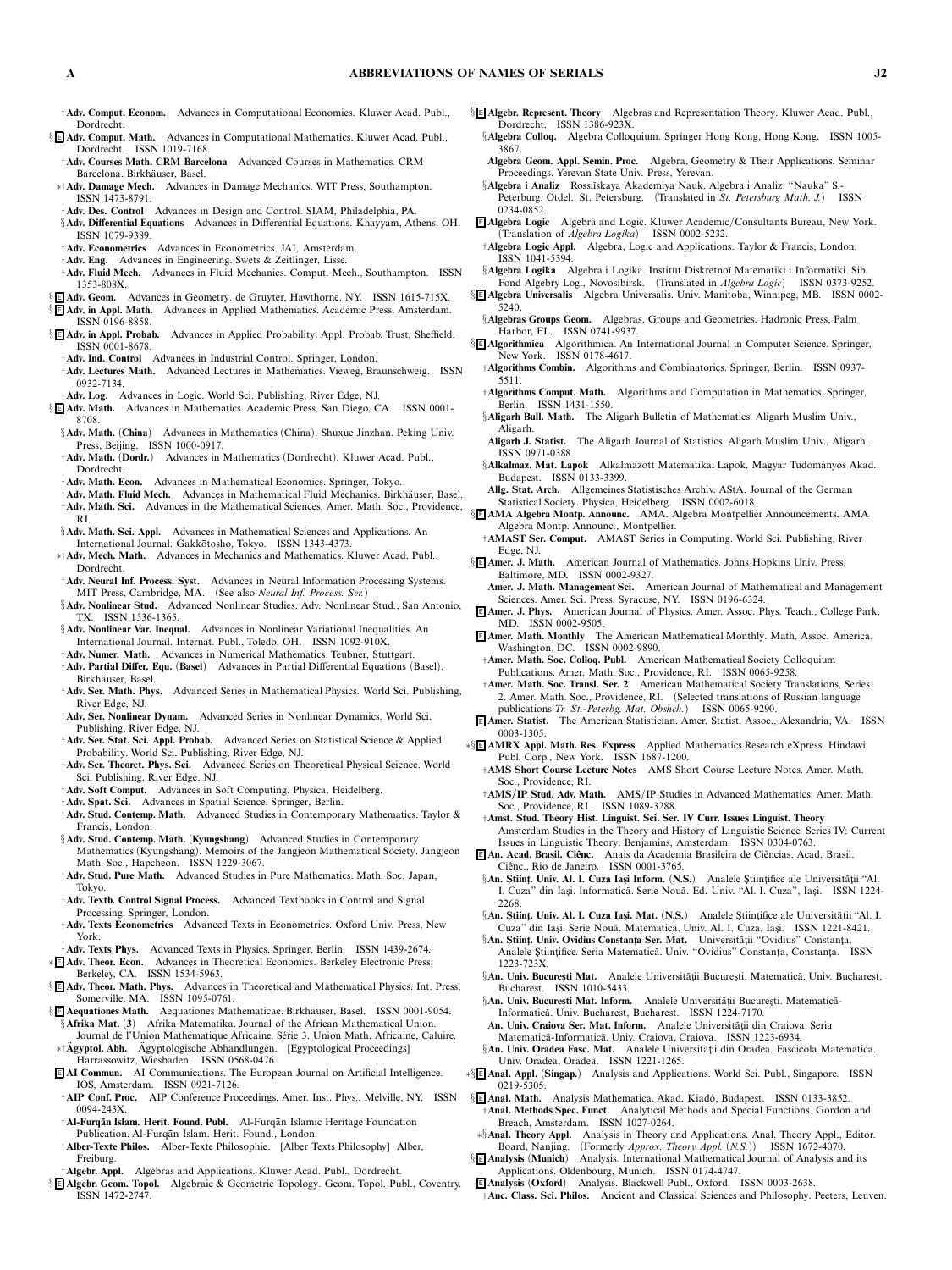†**Adv. Comput. Econom.** Advances in Computational Economics. Kluwer Acad. Publ., Dordrecht.

§ E **Adv. Comput. Math.** Advances in Computational Mathematics. Kluwer Acad. Publ., Dordrecht. ISSN 1019-7168.

†**Adv. Courses Math. CRM Barcelona** Advanced Courses in Mathematics. CRM Barcelona. Birkhäuser, Basel.

∗†**Adv. Damage Mech.** Advances in Damage Mechanics. WIT Press, Southampton. ISSN 1473-8791.

†**Adv. Des. Control** Advances in Design and Control. SIAM, Philadelphia, PA.

§**Adv. Differential Equations** Advances in Differential Equations. Khayyam, Athens, OH. ISSN 1079-9389.

†**Adv. Econometrics** Advances in Econometrics. JAI, Amsterdam.

†**Adv. Eng.** Advances in Engineering. Swets & Zeitlinger, Lisse.

†**Adv. Fluid Mech.** Advances in Fluid Mechanics. Comput. Mech., Southampton. ISSN 1353-808X.

§ E **Adv. Geom.** Advances in Geometry. de Gruyter, Hawthorne, NY. ISSN 1615-715X.

§ E **Adv. in Appl. Math.** Advances in Applied Mathematics. Academic Press, Amsterdam. ISSN 0196-8858.

§ E **Adv. in Appl. Probab.** Advances in Applied Probability. Appl. Probab. Trust, Sheffield. ISSN 0001-8678.

†**Adv. Ind. Control** Advances in Industrial Control. Springer, London.

†**Adv. Lectures Math.** Advanced Lectures in Mathematics. Vieweg, Braunschweig. ISSN 0932-7134.

†**Adv. Log.** Advances in Logic. World Sci. Publishing, River Edge, NJ.

§ E **Adv. Math.** Advances in Mathematics. Academic Press, San Diego, CA. ISSN 0001-8708.

§**Adv. Math. (China)** Advances in Mathematics (China). Shuxue Jinzhan. Peking Univ. Press, Beijing. ISSN 1000-0917.

†**Adv. Math. (Dordr.)** Advances in Mathematics (Dordrecht). Kluwer Acad. Publ., Dordrecht.

†**Adv. Math. Econ.** Advances in Mathematical Economics. Springer, Tokyo.

†**Adv. Math. Fluid Mech.** Advances in Mathematical Fluid Mechanics. Birkhäuser, Basel.

†**Adv. Math. Sci.** Advances in the Mathematical Sciences. Amer. Math. Soc., Providence, RI.

§**Adv. Math. Sci. Appl.** Advances in Mathematical Sciences and Applications. An International Journal. Gakkōtosho, Tokyo. ISSN 1343-4373.

∗†**Adv. Mech. Math.** Advances in Mechanics and Mathematics. Kluwer Acad. Publ., Dordrecht.

†**Adv. Neural Inf. Process. Syst.** Advances in Neural Information Processing Systems. MIT Press, Cambridge, MA. (See also *Neural Inf. Process. Ser.*)

§**Adv. Nonlinear Stud.** Advanced Nonlinear Studies. Adv. Nonlinear Stud., San Antonio, TX. ISSN 1536-1365.

§**Adv. Nonlinear Var. Inequal.** Advances in Nonlinear Variational Inequalities. An International Journal. Internat. Publ., Toledo, OH. ISSN 1092-910X.

†**Adv. Numer. Math.** Advances in Numerical Mathematics. Teubner, Stuttgart.

†**Adv. Partial Differ. Equ. (Basel)** Advances in Partial Differential Equations (Basel). Birkhäuser, Basel.

†**Adv. Ser. Math. Phys.** Advanced Series in Mathematical Physics. World Sci. Publishing, River Edge, NJ.

†**Adv. Ser. Nonlinear Dynam.** Advanced Series in Nonlinear Dynamics. World Sci. Publishing, River Edge, NJ.

†**Adv. Ser. Stat. Sci. Appl. Probab.** Advanced Series on Statistical Science & Applied Probability. World Sci. Publishing, River Edge, NJ.

†**Adv. Ser. Theoret. Phys. Sci.** Advanced Series on Theoretical Physical Science. World Sci. Publishing, River Edge, NJ.

†**Adv. Soft Comput.** Advances in Soft Computing. Physica, Heidelberg.

†**Adv. Spat. Sci.** Advances in Spatial Science. Springer, Berlin.

†**Adv. Stud. Contemp. Math.** Advanced Studies in Contemporary Mathematics. Taylor & Francis, London.

§**Adv. Stud. Contemp. Math. (Kyungshang)** Advanced Studies in Contemporary Mathematics (Kyungshang). Memoirs of the Jangjeon Mathematical Society. Jangjeon Math. Soc., Hapcheon. ISSN 1229-3067.

†**Adv. Stud. Pure Math.** Advanced Studies in Pure Mathematics. Math. Soc. Japan, Tokyo.

†**Adv. Textb. Control Signal Process.** Advanced Textbooks in Control and Signal Processing. Springer, London.

†**Adv. Texts Econometrics** Advanced Texts in Econometrics. Oxford Univ. Press, New York.

†**Adv. Texts Phys.** Advanced Texts in Physics. Springer, Berlin. ISSN 1439-2674.

∗ E **Adv. Theor. Econ.** Advances in Theoretical Economics. Berkeley Electronic Press, Berkeley, CA. ISSN 1534-5963.

§ E **Adv. Theor. Math. Phys.** Advances in Theoretical and Mathematical Physics. Int. Press, Somerville, MA. ISSN 1095-0761.

§ E **Aequationes Math.** Aequationes Mathematicae. Birkhäuser, Basel. ISSN 0001-9054.

§**Afrika Mat. (3)** Afrika Matematika. Journal of the African Mathematical Union. Journal de l'Union Mathématique Africaine. Série 3. Union Math. Africaine, Caluire.

∗†**Ägyptol. Abh.** Ägyptologische Abhandlungen. [Egyptological Proceedings] Harrassowitz, Wiesbaden. ISSN 0568-0476.

E **AI Commun.** AI Communications. The European Journal on Artificial Intelligence. IOS, Amsterdam. ISSN 0921-7126.

†**AIP Conf. Proc.** AIP Conference Proceedings. Amer. Inst. Phys., Melville, NY. ISSN 0094-243X.

†**Al-Furqān Islam. Herit. Found. Publ.** Al-Furqān Islamic Heritage Foundation Publication. Al-Furqān Islam. Herit. Found., London.

†**Alber-Texte Philos.** Alber-Texte Philosophie. [Alber Texts Philosophy] Alber, Freiburg.

†**Algebr. Appl.** Algebras and Applications. Kluwer Acad. Publ., Dordrecht.

§ E **Algebr. Geom. Topol.** Algebraic & Geometric Topology. Geom. Topol. Publ., Coventry. ISSN 1472-2747.

§ E **Algebr. Represent. Theory** Algebras and Representation Theory. Kluwer Acad. Publ., Dordrecht. ISSN 1386-923X.

§**Algebra Colloq.** Algebra Colloquium. Springer Hong Kong, Hong Kong. ISSN 1005-3867.

**Algebra Geom. Appl. Semin. Proc.** Algebra, Geometry & Their Applications. Seminar Proceedings. Yerevan State Univ. Press, Yerevan.

§**Algebra i Analiz** Rossiĭskaya Akademiya Nauk. Algebra i Analiz. "Nauka" S.-Peterburg. Otdel., St. Petersburg. (Translated in *St. Petersburg Math. J.*) ISSN 0234-0852.

E **Algebra Logic** Algebra and Logic. Kluwer Academic/Consultants Bureau, New York. (Translation of *Algebra Logika*) ISSN 0002-5232.

†**Algebra Logic Appl.** Algebra, Logic and Applications. Taylor & Francis, London. ISSN 1041-5394.

§**Algebra Logika** Algebra i Logika. Institut Diskretnoĭ Matematiki i Informatiki. Sib. Fond Algebry Log., Novosibirsk. (Translated in *Algebra Logic*) ISSN 0373-9252.

§ E **Algebra Universalis** Algebra Universalis. Univ. Manitoba, Winnipeg, MB. ISSN 0002-5240.

§**Algebras Groups Geom.** Algebras, Groups and Geometries. Hadronic Press, Palm Harbor, FL. ISSN 0741-9937.

§ E **Algorithmica** Algorithmica. An International Journal in Computer Science. Springer, New York. ISSN 0178-4617.

†**Algorithms Combin.** Algorithms and Combinatorics. Springer, Berlin. ISSN 0937-5511.

†**Algorithms Comput. Math.** Algorithms and Computation in Mathematics. Springer, Berlin. ISSN 1431-1550.

§**Aligarh Bull. Math.** The Aligarh Bulletin of Mathematics. Aligarh Muslim Univ., Aligarh.

**Aligarh J. Statist.** The Aligarh Journal of Statistics. Aligarh Muslim Univ., Aligarh. ISSN 0971-0388.

§**Alkalmaz. Mat. Lapok** Alkalmazott Matematikai Lapok. Magyar Tudományos Akad., Budapest. ISSN 0133-3399.

**Allg. Stat. Arch.** Allgemeines Statistisches Archiv. AStA. Journal of the German Statistical Society. Physica, Heidelberg. ISSN 0002-6018.

§ E **AMA Algebra Montp. Announc.** AMA. Algebra Montpellier Announcements. AMA Algebra Montp. Announc., Montpellier.

†**AMAST Ser. Comput.** AMAST Series in Computing. World Sci. Publishing, River Edge, NJ.

§ E **Amer. J. Math.** American Journal of Mathematics. Johns Hopkins Univ. Press, Baltimore, MD. ISSN 0002-9327.

**Amer. J. Math. Management Sci.** American Journal of Mathematical and Management Sciences. Amer. Sci. Press, Syracuse, NY. ISSN 0196-6324.

E **Amer. J. Phys.** American Journal of Physics. Amer. Assoc. Phys. Teach., College Park, MD. ISSN 0002-9505.

E **Amer. Math. Monthly** The American Mathematical Monthly. Math. Assoc. America, Washington, DC. ISSN 0002-9890.

†**Amer. Math. Soc. Colloq. Publ.** American Mathematical Society Colloquium Publications. Amer. Math. Soc., Providence, RI. ISSN 0065-9258.

†**Amer. Math. Soc. Transl. Ser. 2** American Mathematical Society Translations, Series 2. Amer. Math. Soc., Providence, RI. (Selected translations of Russian language publications *Tr. St.-Peterbg. Mat. Obshch.*) ISSN 0065-9290.

E **Amer. Statist.** The American Statistician. Amer. Statist. Assoc., Alexandria, VA. ISSN 0003-1305.

∗§ E **AMRX Appl. Math. Res. Express** Applied Mathematics Research eXpress. Hindawi Publ. Corp., New York. ISSN 1687-1200.

†**AMS Short Course Lecture Notes** AMS Short Course Lecture Notes. Amer. Math. Soc., Providence, RI.

†**AMS/IP Stud. Adv. Math.** AMS/IP Studies in Advanced Mathematics. Amer. Math. Soc., Providence, RI. ISSN 1089-3288.

†**Amst. Stud. Theory Hist. Linguist. Sci. Ser. IV Curr. Issues Linguist. Theory** Amsterdam Studies in the Theory and History of Linguistic Science. Series IV: Current Issues in Linguistic Theory. Benjamins, Amsterdam. ISSN 0304-0763.

E **An. Acad. Brasil. Ciênc.** Anais da Academia Brasileira de Ciências. Acad. Brasil. Ciênc., Rio de Janeiro. ISSN 0001-3765.

§**An. Ştiinţ. Univ. Al. I. Cuza Iaşi Inform. (N.S.)** Analele Ştiinţifice ale Universităţii "Al. I. Cuza" din Iaşi. Informatică. Serie Nouă. Ed. Univ. "Al. I. Cuza", Iaşi. ISSN 1224-2268.

§**An. Ştiinţ. Univ. Al. I. Cuza Iaşi. Mat. (N.S.)** Analele Ştiinţifice ale Universitătii "Al. I. Cuza" din Iaşi. Serie Nouă. Matematică. Univ. Al. I. Cuza, Iaşi. ISSN 1221-8421.

§**An. Ştiinţ. Univ. Ovidius Constanţa Ser. Mat.** Universităţii "Ovidius" Constanţa. Analele Ştiinţifice. Seria Matematică. Univ. "Ovidius" Constanţa, Constanţa. ISSN 1223-723X.

§**An. Univ. Bucureşti Mat.** Analele Universităţii Bucureşti. Matematică. Univ. Bucharest, Bucharest. ISSN 1010-5433.

§**An. Univ. Bucureşti Mat. Inform.** Analele Universităţii Bucureşti. Matematică-Informatică. Univ. Bucharest, Bucharest. ISSN 1224-7170.

**An. Univ. Craiova Ser. Mat. Inform.** Analele Universităţii din Craiova. Seria Matematică-Informatică. Univ. Craiova, Craiova. ISSN 1223-6934.

§**An. Univ. Oradea Fasc. Mat.** Analele Universităţii din Oradea. Fascicola Matematica. Univ. Oradea, Oradea. ISSN 1221-1265.

∗§ E **Anal. Appl. (Singap.)** Analysis and Applications. World Sci. Publ., Singapore. ISSN 0219-5305.

§ E **Anal. Math.** Analysis Mathematica. Akad. Kiadó, Budapest. ISSN 0133-3852.

†**Anal. Methods Spec. Funct.** Analytical Methods and Special Functions. Gordon and Breach, Amsterdam. ISSN 1027-0264.

∗§**Anal. Theory Appl.** Analysis in Theory and Applications. Anal. Theory Appl., Editor. Board, Nanjing. (Formerly *Approx. Theory Appl. (N.S.)*) ISSN 1672-4070.

§ E **Analysis (Munich)** Analysis. International Mathematical Journal of Analysis and its Applications. Oldenbourg, Munich. ISSN 0174-4747.

E **Analysis (Oxford)** Analysis. Blackwell Publ., Oxford. ISSN 0003-2638.

†**Anc. Class. Sci. Philos.** Ancient and Classical Sciences and Philosophy. Peeters, Leuven.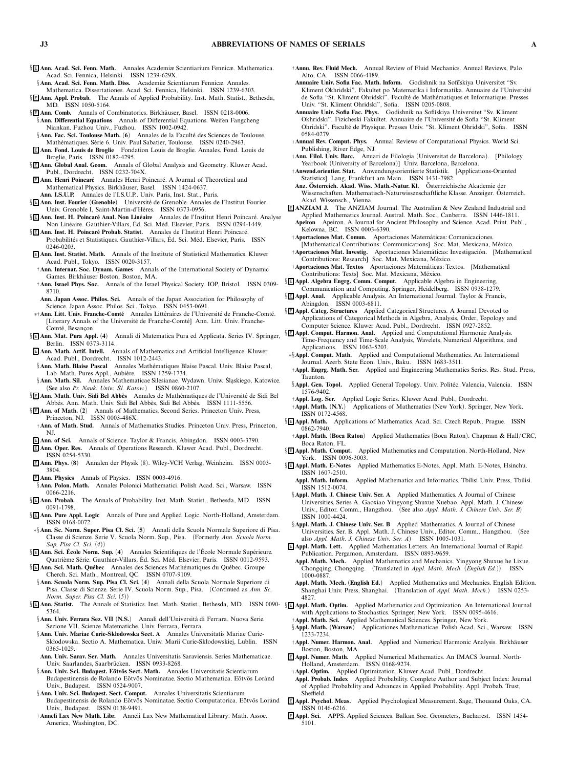§ E **Ann. Acad. Sci. Fenn. Math.** Annales Academiæ Scientiarium Fennicæ. Mathematica. Acad. Sci. Fennica, Helsinki. ISSN 1239-629X.

§ **Ann. Acad. Sci. Fenn. Math. Diss.** Academiæ Scientiarum Fennicæ. Annales. Mathematica. Dissertationes. Acad. Sci. Fennica, Helsinki. ISSN 1239-6303.

§ E **Ann. Appl. Probab.** The Annals of Applied Probability. Inst. Math. Statist., Bethesda, MD. ISSN 1050-5164.

§ E **Ann. Comb.** Annals of Combinatorics. Birkhäuser, Basel. ISSN 0218-0006.

§ **Ann. Differential Equations** Annals of Differential Equations. Weifen Fangcheng Niankan. Fuzhou Univ., Fuzhou. ISSN 1002-0942.

§ **Ann. Fac. Sci. Toulouse Math. (6)** Annales de la Faculté des Sciences de Toulouse. Mathématiques. Série 6. Univ. Paul Sabatier, Toulouse. ISSN 0240-2963.

E **Ann. Fond. Louis de Broglie** Fondation Louis de Broglie. Annales. Fond. Louis de Broglie, Paris. ISSN 0182-4295.

§ E **Ann. Global Anal. Geom.** Annals of Global Analysis and Geometry. Kluwer Acad. Publ., Dordrecht. ISSN 0232-704X.

E **Ann. Henri Poincaré** Annales Henri Poincaré. A Journal of Theoretical and Mathematical Physics. Birkhäuser, Basel. ISSN 1424-0637.

**Ann. I.S.U.P.** Annales de l'I.S.U.P.. Univ. Paris, Inst. Stat., Paris.

§ E **Ann. Inst. Fourier (Grenoble)** Université de Grenoble. Annales de l'Institut Fourier. Univ. Grenoble I, Saint-Martin-d'Hères. ISSN 0373-0956.

§ E **Ann. Inst. H. Poincaré Anal. Non Linéaire** Annales de l'Institut Henri Poincaré. Analyse Non Linéaire. Gauthier-Villars, Éd. Sci. Méd. Elsevier, Paris. ISSN 0294-1449.

§ E **Ann. Inst. H. Poincaré Probab. Statist.** Annales de l'Institut Henri Poincaré. Probabilités et Statistiques. Gauthier-Villars, Éd. Sci. Méd. Elsevier, Paris. ISSN 0246-0203.

E **Ann. Inst. Statist. Math.** Annals of the Institute of Statistical Mathematics. Kluwer Acad. Publ., Tokyo. ISSN 0020-3157.

† **Ann. Internat. Soc. Dynam. Games** Annals of the International Society of Dynamic Games. Birkhäuser Boston, Boston, MA.

† **Ann. Israel Phys. Soc.** Annals of the Israel Physical Society. IOP, Bristol. ISSN 0309-8710.

**Ann. Japan Assoc. Philos. Sci.** Annals of the Japan Association for Philosophy of Science. Japan Assoc. Philos. Sci., Tokyo. ISSN 0453-0691.

∗† **Ann. Litt. Univ. Franche-Comté** Annales Littéraires de l'Université de Franche-Comté. [Literary Annals of the Université de Franche-Comté] Ann. Litt. Univ. Franche-Comté, Besançon.

§ E **Ann. Mat. Pura Appl. (4)** Annali di Matematica Pura ed Applicata. Series IV. Springer, Berlin. ISSN 0373-3114.

E **Ann. Math. Artif. Intell.** Annals of Mathematics and Artificial Intelligence. Kluwer Acad. Publ., Dordrecht. ISSN 1012-2443.

§ **Ann. Math. Blaise Pascal** Annales Mathématiques Blaise Pascal. Univ. Blaise Pascal, Lab. Math. Pures Appl., Aubière. ISSN 1259-1734.

§ **Ann. Math. Sil.** Annales Mathematicae Silesianae. Wydawn. Uniw. Śląskiego, Katowice. (See also *Pr. Nauk. Uniw. Śl. Katow.*) ISSN 0860-2107.

§ E **Ann. Math. Univ. Sidi Bel Abbès** Annales de Mathématiques de l'Université de Sidi Bel Abbès. Ann. Math. Univ. Sidi Bel Abbès, Sidi Bel Abbès. ISSN 1111-5556.

§ E **Ann. of Math. (2)** Annals of Mathematics. Second Series. Princeton Univ. Press, Princeton, NJ. ISSN 0003-486X.

† **Ann. of Math. Stud.** Annals of Mathematics Studies. Princeton Univ. Press, Princeton, NJ.

E **Ann. of Sci.** Annals of Science. Taylor & Francis, Abingdon. ISSN 0003-3790.

E **Ann. Oper. Res.** Annals of Operations Research. Kluwer Acad. Publ., Dordrecht. ISSN 0254-5330.

E **Ann. Phys. (8)** Annalen der Physik (8). Wiley-VCH Verlag, Weinheim. ISSN 0003-3804.

E **Ann. Physics** Annals of Physics. ISSN 0003-4916.

§ **Ann. Polon. Math.** Annales Polonici Mathematici. Polish Acad. Sci., Warsaw. ISSN 0066-2216.

§ E **Ann. Probab.** The Annals of Probability. Inst. Math. Statist., Bethesda, MD. ISSN 0091-1798.

§ E **Ann. Pure Appl. Logic** Annals of Pure and Applied Logic. North-Holland, Amsterdam. ISSN 0168-0072.

∗§ **Ann. Sc. Norm. Super. Pisa Cl. Sci. (5)** Annali della Scuola Normale Superiore di Pisa. Classe di Scienze. Serie V. Scuola Norm. Sup., Pisa. (Formerly *Ann. Scuola Norm. Sup. Pisa Cl. Sci. (4)*)

§ E **Ann. Sci. École Norm. Sup. (4)** Annales Scientifiques de l'École Normale Supérieure. Quatrième Série. Gauthier-Villars, Éd. Sci. Méd. Elsevier, Paris. ISSN 0012-9593.

§ E **Ann. Sci. Math. Québec** Annales des Sciences Mathématiques du Québec. Groupe Cherch. Sci. Math., Montreal, QC. ISSN 0707-9109.

§ **Ann. Scuola Norm. Sup. Pisa Cl. Sci. (4)** Annali della Scuola Normale Superiore di Pisa. Classe di Scienze. Serie IV. Scuola Norm. Sup., Pisa. (Continued as *Ann. Sc. Norm. Super. Pisa Cl. Sci. (5)*)

§ E **Ann. Statist.** The Annals of Statistics. Inst. Math. Statist., Bethesda, MD. ISSN 0090-5364.

§ **Ann. Univ. Ferrara Sez. VII (N.S.)** Annali dell'Università di Ferrara. Nuova Serie. Sezione VII. Scienze Matematiche. Univ. Ferrara, Ferrara.

§ **Ann. Univ. Mariae Curie-Skłodowska Sect. A** Annales Universitatis Mariae Curie-Skłodowska. Sectio A. Mathematica. Univ. Marii Curie-Skłodowskiej, Lublin. ISSN 0365-1029.

**Ann. Univ. Sarav. Ser. Math.** Annales Universitatis Saraviensis. Series Mathematicae. Univ. Saarlandes, Saarbrücken. ISSN 0933-8268.

§ **Ann. Univ. Sci. Budapest. Eötvös Sect. Math.** Annales Universitatis Scientiarum Budapestinensis de Rolando Eötvös Nominatae. Sectio Mathematica. Eötvös Loránd Univ., Budapest. ISSN 0524-9007.

§ **Ann. Univ. Sci. Budapest. Sect. Comput.** Annales Universitatis Scientiarum Budapestinensis de Rolando Eötvös Nominatae. Sectio Computatorica. Eötvös Loránd Univ., Budapest. ISSN 0138-9491.

† **Anneli Lax New Math. Libr.** Anneli Lax New Mathematical Library. Math. Assoc. America, Washington, DC.

† **Annu. Rev. Fluid Mech.** Annual Review of Fluid Mechanics. Annual Reviews, Palo Alto, CA. ISSN 0066-4189.

**Annuaire Univ. Sofia Fac. Math. Inform.** Godishnik na Sofiĭskiya Universitet "Sv. Kliment Okhridski". Fakultet po Matematika i Informatika. Annuaire de l'Université de Sofia "St. Kliment Ohridski". Faculté de Mathématiques et Informatique. Presses Univ. "St. Kliment Ohridski", Sofia. ISSN 0205-0808.

**Annuaire Univ. Sofia Fac. Phys.** Godishnik na Sofiĭskiya Universitet "Sv. Kliment Okhridski". Fizicheski Fakultet. Annuaire de l'Université de Sofia "St. Kliment Ohridski". Faculté de Physique. Presses Univ. "St. Kliment Ohridski", Sofia. ISSN 0584-0279.

† **Annual Rev. Comput. Phys.** Annual Reviews of Computational Physics. World Sci. Publishing, River Edge, NJ.

† **Anu. Filol. Univ. Barc.** Anuari de Filologia (Universitat de Barcelona). [Philology Yearbook (University of Barcelona)] Univ. Barcelona, Barcelona.

† **Anwend.orientier. Stat.** Anwendungsorientierte Statistik. [Applications-Oriented Statistics] Lang, Frankfurt am Main. ISSN 1431-7982.

**Anz. Österreich. Akad. Wiss. Math.-Natur. Kl.** Österreichische Akademie der Wissenschaften. Mathematisch-Naturwissenschaftliche Klasse. Anzeiger. Österreich. Akad. Wissensch., Vienna.

E **ANZIAM J.** The ANZIAM Journal. The Australian & New Zealand Industrial and Applied Mathematics Journal. Austral. Math. Soc., Canberra. ISSN 1446-1811.

**Apeiron** Apeiron. A Journal for Ancient Philosophy and Science. Acad. Print. Publ., Kelowna, BC. ISSN 0003-6390.

† **Aportaciones Mat. Comun.** Aportaciones Matemáticas: Comunicaciones. [Mathematical Contributions: Communications] Soc. Mat. Mexicana, México.

† **Aportaciones Mat. Investig.** Aportaciones Matemáticas: Investigación. [Mathematical Contributions: Research] Soc. Mat. Mexicana, México.

† **Aportaciones Mat. Textos** Aportaciones Matemáticas: Textos. [Mathematical Contributions: Texts] Soc. Mat. Mexicana, México.

§ E **Appl. Algebra Engrg. Comm. Comput.** Applicable Algebra in Engineering, Communication and Computing. Springer, Heidelberg. ISSN 0938-1279.

§ E **Appl. Anal.** Applicable Analysis. An International Journal. Taylor & Francis, Abingdon. ISSN 0003-6811.

§ E **Appl. Categ. Structures** Applied Categorical Structures. A Journal Devoted to Applications of Categorical Methods in Algebra, Analysis, Order, Topology and Computer Science. Kluwer Acad. Publ., Dordrecht. ISSN 0927-2852.

§ E **Appl. Comput. Harmon. Anal.** Applied and Computational Harmonic Analysis. Time-Frequency and Time-Scale Analysis, Wavelets, Numerical Algorithms, and Applications. ISSN 1063-5203.

∗§ **Appl. Comput. Math.** Applied and Computational Mathematics. An International Journal. Azerb. State Econ. Univ., Baku. ISSN 1683-3511.

† **Appl. Engrg. Math. Ser.** Applied and Engineering Mathematics Series. Res. Stud. Press, Taunton.

§ **Appl. Gen. Topol.** Applied General Topology. Univ. Politéc. Valencia, Valencia. ISSN 1576-9402.

† **Appl. Log. Ser.** Applied Logic Series. Kluwer Acad. Publ., Dordrecht.

† **Appl. Math. (N.Y.)** Applications of Mathematics (New York). Springer, New York. ISSN 0172-4568.

§ E **Appl. Math.** Applications of Mathematics. Acad. Sci. Czech Repub., Prague. ISSN 0862-7940.

† **Appl. Math. (Boca Raton)** Applied Mathematics (Boca Raton). Chapman & Hall/CRC, Boca Raton, FL.

§ E **Appl. Math. Comput.** Applied Mathematics and Computation. North-Holland, New York. ISSN 0096-3003.

§ E **Appl. Math. E-Notes** Applied Mathematics E-Notes. Appl. Math. E-Notes, Hsinchu. ISSN 1607-2510.

**Appl. Math. Inform.** Applied Mathematics and Informatics. Tbilisi Univ. Press, Tbilisi. ISSN 1512-0074.

§ **Appl. Math. J. Chinese Univ. Ser. A** Applied Mathematics. A Journal of Chinese Universities. Series A. Gaoxiao Yingyong Shuxue Xuebao. Appl. Math. J. Chinese Univ., Editor. Comm., Hangzhou. (See also *Appl. Math. J. Chinese Univ. Ser. B*) ISSN 1000-4424.

§ **Appl. Math. J. Chinese Univ. Ser. B** Applied Mathematics. A Journal of Chinese Universities. Ser. B. Appl. Math. J. Chinese Univ., Editor. Comm., Hangzhou. (See also *Appl. Math. J. Chinese Univ. Ser. A*) ISSN 1005-1031.

E **Appl. Math. Lett.** Applied Mathematics Letters. An International Journal of Rapid Publication. Pergamon, Amsterdam. ISSN 0893-9659.

**Appl. Math. Mech.** Applied Mathematics and Mechanics. Yingyong Shuxue he Lixue. Chongqing, Chongqing. (Translated in *Appl. Math. Mech. (English Ed.)*) ISSN 1000-0887.

**Appl. Math. Mech. (English Ed.)** Applied Mathematics and Mechanics. English Edition. Shanghai Univ. Press, Shanghai. (Translation of *Appl. Math. Mech.*) ISSN 0253-4827.

§ E **Appl. Math. Optim.** Applied Mathematics and Optimization. An International Journal with Applications to Stochastics. Springer, New York. ISSN 0095-4616.

† **Appl. Math. Sci.** Applied Mathematical Sciences. Springer, New York.

§ **Appl. Math. (Warsaw)** Applicationes Mathematicae. Polish Acad. Sci., Warsaw. ISSN 1233-7234.

† **Appl. Numer. Harmon. Anal.** Applied and Numerical Harmonic Analysis. Birkhäuser Boston, Boston, MA.

E **Appl. Numer. Math.** Applied Numerical Mathematics. An IMACS Journal. North-Holland, Amsterdam. ISSN 0168-9274.

† **Appl. Optim.** Applied Optimization. Kluwer Acad. Publ., Dordrecht.

**Appl. Probab. Index** Applied Probability. Complete Author and Subject Index: Journal of Applied Probability and Advances in Applied Probability. Appl. Probab. Trust, Sheffield.

E **Appl. Psychol. Meas.** Applied Psychological Measurement. Sage, Thousand Oaks, CA. ISSN 0146-6216.

E **Appl. Sci.** APPS. Applied Sciences. Balkan Soc. Geometers, Bucharest. ISSN 1454-5101.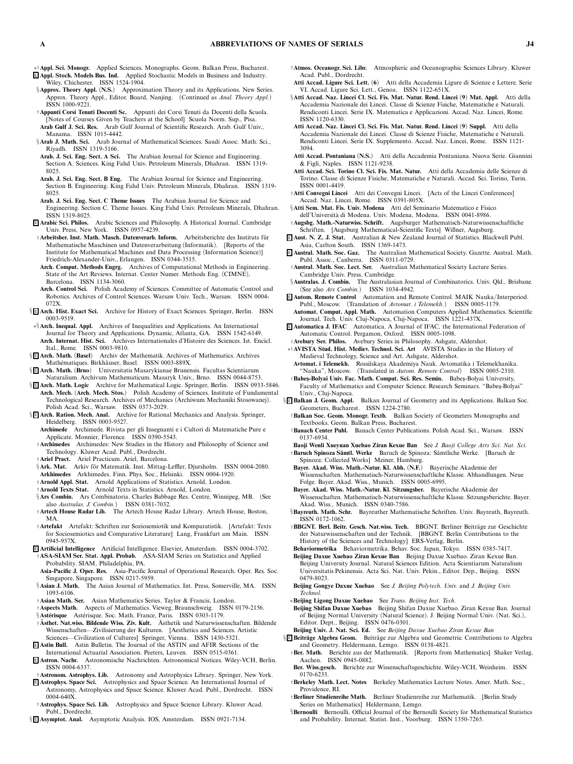*† **Appl. Sci. Monogr.** Applied Sciences. Monographs. Geom. Balkan Press, Bucharest.

E **Appl. Stoch. Models Bus. Ind.** Applied Stochastic Models in Business and Industry. Wiley, Chichester. ISSN 1524-1904.

§ **Approx. Theory Appl. (N.S.)** Approximation Theory and its Applications. New Series. Approx. Theory Appl., Editor. Board, Nanjing. (Continued as *Anal. Theory Appl.*) ISSN 1000-9221.

† **Appunti Corsi Tenuti Docenti Sc.** Appunti dei Corsi Tenuti da Docenti della Scuola. [Notes of Courses Given by Teachers at the School] Scuola Norm. Sup., Pisa.

**Arab Gulf J. Sci. Res.** Arab Gulf Journal of Scientific Research. Arab. Gulf Univ., Manama. ISSN 1015-4442.

§ **Arab J. Math. Sci.** Arab Journal of Mathematical Sciences. Saudi Assoc. Math. Sci., Riyadh. ISSN 1319-5166.

**Arab. J. Sci. Eng. Sect. A Sci.** The Arabian Journal for Science and Engineering. Section A. Sciences. King Fahd Univ. Petroleum Minerals, Dhahran. ISSN 1319-8025.

**Arab. J. Sci. Eng. Sect. B Eng.** The Arabian Journal for Science and Engineering. Section B. Engineering. King Fahd Univ. Petroleum Minerals, Dhahran. ISSN 1319-8025.

**Arab. J. Sci. Eng. Sect. C Theme Issues** The Arabian Journal for Science and Engineering. Section C. Theme Issues. King Fahd Univ. Petroleum Minerals, Dhahran. ISSN 1319-8025.

E **Arabic Sci. Philos.** Arabic Sciences and Philosophy. A Historical Journal. Cambridge Univ. Press, New York. ISSN 0957-4239.

† **Arbeitsber. Inst. Math. Masch. Datenverarb. Inform.** Arbeitsberichte des Instituts für Mathematische Maschinen und Datenverarbeitung (Informatik). [Reports of the Institute for Mathematical Machines and Data Processing (Information Science)] Friedrich-Alexander-Univ., Erlangen. ISSN 0344-3515.

**Arch. Comput. Methods Engrg.** Archives of Computational Methods in Engineering. State of the Art Reviews. Internat. Center Numer. Methods Eng. (CIMNE), Barcelona. ISSN 1134-3060.

**Arch. Control Sci.** Polish Academy of Sciences. Committee of Automatic Control and Robotics. Archives of Control Sciences. Warsaw Univ. Tech., Warsaw. ISSN 0004-072X.

§ E **Arch. Hist. Exact Sci.** Archive for History of Exact Sciences. Springer, Berlin. ISSN 0003-9519.

*§ **Arch. Inequal. Appl.** Archives of Inequalities and Applications. An International Journal for Theory and Applications. Dynamic, Atlanta, GA. ISSN 1542-6149.

**Arch. Internat. Hist. Sci.** Archives Internationales d'Histoire des Sciences. Ist. Encicl. Ital., Rome. ISSN 0003-9810.

§ E **Arch. Math. (Basel)** Archiv der Mathematik. Archives of Mathematics. Archives Mathématiques. Birkhäuser, Basel. ISSN 0003-889X.

§ E **Arch. Math. (Brno)** Universitatis Masarykianae Brunensis. Facultas Scientiarum Naturalium. Archivum Mathematicum. Masaryk Univ., Brno. ISSN 0044-8753.

§ E **Arch. Math. Logic** Archive for Mathematical Logic. Springer, Berlin. ISSN 0933-5846.

**Arch. Mech. (Arch. Mech. Stos.)** Polish Academy of Sciences. Institute of Fundamental Technological Research. Archives of Mechanics (Archiwum Mechaniki Stosowanej). Polish Acad. Sci., Warsaw. ISSN 0373-2029.

§ E **Arch. Ration. Mech. Anal.** Archive for Rational Mechanics and Analysis. Springer, Heidelberg. ISSN 0003-9527.

**Archimede** Archimede. Rivista per gli Insegnanti e i Cultori di Matematiche Pure e Applicate. Monnier, Florence. ISSN 0390-5543.

† **Archimedes** Archimedes: New Studies in the History and Philosophy of Science and Technology. Kluwer Acad. Publ., Dordrecht.

† **Ariel Pract.** Ariel Practicum. Ariel, Barcelona.

§ **Ark. Mat.** Arkiv för Matematik. Inst. Mittag-Leffler, Djursholm. ISSN 0004-2080.

**Arkhimedes** Arkhimedes. Finn. Phys. Soc., Helsinki. ISSN 0004-1920.

† **Arnold Appl. Stat.** Arnold Applications of Statistics. Arnold, London.

† **Arnold Texts Stat.** Arnold Texts in Statistics. Arnold, London.

§ **Ars Combin.** Ars Combinatoria. Charles Babbage Res. Centre, Winnipeg, MB. (See also *Australas. J. Combin.*) ISSN 0381-7032.

† **Artech House Radar Lib.** The Artech House Radar Library. Artech House, Boston, MA.

† **Artefakt** Artefakt: Schriften zur Soziosemiotik und Komparatistik. [Artefakt: Texts for Sociosemiotics and Comparative Literature] Lang, Frankfurt am Main. ISSN 0945-957X.

E **Artificial Intelligence** Artificial Intelligence. Elsevier, Amsterdam. ISSN 0004-3702.

† **ASA-SIAM Ser. Stat. Appl. Probab.** ASA-SIAM Series on Statistics and Applied Probability. SIAM, Philadelphia, PA.

**Asia-Pac. J. Oper. Res.** Asia-Pacific Journal of Operational Research. Oper. Res. Soc. Singapore, Singapore. ISSN 0217-5959.

§ **Asian J. Math.** The Asian Journal of Mathematics. Int. Press, Somerville, MA. ISSN 1093-6106.

† **Asian Math. Ser.** Asian Mathematics Series. Taylor & Francis, London.

† **Aspects Math.** Aspects of Mathematics. Vieweg, Braunschweig. ISSN 0179-2156.

§ **Astérisque** Astérisque. Soc. Math. France, Paris. ISSN 0303-1179.

† **Ästhet. Nat.wiss. Bildende Wiss. Ziv. Kult.** Ästhetik und Naturwissenschaften. Bildende Wissenschaften—Zivilisierung der Kulturen. [Aesthetics and Sciences. Artistic Sciences—Civilization of Cultures] Springer, Vienna. ISSN 1430-5321.

E **Astin Bull.** Astin Bulletin. The Journal of the ASTIN and AFIR Sections of the International Actuarial Association. Peeters, Leuven. ISSN 0515-0361.

E **Astron. Nachr.** Astronomische Nachrichten. Astronomical Notices. Wiley-VCH, Berlin. ISSN 0004-6337.

† **Astronom. Astrophys. Lib.** Astronomy and Astrophysics Library. Springer, New York.

E **Astrophys. Space Sci.** Astrophysics and Space Science. An International Journal of Astronomy, Astrophysics and Space Science. Kluwer Acad. Publ., Dordrecht. ISSN 0004-640X.

† **Astrophys. Space Sci. Lib.** Astrophysics and Space Science Library. Kluwer Acad. Publ., Dordrecht.

§ E **Asymptot. Anal.** Asymptotic Analysis. IOS, Amsterdam. ISSN 0921-7134.

† **Atmos. Oceanogr. Sci. Libr.** Atmospheric and Oceanographic Sciences Library. Kluwer Acad. Publ., Dordrecht.

**Atti Accad. Ligure Sci. Lett. (6)** Atti della Accademia Ligure di Scienze e Lettere. Serie VI. Accad. Ligure Sci. Lett., Genoa. ISSN 1122-651X.

§ **Atti Accad. Naz. Lincei Cl. Sci. Fis. Mat. Natur. Rend. Lincei (9) Mat. Appl.** Atti della Accademia Nazionale dei Lincei. Classe di Scienze Fisiche, Matematiche e Naturali. Rendiconti Lincei. Serie IX. Matematica e Applicazioni. Accad. Naz. Lincei, Rome. ISSN 1120-6330.

**Atti Accad. Naz. Lincei Cl. Sci. Fis. Mat. Natur. Rend. Lincei (9) Suppl.** Atti della Accademia Nazionale dei Lincei. Classe di Scienze Fisiche, Matematiche e Naturali. Rendiconti Lincei. Serie IX. Supplemento. Accad. Naz. Lincei, Rome. ISSN 1121-3094.

**Atti Accad. Pontaniana (N.S.)** Atti della Accademia Pontaniana. Nuova Serie. Giannini & Figli, Naples. ISSN 1121-9238.

**Atti Accad. Sci. Torino Cl. Sci. Fis. Mat. Natur.** Atti della Accademia delle Scienze di Torino. Classe di Scienze Fisiche, Matematiche e Naturali. Accad. Sci. Torino, Turin. ISSN 0001-4419.

† **Atti Convegni Lincei** Atti dei Convegni Lincei. [Acts of the Lincei Conferences] Accad. Naz. Lincei, Rome. ISSN 0391-805X.

§ **Atti Sem. Mat. Fis. Univ. Modena** Atti del Seminario Matematico e Fisico dell'Università di Modena. Univ. Modena, Modena. ISSN 0041-8986.

† **Augsbg. Math.-Naturwiss. Schrift.** Augsburger Mathematisch-Naturwissenschaftliche Schriften. [Augsburg Mathematical-Scientific Texts] Wißner, Augsburg.

E **Aust. N. Z. J. Stat.** Australian & New Zealand Journal of Statistics. Blackwell Publ. Asia, Carlton South. ISSN 1369-1473.

E **Austral. Math. Soc. Gaz.** The Australian Mathematical Society. Gazette. Austral. Math. Publ. Assoc., Canberra. ISSN 0311-0729.

† **Austral. Math. Soc. Lect. Ser.** Australian Mathematical Society Lecture Series. Cambridge Univ. Press, Cambridge.

§ **Australas. J. Combin.** The Australasian Journal of Combinatorics. Univ. Qld., Brisbane. (See also *Ars Combin.*) ISSN 1034-4942.

E **Autom. Remote Control** Automation and Remote Control. MAIK Nauka/Interperiod. Publ., Moscow. (Translation of *Avtomat. i Telemekh.*) ISSN 0005-1179.

**Automat. Comput. Appl. Math.** Automation Computers Applied Mathematics. Scientific Journal. Tech. Univ. Cluj-Napoca, Cluj-Napoca. ISSN 1221-437X.

E **Automatica J. IFAC** Automatica. A Journal of IFAC, the International Federation of Automatic Control. Pergamon, Oxford. ISSN 0005-1098.

† **Avebury Ser. Philos.** Avebury Series in Philosophy. Ashgate, Aldershot.

*† **AVISTA Stud. Hist. Mediev. Technol. Sci. Art** AVISTA Studies in the History of Medieval Technology, Science and Art. Ashgate, Aldershot.

**Avtomat. i Telemekh.** Rossiĭskaya Akademiya Nauk. Avtomatika i Telemekhanika. "Nauka", Moscow. (Translated in *Autom. Remote Control*) ISSN 0005-2310.

† **Babeş-Bolyai Univ. Fac. Math. Comput. Sci. Res. Semin.** Babeş-Bolyai University, Faculty of Mathematics and Computer Science. Research Seminars. "Babeş-Bolyai" Univ., Cluj-Napoca.

§ E **Balkan J. Geom. Appl.** Balkan Journal of Geometry and its Applications. Balkan Soc. Geometers, Bucharest. ISSN 1224-2780.

† **Balkan Soc. Geom. Monogr. Textb.** Balkan Society of Geometers Monographs and Textbooks. Geom. Balkan Press, Bucharest.

† **Banach Center Publ.** Banach Center Publications. Polish Acad. Sci., Warsaw. ISSN 0137-6934.

**Baoji Wenli Xueyuan Xuebao Ziran Kexue Ban** See *J. Baoji College Arts Sci. Nat. Sci.*

† **Baruch Spinoza Sämtl. Werke** Baruch de Spinoza: Sämtliche Werke. [Baruch de Spinoza: Collected Works] Meiner, Hamburg.

**Bayer. Akad. Wiss. Math.-Natur. Kl. Abh. (N.F.)** Bayerische Akademie der Wissenschaften. Mathematisch-Naturwissenschaftliche Klasse. Abhandlungen. Neue Folge. Bayer. Akad. Wiss., Munich. ISSN 0005-6995.

**Bayer. Akad. Wiss. Math.-Natur. Kl. Sitzungsber.** Bayerische Akademie der Wissenschaften. Mathematisch-Naturwissenschaftliche Klasse. Sitzungsberichte. Bayer. Akad. Wiss., Munich. ISSN 0340-7586.

§ **Bayreuth. Math. Schr.** Bayreuther Mathematische Schriften. Univ. Bayreuth, Bayreuth. ISSN 0172-1062.

† **BBGNT. Berl. Beitr. Gesch. Nat.wiss. Tech.** BBGNT. Berliner Beiträge zur Geschichte der Naturwissenschaften und der Technik. [BBGNT. Berlin Contributions to the History of the Sciences and Technology] ERS-Verlag, Berlin.

**Behaviormetrika** Behaviormetrika. Behav. Soc. Japan, Tokyo. ISSN 0385-7417.

**Beijing Daxue Xuebao Ziran Kexue Ban** Beijing Daxue Xuebao. Ziran Kexue Ban. Beijing University Journal. Natural Sciences Edition. Acta Scientiarum Naturalium Universitatis Pekinensis. Acta Sci. Nat. Univ. Pekin., Editor. Dep., Beijing. ISSN 0479-8023.

**Beijing Gongye Daxue Xuebao** See *J. Beijing Polytech. Univ.* and *J. Beijing Univ. Technol.*

* **Beijing Ligong Daxue Xuebao** See *Trans. Beijing Inst. Tech.*

**Beijing Shifan Daxue Xuebao** Beijing Shifan Daxue Xuebao. Ziran Kexue Ban. Journal of Beijing Normal University (Natural Science). J. Beijing Normal Univ. (Nat. Sci.), Editor. Dept., Beijing. ISSN 0476-0301.

**Beijing Univ. J. Nat. Sci. Ed.** See *Beijing Daxue Xuebao Ziran Kexue Ban*

§ E **Beiträge Algebra Geom.** Beiträge zur Algebra und Geometrie. Contributions to Algebra and Geometry. Heldermann, Lemgo. ISSN 0138-4821.

† **Ber. Math.** Berichte aus der Mathematik. [Reports from Mathematics] Shaker Verlag, Aachen. ISSN 0945-0882.

**Ber. Wiss.gesch.** Berichte zur Wissenschaftsgeschichte. Wiley-VCH, Weinheim. ISSN 0170-6233.

† **Berkeley Math. Lect. Notes** Berkeley Mathematics Lecture Notes. Amer. Math. Soc., Providence, RI.

† **Berliner Studienreihe Math.** Berliner Studienreihe zur Mathematik. [Berlin Study Series on Mathematics] Heldermann, Lemgo.

§ **Bernoulli** Bernoulli. Official Journal of the Bernoulli Society for Mathematical Statistics and Probability. Internat. Statist. Inst., Voorburg. ISSN 1350-7265.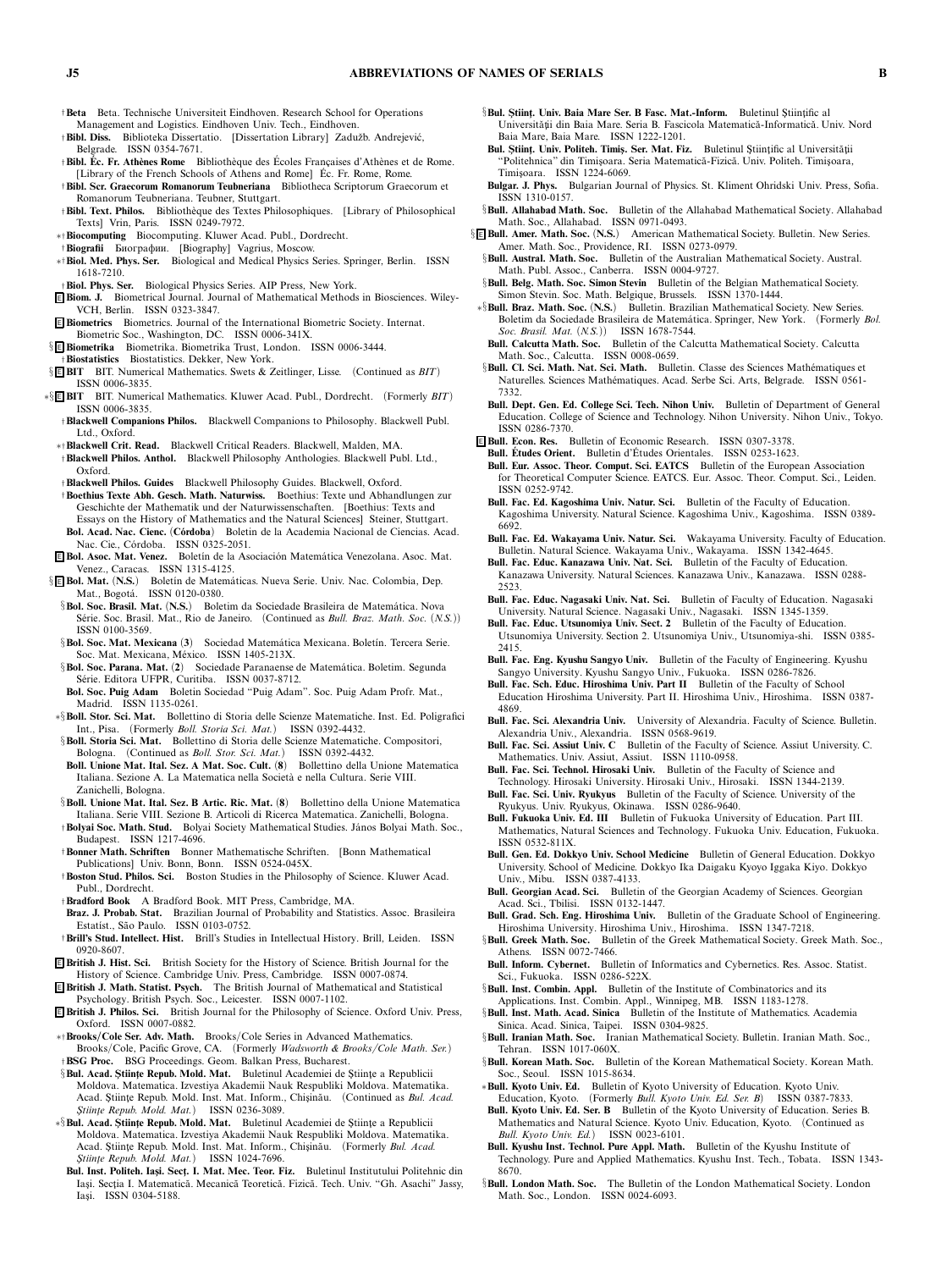† **Beta** Beta. Technische Universiteit Eindhoven. Research School for Operations Management and Logistics. Eindhoven Univ. Tech., Eindhoven.

† **Bibl. Diss.** Biblioteka Dissertatio. [Dissertation Library] Zadužb. Andrejević, Belgrade. ISSN 0354-7671.

† **Bibl. Éc. Fr. Athènes Rome** Bibliothèque des Écoles Françaises d'Athènes et de Rome. [Library of the French Schools of Athens and Rome] Éc. Fr. Athènes Rome, Rome.

† **Bibl. Scr. Graecorum Romanorum Teubneriana** Bibliotheca Scriptorum Graecorum et Romanorum Teubneriana. Teubner, Stuttgart.

† **Bibl. Text. Philos.** Bibliothèque des Textes Philosophiques. [Library of Philosophical Texts] Vrin, Paris. ISSN 0249-7972.

∗† **Biocomputing** Biocomputing. Kluwer Acad. Publ., Dordrecht.

† **Biografii** Биографии. [Biography] Vagrius, Moscow.

∗† **Biol. Med. Phys. Ser.** Biological and Medical Physics Series. Springer, Berlin. ISSN 1618-7210.

† **Biol. Phys. Ser.** Biological Physics Series. AIP Press, New York.

E **Biom. J.** Biometrical Journal. Journal of Mathematical Methods in Biosciences. Wiley-VCH, Berlin. ISSN 0323-3847.

E **Biometrics** Biometrics. Journal of the International Biometric Society. Internat. Biometric Soc., Washington, DC. ISSN 0006-341X.

§ E **Biometrika** Biometrika. Biometrika Trust, London. ISSN 0006-3444.

† **Biostatistics** Biostatistics. Dekker, New York.

§ E **BIT** BIT. Numerical Mathematics. Swets & Zeitlinger, Lisse. (Continued as *BIT*) ISSN 0006-3835.

∗§ E **BIT** BIT. Numerical Mathematics. Kluwer Acad. Publ., Dordrecht. (Formerly *BIT*) ISSN 0006-3835.

† **Blackwell Companions Philos.** Blackwell Companions to Philosophy. Blackwell Publ. Ltd., Oxford.

∗† **Blackwell Crit. Read.** Blackwell Critical Readers. Blackwell, Malden, MA.

† **Blackwell Philos. Anthol.** Blackwell Philosophy Anthologies. Blackwell Publ. Ltd., Oxford.

† **Blackwell Philos. Guides** Blackwell Philosophy Guides. Blackwell, Oxford.

† **Boethius Texte Abh. Gesch. Math. Naturwiss.** Boethius: Texte und Abhandlungen zur Geschichte der Mathematik und der Naturwissenschaften. [Boethius: Texts and Essays on the History of Mathematics and the Natural Sciences] Steiner, Stuttgart.

**Bol. Acad. Nac. Cienc. (Córdoba)** Boletín de la Academia Nacional de Ciencias. Acad. Nac. Cie., Córdoba. ISSN 0325-2051.

E **Bol. Asoc. Mat. Venez.** Boletín de la Asociación Matemática Venezolana. Asoc. Mat. Venez., Caracas. ISSN 1315-4125.

§ E **Bol. Mat. (N.S.)** Boletín de Matemáticas. Nueva Serie. Univ. Nac. Colombia, Dep. Mat., Bogotá. ISSN 0120-0380.

§ **Bol. Soc. Brasil. Mat. (N.S.)** Boletim da Sociedade Brasileira de Matemática. Nova Série. Soc. Brasil. Mat., Rio de Janeiro. (Continued as *Bull. Braz. Math. Soc. (N.S.)*) ISSN 0100-3569.

§ **Bol. Soc. Mat. Mexicana (3)** Sociedad Matemática Mexicana. Boletín. Tercera Serie. Soc. Mat. Mexicana, México. ISSN 1405-213X.

§ **Bol. Soc. Parana. Mat. (2)** Sociedade Paranaense de Matemática. Boletim. Segunda Série. Editora UFPR, Curitiba. ISSN 0037-8712.

**Bol. Soc. Puig Adam** Boletín Sociedad "Puig Adam". Soc. Puig Adam Profr. Mat., Madrid. ISSN 1135-0261.

∗§ **Boll. Stor. Sci. Mat.** Bollettino di Storia delle Scienze Matematiche. Inst. Ed. Poligrafici Int., Pisa. (Formerly *Boll. Storia Sci. Mat.*) ISSN 0392-4432.

§ **Boll. Storia Sci. Mat.** Bollettino di Storia delle Scienze Matematiche. Compositori, Bologna. (Continued as *Boll. Stor. Sci. Mat.*) ISSN 0392-4432.

**Boll. Unione Mat. Ital. Sez. A Mat. Soc. Cult. (8)** Bollettino della Unione Matematica Italiana. Sezione A. La Matematica nella Società e nella Cultura. Serie VIII. Zanichelli, Bologna.

§ **Boll. Unione Mat. Ital. Sez. B Artic. Ric. Mat. (8)** Bollettino della Unione Matematica Italiana. Serie VIII. Sezione B. Articoli di Ricerca Matematica. Zanichelli, Bologna.

† **Bolyai Soc. Math. Stud.** Bolyai Society Mathematical Studies. János Bolyai Math. Soc., Budapest. ISSN 1217-4696.

† **Bonner Math. Schriften** Bonner Mathematische Schriften. [Bonn Mathematical Publications] Univ. Bonn, Bonn. ISSN 0524-045X.

† **Boston Stud. Philos. Sci.** Boston Studies in the Philosophy of Science. Kluwer Acad. Publ., Dordrecht.

† **Bradford Book** A Bradford Book. MIT Press, Cambridge, MA.

**Braz. J. Probab. Stat.** Brazilian Journal of Probability and Statistics. Assoc. Brasileira Estatíst., São Paulo. ISSN 0103-0752.

† **Brill's Stud. Intellect. Hist.** Brill's Studies in Intellectual History. Brill, Leiden. ISSN 0920-8607.

E **British J. Hist. Sci.** British Society for the History of Science. British Journal for the History of Science. Cambridge Univ. Press, Cambridge. ISSN 0007-0874.

E **British J. Math. Statist. Psych.** The British Journal of Mathematical and Statistical Psychology. British Psych. Soc., Leicester. ISSN 0007-1102.

E **British J. Philos. Sci.** British Journal for the Philosophy of Science. Oxford Univ. Press, Oxford. ISSN 0007-0882.

∗† **Brooks/Cole Ser. Adv. Math.** Brooks/Cole Series in Advanced Mathematics. Brooks/Cole, Pacific Grove, CA. (Formerly *Wadsworth & Brooks/Cole Math. Ser.*)

† **BSG Proc.** BSG Proceedings. Geom. Balkan Press, Bucharest.

§ **Bul. Acad. Ştiinţe Repub. Mold. Mat.** Buletinul Academiei de Ştiinţe a Republicii Moldova. Matematica. Izvestiya Akademii Nauk Respubliki Moldova. Matematika. Acad. Ştiinţe Repub. Mold. Inst. Mat. Inform., Chişinău. (Continued as *Bul. Acad. Ştiinţe Repub. Mold. Mat.*) ISSN 0236-3089.

∗§ **Bul. Acad. Ştiinţe Repub. Mold. Mat.** Buletinul Academiei de Ştiinţe a Republicii Moldova. Matematica. Izvestiya Akademii Nauk Respubliki Moldova. Matematika. Acad. Ştiinţe Repub. Mold. Inst. Mat. Inform., Chişinău. (Formerly *Bul. Acad. Ştiinţe Repub. Mold. Mat.*) ISSN 1024-7696.

**Bul. Inst. Politeh. Iaşi. Secţ. I. Mat. Mec. Teor. Fiz.** Buletinul Institutului Politehnic din Iaşi. Secţia I. Matematică. Mecanică Teoretică. Fizică. Tech. Univ. "Gh. Asachi" Jassy, Iaşi. ISSN 0304-5188.

§ **Bul. Ştiinţ. Univ. Baia Mare Ser. B Fasc. Mat.-Inform.** Buletinul Ştiinţific al Universităţii din Baia Mare. Seria B. Fascicola Matematică-Informatică. Univ. Nord Baia Mare, Baia Mare. ISSN 1222-1201.

**Bul. Ştiinţ. Univ. Politeh. Timiş. Ser. Mat. Fiz.** Buletinul Ştiinţific al Universităţii "Politehnica" din Timişoara. Seria Matematică-Fizică. Univ. Politeh. Timişoara, Timişoara. ISSN 1224-6069.

**Bulgar. J. Phys.** Bulgarian Journal of Physics. St. Kliment Ohridski Univ. Press, Sofia. ISSN 1310-0157.

§ **Bull. Allahabad Math. Soc.** Bulletin of the Allahabad Mathematical Society. Allahabad Math. Soc., Allahabad. ISSN 0971-0493.

§ E **Bull. Amer. Math. Soc. (N.S.)** American Mathematical Society. Bulletin. New Series. Amer. Math. Soc., Providence, RI. ISSN 0273-0979.

§ **Bull. Austral. Math. Soc.** Bulletin of the Australian Mathematical Society. Austral. Math. Publ. Assoc., Canberra. ISSN 0004-9727.

§ **Bull. Belg. Math. Soc. Simon Stevin** Bulletin of the Belgian Mathematical Society. Simon Stevin. Soc. Math. Belgique, Brussels. ISSN 1370-1444.

∗§ **Bull. Braz. Math. Soc. (N.S.)** Bulletin. Brazilian Mathematical Society. New Series. Boletim da Sociedade Brasileira de Matemática. Springer, New York. (Formerly *Bol. Soc. Brasil. Mat. (N.S.)*) ISSN 1678-7544.

**Bull. Calcutta Math. Soc.** Bulletin of the Calcutta Mathematical Society. Calcutta Math. Soc., Calcutta. ISSN 0008-0659.

§ **Bull. Cl. Sci. Math. Nat. Sci. Math.** Bulletin. Classe des Sciences Mathématiques et Naturelles. Sciences Mathématiques. Acad. Serbe Sci. Arts, Belgrade. ISSN 0561-7332.

**Bull. Dept. Gen. Ed. College Sci. Tech. Nihon Univ.** Bulletin of Department of General Education. College of Science and Technology. Nihon University. Nihon Univ., Tokyo. ISSN 0286-7370.

E **Bull. Econ. Res.** Bulletin of Economic Research. ISSN 0307-3378.

**Bull. Études Orient.** Bulletin d'Études Orientales. ISSN 0253-1623.

**Bull. Eur. Assoc. Theor. Comput. Sci. EATCS** Bulletin of the European Association for Theoretical Computer Science. EATCS. Eur. Assoc. Theor. Comput. Sci., Leiden. ISSN 0252-9742.

**Bull. Fac. Ed. Kagoshima Univ. Natur. Sci.** Bulletin of the Faculty of Education. Kagoshima University. Natural Science. Kagoshima Univ., Kagoshima. ISSN 0389-6692.

**Bull. Fac. Ed. Wakayama Univ. Natur. Sci.** Wakayama University. Faculty of Education. Bulletin. Natural Science. Wakayama Univ., Wakayama. ISSN 1342-4645.

**Bull. Fac. Educ. Kanazawa Univ. Nat. Sci.** Bulletin of the Faculty of Education. Kanazawa University. Natural Sciences. Kanazawa Univ., Kanazawa. ISSN 0288-2523.

**Bull. Fac. Educ. Nagasaki Univ. Nat. Sci.** Bulletin of Faculty of Education. Nagasaki University. Natural Science. Nagasaki Univ., Nagasaki. ISSN 1345-1359.

**Bull. Fac. Educ. Utsunomiya Univ. Sect. 2** Bulletin of the Faculty of Education. Utsunomiya University. Section 2. Utsunomiya Univ., Utsunomiya-shi. ISSN 0385-2415.

**Bull. Fac. Eng. Kyushu Sangyo Univ.** Bulletin of the Faculty of Engineering. Kyushu Sangyo University. Kyushu Sangyo Univ., Fukuoka. ISSN 0286-7826.

**Bull. Fac. Sch. Educ. Hiroshima Univ. Part II** Bulletin of the Faculty of School Education Hiroshima University. Part II. Hiroshima Univ., Hiroshima. ISSN 0387-4869.

**Bull. Fac. Sci. Alexandria Univ.** University of Alexandria. Faculty of Science. Bulletin. Alexandria Univ., Alexandria. ISSN 0568-9619.

**Bull. Fac. Sci. Assiut Univ. C** Bulletin of the Faculty of Science. Assiut University. C. Mathematics. Univ. Assiut, Assiut. ISSN 1110-0958.

**Bull. Fac. Sci. Technol. Hirosaki Univ.** Bulletin of the Faculty of Science and Technology. Hirosaki University. Hirosaki Univ., Hirosaki. ISSN 1344-2139.

**Bull. Fac. Sci. Univ. Ryukyus** Bulletin of the Faculty of Science. University of the Ryukyus. Univ. Ryukyus, Okinawa. ISSN 0286-9640.

**Bull. Fukuoka Univ. Ed. III** Bulletin of Fukuoka University of Education. Part III. Mathematics, Natural Sciences and Technology. Fukuoka Univ. Education, Fukuoka. ISSN 0532-811X.

**Bull. Gen. Ed. Dokkyo Univ. School Medicine** Bulletin of General Education. Dokkyo University. School of Medicine. Dokkyo Ika Daigaku Kyoyo Iggaka Kiyo. Dokkyo Univ., Mibu. ISSN 0387-4133.

**Bull. Georgian Acad. Sci.** Bulletin of the Georgian Academy of Sciences. Georgian Acad. Sci., Tbilisi. ISSN 0132-1447.

**Bull. Grad. Sch. Eng. Hiroshima Univ.** Bulletin of the Graduate School of Engineering. Hiroshima University. Hiroshima Univ., Hiroshima. ISSN 1347-7218.

§ **Bull. Greek Math. Soc.** Bulletin of the Greek Mathematical Society. Greek Math. Soc., Athens. ISSN 0072-7466.

**Bull. Inform. Cybernet.** Bulletin of Informatics and Cybernetics. Res. Assoc. Statist. Sci., Fukuoka. ISSN 0286-522X.

§ **Bull. Inst. Combin. Appl.** Bulletin of the Institute of Combinatorics and its Applications. Inst. Combin. Appl., Winnipeg, MB. ISSN 1183-1278.

§ **Bull. Inst. Math. Acad. Sinica** Bulletin of the Institute of Mathematics. Academia Sinica. Acad. Sinica, Taipei. ISSN 0304-9825.

§ **Bull. Iranian Math. Soc.** Iranian Mathematical Society. Bulletin. Iranian Math. Soc., Tehran. ISSN 1017-060X.

§ **Bull. Korean Math. Soc.** Bulletin of the Korean Mathematical Society. Korean Math. Soc., Seoul. ISSN 1015-8634.

∗ **Bull. Kyoto Univ. Ed.** Bulletin of Kyoto University of Education. Kyoto Univ. Education, Kyoto. (Formerly *Bull. Kyoto Univ. Ed. Ser. B*) ISSN 0387-7833.

**Bull. Kyoto Univ. Ed. Ser. B** Bulletin of the Kyoto University of Education. Series B. Mathematics and Natural Science. Kyoto Univ. Education, Kyoto. (Continued as *Bull. Kyoto Univ. Ed.*) ISSN 0023-6101.

**Bull. Kyushu Inst. Technol. Pure Appl. Math.** Bulletin of the Kyushu Institute of Technology. Pure and Applied Mathematics. Kyushu Inst. Tech., Tobata. ISSN 1343-8670.

§ **Bull. London Math. Soc.** The Bulletin of the London Mathematical Society. London Math. Soc., London. ISSN 0024-6093.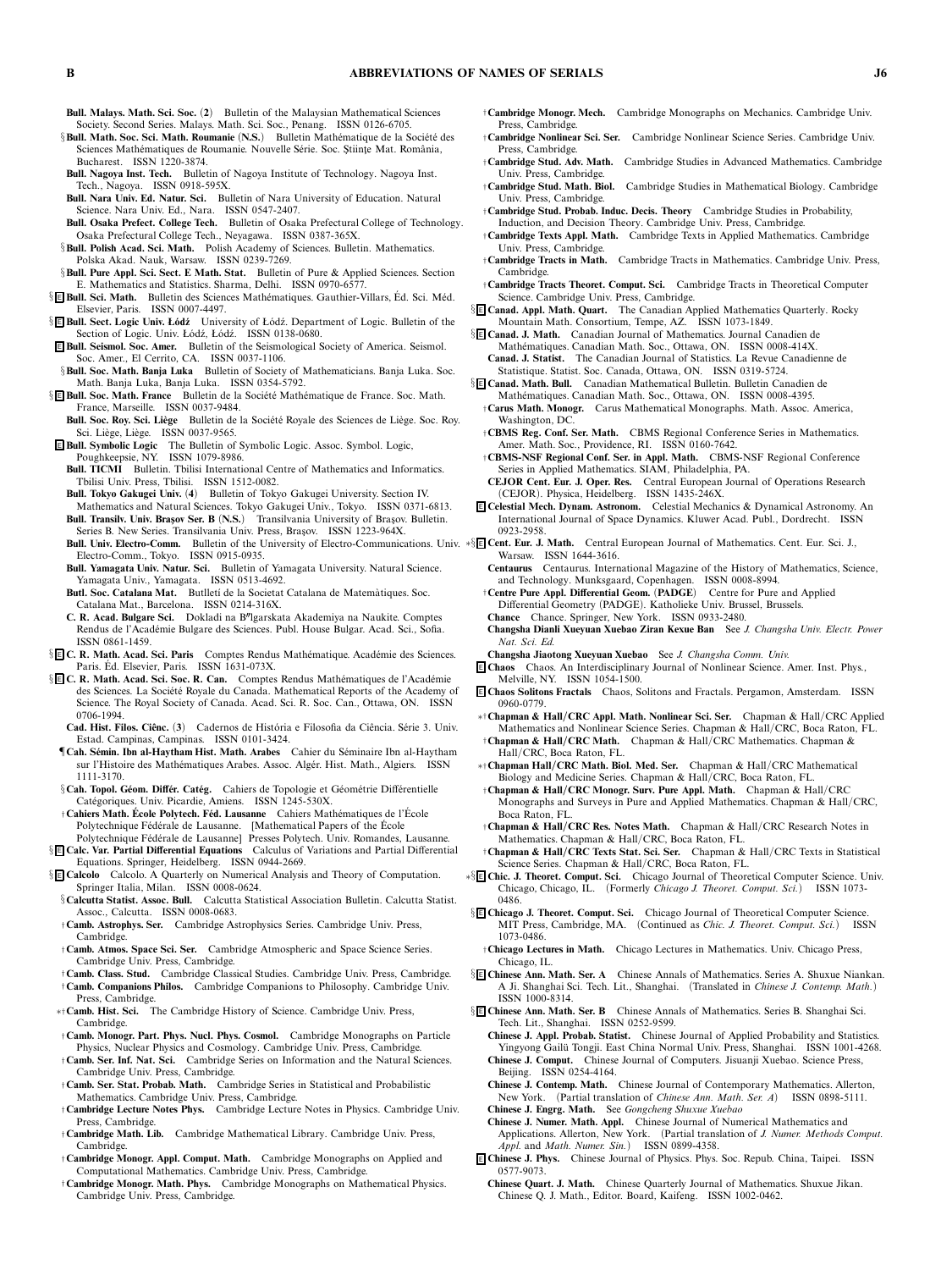**Bull. Malays. Math. Sci. Soc. (2)** Bulletin of the Malaysian Mathematical Sciences Society. Second Series. Malays. Math. Sci. Soc., Penang. ISSN 0126-6705.

§**Bull. Math. Soc. Sci. Math. Roumanie (N.S.)** Bulletin Mathématique de la Société des Sciences Mathématiques de Roumanie. Nouvelle Série. Soc. Ştiinţe Mat. România, Bucharest. ISSN 1220-3874.

**Bull. Nagoya Inst. Tech.** Bulletin of Nagoya Institute of Technology. Nagoya Inst. Tech., Nagoya. ISSN 0918-595X.

**Bull. Nara Univ. Ed. Natur. Sci.** Bulletin of Nara University of Education. Natural Science. Nara Univ. Ed., Nara. ISSN 0547-2407.

**Bull. Osaka Prefect. College Tech.** Bulletin of Osaka Prefectural College of Technology. Osaka Prefectural College Tech., Neyagawa. ISSN 0387-365X.

§**Bull. Polish Acad. Sci. Math.** Polish Academy of Sciences. Bulletin. Mathematics. Polska Akad. Nauk, Warsaw. ISSN 0239-7269.

§**Bull. Pure Appl. Sci. Sect. E Math. Stat.** Bulletin of Pure & Applied Sciences. Section E. Mathematics and Statistics. Sharma, Delhi. ISSN 0970-6577.

§ E **Bull. Sci. Math.** Bulletin des Sciences Mathématiques. Gauthier-Villars, Éd. Sci. Méd. Elsevier, Paris. ISSN 0007-4497.

§ E **Bull. Sect. Logic Univ. Łódź** University of Łódź. Department of Logic. Bulletin of the Section of Logic. Univ. Łódź, Łódź. ISSN 0138-0680.

E **Bull. Seismol. Soc. Amer.** Bulletin of the Seismological Society of America. Seismol. Soc. Amer., El Cerrito, CA. ISSN 0037-1106.

§**Bull. Soc. Math. Banja Luka** Bulletin of Society of Mathematicians. Banja Luka. Soc. Math. Banja Luka, Banja Luka. ISSN 0354-5792.

§ E **Bull. Soc. Math. France** Bulletin de la Société Mathématique de France. Soc. Math. France, Marseille. ISSN 0037-9484.

**Bull. Soc. Roy. Sci. Liège** Bulletin de la Société Royale des Sciences de Liège. Soc. Roy. Sci. Liège, Liège. ISSN 0037-9565.

E **Bull. Symbolic Logic** The Bulletin of Symbolic Logic. Assoc. Symbol. Logic, Poughkeepsie, NY. ISSN 1079-8986.

**Bull. TICMI** Bulletin. Tbilisi International Centre of Mathematics and Informatics. Tbilisi Univ. Press, Tbilisi. ISSN 1512-0082.

**Bull. Tokyo Gakugei Univ. (4)** Bulletin of Tokyo Gakugei University. Section IV. Mathematics and Natural Sciences. Tokyo Gakugei Univ., Tokyo. ISSN 0371-6813.

**Bull. Transilv. Univ. Braşov Ser. B (N.S.)** Transilvania University of Braşov. Bulletin. Series B. New Series. Transilvania Univ. Press, Braşov. ISSN 1223-964X.

**Bull. Univ. Electro-Comm.** Bulletin of the University of Electro-Communications. Univ. Electro-Comm., Tokyo. ISSN 0915-0935.

**Bull. Yamagata Univ. Natur. Sci.** Bulletin of Yamagata University. Natural Science. Yamagata Univ., Yamagata. ISSN 0513-4692.

**Butl. Soc. Catalana Mat.** Butlletí de la Societat Catalana de Matemàtiques. Soc. Catalana Mat., Barcelona. ISSN 0214-316X.

**C. R. Acad. Bulgare Sci.** Dokladi na B″lgarskata Akademiya na Naukite. Comptes Rendus de l'Académie Bulgare des Sciences. Publ. House Bulgar. Acad. Sci., Sofia. ISSN 0861-1459.

§ E **C. R. Math. Acad. Sci. Paris** Comptes Rendus Mathématique. Académie des Sciences. Paris. Éd. Elsevier, Paris. ISSN 1631-073X.

§ E **C. R. Math. Acad. Sci. Soc. R. Can.** Comptes Rendus Mathématiques de l'Académie des Sciences. La Société Royale du Canada. Mathematical Reports of the Academy of Science. The Royal Society of Canada. Acad. Sci. R. Soc. Can., Ottawa, ON. ISSN 0706-1994.

**Cad. Hist. Filos. Ciênc. (3)** Cadernos de História e Filosofia da Ciência. Série 3. Univ. Estad. Campinas, Campinas. ISSN 0101-3424.

¶**Cah. Sémin. Ibn al-Haytham Hist. Math. Arabes** Cahier du Séminaire Ibn al-Haytham sur l'Histoire des Mathématiques Arabes. Assoc. Algér. Hist. Math., Algiers. ISSN 1111-3170.

§**Cah. Topol. Géom. Différ. Catég.** Cahiers de Topologie et Géométrie Différentielle Catégoriques. Univ. Picardie, Amiens. ISSN 1245-530X.

†**Cahiers Math. École Polytech. Féd. Lausanne** Cahiers Mathématiques de l'École Polytechnique Fédérale de Lausanne. [Mathematical Papers of the École Polytechnique Fédérale de Lausanne] Presses Polytech. Univ. Romandes, Lausanne.

§ E **Calc. Var. Partial Differential Equations** Calculus of Variations and Partial Differential Equations. Springer, Heidelberg. ISSN 0944-2669.

§ E **Calcolo** Calcolo. A Quarterly on Numerical Analysis and Theory of Computation. Springer Italia, Milan. ISSN 0008-0624.

§**Calcutta Statist. Assoc. Bull.** Calcutta Statistical Association Bulletin. Calcutta Statist. Assoc., Calcutta. ISSN 0008-0683.

†**Camb. Astrophys. Ser.** Cambridge Astrophysics Series. Cambridge Univ. Press, Cambridge.

†**Camb. Atmos. Space Sci. Ser.** Cambridge Atmospheric and Space Science Series. Cambridge Univ. Press, Cambridge.

†**Camb. Class. Stud.** Cambridge Classical Studies. Cambridge Univ. Press, Cambridge.

†**Camb. Companions Philos.** Cambridge Companions to Philosophy. Cambridge Univ. Press, Cambridge.

∗†**Camb. Hist. Sci.** The Cambridge History of Science. Cambridge Univ. Press, Cambridge.

†**Camb. Monogr. Part. Phys. Nucl. Phys. Cosmol.** Cambridge Monographs on Particle Physics, Nuclear Physics and Cosmology. Cambridge Univ. Press, Cambridge.

†**Camb. Ser. Inf. Nat. Sci.** Cambridge Series on Information and the Natural Sciences. Cambridge Univ. Press, Cambridge.

†**Camb. Ser. Stat. Probab. Math.** Cambridge Series in Statistical and Probabilistic Mathematics. Cambridge Univ. Press, Cambridge.

†**Cambridge Lecture Notes Phys.** Cambridge Lecture Notes in Physics. Cambridge Univ. Press, Cambridge.

†**Cambridge Math. Lib.** Cambridge Mathematical Library. Cambridge Univ. Press, Cambridge.

†**Cambridge Monogr. Appl. Comput. Math.** Cambridge Monographs on Applied and Computational Mathematics. Cambridge Univ. Press, Cambridge.

†**Cambridge Monogr. Math. Phys.** Cambridge Monographs on Mathematical Physics. Cambridge Univ. Press, Cambridge.

†**Cambridge Monogr. Mech.** Cambridge Monographs on Mechanics. Cambridge Univ. Press, Cambridge.

†**Cambridge Nonlinear Sci. Ser.** Cambridge Nonlinear Science Series. Cambridge Univ. Press, Cambridge.

†**Cambridge Stud. Adv. Math.** Cambridge Studies in Advanced Mathematics. Cambridge Univ. Press, Cambridge.

†**Cambridge Stud. Math. Biol.** Cambridge Studies in Mathematical Biology. Cambridge Univ. Press, Cambridge.

†**Cambridge Stud. Probab. Induc. Decis. Theory** Cambridge Studies in Probability, Induction, and Decision Theory. Cambridge Univ. Press, Cambridge.

†**Cambridge Texts Appl. Math.** Cambridge Texts in Applied Mathematics. Cambridge Univ. Press, Cambridge.

†**Cambridge Tracts in Math.** Cambridge Tracts in Mathematics. Cambridge Univ. Press, Cambridge.

†**Cambridge Tracts Theoret. Comput. Sci.** Cambridge Tracts in Theoretical Computer Science. Cambridge Univ. Press, Cambridge.

§ E **Canad. Appl. Math. Quart.** The Canadian Applied Mathematics Quarterly. Rocky Mountain Math. Consortium, Tempe, AZ. ISSN 1073-1849.

§ E **Canad. J. Math.** Canadian Journal of Mathematics. Journal Canadien de Mathématiques. Canadian Math. Soc., Ottawa, ON. ISSN 0008-414X.

**Canad. J. Statist.** The Canadian Journal of Statistics. La Revue Canadienne de Statistique. Statist. Soc. Canada, Ottawa, ON. ISSN 0319-5724.

§ E **Canad. Math. Bull.** Canadian Mathematical Bulletin. Bulletin Canadien de Mathématiques. Canadian Math. Soc., Ottawa, ON. ISSN 0008-4395.

†**Carus Math. Monogr.** Carus Mathematical Monographs. Math. Assoc. America, Washington, DC.

†**CBMS Reg. Conf. Ser. Math.** CBMS Regional Conference Series in Mathematics. Amer. Math. Soc., Providence, RI. ISSN 0160-7642.

†**CBMS-NSF Regional Conf. Ser. in Appl. Math.** CBMS-NSF Regional Conference Series in Applied Mathematics. SIAM, Philadelphia, PA.

**CEJOR Cent. Eur. J. Oper. Res.** Central European Journal of Operations Research (CEJOR). Physica, Heidelberg. ISSN 1435-246X.

E **Celestial Mech. Dynam. Astronom.** Celestial Mechanics & Dynamical Astronomy. An International Journal of Space Dynamics. Kluwer Acad. Publ., Dordrecht. ISSN 0923-2958.

∗§ E **Cent. Eur. J. Math.** Central European Journal of Mathematics. Cent. Eur. Sci. J., Warsaw. ISSN 1644-3616.

**Centaurus** Centaurus. International Magazine of the History of Mathematics, Science, and Technology. Munksgaard, Copenhagen. ISSN 0008-8994.

†**Centre Pure Appl. Differential Geom. (PADGE)** Centre for Pure and Applied Differential Geometry (PADGE). Katholieke Univ. Brussel, Brussels.

**Chance** Chance. Springer, New York. ISSN 0933-2480.

**Changsha Dianli Xueyuan Xuebao Ziran Kexue Ban** See *J. Changsha Univ. Electr. Power Nat. Sci. Ed.*

**Changsha Jiaotong Xueyuan Xuebao** See *J. Changsha Comm. Univ.*

E **Chaos** Chaos. An Interdisciplinary Journal of Nonlinear Science. Amer. Inst. Phys., Melville, NY. ISSN 1054-1500.

E **Chaos Solitons Fractals** Chaos, Solitons and Fractals. Pergamon, Amsterdam. ISSN 0960-0779.

∗†**Chapman & Hall/CRC Appl. Math. Nonlinear Sci. Ser.** Chapman & Hall/CRC Applied Mathematics and Nonlinear Science Series. Chapman & Hall/CRC, Boca Raton, FL.

†**Chapman & Hall/CRC Math.** Chapman & Hall/CRC Mathematics. Chapman & Hall/CRC, Boca Raton, FL.

∗†**Chapman Hall/CRC Math. Biol. Med. Ser.** Chapman & Hall/CRC Mathematical Biology and Medicine Series. Chapman & Hall/CRC, Boca Raton, FL.

†**Chapman & Hall/CRC Monogr. Surv. Pure Appl. Math.** Chapman & Hall/CRC Monographs and Surveys in Pure and Applied Mathematics. Chapman & Hall/CRC, Boca Raton, FL.

†**Chapman & Hall/CRC Res. Notes Math.** Chapman & Hall/CRC Research Notes in Mathematics. Chapman & Hall/CRC, Boca Raton, FL.

†**Chapman & Hall/CRC Texts Stat. Sci. Ser.** Chapman & Hall/CRC Texts in Statistical Science Series. Chapman & Hall/CRC, Boca Raton, FL.

∗§ E **Chic. J. Theoret. Comput. Sci.** Chicago Journal of Theoretical Computer Science. Univ. Chicago, Chicago, IL. (Formerly *Chicago J. Theoret. Comput. Sci.*) ISSN 1073-0486.

§ E **Chicago J. Theoret. Comput. Sci.** Chicago Journal of Theoretical Computer Science. MIT Press, Cambridge, MA. (Continued as *Chic. J. Theoret. Comput. Sci.*) ISSN 1073-0486.

†**Chicago Lectures in Math.** Chicago Lectures in Mathematics. Univ. Chicago Press, Chicago, IL.

§ E **Chinese Ann. Math. Ser. A** Chinese Annals of Mathematics. Series A. Shuxue Niankan. A Ji. Shanghai Sci. Tech. Lit., Shanghai. (Translated in *Chinese J. Contemp. Math.*) ISSN 1000-8314.

§ E **Chinese Ann. Math. Ser. B** Chinese Annals of Mathematics. Series B. Shanghai Sci. Tech. Lit., Shanghai. ISSN 0252-9599.

**Chinese J. Appl. Probab. Statist.** Chinese Journal of Applied Probability and Statistics. Yingyong Gailü Tongji. East China Normal Univ. Press, Shanghai. ISSN 1001-4268.

**Chinese J. Comput.** Chinese Journal of Computers. Jisuanji Xuebao. Science Press, Beijing. ISSN 0254-4164.

**Chinese J. Contemp. Math.** Chinese Journal of Contemporary Mathematics. Allerton, New York. (Partial translation of *Chinese Ann. Math. Ser. A*) ISSN 0898-5111.

**Chinese J. Engrg. Math.** See *Gongcheng Shuxue Xuebao*

**Chinese J. Numer. Math. Appl.** Chinese Journal of Numerical Mathematics and Applications. Allerton, New York. (Partial translation of *J. Numer. Methods Comput. Appl.* and *Math. Numer. Sin.*) ISSN 0899-4358.

E **Chinese J. Phys.** Chinese Journal of Physics. Phys. Soc. Repub. China, Taipei. ISSN 0577-9073.

**Chinese Quart. J. Math.** Chinese Quarterly Journal of Mathematics. Shuxue Jikan. Chinese Q. J. Math., Editor. Board, Kaifeng. ISSN 1002-0462.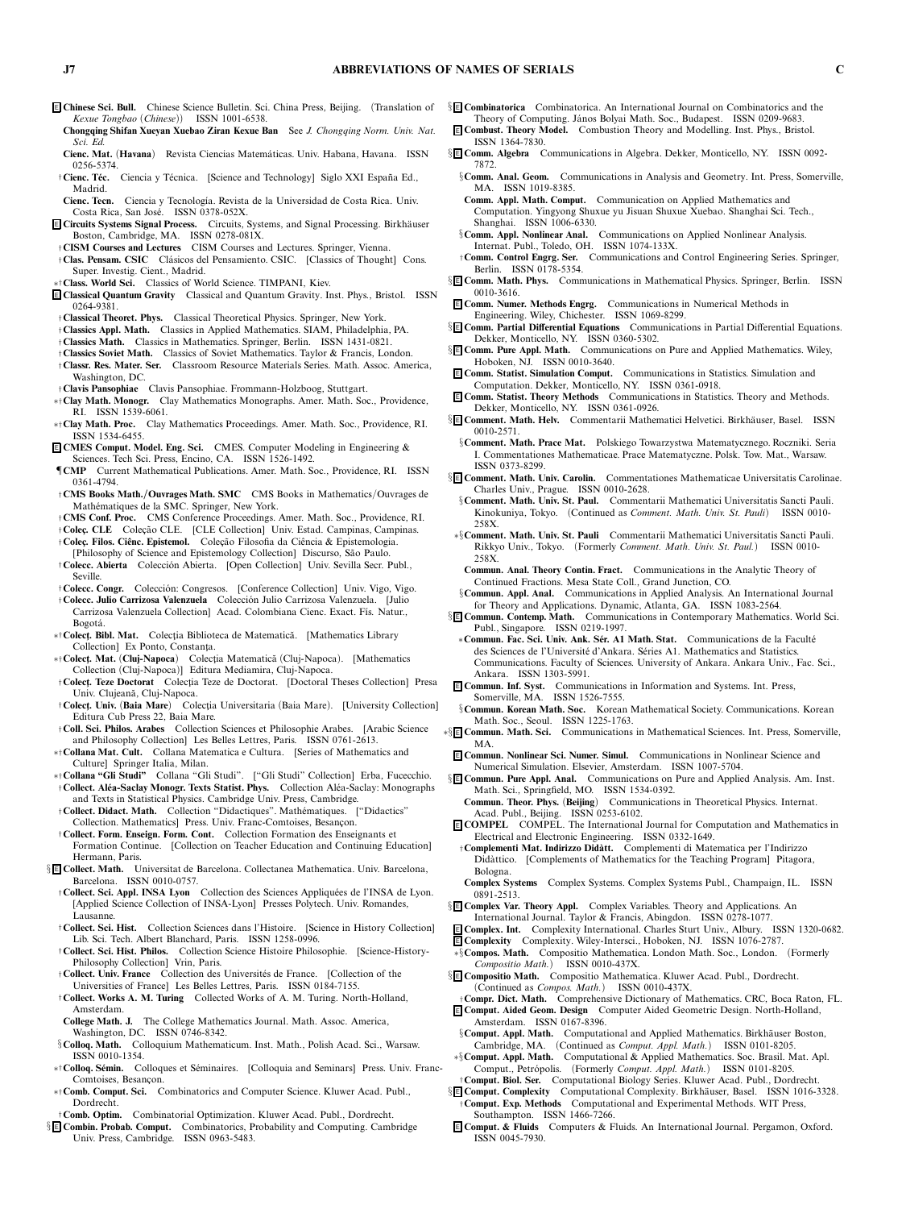E **Chinese Sci. Bull.** Chinese Science Bulletin. Sci. China Press, Beijing. (Translation of *Kexue Tongbao* (*Chinese*)) ISSN 1001-6538.

**Chongqing Shifan Xueyuan Xuebao Ziran Kexue Ban** See *J. Chongqing Norm. Univ. Nat. Sci. Ed.*

**Cienc. Mat. (Havana)** Revista Ciencias Matemáticas. Univ. Habana, Havana. ISSN 0256-5374.

†**Cienc. Téc.** Ciencia y Técnica. [Science and Technology] Siglo XXI España Ed., Madrid.

**Cienc. Tecn.** Ciencia y Tecnología. Revista de la Universidad de Costa Rica. Univ. Costa Rica, San José. ISSN 0378-052X.

E **Circuits Systems Signal Process.** Circuits, Systems, and Signal Processing. Birkhäuser Boston, Cambridge, MA. ISSN 0278-081X.

†**CISM Courses and Lectures** CISM Courses and Lectures. Springer, Vienna.

†**Clas. Pensam. CSIC** Clásicos del Pensamiento. CSIC. [Classics of Thought] Cons. Super. Investig. Cient., Madrid.

∗†**Class. World Sci.** Classics of World Science. TIMPANI, Kiev.

E **Classical Quantum Gravity** Classical and Quantum Gravity. Inst. Phys., Bristol. ISSN 0264-9381.

†**Classical Theoret. Phys.** Classical Theoretical Physics. Springer, New York.

†**Classics Appl. Math.** Classics in Applied Mathematics. SIAM, Philadelphia, PA.

†**Classics Math.** Classics in Mathematics. Springer, Berlin. ISSN 1431-0821.

†**Classics Soviet Math.** Classics of Soviet Mathematics. Taylor & Francis, London.

†**Classr. Res. Mater. Ser.** Classroom Resource Materials Series. Math. Assoc. America, Washington, DC.

†**Clavis Pansophiae** Clavis Pansophiae. Frommann-Holzboog, Stuttgart.

∗†**Clay Math. Monogr.** Clay Mathematics Monographs. Amer. Math. Soc., Providence, RI. ISSN 1539-6061.

∗†**Clay Math. Proc.** Clay Mathematics Proceedings. Amer. Math. Soc., Providence, RI. ISSN 1534-6455.

E **CMES Comput. Model. Eng. Sci.** CMES. Computer Modeling in Engineering & Sciences. Tech Sci. Press, Encino, CA. ISSN 1526-1492.

¶**CMP** Current Mathematical Publications. Amer. Math. Soc., Providence, RI. ISSN 0361-4794.

†**CMS Books Math./Ouvrages Math. SMC** CMS Books in Mathematics/Ouvrages de Mathématiques de la SMC. Springer, New York.

†**CMS Conf. Proc.** CMS Conference Proceedings. Amer. Math. Soc., Providence, RI.

†**Coleç. CLE** Coleção CLE. [CLE Collection] Univ. Estad. Campinas, Campinas.

†**Coleç. Filos. Ciênc. Epistemol.** Coleção Filosofia da Ciência & Epistemologia. [Philosophy of Science and Epistemology Collection] Discurso, São Paulo.

†**Colecc. Abierta** Colección Abierta. [Open Collection] Univ. Sevilla Secr. Publ., Seville.

†**Colecc. Congr.** Colección: Congresos. [Conference Collection] Univ. Vigo, Vigo.

†**Colecc. Julio Carrizosa Valenzuela** Colección Julio Carrizosa Valenzuela. [Julio Carrizosa Valenzuela Collection] Acad. Colombiana Cienc. Exact. Fís. Natur., Bogotá.

∗†**Colecţ. Bibl. Mat.** Colecţia Biblioteca de Matematică. [Mathematics Library Collection] Ex Ponto, Constanţa.

∗†**Colecţ. Mat. (Cluj-Napoca)** Colecţia Matematică (Cluj-Napoca). [Mathematics Collection (Cluj-Napoca)] Editura Mediamira, Cluj-Napoca.

†**Colecţ. Teze Doctorat** Colecţia Teze de Doctorat. [Doctoral Theses Collection] Presa Univ. Clujeană, Cluj-Napoca.

†**Colecţ. Univ. (Baia Mare)** Colecţia Universitaria (Baia Mare). [University Collection] Editura Cub Press 22, Baia Mare.

†**Coll. Sci. Philos. Arabes** Collection Sciences et Philosophie Arabes. [Arabic Science and Philosophy Collection] Les Belles Lettres, Paris. ISSN 0761-2613.

∗†**Collana Mat. Cult.** Collana Matematica e Cultura. [Series of Mathematics and Culture] Springer Italia, Milan.

∗†**Collana "Gli Studi"** Collana "Gli Studi". ["Gli Studi" Collection] Erba, Fucecchio.

†**Collect. Aléa-Saclay Monogr. Texts Statist. Phys.** Collection Aléa-Saclay: Monographs and Texts in Statistical Physics. Cambridge Univ. Press, Cambridge.

†**Collect. Didact. Math.** Collection "Didactiques". Mathématiques. ["Didactics" Collection. Mathematics] Press. Univ. Franc-Comtoises, Besançon.

†**Collect. Form. Enseign. Form. Cont.** Collection Formation des Enseignants et Formation Continue. [Collection on Teacher Education and Continuing Education] Hermann, Paris.

§E **Collect. Math.** Universitat de Barcelona. Collectanea Mathematica. Univ. Barcelona, Barcelona. ISSN 0010-0757.

†**Collect. Sci. Appl. INSA Lyon** Collection des Sciences Appliquées de l'INSA de Lyon. [Applied Science Collection of INSA-Lyon] Presses Polytech. Univ. Romandes, Lausanne.

†**Collect. Sci. Hist.** Collection Sciences dans l'Histoire. [Science in History Collection] Lib. Sci. Tech. Albert Blanchard, Paris. ISSN 1258-0996.

†**Collect. Sci. Hist. Philos.** Collection Science Histoire Philosophie. [Science-History-Philosophy Collection] Vrin, Paris.

†**Collect. Univ. France** Collection des Universités de France. [Collection of the Universities of France] Les Belles Lettres, Paris. ISSN 0184-7155.

†**Collect. Works A. M. Turing** Collected Works of A. M. Turing. North-Holland, Amsterdam.

**College Math. J.** The College Mathematics Journal. Math. Assoc. America, Washington, DC. ISSN 0746-8342.

§**Colloq. Math.** Colloquium Mathematicum. Inst. Math., Polish Acad. Sci., Warsaw. ISSN 0010-1354.

∗†**Colloq. Sémin.** Colloques et Séminaires. [Colloquia and Seminars] Press. Univ. Franc-Comtoises, Besançon.

∗†**Comb. Comput. Sci.** Combinatorics and Computer Science. Kluwer Acad. Publ., Dordrecht.

†**Comb. Optim.** Combinatorial Optimization. Kluwer Acad. Publ., Dordrecht.

§E **Combin. Probab. Comput.** Combinatorics, Probability and Computing. Cambridge Univ. Press, Cambridge. ISSN 0963-5483.

§E **Combinatorica** Combinatorica. An International Journal on Combinatorics and the Theory of Computing. János Bolyai Math. Soc., Budapest. ISSN 0209-9683.

E **Combust. Theory Model.** Combustion Theory and Modelling. Inst. Phys., Bristol. ISSN 1364-7830.

§E **Comm. Algebra** Communications in Algebra. Dekker, Monticello, NY. ISSN 0092-7872.

§**Comm. Anal. Geom.** Communications in Analysis and Geometry. Int. Press, Somerville, MA. ISSN 1019-8385.

**Comm. Appl. Math. Comput.** Communication on Applied Mathematics and Computation. Yingyong Shuxue yu Jisuan Shuxue Xuebao. Shanghai Sci. Tech., Shanghai. ISSN 1006-6330.

§**Comm. Appl. Nonlinear Anal.** Communications on Applied Nonlinear Analysis. Internat. Publ., Toledo, OH. ISSN 1074-133X.

†**Comm. Control Engrg. Ser.** Communications and Control Engineering Series. Springer, Berlin. ISSN 0178-5354.

§E **Comm. Math. Phys.** Communications in Mathematical Physics. Springer, Berlin. ISSN 0010-3616.

E **Comm. Numer. Methods Engrg.** Communications in Numerical Methods in Engineering. Wiley, Chichester. ISSN 1069-8299.

§E **Comm. Partial Differential Equations** Communications in Partial Differential Equations. Dekker, Monticello, NY. ISSN 0360-5302.

§E **Comm. Pure Appl. Math.** Communications on Pure and Applied Mathematics. Wiley, Hoboken, NJ. ISSN 0010-3640.

E **Comm. Statist. Simulation Comput.** Communications in Statistics. Simulation and Computation. Dekker, Monticello, NY. ISSN 0361-0918.

E **Comm. Statist. Theory Methods** Communications in Statistics. Theory and Methods. Dekker, Monticello, NY. ISSN 0361-0926.

§E **Comment. Math. Helv.** Commentarii Mathematici Helvetici. Birkhäuser, Basel. ISSN 0010-2571.

§**Comment. Math. Prace Mat.** Polskiego Towarzystwa Matematycznego. Roczniki. Seria I. Commentationes Mathematicae. Prace Matematyczne. Polsk. Tow. Mat., Warsaw. ISSN 0373-8299.

§E **Comment. Math. Univ. Carolin.** Commentationes Mathematicae Universitatis Carolinae. Charles Univ., Prague. ISSN 0010-2628.

§**Comment. Math. Univ. St. Paul.** Commentarii Mathematici Universitatis Sancti Pauli. Kinokuniya, Tokyo. (Continued as *Comment. Math. Univ. St. Pauli*) ISSN 0010-258X.

∗§**Comment. Math. Univ. St. Pauli** Commentarii Mathematici Universitatis Sancti Pauli. Rikkyo Univ., Tokyo. (Formerly *Comment. Math. Univ. St. Paul.*) ISSN 0010-258X.

**Commun. Anal. Theory Contin. Fract.** Communications in the Analytic Theory of Continued Fractions. Mesa State Coll., Grand Junction, CO.

§**Commun. Appl. Anal.** Communications in Applied Analysis. An International Journal for Theory and Applications. Dynamic, Atlanta, GA. ISSN 1083-2564.

§E **Commun. Contemp. Math.** Communications in Contemporary Mathematics. World Sci. Publ., Singapore. ISSN 0219-1997.

∗**Commun. Fac. Sci. Univ. Ank. Sér. A1 Math. Stat.** Communications de la Faculté des Sciences de l'Université d'Ankara. Séries A1. Mathematics and Statistics. Communications. Faculty of Sciences. University of Ankara. Ankara Univ., Fac. Sci., Ankara. ISSN 1303-5991.

E **Commun. Inf. Syst.** Communications in Information and Systems. Int. Press, Somerville, MA. ISSN 1526-7555.

§**Commun. Korean Math. Soc.** Korean Mathematical Society. Communications. Korean Math. Soc., Seoul. ISSN 1225-1763.

∗§E **Commun. Math. Sci.** Communications in Mathematical Sciences. Int. Press, Somerville, MA.

E **Commun. Nonlinear Sci. Numer. Simul.** Communications in Nonlinear Science and Numerical Simulation. Elsevier, Amsterdam. ISSN 1007-5704.

§E **Commun. Pure Appl. Anal.** Communications on Pure and Applied Analysis. Am. Inst. Math. Sci., Springfield, MO. ISSN 1534-0392.

**Commun. Theor. Phys. (Beijing)** Communications in Theoretical Physics. Internat. Acad. Publ., Beijing. ISSN 0253-6102.

E **COMPEL** COMPEL. The International Journal for Computation and Mathematics in Electrical and Electronic Engineering. ISSN 0332-1649.

†**Complementi Mat. Indirizzo Didàtt.** Complementi di Matematica per l'Indirizzo Didàttico. [Complements of Mathematics for the Teaching Program] Pitagora, Bologna.

**Complex Systems** Complex Systems. Complex Systems Publ., Champaign, IL. ISSN 0891-2513.

§E **Complex Var. Theory Appl.** Complex Variables. Theory and Applications. An International Journal. Taylor & Francis, Abingdon. ISSN 0278-1077.

E **Complex. Int.** Complexity International. Charles Sturt Univ., Albury. ISSN 1320-0682.

E **Complexity** Complexity. Wiley-Intersci., Hoboken, NJ. ISSN 1076-2787.

∗§**Compos. Math.** Compositio Mathematica. London Math. Soc., London. (Formerly *Compositio Math.*) ISSN 0010-437X.

§E **Compositio Math.** Compositio Mathematica. Kluwer Acad. Publ., Dordrecht. (Continued as *Compos. Math.*) ISSN 0010-437X.

†**Compr. Dict. Math.** Comprehensive Dictionary of Mathematics. CRC, Boca Raton, FL.

E **Comput. Aided Geom. Design** Computer Aided Geometric Design. North-Holland, Amsterdam. ISSN 0167-8396.

§**Comput. Appl. Math.** Computational and Applied Mathematics. Birkhäuser Boston, Cambridge, MA. (Continued as *Comput. Appl. Math.*) ISSN 0101-8205.

∗§**Comput. Appl. Math.** Computational & Applied Mathematics. Soc. Brasil. Mat. Apl. Comput., Petrópolis. (Formerly *Comput. Appl. Math.*) ISSN 0101-8205.

†**Comput. Biol. Ser.** Computational Biology Series. Kluwer Acad. Publ., Dordrecht.

§E **Comput. Complexity** Computational Complexity. Birkhäuser, Basel. ISSN 1016-3328.

†**Comput. Exp. Methods** Computational and Experimental Methods. WIT Press, Southampton. ISSN 1466-7266.

E **Comput. & Fluids** Computers & Fluids. An International Journal. Pergamon, Oxford. ISSN 0045-7930.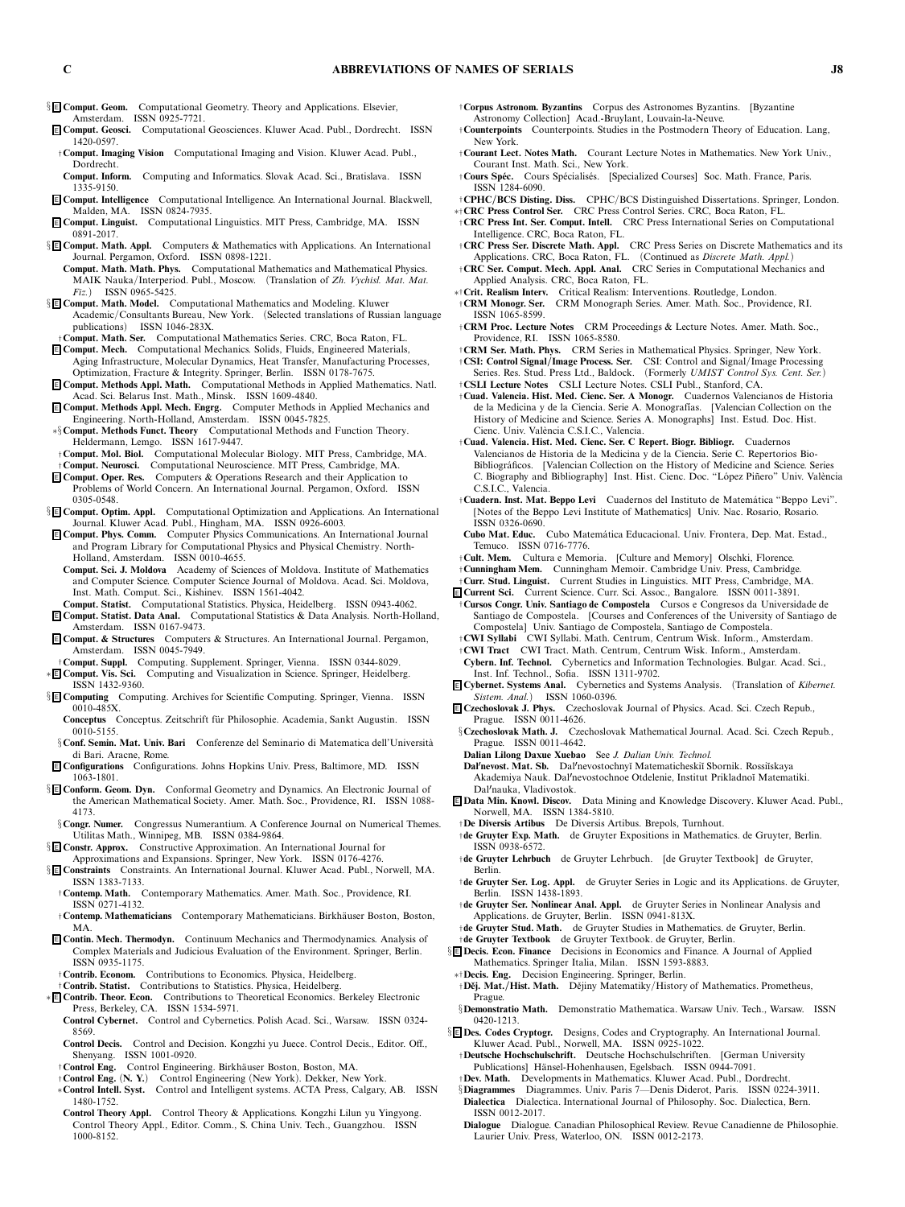§ E **Comput. Geom.** Computational Geometry. Theory and Applications. Elsevier, Amsterdam. ISSN 0925-7721.

E **Comput. Geosci.** Computational Geosciences. Kluwer Acad. Publ., Dordrecht. ISSN 1420-0597.

†**Comput. Imaging Vision** Computational Imaging and Vision. Kluwer Acad. Publ., Dordrecht.

**Comput. Inform.** Computing and Informatics. Slovak Acad. Sci., Bratislava. ISSN 1335-9150.

E **Comput. Intelligence** Computational Intelligence. An International Journal. Blackwell, Malden, MA. ISSN 0824-7935.

E **Comput. Linguist.** Computational Linguistics. MIT Press, Cambridge, MA. ISSN 0891-2017.

§ E **Comput. Math. Appl.** Computers & Mathematics with Applications. An International Journal. Pergamon, Oxford. ISSN 0898-1221.

**Comput. Math. Math. Phys.** Computational Mathematics and Mathematical Physics. MAIK Nauka/Interperiod. Publ., Moscow. (Translation of *Zh. Vychisl. Mat. Mat. Fiz.*) ISSN 0965-5425.

§ E **Comput. Math. Model.** Computational Mathematics and Modeling. Kluwer Academic/Consultants Bureau, New York. (Selected translations of Russian language publications) ISSN 1046-283X.

†**Comput. Math. Ser.** Computational Mathematics Series. CRC, Boca Raton, FL.

E **Comput. Mech.** Computational Mechanics. Solids, Fluids, Engineered Materials, Aging Infrastructure, Molecular Dynamics, Heat Transfer, Manufacturing Processes, Optimization, Fracture & Integrity. Springer, Berlin. ISSN 0178-7675.

E **Comput. Methods Appl. Math.** Computational Methods in Applied Mathematics. Natl. Acad. Sci. Belarus Inst. Math., Minsk. ISSN 1609-4840.

E **Comput. Methods Appl. Mech. Engrg.** Computer Methods in Applied Mechanics and Engineering. North-Holland, Amsterdam. ISSN 0045-7825.

∗§ **Comput. Methods Funct. Theory** Computational Methods and Function Theory. Heldermann, Lemgo. ISSN 1617-9447.

†**Comput. Mol. Biol.** Computational Molecular Biology. MIT Press, Cambridge, MA.

†**Comput. Neurosci.** Computational Neuroscience. MIT Press, Cambridge, MA.

E **Comput. Oper. Res.** Computers & Operations Research and their Application to Problems of World Concern. An International Journal. Pergamon, Oxford. ISSN 0305-0548.

§ E **Comput. Optim. Appl.** Computational Optimization and Applications. An International Journal. Kluwer Acad. Publ., Hingham, MA. ISSN 0926-6003.

E **Comput. Phys. Comm.** Computer Physics Communications. An International Journal and Program Library for Computational Physics and Physical Chemistry. North-Holland, Amsterdam. ISSN 0010-4655.

**Comput. Sci. J. Moldova** Academy of Sciences of Moldova. Institute of Mathematics and Computer Science. Computer Science Journal of Moldova. Acad. Sci. Moldova, Inst. Math. Comput. Sci., Kishinev. ISSN 1561-4042.

**Comput. Statist.** Computational Statistics. Physica, Heidelberg. ISSN 0943-4062.

E **Comput. Statist. Data Anal.** Computational Statistics & Data Analysis. North-Holland, Amsterdam. ISSN 0167-9473.

E **Comput. & Structures** Computers & Structures. An International Journal. Pergamon, Amsterdam. ISSN 0045-7949.

†**Comput. Suppl.** Computing. Supplement. Springer, Vienna. ISSN 0344-8029.

∗ E **Comput. Vis. Sci.** Computing and Visualization in Science. Springer, Heidelberg. ISSN 1432-9360.

§ E **Computing** Computing. Archives for Scientific Computing. Springer, Vienna. ISSN 0010-485X.

**Conceptus** Conceptus. Zeitschrift für Philosophie. Academia, Sankt Augustin. ISSN 0010-5155.

§**Conf. Semin. Mat. Univ. Bari** Conferenze del Seminario di Matematica dell'Università di Bari. Aracne, Rome.

E **Configurations** Configurations. Johns Hopkins Univ. Press, Baltimore, MD. ISSN 1063-1801.

§ E **Conform. Geom. Dyn.** Conformal Geometry and Dynamics. An Electronic Journal of the American Mathematical Society. Amer. Math. Soc., Providence, RI. ISSN 1088-4173.

§**Congr. Numer.** Congressus Numerantium. A Conference Journal on Numerical Themes. Utilitas Math., Winnipeg, MB. ISSN 0384-9864.

§ E **Constr. Approx.** Constructive Approximation. An International Journal for Approximations and Expansions. Springer, New York. ISSN 0176-4276.

§ E **Constraints** Constraints. An International Journal. Kluwer Acad. Publ., Norwell, MA. ISSN 1383-7133.

†**Contemp. Math.** Contemporary Mathematics. Amer. Math. Soc., Providence, RI. ISSN 0271-4132.

†**Contemp. Mathematicians** Contemporary Mathematicians. Birkhäuser Boston, Boston, MA.

E **Contin. Mech. Thermodyn.** Continuum Mechanics and Thermodynamics. Analysis of Complex Materials and Judicious Evaluation of the Environment. Springer, Berlin. ISSN 0935-1175.

†**Contrib. Econom.** Contributions to Economics. Physica, Heidelberg.

†**Contrib. Statist.** Contributions to Statistics. Physica, Heidelberg.

∗ E **Contrib. Theor. Econ.** Contributions to Theoretical Economics. Berkeley Electronic Press, Berkeley, CA. ISSN 1534-5971.

**Control Cybernet.** Control and Cybernetics. Polish Acad. Sci., Warsaw. ISSN 0324-8569.

**Control Decis.** Control and Decision. Kongzhi yu Juece. Control Decis., Editor. Off., Shenyang. ISSN 1001-0920.

†**Control Eng.** Control Engineering. Birkhäuser Boston, Boston, MA.

†**Control Eng. (N. Y.)** Control Engineering (New York). Dekker, New York.

∗**Control Intell. Syst.** Control and Intelligent systems. ACTA Press, Calgary, AB. ISSN 1480-1752.

**Control Theory Appl.** Control Theory & Applications. Kongzhi Lilun yu Yingyong. Control Theory Appl., Editor. Comm., S. China Univ. Tech., Guangzhou. ISSN 1000-8152.

†**Corpus Astronom. Byzantins** Corpus des Astronomes Byzantins. [Byzantine Astronomy Collection] Acad.-Bruylant, Louvain-la-Neuve.

†**Counterpoints** Counterpoints. Studies in the Postmodern Theory of Education. Lang, New York.

†**Courant Lect. Notes Math.** Courant Lecture Notes in Mathematics. New York Univ., Courant Inst. Math. Sci., New York.

†**Cours Spéc.** Cours Spécialisés. [Specialized Courses] Soc. Math. France, Paris. ISSN 1284-6090.

†**CPHC/BCS Disting. Diss.** CPHC/BCS Distinguished Dissertations. Springer, London.

∗†**CRC Press Control Ser.** CRC Press Control Series. CRC, Boca Raton, FL.

†**CRC Press Int. Ser. Comput. Intell.** CRC Press International Series on Computational Intelligence. CRC, Boca Raton, FL.

†**CRC Press Ser. Discrete Math. Appl.** CRC Press Series on Discrete Mathematics and its Applications. CRC, Boca Raton, FL. (Continued as *Discrete Math. Appl.*)

†**CRC Ser. Comput. Mech. Appl. Anal.** CRC Series in Computational Mechanics and Applied Analysis. CRC, Boca Raton, FL.

∗†**Crit. Realism Interv.** Critical Realism: Interventions. Routledge, London.

†**CRM Monogr. Ser.** CRM Monograph Series. Amer. Math. Soc., Providence, RI. ISSN 1065-8599.

†**CRM Proc. Lecture Notes** CRM Proceedings & Lecture Notes. Amer. Math. Soc., Providence, RI. ISSN 1065-8580.

†**CRM Ser. Math. Phys.** CRM Series in Mathematical Physics. Springer, New York.

†**CSI: Control Signal/Image Process. Ser.** CSI: Control and Signal/Image Processing Series. Res. Stud. Press Ltd., Baldock. (Formerly *UMIST Control Sys. Cent. Ser.*)

†**CSLI Lecture Notes** CSLI Lecture Notes. CSLI Publ., Stanford, CA.

†**Cuad. Valencia. Hist. Med. Cienc. Ser. A Monogr.** Cuadernos Valencianos de Historia de la Medicina y de la Ciencia. Serie A. Monografías. [Valencian Collection on the History of Medicine and Science. Series A. Monographs] Inst. Estud. Doc. Hist. Cienc. Univ. València C.S.I.C., Valencia.

†**Cuad. Valencia. Hist. Med. Cienc. Ser. C Repert. Biogr. Bibliogr.** Cuadernos Valencianos de Historia de la Medicina y de la Ciencia. Serie C. Repertorios Bio-Bibliográficos. [Valencian Collection on the History of Medicine and Science. Series C. Biography and Bibliography] Inst. Hist. Cienc. Doc. "López Piñero" Univ. València C.S.I.C., Valencia.

†**Cuadern. Inst. Mat. Beppo Levi** Cuadernos del Instituto de Matemática "Beppo Levi". [Notes of the Beppo Levi Institute of Mathematics] Univ. Nac. Rosario, Rosario. ISSN 0326-0690.

**Cubo Mat. Educ.** Cubo Matemática Educacional. Univ. Frontera, Dep. Mat. Estad., Temuco. ISSN 0716-7776.

†**Cult. Mem.** Cultura e Memoria. [Culture and Memory] Olschki, Florence.

†**Cunningham Mem.** Cunningham Memoir. Cambridge Univ. Press, Cambridge.

†**Curr. Stud. Linguist.** Current Studies in Linguistics. MIT Press, Cambridge, MA.

E **Current Sci.** Current Science. Curr. Sci. Assoc., Bangalore. ISSN 0011-3891.

†**Cursos Congr. Univ. Santiago de Compostela** Cursos e Congresos da Universidade de Santiago de Compostela. [Courses and Conferences of the University of Santiago de Compostela] Univ. Santiago de Compostela, Santiago de Compostela.

†**CWI Syllabi** CWI Syllabi. Math. Centrum, Centrum Wisk. Inform., Amsterdam.

†**CWI Tract** CWI Tract. Math. Centrum, Centrum Wisk. Inform., Amsterdam.

**Cybern. Inf. Technol.** Cybernetics and Information Technologies. Bulgar. Acad. Sci., Inst. Inf. Technol., Sofia. ISSN 1311-9702.

E **Cybernet. Systems Anal.** Cybernetics and Systems Analysis. (Translation of *Kibernet. Sistem. Anal.*) ISSN 1060-0396.

E **Czechoslovak J. Phys.** Czechoslovak Journal of Physics. Acad. Sci. Czech Repub., Prague. ISSN 0011-4626.

§**Czechoslovak Math. J.** Czechoslovak Mathematical Journal. Acad. Sci. Czech Repub., Prague. ISSN 0011-4642.

**Dalian Ligong Daxue Xuebao** See *J. Dalian Univ. Technol.*

**Dal′nevost. Mat. Sb.** Dal′nevostochnyĭ Matematicheskiĭ Sbornik. Rossiĭskaya Akademiya Nauk. Dal′nevostochnoe Otdelenie, Institut Prikladnoĭ Matematiki. Dal′nauka, Vladivostok.

E **Data Min. Knowl. Discov.** Data Mining and Knowledge Discovery. Kluwer Acad. Publ., Norwell, MA. ISSN 1384-5810.

†**De Diversis Artibus** De Diversis Artibus. Brepols, Turnhout.

†**de Gruyter Exp. Math.** de Gruyter Expositions in Mathematics. de Gruyter, Berlin. ISSN 0938-6572.

†**de Gruyter Lehrbuch** de Gruyter Lehrbuch. [de Gruyter Textbook] de Gruyter, Berlin.

†**de Gruyter Ser. Log. Appl.** de Gruyter Series in Logic and its Applications. de Gruyter, Berlin. ISSN 1438-1893.

†**de Gruyter Ser. Nonlinear Anal. Appl.** de Gruyter Series in Nonlinear Analysis and Applications. de Gruyter, Berlin. ISSN 0941-813X.

†**de Gruyter Stud. Math.** de Gruyter Studies in Mathematics. de Gruyter, Berlin.

†**de Gruyter Textbook** de Gruyter Textbook. de Gruyter, Berlin.

§ E **Decis. Econ. Finance** Decisions in Economics and Finance. A Journal of Applied Mathematics. Springer Italia, Milan. ISSN 1593-8883.

∗†**Decis. Eng.** Decision Engineering. Springer, Berlin.

†**Děj. Mat./Hist. Math.** Dějiny Matematiky/History of Mathematics. Prometheus, Prague.

§**Demonstratio Math.** Demonstratio Mathematica. Warsaw Univ. Tech., Warsaw. ISSN 0420-1213.

§ E **Des. Codes Cryptogr.** Designs, Codes and Cryptography. An International Journal. Kluwer Acad. Publ., Norwell, MA. ISSN 0925-1022.

†**Deutsche Hochschulschrift.** Deutsche Hochschulschriften. [German University Publications] Hänsel-Hohenhausen, Egelsbach. ISSN 0944-7091.

†**Dev. Math.** Developments in Mathematics. Kluwer Acad. Publ., Dordrecht.

§**Diagrammes** Diagrammes. Univ. Paris 7—Denis Diderot, Paris. ISSN 0224-3911.

**Dialectica** Dialectica. International Journal of Philosophy. Soc. Dialectica, Bern. ISSN 0012-2017.

**Dialogue** Dialogue. Canadian Philosophical Review. Revue Canadienne de Philosophie. Laurier Univ. Press, Waterloo, ON. ISSN 0012-2173.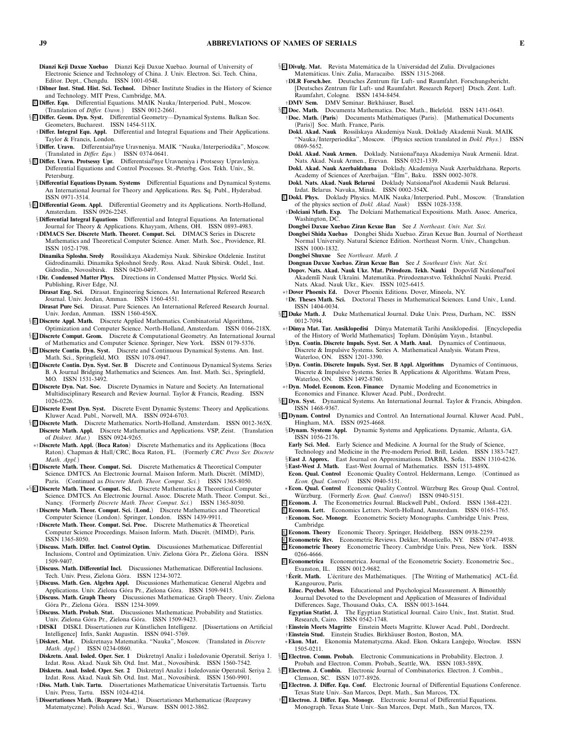**Dianzi Keji Daxue Xuebao** Dianzi Keji Daxue Xuebao. Journal of University of Electronic Science and Technology of China. J. Univ. Electron. Sci. Tech. China, Editor. Dept., Chengdu. ISSN 1001-0548.

†**Dibner Inst. Stud. Hist. Sci. Technol.** Dibner Institute Studies in the History of Science and Technology. MIT Press, Cambridge, MA.

E **Differ. Equ.** Differential Equations. MAIK Nauka/Interperiod. Publ., Moscow. (Translation of *Differ. Uravn.*) ISSN 0012-2661.

§E **Differ. Geom. Dyn. Syst.** Differential Geometry—Dynamical Systems. Balkan Soc. Geometers, Bucharest. ISSN 1454-511X.

†**Differ. Integral Equ. Appl.** Differential and Integral Equations and Their Applications. Taylor & Francis, London.

§**Differ. Uravn.** Differentsial′nye Uravneniya. MAIK "Nauka/Interperiodika", Moscow. (Translated in *Differ. Equ.*) ISSN 0374-0641.

§E **Differ. Uravn. Protsessy Upr.** Differentsial′nye Uravneniya i Protsessy Upravleniya. Differential Equations and Control Processes. St.-Peterbg. Gos. Tekh. Univ., St. Petersburg.

§**Differential Equations Dynam. Systems** Differential Equations and Dynamical Systems. An International Journal for Theory and Applications. Res. Sq. Publ., Hyderabad. ISSN 0971-3514.

§E **Differential Geom. Appl.** Differential Geometry and its Applications. North-Holland, Amsterdam. ISSN 0926-2245.

§**Differential Integral Equations** Differential and Integral Equations. An International Journal for Theory & Applications. Khayyam, Athens, OH. ISSN 0893-4983.

†**DIMACS Ser. Discrete Math. Theoret. Comput. Sci.** DIMACS Series in Discrete Mathematics and Theoretical Computer Science. Amer. Math. Soc., Providence, RI. ISSN 1052-1798.

**Dinamika Sploshn. Sredy** Rossiĭskaya Akademiya Nauk. Sibirskoe Otdelenie. Institut Gidrodinamiki. Dinamika Sploshnoĭ Sredy. Ross. Akad. Nauk Sibirsk. Otdel., Inst. Gidrodin., Novosibirsk. ISSN 0420-0497.

†**Dir. Condensed Matter Phys.** Directions in Condensed Matter Physics. World Sci. Publishing, River Edge, NJ.

**Dirasat Eng. Sci.** Dirasat. Engineering Sciences. An International Refereed Research Journal. Univ. Jordan, Amman. ISSN 1560-4551.

**Dirasat Pure Sci.** Dirasat. Pure Sciences. An International Refereed Research Journal. Univ. Jordan, Amman. ISSN 1560-456X.

§E **Discrete Appl. Math.** Discrete Applied Mathematics. Combinatorial Algorithms, Optimization and Computer Science. North-Holland, Amsterdam. ISSN 0166-218X.

§E **Discrete Comput. Geom.** Discrete & Computational Geometry. An International Journal of Mathematics and Computer Science. Springer, New York. ISSN 0179-5376.

§E **Discrete Contin. Dyn. Syst.** Discrete and Continuous Dynamical Systems. Am. Inst. Math. Sci., Springfield, MO. ISSN 1078-0947.

§E **Discrete Contin. Dyn. Syst. Ser. B** Discrete and Continuous Dynamical Systems. Series B. A Journal Bridging Mathematics and Sciences. Am. Inst. Math. Sci., Springfield, MO. ISSN 1531-3492.

E **Discrete Dyn. Nat. Soc.** Discrete Dynamics in Nature and Society. An International Multidisciplinary Research and Review Journal. Taylor & Francis, Reading. ISSN 1026-0226.

E **Discrete Event Dyn. Syst.** Discrete Event Dynamic Systems: Theory and Applications. Kluwer Acad. Publ., Norwell, MA. ISSN 0924-6703.

§E **Discrete Math.** Discrete Mathematics. North-Holland, Amsterdam. ISSN 0012-365X.

**Discrete Math. Appl.** Discrete Mathematics and Applications. VSP, Zeist. (Translation of *Diskret. Mat.*) ISSN 0924-9265.

∗†**Discrete Math. Appl. (Boca Raton)** Discrete Mathematics and its Applications (Boca Raton). Chapman & Hall/CRC, Boca Raton, FL. (Formerly *CRC Press Ser. Discrete Math. Appl.*)

§E **Discrete Math. Theor. Comput. Sci.** Discrete Mathematics & Theoretical Computer Science. DMTCS. An Electronic Journal. Maison Inform. Math. Discrèt. (MIMD), Paris. (Continued as *Discrete Math. Theor. Comput. Sci.*) ISSN 1365-8050.

∗§E **Discrete Math. Theor. Comput. Sci.** Discrete Mathematics & Theoretical Computer Science. DMTCS. An Electronic Journal. Assoc. Discrete Math. Theor. Comput. Sci., Nancy. (Formerly *Discrete Math. Theor. Comput. Sci.*) ISSN 1365-8050.

†**Discrete Math. Theor. Comput. Sci. (Lond.)** Discrete Mathematics and Theoretical Computer Science (London). Springer, London. ISSN 1439-9911.

†**Discrete Math. Theor. Comput. Sci. Proc.** Discrete Mathematics & Theoretical Computer Science Proceedings. Maison Inform. Math. Discrèt. (MIMD), Paris. ISSN 1365-8050.

§**Discuss. Math. Differ. Incl. Control Optim.** Discussiones Mathematicae. Differential Inclusions, Control and Optimization. Univ. Zielona Góra Pr., Zielona Góra. ISSN 1509-9407.

§**Discuss. Math. Differential Incl.** Discussiones Mathematicae. Differential Inclusions. Tech. Univ. Press, Zielona Góra. ISSN 1234-3072.

§**Discuss. Math. Gen. Algebra Appl.** Discussiones Mathematicae. General Algebra and Applications. Univ. Zielona Góra Pr., Zielona Góra. ISSN 1509-9415.

§**Discuss. Math. Graph Theory** Discussiones Mathematicae. Graph Theory. Univ. Zielona Góra Pr., Zielona Góra. ISSN 1234-3099.

§**Discuss. Math. Probab. Stat.** Discussiones Mathematicae. Probability and Statistics. Univ. Zielona Góra Pr., Zielona Góra. ISSN 1509-9423.

†**DISKI** DISKI. Dissertationen zur Künstlichen Intelligenz. [Dissertations on Artificial Intelligence] Infix, Sankt Augustin. ISSN 0941-5769.

§**Diskret. Mat.** Diskretnaya Matematika. "Nauka", Moscow. (Translated in *Discrete Math. Appl.*) ISSN 0234-0860.

**Diskretn. Anal. Issled. Oper. Ser. 1** Diskretnyĭ Analiz i Issledovanie Operatsiĭ. Seriya 1. Izdat. Ross. Akad. Nauk Sib. Otd. Inst. Mat., Novosibirsk. ISSN 1560-7542.

**Diskretn. Anal. Issled. Oper. Ser. 2** Diskretnyĭ Analiz i Issledovanie Operatsiĭ. Seriya 2. Izdat. Ross. Akad. Nauk Sib. Otd. Inst. Mat., Novosibirsk. ISSN 1560-9901.

†**Diss. Math. Univ. Tartu.** Dissertationes Mathematicae Universitatis Tartuensis. Tartu Univ. Press, Tartu. ISSN 1024-4214.

§**Dissertationes Math. (Rozprawy Mat.)** Dissertationes Mathematicae (Rozprawy Matematyczne). Polish Acad. Sci., Warsaw. ISSN 0012-3862.

§E **Divulg. Mat.** Revista Matemática de la Universidad del Zulia. Divulgaciones Matemáticas. Univ. Zulia, Maracaibo. ISSN 1315-2068.

†**DLR Forsch.ber.** Deutsches Zentrum für Luft- und Raumfahrt. Forschungsbericht. [Deutsches Zentrum für Luft- und Raumfahrt. Research Report] Dtsch. Zent. Luft. Raumfahrt, Cologne. ISSN 1434-8454.

†**DMV Sem.** DMV Seminar. Birkhäuser, Basel.

§E **Doc. Math.** Documenta Mathematica. Doc. Math., Bielefeld. ISSN 1431-0643.

†**Doc. Math. (Paris)** Documents Mathématiques (Paris). [Mathematical Documents (Paris)] Soc. Math. France, Paris.

**Dokl. Akad. Nauk** Rossiĭskaya Akademiya Nauk. Doklady Akademii Nauk. MAIK "Nauka/Interperiodika", Moscow. (Physics section translated in *Dokl. Phys.*) ISSN 0869-5652.

**Dokl. Akad. Nauk Armen.** Doklady. Natsional′naya Akademiya Nauk Armenii. Izdat. Nats. Akad. Nauk Armen., Erevan. ISSN 0321-1339.

**Dokl. Akad. Nauk Azerbaĭdzhana** Doklady. Akademiya Nauk Azerbaĭdzhana. Reports. Academy of Sciences of Azerbaijan. "Èlm", Baku. ISSN 0002-3078.

**Dokl. Nats. Akad. Nauk Belarusi** Doklady Natsional′noĭ Akademii Nauk Belarusi. Izdat. Belarus. Navuka, Minsk. ISSN 0002-354X.

E **Dokl. Phys.** Doklady Physics. MAIK Nauka/Interperiod. Publ., Moscow. (Translation of the physics section of *Dokl. Akad. Nauk*) ISSN 1028-3358.

†**Dolciani Math. Exp.** The Dolciani Mathematical Expositions. Math. Assoc. America, Washington, DC.

**Dongbei Daxue Xuebao Ziran Kexue Ban** See *J. Northeast. Univ. Nat. Sci.*

**Dongbei Shida Xuebao** Dongbei Shida Xuebao. Ziran Kexue Ban. Journal of Northeast Normal University. Natural Science Edition. Northeast Norm. Univ., Changchun. ISSN 1000-1832.

**Dongbei Shuxue** See *Northeast. Math. J.*

**Dongnan Daxue Xuebao. Ziran Kexue Ban** See *J. Southeast Univ. Nat. Sci.*

**Dopov. Nats. Akad. Nauk Ukr. Mat. Prirodozn. Tekh. Nauki** Dopovīdī Natsīonal′noï Akademīï Nauk Ukraïni. Matematika. Prirodoznavstvo. Tekhnīchnī Nauki. Prezid. Nats. Akad. Nauk Ukr., Kiev. ISSN 1025-6415.

∗†**Dover Phoenix Ed.** Dover Phoenix Editions. Dover, Mineola, NY.

†**Dr. Theses Math. Sci.** Doctoral Theses in Mathematical Sciences. Lund Univ., Lund. ISSN 1404-0034.

§E **Duke Math. J.** Duke Mathematical Journal. Duke Univ. Press, Durham, NC. ISSN 0012-7094.

∗†**Dünya Mat. Tar. Ansiklopedisi** Dünya Matematik Tarihi Ansiklopedisi. [Encyclopedia of the History of World Mathematics] Toplum. Dönüşüm Yayın., Istanbul.

§**Dyn. Contin. Discrete Impuls. Syst. Ser. A Math. Anal.** Dynamics of Continuous, Discrete & Impulsive Systems. Series A. Mathematical Analysis. Watam Press, Waterloo, ON. ISSN 1201-3390.

§**Dyn. Contin. Discrete Impuls. Syst. Ser. B Appl. Algorithms** Dynamics of Continuous, Discrete & Impulsive Systems. Series B. Applications & Algorithms. Watam Press, Waterloo, ON. ISSN 1492-8760.

∗†**Dyn. Model. Econom. Econ. Finance** Dynamic Modeling and Econometrics in Economics and Finance. Kluwer Acad. Publ., Dordrecht.

§E **Dyn. Syst.** Dynamical Systems. An International Journal. Taylor & Francis, Abingdon. ISSN 1468-9367.

§E **Dynam. Control** Dynamics and Control. An International Journal. Kluwer Acad. Publ., Hingham, MA. ISSN 0925-4668.

§**Dynam. Systems Appl.** Dynamic Systems and Applications. Dynamic, Atlanta, GA. ISSN 1056-2176.

**Early Sci. Med.** Early Science and Medicine. A Journal for the Study of Science, Technology and Medicine in the Pre-modern Period. Brill, Leiden. ISSN 1383-7427.

§**East J. Approx.** East Journal on Approximations. DARBA, Sofia. ISSN 1310-6236.

§**East-West J. Math.** East-West Journal of Mathematics. ISSN 1513-489X.

**Econ. Qual. Control** Economic Quality Control. Heldermann, Lemgo. (Continued as *Econ. Qual. Control*) ISSN 0940-5151.

∗**Econ. Qual. Control** Economic Quality Control. Würzburg Res. Group Qual. Control, Würzburg. (Formerly *Econ. Qual. Control*) ISSN 0940-5151.

E **Econom. J.** The Econometrics Journal. Blackwell Publ., Oxford. ISSN 1368-4221.

E **Econom. Lett.** Economics Letters. North-Holland, Amsterdam. ISSN 0165-1765.

†**Econom. Soc. Monogr.** Econometric Society Monographs. Cambridge Univ. Press, Cambridge.

E **Econom. Theory** Economic Theory. Springer, Heidelberg. ISSN 0938-2259.

E **Econometric Rev.** Econometric Reviews. Dekker, Monticello, NY. ISSN 0747-4938.

E **Econometric Theory** Econometric Theory. Cambridge Univ. Press, New York. ISSN 0266-4666.

E **Econometrica** Econometrica. Journal of the Econometric Society. Econometric Soc., Evanston, IL. ISSN 0012-9682.

†**Écrit. Math.** L'écriture des Mathématiques. [The Writing of Mathematics] ACL-Éd. Kangourou, Paris.

**Educ. Psychol. Meas.** Educational and Psychological Measurement. A Bimonthly Journal Devoted to the Development and Application of Measures of Individual Differences. Sage, Thousand Oaks, CA. ISSN 0013-1644.

**Egyptian Statist. J.** The Egyptian Statistical Journal. Cairo Univ., Inst. Statist. Stud. Research, Cairo. ISSN 0542-1748.

†**Einstein Meets Magritte** Einstein Meets Magritte. Kluwer Acad. Publ., Dordrecht.

†**Einstein Stud.** Einstein Studies. Birkhäuser Boston, Boston, MA.

∗**Ekon. Mat.** Ekonomia Matematyczna. Akad. Ekon. Oskara Langego, Wrocław. ISSN 1505-0211.

§E **Electron. Comm. Probab.** Electronic Communications in Probability. Electron. J. Probab. and Electron. Comm. Probab., Seattle, WA. ISSN 1083-589X.

§E **Electron. J. Combin.** Electronic Journal of Combinatorics. Electron. J. Combin., Clemson, SC. ISSN 1077-8926.

†E **Electron. J. Differ. Equ. Conf.** Electronic Journal of Differential Equations Conference. Texas State Univ.–San Marcos, Dept. Math., San Marcos, TX.

†E **Electron. J. Differ. Equ. Monogr.** Electronic Journal of Differential Equations. Monograph. Texas State Univ.–San Marcos, Dept. Math., San Marcos, TX.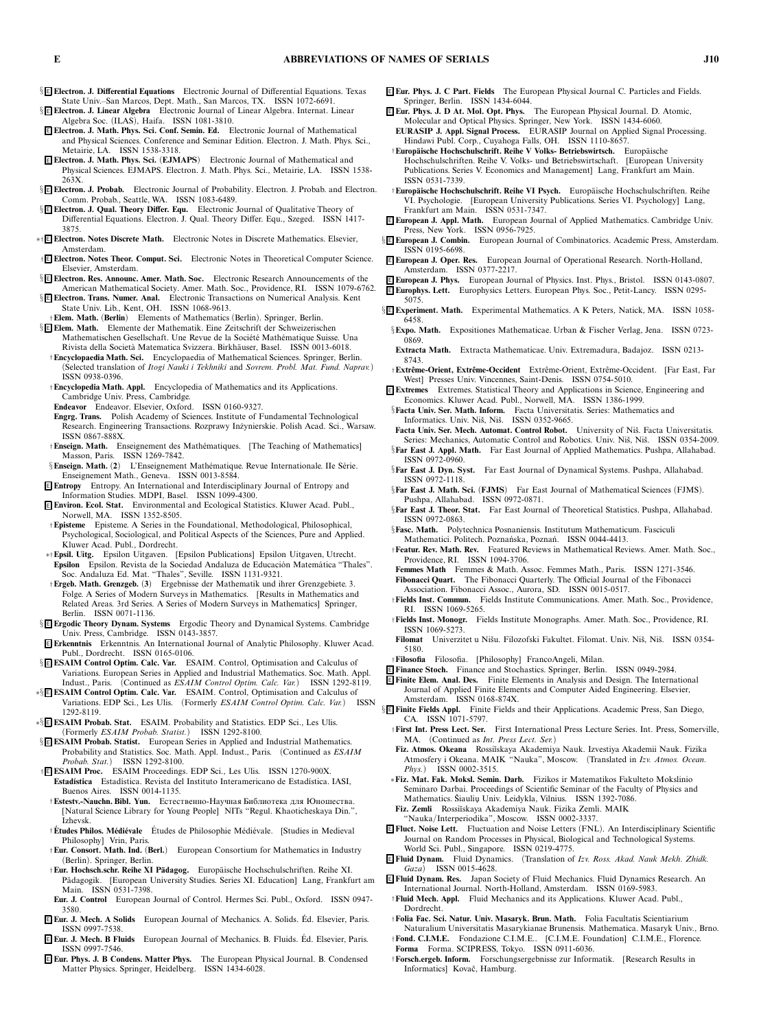§ E **Electron. J. Differential Equations** Electronic Journal of Differential Equations. Texas State Univ.–San Marcos, Dept. Math., San Marcos, TX. ISSN 1072-6691.

§ E **Electron. J. Linear Algebra** Electronic Journal of Linear Algebra. Internat. Linear Algebra Soc. (ILAS), Haifa. ISSN 1081-3810.

E **Electron. J. Math. Phys. Sci. Conf. Semin. Ed.** Electronic Journal of Mathematical and Physical Sciences. Conference and Seminar Edition. Electron. J. Math. Phys. Sci., Metairie, LA. ISSN 1538-3318.

E **Electron. J. Math. Phys. Sci. (EJMAPS)** Electronic Journal of Mathematical and Physical Sciences. EJMAPS. Electron. J. Math. Phys. Sci., Metairie, LA. ISSN 1538-263X.

§ E **Electron. J. Probab.** Electronic Journal of Probability. Electron. J. Probab. and Electron. Comm. Probab., Seattle, WA. ISSN 1083-6489.

§ E **Electron. J. Qual. Theory Differ. Equ.** Electronic Journal of Qualitative Theory of Differential Equations. Electron. J. Qual. Theory Differ. Equ., Szeged. ISSN 1417-3875.

∗† E **Electron. Notes Discrete Math.** Electronic Notes in Discrete Mathematics. Elsevier, Amsterdam.

† E **Electron. Notes Theor. Comput. Sci.** Electronic Notes in Theoretical Computer Science. Elsevier, Amsterdam.

§ E **Electron. Res. Announc. Amer. Math. Soc.** Electronic Research Announcements of the American Mathematical Society. Amer. Math. Soc., Providence, RI. ISSN 1079-6762.

§ E **Electron. Trans. Numer. Anal.** Electronic Transactions on Numerical Analysis. Kent State Univ. Lib., Kent, OH. ISSN 1068-9613.

† **Elem. Math. (Berlin)** Elements of Mathematics (Berlin). Springer, Berlin.

§ E **Elem. Math.** Elemente der Mathematik. Eine Zeitschrift der Schweizerischen Mathematischen Gesellschaft. Une Revue de la Société Mathématique Suisse. Una Rivista della Società Matematica Svizzera. Birkhäuser, Basel. ISSN 0013-6018.

† **Encyclopaedia Math. Sci.** Encyclopaedia of Mathematical Sciences. Springer, Berlin. (Selected translation of *Itogi Nauki i Tekhniki* and *Sovrem. Probl. Mat. Fund. Naprav.*) ISSN 0938-0396.

† **Encyclopedia Math. Appl.** Encyclopedia of Mathematics and its Applications. Cambridge Univ. Press, Cambridge.

**Endeavor** Endeavor. Elsevier, Oxford. ISSN 0160-9327.

**Engrg. Trans.** Polish Academy of Sciences. Institute of Fundamental Technological Research. Engineering Transactions. Rozprawy Inżynierskie. Polish Acad. Sci., Warsaw. ISSN 0867-888X.

† **Enseign. Math.** Enseignement des Mathématiques. [The Teaching of Mathematics] Masson, Paris. ISSN 1269-7842.

§ **Enseign. Math. (2)** L'Enseignement Mathématique. Revue Internationale. IIe Série. Enseignement Math., Geneva. ISSN 0013-8584.

E **Entropy** Entropy. An International and Interdisciplinary Journal of Entropy and Information Studies. MDPI, Basel. ISSN 1099-4300.

E **Environ. Ecol. Stat.** Environmental and Ecological Statistics. Kluwer Acad. Publ., Norwell, MA. ISSN 1352-8505.

† **Episteme** Episteme. A Series in the Foundational, Methodological, Philosophical, Psychological, Sociological, and Political Aspects of the Sciences, Pure and Applied. Kluwer Acad. Publ., Dordrecht.

∗† **Epsil. Uitg.** Epsilon Uitgaven. [Epsilon Publications] Epsilon Uitgaven, Utrecht.

**Epsilon** Epsilon. Revista de la Sociedad Andaluza de Educación Matemática "Thales". Soc. Andaluza Ed. Mat. "Thales", Seville. ISSN 1131-9321.

† **Ergeb. Math. Grenzgeb. (3)** Ergebnisse der Mathematik und ihrer Grenzgebiete. 3. Folge. A Series of Modern Surveys in Mathematics. [Results in Mathematics and Related Areas. 3rd Series. A Series of Modern Surveys in Mathematics] Springer, Berlin. ISSN 0071-1136.

§ E **Ergodic Theory Dynam. Systems** Ergodic Theory and Dynamical Systems. Cambridge Univ. Press, Cambridge. ISSN 0143-3857.

E **Erkenntnis** Erkenntnis. An International Journal of Analytic Philosophy. Kluwer Acad. Publ., Dordrecht. ISSN 0165-0106.

§ E **ESAIM Control Optim. Calc. Var.** ESAIM. Control, Optimisation and Calculus of Variations. European Series in Applied and Industrial Mathematics. Soc. Math. Appl. Indust., Paris. (Continued as *ESAIM Control Optim. Calc. Var.*) ISSN 1292-8119.

∗§ E **ESAIM Control Optim. Calc. Var.** ESAIM. Control, Optimisation and Calculus of Variations. EDP Sci., Les Ulis. (Formerly *ESAIM Control Optim. Calc. Var.*) ISSN 1292-8119.

∗§ E **ESAIM Probab. Stat.** ESAIM. Probability and Statistics. EDP Sci., Les Ulis. (Formerly *ESAIM Probab. Statist.*) ISSN 1292-8100.

§ E **ESAIM Probab. Statist.** European Series in Applied and Industrial Mathematics. Probability and Statistics. Soc. Math. Appl. Indust., Paris. (Continued as *ESAIM Probab. Stat.*) ISSN 1292-8100.

† E **ESAIM Proc.** ESAIM Proceedings. EDP Sci., Les Ulis. ISSN 1270-900X.

**Estadística** Estadística. Revista del Instituto Interamericano de Estadística. IASI, Buenos Aires. ISSN 0014-1135.

† **Estestv.-Nauchn. Bibl. Yun.** Естественно-Научная Библиотека для Юношества. [Natural Science Library for Young People] NITs "Regul. Khaoticheskaya Din.", Izhevsk.

† **Études Philos. Médiévale** Études de Philosophie Médiévale. [Studies in Medieval Philosophy] Vrin, Paris.

† **Eur. Consort. Math. Ind. (Berl.)** European Consortium for Mathematics in Industry (Berlin). Springer, Berlin.

† **Eur. Hochsch.schr. Reihe XI Pädagog.** Europäische Hochschulschriften. Reihe XI. Pädagogik. [European University Studies. Series XI. Education] Lang, Frankfurt am Main. ISSN 0531-7398.

**Eur. J. Control** European Journal of Control. Hermes Sci. Publ., Oxford. ISSN 0947-3580.

E **Eur. J. Mech. A Solids** European Journal of Mechanics. A. Solids. Éd. Elsevier, Paris. ISSN 0997-7538.

E **Eur. J. Mech. B Fluids** European Journal of Mechanics. B. Fluids. Éd. Elsevier, Paris. ISSN 0997-7546.

E **Eur. Phys. J. B Condens. Matter Phys.** The European Physical Journal. B. Condensed Matter Physics. Springer, Heidelberg. ISSN 1434-6028.

E **Eur. Phys. J. C Part. Fields** The European Physical Journal C. Particles and Fields. Springer, Berlin. ISSN 1434-6044.

E **Eur. Phys. J. D At. Mol. Opt. Phys.** The European Physical Journal. D. Atomic, Molecular and Optical Physics. Springer, New York. ISSN 1434-6060.

**EURASIP J. Appl. Signal Process.** EURASIP Journal on Applied Signal Processing. Hindawi Publ. Corp., Cuyahoga Falls, OH. ISSN 1110-8657.

† **Europäische Hochschulschrift. Reihe V Volks- Betriebswirtsch.** Europäische Hochschulschriften. Reihe V. Volks- und Betriebswirtschaft. [European University Publications. Series V. Economics and Management] Lang, Frankfurt am Main. ISSN 0531-7339.

† **Europäische Hochschulschrift. Reihe VI Psych.** Europäische Hochschulschriften. Reihe VI. Psychologie. [European University Publications. Series VI. Psychology] Lang, Frankfurt am Main. ISSN 0531-7347.

E **European J. Appl. Math.** European Journal of Applied Mathematics. Cambridge Univ. Press, New York. ISSN 0956-7925.

§ E **European J. Combin.** European Journal of Combinatorics. Academic Press, Amsterdam. ISSN 0195-6698.

E **European J. Oper. Res.** European Journal of Operational Research. North-Holland, Amsterdam. ISSN 0377-2217.

E **European J. Phys.** European Journal of Physics. Inst. Phys., Bristol. ISSN 0143-0807.

E **Europhys. Lett.** Europhysics Letters. European Phys. Soc., Petit-Lancy. ISSN 0295-5075.

§ E **Experiment. Math.** Experimental Mathematics. A K Peters, Natick, MA. ISSN 1058-6458.

§ **Expo. Math.** Expositiones Mathematicae. Urban & Fischer Verlag, Jena. ISSN 0723-0869.

**Extracta Math.** Extracta Mathematicae. Univ. Extremadura, Badajoz. ISSN 0213-8743.

† **Extrême-Orient, Extrême-Occident** Extrême-Orient, Extrême-Occident. [Far East, Far West] Presses Univ. Vincennes, Saint-Denis. ISSN 0754-5010.

E **Extremes** Extremes. Statistical Theory and Applications in Science, Engineering and Economics. Kluwer Acad. Publ., Norwell, MA. ISSN 1386-1999.

§ **Facta Univ. Ser. Math. Inform.** Facta Universitatis. Series: Mathematics and Informatics. Univ. Niš, Niš. ISSN 0352-9665.

**Facta Univ. Ser. Mech. Automat. Control Robot.** University of Niš. Facta Universitatis. Series: Mechanics, Automatic Control and Robotics. Univ. Niš, Niš. ISSN 0354-2009.

§ **Far East J. Appl. Math.** Far East Journal of Applied Mathematics. Pushpa, Allahabad. ISSN 0972-0960.

§ **Far East J. Dyn. Syst.** Far East Journal of Dynamical Systems. Pushpa, Allahabad. ISSN 0972-1118.

§ **Far East J. Math. Sci. (FJMS)** Far East Journal of Mathematical Sciences (FJMS). Pushpa, Allahabad. ISSN 0972-0871.

§ **Far East J. Theor. Stat.** Far East Journal of Theoretical Statistics. Pushpa, Allahabad. ISSN 0972-0863.

§ **Fasc. Math.** Polytechnica Posnaniensis. Institutum Mathematicum. Fasciculi Mathematici. Politech. Poznańska, Poznań. ISSN 0044-4413.

† **Featur. Rev. Math. Rev.** Featured Reviews in Mathematical Reviews. Amer. Math. Soc., Providence, RI. ISSN 1094-3706.

**Femmes Math** Femmes & Math. Assoc. Femmes Math., Paris. ISSN 1271-3546.

**Fibonacci Quart.** The Fibonacci Quarterly. The Official Journal of the Fibonacci Association. Fibonacci Assoc., Aurora, SD. ISSN 0015-0517.

† **Fields Inst. Commun.** Fields Institute Communications. Amer. Math. Soc., Providence, RI. ISSN 1069-5265.

† **Fields Inst. Monogr.** Fields Institute Monographs. Amer. Math. Soc., Providence, RI. ISSN 1069-5273.

**Filomat** Univerzitet u Nišu. Filozofski Fakultet. Filomat. Univ. Niš, Niš. ISSN 0354-5180.

† **Filosofia** Filosofia. [Philosophy] FrancoAngeli, Milan.

E **Finance Stoch.** Finance and Stochastics. Springer, Berlin. ISSN 0949-2984.

E **Finite Elem. Anal. Des.** Finite Elements in Analysis and Design. The International Journal of Applied Finite Elements and Computer Aided Engineering. Elsevier, Amsterdam. ISSN 0168-874X.

§ E **Finite Fields Appl.** Finite Fields and their Applications. Academic Press, San Diego, CA. ISSN 1071-5797.

† **First Int. Press Lect. Ser.** First International Press Lecture Series. Int. Press, Somerville, MA. (Continued as *Int. Press Lect. Ser.*)

**Fiz. Atmos. Okeana** Rossiĭskaya Akademiya Nauk. Izvestiya Akademii Nauk. Fizika Atmosfery i Okeana. MAIK "Nauka", Moscow. (Translated in *Izv. Atmos. Ocean. Phys.*) ISSN 0002-3515.

∗ **Fiz. Mat. Fak. Moksl. Semin. Darb.** Fizikos ir Matematikos Fakulteto Mokslinio Seminaro Darbai. Proceedings of Scientific Seminar of the Faculty of Physics and Mathematics. Šiaulių Univ. Leidykla, Vilnius. ISSN 1392-7086.

**Fiz. Zemli** Rossiĭskaya Akademiya Nauk. Fizika Zemli. MAIK "Nauka/Interperiodika", Moscow. ISSN 0002-3337.

E **Fluct. Noise Lett.** Fluctuation and Noise Letters (FNL). An Interdisciplinary Scientific Journal on Random Processes in Physical, Biological and Technological Systems. World Sci. Publ., Singapore. ISSN 0219-4775.

E **Fluid Dynam.** Fluid Dynamics. (Translation of *Izv. Ross. Akad. Nauk Mekh. Zhidk. Gaza*) ISSN 0015-4628.

E **Fluid Dynam. Res.** Japan Society of Fluid Mechanics. Fluid Dynamics Research. An International Journal. North-Holland, Amsterdam. ISSN 0169-5983.

† **Fluid Mech. Appl.** Fluid Mechanics and its Applications. Kluwer Acad. Publ., Dordrecht.

† **Folia Fac. Sci. Natur. Univ. Masaryk. Brun. Math.** Folia Facultatis Scientiarium Naturalium Universitatis Masarykianae Brunensis. Mathematica. Masaryk Univ., Brno.

† **Fond. C.I.M.E.** Fondazione C.I.M.E.. [C.I.M.E. Foundation] C.I.M.E., Florence.

**Forma** Forma. SCIPRESS, Tokyo. ISSN 0911-6036.

† **Forsch.ergeb. Inform.** Forschungsergebnisse zur Informatik. [Research Results in Informatics] Kovač, Hamburg.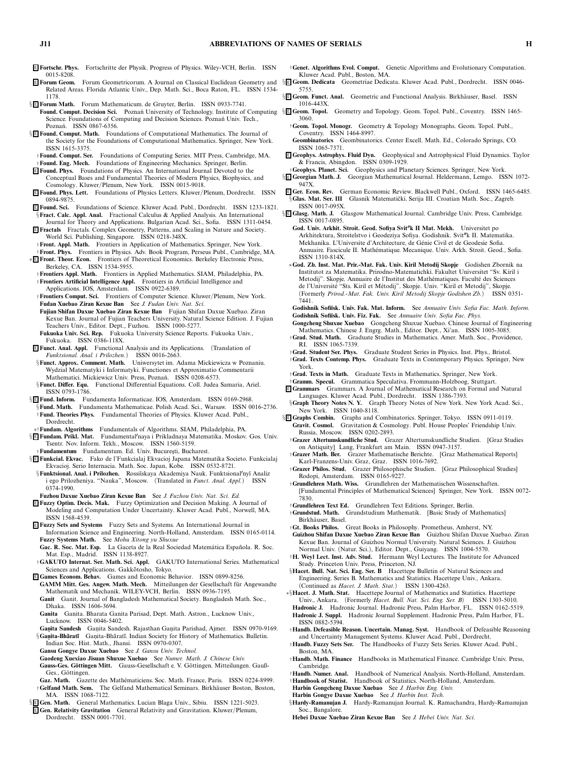E **Fortschr. Phys.** Fortschritte der Physik. Progress of Physics. Wiley-VCH, Berlin. ISSN 0015-8208.

E **Forum Geom.** Forum Geometricorum. A Journal on Classical Euclidean Geometry and Related Areas. Florida Atlantic Univ., Dep. Math. Sci., Boca Raton, FL. ISSN 1534-1178.

§E **Forum Math.** Forum Mathematicum. de Gruyter, Berlin. ISSN 0933-7741.

**Found. Comput. Decision Sci.** Poznań University of Technology. Institute of Computing Science. Foundations of Computing and Decision Sciences. Poznań Univ. Tech., Poznań. ISSN 0867-6356.

§E **Found. Comput. Math.** Foundations of Computational Mathematics. The Journal of the Society for the Foundations of Computational Mathematics. Springer, New York. ISSN 1615-3375.

†**Found. Comput. Ser.** Foundations of Computing Series. MIT Press, Cambridge, MA.

†**Found. Eng. Mech.** Foundations of Engineering Mechanics. Springer, Berlin.

E **Found. Phys.** Foundations of Physics. An International Journal Devoted to the Conceptual Bases and Fundamental Theories of Modern Physics, Biophysics, and Cosmology. Kluwer/Plenum, New York. ISSN 0015-9018.

E **Found. Phys. Lett.** Foundations of Physics Letters. Kluwer/Plenum, Dordrecht. ISSN 0894-9875.

E **Found. Sci.** Foundations of Science. Kluwer Acad. Publ., Dordrecht. ISSN 1233-1821.

§**Fract. Calc. Appl. Anal.** Fractional Calculus & Applied Analysis. An International Journal for Theory and Applications. Bulgarian Acad. Sci., Sofia. ISSN 1311-0454.

E **Fractals** Fractals. Complex Geometry, Patterns, and Scaling in Nature and Society. World Sci. Publishing, Singapore. ISSN 0218-348X.

†**Front. Appl. Math.** Frontiers in Application of Mathematics. Springer, New York.

†**Front. Phys.** Frontiers in Physics. Adv. Book Program, Perseus Publ., Cambridge, MA.

∗§E **Front. Theor. Econ.** Frontiers of Theoretical Economics. Berkeley Electronic Press, Berkeley, CA. ISSN 1534-5955.

†**Frontiers Appl. Math.** Frontiers in Applied Mathematics. SIAM, Philadelphia, PA.

†**Frontiers Artificial Intelligence Appl.** Frontiers in Artificial Intelligence and Applications. IOS, Amsterdam. ISSN 0922-6389.

†**Frontiers Comput. Sci.** Frontiers of Computer Science. Kluwer/Plenum, New York.

**Fudan Xuebao Ziran Kexue Ban** See *J. Fudan Univ. Nat. Sci.*

**Fujian Shifan Daxue Xuebao Ziran Kexue Ban** Fujian Shifan Daxue Xuebao. Ziran Kexue Ban. Journal of Fujian Teachers University. Natural Science Edition. J. Fujian Teachers Univ., Editor. Dept., Fuzhou. ISSN 1000-5277.

**Fukuoka Univ. Sci. Rep.** Fukuoka University Science Reports. Fukuoka Univ., Fukuoka. ISSN 0386-118X.

E **Funct. Anal. Appl.** Functional Analysis and its Applications. (Translation of *Funktsional. Anal. i Prilozhen.*) ISSN 0016-2663.

§**Funct. Approx. Comment. Math.** Uniwersytet im. Adama Mickiewicza w Poznaniu. Wydział Matematyki i Informatyki. Functiones et Approximatio Commentarii Mathematici. Mickiewicz Univ. Press, Poznań. ISSN 0208-6573.

§**Funct. Differ. Equ.** Functional Differential Equations. Coll. Judea Samaria, Ariel. ISSN 0793-1786.

§E **Fund. Inform.** Fundamenta Informaticae. IOS, Amsterdam. ISSN 0169-2968.

§**Fund. Math.** Fundamenta Mathematicae. Polish Acad. Sci., Warsaw. ISSN 0016-2736.

†**Fund. Theories Phys.** Fundamental Theories of Physics. Kluwer Acad. Publ., Dordrecht.

∗†**Fundam. Algorithms** Fundamentals of Algorithms. SIAM, Philadelphia, PA.

§E **Fundam. Prikl. Mat.** Fundamental′naya i Prikladnaya Matematika. Moskov. Gos. Univ. Tsentr. Nov. Inform. Tekh., Moscow. ISSN 1560-5159.

†**Fundamentum** Fundamentum. Ed. Univ. Bucureşti, Bucharest.

§E **Funkcial. Ekvac.** Fako de l'Funkcialaj Ekvacioj Japana Matematika Societo. Funkcialaj Ekvacioj. Serio Internacia. Math. Soc. Japan, Kobe. ISSN 0532-8721.

§**Funktsional. Anal. i Prilozhen.** Rossiĭskaya Akademiya Nauk. Funktsional′nyĭ Analiz i ego Prilozheniya. "Nauka", Moscow. (Translated in *Funct. Anal. Appl.*) ISSN 0374-1990.

**Fuzhou Daxue Xuebao Ziran Kexue Ban** See *J. Fuzhou Univ. Nat. Sci. Ed.*

E **Fuzzy Optim. Decis. Mak.** Fuzzy Optimization and Decision Making. A Journal of Modeling and Computation Under Uncertainty. Kluwer Acad. Publ., Norwell, MA. ISSN 1568-4539.

E **Fuzzy Sets and Systems** Fuzzy Sets and Systems. An International Journal in Information Science and Engineering. North-Holland, Amsterdam. ISSN 0165-0114.

**Fuzzy Systems Math.** See *Mohu Xitong yu Shuxue*

**Gac. R. Soc. Mat. Esp.** La Gaceta de la Real Sociedad Matemática Española. R. Soc. Mat. Esp., Madrid. ISSN 1138-8927.

†**GAKUTO Internat. Ser. Math. Sci. Appl.** GAKUTO International Series. Mathematical Sciences and Applications. Gakkōtosho, Tokyo.

E **Games Econom. Behav.** Games and Economic Behavior. ISSN 0899-8256.

**GAMM Mitt. Ges. Angew. Math. Mech.** Mitteilungen der Gesellschaft für Angewandte Mathematik und Mechanik. WILEY-VCH, Berlin. ISSN 0936-7195.

**Ganit** Ganit. Journal of Bangladesh Mathematical Society. Bangladesh Math. Soc., Dhaka. ISSN 1606-3694.

**Ganita** Ganita. Bharata Ganita Parisad, Dept. Math. Astron., Lucknow Univ., Lucknow. ISSN 0046-5402.

**Gaṇita Sandesh** Gaṇita Sandesh. Rajasthan Gaṇita Parishad, Ajmer. ISSN 0970-9169.

§**Gaṇita-Bhāratī** Gaṇita-Bhāratī. Indian Society for History of Mathematics. Bulletin. Indian Soc. Hist. Math., Jhansi. ISSN 0970-0307.

**Gansu Gongye Daxue Xuebao** See *J. Gansu Univ. Technol.*

**Gaodeng Xuexiao Jisuan Shuxue Xuebao** See *Numer. Math. J. Chinese Univ.*

**Gauss-Ges. Göttingen Mitt.** Gauss-Gesellschaft e. V. Göttingen. Mitteilungen. Gauß-Ges., Göttingen.

**Gaz. Math.** Gazette des Mathématiciens. Soc. Math. France, Paris. ISSN 0224-8999.

†**Gelfand Math. Sem.** The Gelfand Mathematical Seminars. Birkhäuser Boston, Boston, MA. ISSN 1068-7122.

§E **Gen. Math.** General Mathematics. Lucian Blaga Univ., Sibiu. ISSN 1221-5023.

E **Gen. Relativity Gravitation** General Relativity and Gravitation. Kluwer/Plenum, Dordrecht. ISSN 0001-7701.

†**Genet. Algorithms Evol. Comput.** Genetic Algorithms and Evolutionary Computation. Kluwer Acad. Publ., Boston, MA.

§E **Geom. Dedicata** Geometriae Dedicata. Kluwer Acad. Publ., Dordrecht. ISSN 0046-5755.

§E **Geom. Funct. Anal.** Geometric and Functional Analysis. Birkhäuser, Basel. ISSN 1016-443X.

§E **Geom. Topol.** Geometry and Topology. Geom. Topol. Publ., Coventry. ISSN 1465-3060.

†**Geom. Topol. Monogr.** Geometry & Topology Monographs. Geom. Topol. Publ., Coventry. ISSN 1464-8997.

**Geombinatorics** Geombinatorics. Center Excell. Math. Ed., Colorado Springs, CO. ISSN 1065-7371.

E **Geophys. Astrophys. Fluid Dyn.** Geophysical and Astrophysical Fluid Dynamics. Taylor & Francis, Abingdon. ISSN 0309-1929.

†**Geophys. Planet. Sci.** Geophysics and Planetary Sciences. Springer, New York.

§E **Georgian Math. J.** Georgian Mathematical Journal. Heldermann, Lemgo. ISSN 1072-947X.

E **Ger. Econ. Rev.** German Economic Review. Blackwell Publ., Oxford. ISSN 1465-6485.

§**Glas. Mat. Ser. III** Glasnik Matematički. Serija III. Croatian Math. Soc., Zagreb. ISSN 0017-095X.

§E **Glasg. Math. J.** Glasgow Mathematical Journal. Cambridge Univ. Press, Cambridge. ISSN 0017-0895.

**God. Univ. Arkhit. Stroit. Geod. Sofiya Svit″k II Mat. Mekh.** Universitet po Arkhitektura, Stroitelstvo i Geodeziya Sofiya. Godishnik. Svit″k II. Matematika. Mekhanika. L'Universite d'Architecture, de Génie Civil et de Geodesie Sofia. Annuaire. Fascicule II. Mathématique. Mecanique. Univ. Arkh. Stroit. Geod., Sofia. ISSN 1310-814X.

∗**God. Zb. Inst. Mat. Prir.-Mat. Fak. Univ. Kiril Metodij Skopje** Godishen Zbornik na Institutot za Matematika. Prirodno-Matematichki. Fakultet Universitet "Sv. Kiril i Metodij". Skopje. Annuaire de l'Institut des Mathématiques. Faculté des Sciences de l'Université "Sts. Kiril et Métodij". Skopje. Univ. "Kiril et Metodij", Skopje. (Formerly *Prirod.-Mat. Fak. Univ. Kiril Metodij Skopje Godishen Zb.*) ISSN 0351-7441.

**Godishnik Sofiĭsk. Univ. Fak. Mat. Inform.** See *Annuaire Univ. Sofia Fac. Math. Inform.*

**Godishnik Sofiĭsk. Univ. Fiz. Fak.** See *Annuaire Univ. Sofia Fac. Phys.*

**Gongcheng Shuxue Xuebao** Gongcheng Shuxue Xuebao. Chinese Journal of Engineering Mathematics. Chinese J. Engrg. Math., Editor. Dept., Xi'an. ISSN 1005-3085.

†**Grad. Stud. Math.** Graduate Studies in Mathematics. Amer. Math. Soc., Providence, RI. ISSN 1065-7339.

†**Grad. Student Ser. Phys.** Graduate Student Series in Physics. Inst. Phys., Bristol.

†**Grad. Texts Contemp. Phys.** Graduate Texts in Contemporary Physics. Springer, New York.

†**Grad. Texts in Math.** Graduate Texts in Mathematics. Springer, New York.

†**Gramm. Specul.** Grammatica Speculativa. Frommann-Holzboog, Stuttgart.

E **Grammars** Grammars. A Journal of Mathematical Research on Formal and Natural Languages. Kluwer Acad. Publ., Dordrecht. ISSN 1386-7393.

§**Graph Theory Notes N. Y.** Graph Theory Notes of New York. New York Acad. Sci., New York. ISSN 1040-8118.

§E **Graphs Combin.** Graphs and Combinatorics. Springer, Tokyo. ISSN 0911-0119.

**Gravit. Cosmol.** Gravitation & Cosmology. Publ. House Peoples' Friendship Univ. Russia, Moscow. ISSN 0202-2893.

†**Grazer Altertumskundliche Stud.** Grazer Altertumskundliche Studien. [Graz Studies on Antiquity] Lang, Frankfurt am Main. ISSN 0947-3157.

†**Grazer Math. Ber.** Grazer Mathematische Berichte. [Graz Mathematical Reports] Karl-Franzens-Univ. Graz, Graz. ISSN 1016-7692.

†**Grazer Philos. Stud.** Grazer Philosophische Studien. [Graz Philosophical Studies] Rodopi, Amsterdam. ISSN 0165-9227.

†**Grundlehren Math. Wiss.** Grundlehren der Mathematischen Wissenschaften. [Fundamental Principles of Mathematical Sciences] Springer, New York. ISSN 0072-7830.

†**Grundlehren Text Ed.** Grundlehren Text Editions. Springer, Berlin.

†**Grundstud. Math.** Grundstudium Mathematik. [Basic Study of Mathematics] Birkhäuser, Basel.

†**Gt. Books Philos.** Great Books in Philosophy. Prometheus, Amherst, NY.

**Guizhou Shifan Daxue Xuebao Ziran Kexue Ban** Guizhou Shifan Daxue Xuebao. Ziran Kexue Ban. Journal of Guizhou Normal University. Natural Sciences. J. Guizhou Normal Univ. (Natur. Sci.), Editor. Dept., Guiyang. ISSN 1004-5570.

†**H. Weyl Lect. Inst. Adv. Stud.** Hermann Weyl Lectures. The Institute for Advanced Study. Princeton Univ. Press, Princeton, NJ.

§**Hacet. Bull. Nat. Sci. Eng. Ser. B** Hacettepe Bulletin of Natural Sciences and Engineering. Series B. Mathematics and Statistics. Hacettepe Univ., Ankara. (Continued as *Hacet. J. Math. Stat.*) ISSN 1300-4263.

∗§**Hacet. J. Math. Stat.** Hacettepe Journal of Mathematics and Statistics. Hacettepe Univ., Ankara. (Formerly *Hacet. Bull. Nat. Sci. Eng. Ser. B*) ISSN 1303-5010.

**Hadronic J.** Hadronic Journal. Hadronic Press, Palm Harbor, FL. ISSN 0162-5519.

**Hadronic J. Suppl.** Hadronic Journal Supplement. Hadronic Press, Palm Harbor, FL. ISSN 0882-5394.

†**Handb. Defeasible Reason. Uncertain. Manag. Syst.** Handbook of Defeasible Reasoning and Uncertainty Management Systems. Kluwer Acad. Publ., Dordrecht.

†**Handb. Fuzzy Sets Ser.** The Handbooks of Fuzzy Sets Series. Kluwer Acad. Publ., Boston, MA.

†**Handb. Math. Finance** Handbooks in Mathematical Finance. Cambridge Univ. Press, Cambridge.

†**Handb. Numer. Anal.** Handbook of Numerical Analysis. North-Holland, Amsterdam.

†**Handbook of Statist.** Handbook of Statistics. North-Holland, Amsterdam.

**Harbin Gongcheng Daxue Xuebao** See *J. Harbin Eng. Univ.*

**Harbin Gongye Daxue Xuebao** See *J. Harbin Inst. Tech.*

§**Hardy-Ramanujan J.** Hardy-Ramanujan Journal. K. Ramachandra, Hardy-Ramanujan Soc., Bangalore.

**Hebei Daxue Xuebao Ziran Kexue Ban** See *J. Hebei Univ. Nat. Sci.*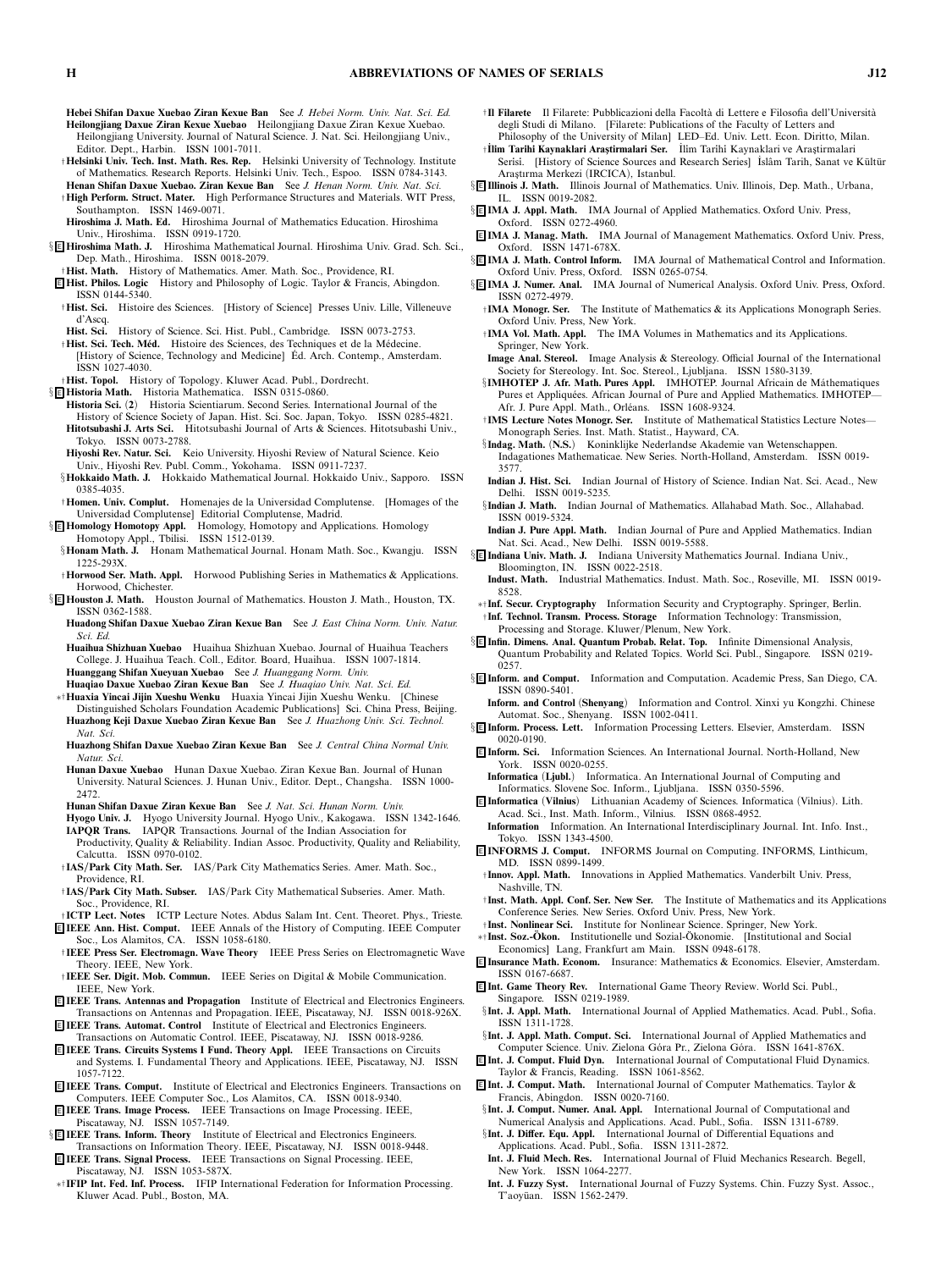**Hebei Shifan Daxue Xuebao Ziran Kexue Ban** See *J. Hebei Norm. Univ. Nat. Sci. Ed.*

**Heilongjiang Daxue Ziran Kexue Xuebao** Heilongjiang Daxue Ziran Kexue Xuebao. Heilongjiang University. Journal of Natural Science. J. Nat. Sci. Heilongjiang Univ., Editor. Dept., Harbin. ISSN 1001-7011.

†**Helsinki Univ. Tech. Inst. Math. Res. Rep.** Helsinki University of Technology. Institute of Mathematics. Research Reports. Helsinki Univ. Tech., Espoo. ISSN 0784-3143.

**Henan Shifan Daxue Xuebao. Ziran Kexue Ban** See *J. Henan Norm. Univ. Nat. Sci.*

†**High Perform. Struct. Mater.** High Performance Structures and Materials. WIT Press, Southampton. ISSN 1469-0071.

**Hiroshima J. Math. Ed.** Hiroshima Journal of Mathematics Education. Hiroshima Univ., Hiroshima. ISSN 0919-1720.

§E **Hiroshima Math. J.** Hiroshima Mathematical Journal. Hiroshima Univ. Grad. Sch. Sci., Dept. Math., Hiroshima. ISSN 0018-2079.

†**Hist. Math.** History of Mathematics. Amer. Math. Soc., Providence, RI.

E **Hist. Philos. Logic** History and Philosophy of Logic. Taylor & Francis, Abingdon. ISSN 0144-5340.

†**Hist. Sci.** Histoire des Sciences. [History of Science] Presses Univ. Lille, Villeneuve d'Ascq.

**Hist. Sci.** History of Science. Sci. Hist. Publ., Cambridge. ISSN 0073-2753.

†**Hist. Sci. Tech. Méd.** Histoire des Sciences, des Techniques et de la Médecine. [History of Science, Technology and Medicine] Éd. Arch. Contemp., Amsterdam. ISSN 1027-4030.

†**Hist. Topol.** History of Topology. Kluwer Acad. Publ., Dordrecht.

§E **Historia Math.** Historia Mathematica. ISSN 0315-0860.

**Historia Sci. (2)** Historia Scientiarum. Second Series. International Journal of the History of Science Society of Japan. Hist. Sci. Soc. Japan, Tokyo. ISSN 0285-4821.

**Hitotsubashi J. Arts Sci.** Hitotsubashi Journal of Arts & Sciences. Hitotsubashi Univ., Tokyo. ISSN 0073-2788.

**Hiyoshi Rev. Natur. Sci.** Keio University. Hiyoshi Review of Natural Science. Keio Univ., Hiyoshi Rev. Publ. Comm., Yokohama. ISSN 0911-7237.

§**Hokkaido Math. J.** Hokkaido Mathematical Journal. Hokkaido Univ., Sapporo. ISSN 0385-4035.

†**Homen. Univ. Complut.** Homenajes de la Universidad Complutense. [Homages of the Universidad Complutense] Editorial Complutense, Madrid.

§E **Homology Homotopy Appl.** Homology, Homotopy and Applications. Homology Homotopy Appl., Tbilisi. ISSN 1512-0139.

§**Honam Math. J.** Honam Mathematical Journal. Honam Math. Soc., Kwangju. ISSN 1225-293X.

†**Horwood Ser. Math. Appl.** Horwood Publishing Series in Mathematics & Applications. Horwood, Chichester.

§E **Houston J. Math.** Houston Journal of Mathematics. Houston J. Math., Houston, TX. ISSN 0362-1588.

**Huadong Shifan Daxue Xuebao Ziran Kexue Ban** See *J. East China Norm. Univ. Natur. Sci. Ed.*

**Huaihua Shizhuan Xuebao** Huaihua Shizhuan Xuebao. Journal of Huaihua Teachers College. J. Huaihua Teach. Coll., Editor. Board, Huaihua. ISSN 1007-1814.

**Huanggang Shifan Xueyuan Xuebao** See *J. Huanggang Norm. Univ.*

**Huaqiao Daxue Xuebao Ziran Kexue Ban** See *J. Huaqiao Univ. Nat. Sci. Ed.*

∗†**Huaxia Yincai Jijin Xueshu Wenku** Huaxia Yincai Jijin Xueshu Wenku. [Chinese Distinguished Scholars Foundation Academic Publications] Sci. China Press, Beijing.

**Huazhong Keji Daxue Xuebao Ziran Kexue Ban** See *J. Huazhong Univ. Sci. Technol. Nat. Sci.*

**Huazhong Shifan Daxue Xuebao Ziran Kexue Ban** See *J. Central China Normal Univ. Natur. Sci.*

**Hunan Daxue Xuebao** Hunan Daxue Xuebao. Ziran Kexue Ban. Journal of Hunan University. Natural Sciences. J. Hunan Univ., Editor. Dept., Changsha. ISSN 1000-2472.

**Hunan Shifan Daxue Ziran Kexue Xuebao** See *J. Nat. Sci. Hunan Norm. Univ.*

**Hyogo Univ. J.** Hyogo University Journal. Hyogo Univ., Kakogawa. ISSN 1342-1646.

**IAPQR Trans.** IAPQR Transactions. Journal of the Indian Association for Productivity, Quality & Reliability. Indian Assoc. Productivity, Quality and Reliability, Calcutta. ISSN 0970-0102.

†**IAS/Park City Math. Ser.** IAS/Park City Mathematics Series. Amer. Math. Soc., Providence, RI.

†**IAS/Park City Math. Subser.** IAS/Park City Mathematical Subseries. Amer. Math. Soc., Providence, RI.

†**ICTP Lect. Notes** ICTP Lecture Notes. Abdus Salam Int. Cent. Theoret. Phys., Trieste.

E **IEEE Ann. Hist. Comput.** IEEE Annals of the History of Computing. IEEE Computer Soc., Los Alamitos, CA. ISSN 1058-6180.

†**IEEE Press Ser. Electromagn. Wave Theory** IEEE Press Series on Electromagnetic Wave Theory. IEEE, New York.

†**IEEE Ser. Digit. Mob. Commun.** IEEE Series on Digital & Mobile Communication. IEEE, New York.

E **IEEE Trans. Antennas and Propagation** Institute of Electrical and Electronics Engineers. Transactions on Antennas and Propagation. IEEE, Piscataway, NJ. ISSN 0018-926X.

E **IEEE Trans. Automat. Control** Institute of Electrical and Electronics Engineers. Transactions on Automatic Control. IEEE, Piscataway, NJ. ISSN 0018-9286.

E **IEEE Trans. Circuits Systems I Fund. Theory Appl.** IEEE Transactions on Circuits and Systems. I. Fundamental Theory and Applications. IEEE, Piscataway, NJ. ISSN 1057-7122.

E **IEEE Trans. Comput.** Institute of Electrical and Electronics Engineers. Transactions on Computers. IEEE Computer Soc., Los Alamitos, CA. ISSN 0018-9340.

E **IEEE Trans. Image Process.** IEEE Transactions on Image Processing. IEEE, Piscataway, NJ. ISSN 1057-7149.

§E **IEEE Trans. Inform. Theory** Institute of Electrical and Electronics Engineers. Transactions on Information Theory. IEEE, Piscataway, NJ. ISSN 0018-9448.

E **IEEE Trans. Signal Process.** IEEE Transactions on Signal Processing. IEEE, Piscataway, NJ. ISSN 1053-587X.

∗†**IFIP Int. Fed. Inf. Process.** IFIP International Federation for Information Processing. Kluwer Acad. Publ., Boston, MA.

†**Il Filarete** Il Filarete: Pubblicazioni della Facoltà di Lettere e Filosofia dell'Università degli Studi di Milano. [Filarete: Publications of the Faculty of Letters and Philosophy of the University of Milan] LED–Ed. Univ. Lett. Econ. Diritto, Milan.

†**İlim Tarihi Kaynaklari Araştirmalari Ser.** İlim Tarihi Kaynaklari ve Araştirmalari Serisi. [History of Science Sources and Research Series] İslâm Tarih, Sanat ve Kültür Araştırma Merkezi (IRCICA), Istanbul.

§E **Illinois J. Math.** Illinois Journal of Mathematics. Univ. Illinois, Dep. Math., Urbana, IL. ISSN 0019-2082.

§E **IMA J. Appl. Math.** IMA Journal of Applied Mathematics. Oxford Univ. Press, Oxford. ISSN 0272-4960.

E **IMA J. Manag. Math.** IMA Journal of Management Mathematics. Oxford Univ. Press, Oxford. ISSN 1471-678X.

§E **IMA J. Math. Control Inform.** IMA Journal of Mathematical Control and Information. Oxford Univ. Press, Oxford. ISSN 0265-0754.

§E **IMA J. Numer. Anal.** IMA Journal of Numerical Analysis. Oxford Univ. Press, Oxford. ISSN 0272-4979.

†**IMA Monogr. Ser.** The Institute of Mathematics & its Applications Monograph Series. Oxford Univ. Press, New York.

†**IMA Vol. Math. Appl.** The IMA Volumes in Mathematics and its Applications. Springer, New York.

**Image Anal. Stereol.** Image Analysis & Stereology. Official Journal of the International Society for Stereology. Int. Soc. Stereol., Ljubljana. ISSN 1580-3139.

§**IMHOTEP J. Afr. Math. Pures Appl.** IMHOTEP. Journal Africain de Máthematiques Pures et Appliquées. African Journal of Pure and Applied Mathematics. IMHOTEP—Afr. J. Pure Appl. Math., Orléans. ISSN 1608-9324.

†**IMS Lecture Notes Monogr. Ser.** Institute of Mathematical Statistics Lecture Notes—Monograph Series. Inst. Math. Statist., Hayward, CA.

§**Indag. Math. (N.S.)** Koninklijke Nederlandse Akademie van Wetenschappen. Indagationes Mathematicae. New Series. North-Holland, Amsterdam. ISSN 0019-3577.

**Indian J. Hist. Sci.** Indian Journal of History of Science. Indian Nat. Sci. Acad., New Delhi. ISSN 0019-5235.

§**Indian J. Math.** Indian Journal of Mathematics. Allahabad Math. Soc., Allahabad. ISSN 0019-5324.

**Indian J. Pure Appl. Math.** Indian Journal of Pure and Applied Mathematics. Indian Nat. Sci. Acad., New Delhi. ISSN 0019-5588.

§E **Indiana Univ. Math. J.** Indiana University Mathematics Journal. Indiana Univ., Bloomington, IN. ISSN 0022-2518.

**Indust. Math.** Industrial Mathematics. Indust. Math. Soc., Roseville, MI. ISSN 0019-8528.

∗†**Inf. Secur. Cryptography** Information Security and Cryptography. Springer, Berlin.

†**Inf. Technol. Transm. Process. Storage** Information Technology: Transmission, Processing and Storage. Kluwer/Plenum, New York.

§E **Infin. Dimens. Anal. Quantum Probab. Relat. Top.** Infinite Dimensional Analysis, Quantum Probability and Related Topics. World Sci. Publ., Singapore. ISSN 0219-0257.

§E **Inform. and Comput.** Information and Computation. Academic Press, San Diego, CA. ISSN 0890-5401.

**Inform. and Control (Shenyang)** Information and Control. Xinxi yu Kongzhi. Chinese Automat. Soc., Shenyang. ISSN 1002-0411.

§E **Inform. Process. Lett.** Information Processing Letters. Elsevier, Amsterdam. ISSN 0020-0190.

E **Inform. Sci.** Information Sciences. An International Journal. North-Holland, New York. ISSN 0020-0255.

**Informatica (Ljubl.)** Informatica. An International Journal of Computing and Informatics. Slovene Soc. Inform., Ljubljana. ISSN 0350-5596.

E **Informatica (Vilnius)** Lithuanian Academy of Sciences. Informatica (Vilnius). Lith. Acad. Sci., Inst. Math. Inform., Vilnius. ISSN 0868-4952.

**Information** Information. An International Interdisciplinary Journal. Int. Info. Inst., Tokyo. ISSN 1343-4500.

E **INFORMS J. Comput.** INFORMS Journal on Computing. INFORMS, Linthicum, MD. ISSN 0899-1499.

†**Innov. Appl. Math.** Innovations in Applied Mathematics. Vanderbilt Univ. Press, Nashville, TN.

†**Inst. Math. Appl. Conf. Ser. New Ser.** The Institute of Mathematics and its Applications Conference Series. New Series. Oxford Univ. Press, New York.

†**Inst. Nonlinear Sci.** Institute for Nonlinear Science. Springer, New York.

∗†**Inst. Soz.-Ökon.** Institutionelle und Sozial-Ökonomie. [Institutional and Social Economics] Lang, Frankfurt am Main. ISSN 0948-6178.

E **Insurance Math. Econom.** Insurance: Mathematics & Economics. Elsevier, Amsterdam. ISSN 0167-6687.

E **Int. Game Theory Rev.** International Game Theory Review. World Sci. Publ., Singapore. ISSN 0219-1989.

§**Int. J. Appl. Math.** International Journal of Applied Mathematics. Acad. Publ., Sofia. ISSN 1311-1728.

§**Int. J. Appl. Math. Comput. Sci.** International Journal of Applied Mathematics and Computer Science. Univ. Zielona Góra Pr., Zielona Góra. ISSN 1641-876X.

E **Int. J. Comput. Fluid Dyn.** International Journal of Computational Fluid Dynamics. Taylor & Francis, Reading. ISSN 1061-8562.

E **Int. J. Comput. Math.** International Journal of Computer Mathematics. Taylor & Francis, Abingdon. ISSN 0020-7160.

§**Int. J. Comput. Numer. Anal. Appl.** International Journal of Computational and Numerical Analysis and Applications. Acad. Publ., Sofia. ISSN 1311-6789.

§**Int. J. Differ. Equ. Appl.** International Journal of Differential Equations and Applications. Acad. Publ., Sofia. ISSN 1311-2872.

**Int. J. Fluid Mech. Res.** International Journal of Fluid Mechanics Research. Begell, New York. ISSN 1064-2277.

**Int. J. Fuzzy Syst.** International Journal of Fuzzy Systems. Chin. Fuzzy Syst. Assoc., T'aoyüan. ISSN 1562-2479.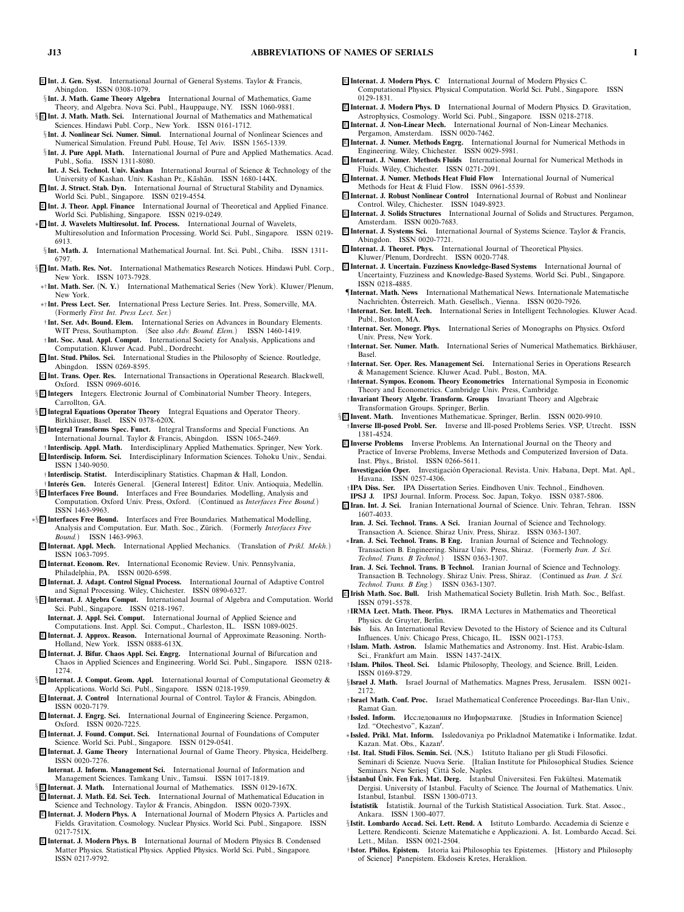E **Int. J. Gen. Syst.** International Journal of General Systems. Taylor & Francis, Abingdon. ISSN 0308-1079.

§ **Int. J. Math. Game Theory Algebra** International Journal of Mathematics, Game Theory, and Algebra. Nova Sci. Publ., Hauppauge, NY. ISSN 1060-9881.

§ E **Int. J. Math. Math. Sci.** International Journal of Mathematics and Mathematical Sciences. Hindawi Publ. Corp., New York. ISSN 0161-1712.

§ **Int. J. Nonlinear Sci. Numer. Simul.** International Journal of Nonlinear Sciences and Numerical Simulation. Freund Publ. House, Tel Aviv. ISSN 1565-1339.

§ **Int. J. Pure Appl. Math.** International Journal of Pure and Applied Mathematics. Acad. Publ., Sofia. ISSN 1311-8080.

**Int. J. Sci. Technol. Univ. Kashan** International Journal of Science & Technology of the University of Kashan. Univ. Kashan Pr., Kāshān. ISSN 1680-144X.

E **Int. J. Struct. Stab. Dyn.** International Journal of Structural Stability and Dynamics. World Sci. Publ., Singapore. ISSN 0219-4554.

E **Int. J. Theor. Appl. Finance** International Journal of Theoretical and Applied Finance. World Sci. Publishing, Singapore. ISSN 0219-0249.

∗ E **Int. J. Wavelets Multiresolut. Inf. Process.** International Journal of Wavelets, Multiresolution and Information Processing. World Sci. Publ., Singapore. ISSN 0219-6913.

§ **Int. Math. J.** International Mathematical Journal. Int. Sci. Publ., Chiba. ISSN 1311-6797.

§ E **Int. Math. Res. Not.** International Mathematics Research Notices. Hindawi Publ. Corp., New York. ISSN 1073-7928.

∗† **Int. Math. Ser. (N. Y.)** International Mathematical Series (New York). Kluwer/Plenum, New York.

∗† **Int. Press Lect. Ser.** International Press Lecture Series. Int. Press, Somerville, MA. (Formerly *First Int. Press Lect. Ser.*)

† **Int. Ser. Adv. Bound. Elem.** International Series on Advances in Boundary Elements. WIT Press, Southampton. (See also *Adv. Bound. Elem.*) ISSN 1460-1419.

† **Int. Soc. Anal. Appl. Comput.** International Society for Analysis, Applications and Computation. Kluwer Acad. Publ., Dordrecht.

E **Int. Stud. Philos. Sci.** International Studies in the Philosophy of Science. Routledge, Abingdon. ISSN 0269-8595.

E **Int. Trans. Oper. Res.** International Transactions in Operational Research. Blackwell, Oxford. ISSN 0969-6016.

§ E **Integers** Integers. Electronic Journal of Combinatorial Number Theory. Integers, Carrollton, GA.

§ E **Integral Equations Operator Theory** Integral Equations and Operator Theory. Birkhäuser, Basel. ISSN 0378-620X.

§ E **Integral Transforms Spec. Funct.** Integral Transforms and Special Functions. An International Journal. Taylor & Francis, Abingdon. ISSN 1065-2469.

† **Interdiscip. Appl. Math.** Interdisciplinary Applied Mathematics. Springer, New York.

E **Interdiscip. Inform. Sci.** Interdisciplinary Information Sciences. Tohoku Univ., Sendai. ISSN 1340-9050.

† **Interdiscip. Statist.** Interdisciplinary Statistics. Chapman & Hall, London.

† **Interés Gen.** Interés General. [General Interest] Editor. Univ. Antioquia, Medellín.

§ E **Interfaces Free Bound.** Interfaces and Free Boundaries. Modelling, Analysis and Computation. Oxford Univ. Press, Oxford. (Continued as *Interfaces Free Bound.*) ISSN 1463-9963.

∗§ E **Interfaces Free Bound.** Interfaces and Free Boundaries. Mathematical Modelling, Analysis and Computation. Eur. Math. Soc., Zürich. (Formerly *Interfaces Free Bound.*) ISSN 1463-9963.

E **Internat. Appl. Mech.** International Applied Mechanics. (Translation of *Prikl. Mekh.*) ISSN 1063-7095.

E **Internat. Econom. Rev.** International Economic Review. Univ. Pennsylvania, Philadelphia, PA. ISSN 0020-6598.

E **Internat. J. Adapt. Control Signal Process.** International Journal of Adaptive Control and Signal Processing. Wiley, Chichester. ISSN 0890-6327.

§ E **Internat. J. Algebra Comput.** International Journal of Algebra and Computation. World Sci. Publ., Singapore. ISSN 0218-1967.

**Internat. J. Appl. Sci. Comput.** International Journal of Applied Science and Computations. Inst. Appl. Sci. Comput., Charleston, IL. ISSN 1089-0025.

E **Internat. J. Approx. Reason.** International Journal of Approximate Reasoning. North-Holland, New York. ISSN 0888-613X.

E **Internat. J. Bifur. Chaos Appl. Sci. Engrg.** International Journal of Bifurcation and Chaos in Applied Sciences and Engineering. World Sci. Publ., Singapore. ISSN 0218-1274.

§ E **Internat. J. Comput. Geom. Appl.** International Journal of Computational Geometry & Applications. World Sci. Publ., Singapore. ISSN 0218-1959.

E **Internat. J. Control** International Journal of Control. Taylor & Francis, Abingdon. ISSN 0020-7179.

E **Internat. J. Engrg. Sci.** International Journal of Engineering Science. Pergamon, Oxford. ISSN 0020-7225.

E **Internat. J. Found. Comput. Sci.** International Journal of Foundations of Computer Science. World Sci. Publ., Singapore. ISSN 0129-0541.

E **Internat. J. Game Theory** International Journal of Game Theory. Physica, Heidelberg. ISSN 0020-7276.

**Internat. J. Inform. Management Sci.** International Journal of Information and Management Sciences. Tamkang Univ., Tamsui. ISSN 1017-1819.

§ E **Internat. J. Math.** International Journal of Mathematics. ISSN 0129-167X.

E **Internat. J. Math. Ed. Sci. Tech.** International Journal of Mathematical Education in Science and Technology. Taylor & Francis, Abingdon. ISSN 0020-739X.

E **Internat. J. Modern Phys. A** International Journal of Modern Physics A. Particles and Fields. Gravitation. Cosmology. Nuclear Physics. World Sci. Publ., Singapore. ISSN 0217-751X.

E **Internat. J. Modern Phys. B** International Journal of Modern Physics B. Condensed Matter Physics. Statistical Physics. Applied Physics. World Sci. Publ., Singapore. ISSN 0217-9792.

E **Internat. J. Modern Phys. C** International Journal of Modern Physics C. Computational Physics. Physical Computation. World Sci. Publ., Singapore. ISSN 0129-1831.

E **Internat. J. Modern Phys. D** International Journal of Modern Physics D. Gravitation, Astrophysics, Cosmology. World Sci. Publ., Singapore. ISSN 0218-2718.

E **Internat. J. Non-Linear Mech.** International Journal of Non-Linear Mechanics. Pergamon, Amsterdam. ISSN 0020-7462.

E **Internat. J. Numer. Methods Engrg.** International Journal for Numerical Methods in Engineering. Wiley, Chichester. ISSN 0029-5981.

E **Internat. J. Numer. Methods Fluids** International Journal for Numerical Methods in Fluids. Wiley, Chichester. ISSN 0271-2091.

E **Internat. J. Numer. Methods Heat Fluid Flow** International Journal of Numerical Methods for Heat & Fluid Flow. ISSN 0961-5539.

E **Internat. J. Robust Nonlinear Control** International Journal of Robust and Nonlinear Control. Wiley, Chichester. ISSN 1049-8923.

E **Internat. J. Solids Structures** International Journal of Solids and Structures. Pergamon, Amsterdam. ISSN 0020-7683.

E **Internat. J. Systems Sci.** International Journal of Systems Science. Taylor & Francis, Abingdon. ISSN 0020-7721.

E **Internat. J. Theoret. Phys.** International Journal of Theoretical Physics. Kluwer/Plenum, Dordrecht. ISSN 0020-7748.

E **Internat. J. Uncertain. Fuzziness Knowledge-Based Systems** International Journal of Uncertainty, Fuzziness and Knowledge-Based Systems. World Sci. Publ., Singapore. ISSN 0218-4885.

¶ **Internat. Math. News** International Mathematical News. Internationale Mathematische Nachrichten. Österreich. Math. Gesellsch., Vienna. ISSN 0020-7926.

† **Internat. Ser. Intell. Tech.** International Series in Intelligent Technologies. Kluwer Acad. Publ., Boston, MA.

† **Internat. Ser. Monogr. Phys.** International Series of Monographs on Physics. Oxford Univ. Press, New York.

† **Internat. Ser. Numer. Math.** International Series of Numerical Mathematics. Birkhäuser, Basel.

† **Internat. Ser. Oper. Res. Management Sci.** International Series in Operations Research & Management Science. Kluwer Acad. Publ., Boston, MA.

† **Internat. Sympos. Econom. Theory Econometrics** International Symposia in Economic Theory and Econometrics. Cambridge Univ. Press, Cambridge.

† **Invariant Theory Algebr. Transform. Groups** Invariant Theory and Algebraic Transformation Groups. Springer, Berlin.

§ E **Invent. Math.** Inventiones Mathematicae. Springer, Berlin. ISSN 0020-9910.

† **Inverse Ill-posed Probl. Ser.** Inverse and Ill-posed Problems Series. VSP, Utrecht. ISSN 1381-4524.

E **Inverse Problems** Inverse Problems. An International Journal on the Theory and Practice of Inverse Problems, Inverse Methods and Computerized Inversion of Data. Inst. Phys., Bristol. ISSN 0266-5611.

**Investigación Oper.** Investigación Operacional. Revista. Univ. Habana, Dept. Mat. Apl., Havana. ISSN 0257-4306.

† **IPA Diss. Ser.** IPA Dissertation Series. Eindhoven Univ. Technol., Eindhoven.

**IPSJ J.** IPSJ Journal. Inform. Process. Soc. Japan, Tokyo. ISSN 0387-5806.

E **Iran. Int. J. Sci.** Iranian International Journal of Science. Univ. Tehran, Tehran. ISSN 1607-4033.

**Iran. J. Sci. Technol. Trans. A Sci.** Iranian Journal of Science and Technology. Transaction A. Science. Shiraz Univ. Press, Shiraz. ISSN 0363-1307.

∗ **Iran. J. Sci. Technol. Trans. B Eng.** Iranian Journal of Science and Technology. Transaction B. Engineering. Shiraz Univ. Press, Shiraz. (Formerly *Iran. J. Sci. Technol. Trans. B Technol.*) ISSN 0363-1307.

**Iran. J. Sci. Technol. Trans. B Technol.** Iranian Journal of Science and Technology. Transaction B. Technology. Shiraz Univ. Press, Shiraz. (Continued as *Iran. J. Sci. Technol. Trans. B Eng.*) ISSN 0363-1307.

E **Irish Math. Soc. Bull.** Irish Mathematical Society Bulletin. Irish Math. Soc., Belfast. ISSN 0791-5578.

† **IRMA Lect. Math. Theor. Phys.** IRMA Lectures in Mathematics and Theoretical Physics. de Gruyter, Berlin.

**Isis** Isis. An International Review Devoted to the History of Science and its Cultural Influences. Univ. Chicago Press, Chicago, IL. ISSN 0021-1753.

† **Islam. Math. Astron.** Islamic Mathematics and Astronomy. Inst. Hist. Arabic-Islam. Sci., Frankfurt am Main. ISSN 1437-241X.

† **Islam. Philos. Theol. Sci.** Islamic Philosophy, Theology, and Science. Brill, Leiden. ISSN 0169-8729.

§ **Israel J. Math.** Israel Journal of Mathematics. Magnes Press, Jerusalem. ISSN 0021-2172.

† **Israel Math. Conf. Proc.** Israel Mathematical Conference Proceedings. Bar-Ilan Univ., Ramat Gan.

† **Issled. Inform.** Исследования по Информатике. [Studies in Information Science] Izd. "Otechestvo", Kazan′.

∗ **Issled. Prikl. Mat. Inform.** Issledovaniya po Prikladnoĭ Matematike i Informatike. Izdat. Kazan. Mat. Obs., Kazan′.

† **Ist. Ital. Studi Filos. Semin. Sci. (N.S.)** Istituto Italiano per gli Studi Filosofici. Seminari di Scienze. Nuova Serie. [Italian Institute for Philosophical Studies. Science Seminars. New Series] Città Sole, Naples.

§ **İstanbul Üniv. Fen Fak. Mat. Derg.** İstanbul Üniversitesi. Fen Fakültesi. Matematik Dergisi. University of Istanbul. Faculty of Science. The Journal of Mathematics. Univ. Istanbul, Istanbul. ISSN 1300-0713.

**İstatistik** İstatistik. Journal of the Turkish Statistical Association. Turk. Stat. Assoc., Ankara. ISSN 1300-4077.

§ **Istit. Lombardo Accad. Sci. Lett. Rend. A** Istituto Lombardo. Accademia di Scienze e Lettere. Rendiconti. Scienze Matematiche e Applicazioni. A. Ist. Lombardo Accad. Sci. Lett., Milan. ISSN 0021-2504.

† **Istor. Philos. Epistem.** Istoria kai Philosophia tes Epistemes. [History and Philosophy of Science] Panepistem. Ekdoseis Kretes, Heraklion.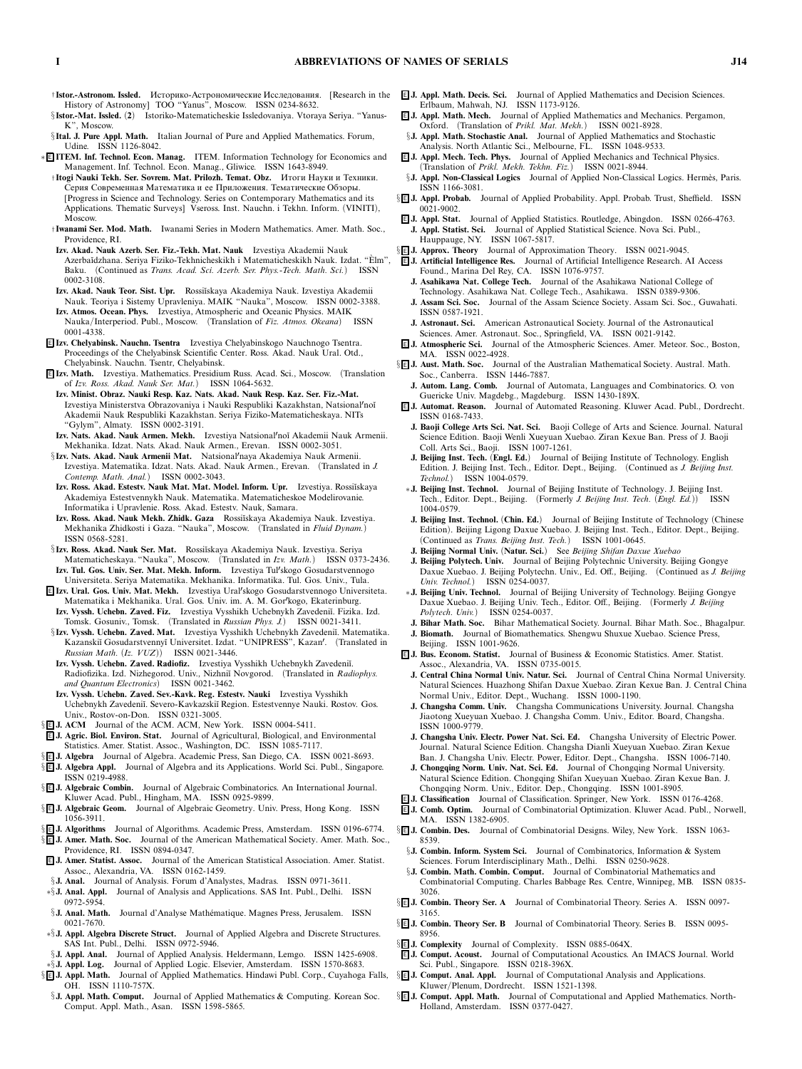†**Istor.-Astronom. Issled.** Историко-Астрономические Исследования. [Research in the History of Astronomy] TOO "Yanus", Moscow. ISSN 0234-8632.

§**Istor.-Mat. Issled. (2)** Istoriko-Matematicheskie Issledovaniya. Vtoraya Seriya. "Yanus-K", Moscow.

§**Ital. J. Pure Appl. Math.** Italian Journal of Pure and Applied Mathematics. Forum, Udine. ISSN 1126-8042.

∗E **ITEM. Inf. Technol. Econ. Manag.** ITEM. Information Technology for Economics and Management. Inf. Technol. Econ. Manag., Gliwice. ISSN 1643-8949.

†**Itogi Nauki Tekh. Ser. Sovrem. Mat. Prilozh. Temat. Obz.** Итоги Науки и Техники. Серия Современная Математика и ее Приложения. Тематические Обзоры. [Progress in Science and Technology. Series on Contemporary Mathematics and its Applications. Thematic Surveys] Vseross. Inst. Nauchn. i Tekhn. Inform. (VINITI), Moscow.

†**Iwanami Ser. Mod. Math.** Iwanami Series in Modern Mathematics. Amer. Math. Soc., Providence, RI.

**Izv. Akad. Nauk Azerb. Ser. Fiz.-Tekh. Mat. Nauk** Izvestiya Akademii Nauk Azerbaĭdzhana. Seriya Fiziko-Tekhnicheskikh i Matematicheskikh Nauk. Izdat. "Èlm", Baku. (Continued as *Trans. Acad. Sci. Azerb. Ser. Phys.-Tech. Math. Sci.*) ISSN 0002-3108.

**Izv. Akad. Nauk Teor. Sist. Upr.** Rossiĭskaya Akademiya Nauk. Izvestiya Akademii Nauk. Teoriya i Sistemy Upravleniya. MAIK "Nauka", Moscow. ISSN 0002-3388.

**Izv. Atmos. Ocean. Phys.** Izvestiya, Atmospheric and Oceanic Physics. MAIK Nauka/Interperiod. Publ., Moscow. (Translation of *Fiz. Atmos. Okeana*) ISSN 0001-4338.

E **Izv. Chelyabinsk. Nauchn. Tsentra** Izvestiya Chelyabinskogo Nauchnogo Tsentra. Proceedings of the Chelyabinsk Scientific Center. Ross. Akad. Nauk Ural. Otd., Chelyabinsk. Nauchn. Tsentr, Chelyabinsk.

E **Izv. Math.** Izvestiya. Mathematics. Presidium Russ. Acad. Sci., Moscow. (Translation of *Izv. Ross. Akad. Nauk Ser. Mat.*) ISSN 1064-5632.

**Izv. Minist. Obraz. Nauki Resp. Kaz. Nats. Akad. Nauk Resp. Kaz. Ser. Fiz.-Mat.** Izvestiya Ministerstva Obrazovaniya i Nauki Respubliki Kazakhstan, Natsional′noĭ Akademii Nauk Respubliki Kazakhstan. Seriya Fiziko-Matematicheskaya. NITs "Gylym", Almaty. ISSN 0002-3191.

**Izv. Nats. Akad. Nauk Armen. Mekh.** Izvestiya Natsional′noĭ Akademii Nauk Armenii. Mekhanika. Izdat. Nats. Akad. Nauk Armen., Erevan. ISSN 0002-3051.

§**Izv. Nats. Akad. Nauk Armenii Mat.** Natsional′naya Akademiya Nauk Armenii. Izvestiya. Matematika. Izdat. Nats. Akad. Nauk Armen., Erevan. (Translated in *J. Contemp. Math. Anal.*) ISSN 0002-3043.

**Izv. Ross. Akad. Estestv. Nauk Mat. Mat. Model. Inform. Upr.** Izvestiya. Rossiĭskaya Akademiya Estestvennykh Nauk. Matematika. Matematicheskoe Modelirovanie. Informatika i Upravlenie. Ross. Akad. Estestv. Nauk, Samara.

**Izv. Ross. Akad. Nauk Mekh. Zhidk. Gaza** Rossiĭskaya Akademiya Nauk. Izvestiya. Mekhanika Zhidkosti i Gaza. "Nauka", Moscow. (Translated in *Fluid Dynam.*) ISSN 0568-5281.

§**Izv. Ross. Akad. Nauk Ser. Mat.** Rossiĭskaya Akademiya Nauk. Izvestiya. Seriya Matematicheskaya. "Nauka", Moscow. (Translated in *Izv. Math.*) ISSN 0373-2436.

**Izv. Tul. Gos. Univ. Ser. Mat. Mekh. Inform.** Izvestiya Tul′skogo Gosudarstvennogo Universiteta. Seriya Matematika. Mekhanika. Informatika. Tul. Gos. Univ., Tula.

E **Izv. Ural. Gos. Univ. Mat. Mekh.** Izvestiya Ural′skogo Gosudarstvennogo Universiteta. Matematika i Mekhanika. Ural. Gos. Univ. im. A. M. Gor′kogo, Ekaterinburg.

**Izv. Vyssh. Uchebn. Zaved. Fiz.** Izvestiya Vysshikh Uchebnykh Zavedeniĭ. Fizika. Izd. Tomsk. Gosuniv., Tomsk. (Translated in *Russian Phys. J.*) ISSN 0021-3411.

§**Izv. Vyssh. Uchebn. Zaved. Mat.** Izvestiya Vysshikh Uchebnykh Zavedeniĭ. Matematika. Kazanskiĭ Gosudarstvennyĭ Universitet. Izdat. "UNIPRESS", Kazan′. (Translated in *Russian Math. (Iz. VUZ)*) ISSN 0021-3446.

**Izv. Vyssh. Uchebn. Zaved. Radiofiz.** Izvestiya Vysshikh Uchebnykh Zavedeniĭ. Radiofizika. Izd. Nizhegorod. Univ., Nizhniĭ Novgorod. (Translated in *Radiophys. and Quantum Electronics*) ISSN 0021-3462.

**Izv. Vyssh. Uchebn. Zaved. Sev.-Kavk. Reg. Estestv. Nauki** Izvestiya Vysshikh Uchebnykh Zavedeniĭ. Severo-Kavkazskiĭ Region. Estestvennye Nauki. Rostov. Gos. Univ., Rostov-on-Don. ISSN 0321-3005.

§E **J. ACM** Journal of the ACM. ACM, New York. ISSN 0004-5411.

E **J. Agric. Biol. Environ. Stat.** Journal of Agricultural, Biological, and Environmental Statistics. Amer. Statist. Assoc., Washington, DC. ISSN 1085-7117.

§E **J. Algebra** Journal of Algebra. Academic Press, San Diego, CA. ISSN 0021-8693.

§E **J. Algebra Appl.** Journal of Algebra and its Applications. World Sci. Publ., Singapore. ISSN 0219-4988.

§E **J. Algebraic Combin.** Journal of Algebraic Combinatorics. An International Journal. Kluwer Acad. Publ., Hingham, MA. ISSN 0925-9899.

§E **J. Algebraic Geom.** Journal of Algebraic Geometry. Univ. Press, Hong Kong. ISSN 1056-3911.

§E **J. Algorithms** Journal of Algorithms. Academic Press, Amsterdam. ISSN 0196-6774.

§E **J. Amer. Math. Soc.** Journal of the American Mathematical Society. Amer. Math. Soc., Providence, RI. ISSN 0894-0347.

E **J. Amer. Statist. Assoc.** Journal of the American Statistical Association. Amer. Statist. Assoc., Alexandria, VA. ISSN 0162-1459.

§**J. Anal.** Journal of Analysis. Forum d'Analystes, Madras. ISSN 0971-3611.

∗§**J. Anal. Appl.** Journal of Analysis and Applications. SAS Int. Publ., Delhi. ISSN 0972-5954.

§**J. Anal. Math.** Journal d'Analyse Mathématique. Magnes Press, Jerusalem. ISSN 0021-7670.

∗§**J. Appl. Algebra Discrete Struct.** Journal of Applied Algebra and Discrete Structures. SAS Int. Publ., Delhi. ISSN 0972-5946.

§**J. Appl. Anal.** Journal of Applied Analysis. Heldermann, Lemgo. ISSN 1425-6908.

∗§**J. Appl. Log.** Journal of Applied Logic. Elsevier, Amsterdam. ISSN 1570-8683.

§E **J. Appl. Math.** Journal of Applied Mathematics. Hindawi Publ. Corp., Cuyahoga Falls, OH. ISSN 1110-757X.

§**J. Appl. Math. Comput.** Journal of Applied Mathematics & Computing. Korean Soc. Comput. Appl. Math., Asan. ISSN 1598-5865.

E **J. Appl. Math. Decis. Sci.** Journal of Applied Mathematics and Decision Sciences. Erlbaum, Mahwah, NJ. ISSN 1173-9126.

E **J. Appl. Math. Mech.** Journal of Applied Mathematics and Mechanics. Pergamon, Oxford. (Translation of *Prikl. Mat. Mekh.*) ISSN 0021-8928.

§**J. Appl. Math. Stochastic Anal.** Journal of Applied Mathematics and Stochastic Analysis. North Atlantic Sci., Melbourne, FL. ISSN 1048-9533.

E **J. Appl. Mech. Tech. Phys.** Journal of Applied Mechanics and Technical Physics. (Translation of *Prikl. Mekh. Tekhn. Fiz.*) ISSN 0021-8944.

§**J. Appl. Non-Classical Logics** Journal of Applied Non-Classical Logics. Hermès, Paris. ISSN 1166-3081.

§E **J. Appl. Probab.** Journal of Applied Probability. Appl. Probab. Trust, Sheffield. ISSN 0021-9002.

E **J. Appl. Stat.** Journal of Applied Statistics. Routledge, Abingdon. ISSN 0266-4763.

**J. Appl. Statist. Sci.** Journal of Applied Statistical Science. Nova Sci. Publ., Hauppauge, NY. ISSN 1067-5817.

§E **J. Approx. Theory** Journal of Approximation Theory. ISSN 0021-9045.

E **J. Artificial Intelligence Res.** Journal of Artificial Intelligence Research. AI Access Found., Marina Del Rey, CA. ISSN 1076-9757.

**J. Asahikawa Nat. College Tech.** Journal of the Asahikawa National College of Technology. Asahikawa Nat. College Tech., Asahikawa. ISSN 0389-9306.

**J. Assam Sci. Soc.** Journal of the Assam Science Society. Assam Sci. Soc., Guwahati. ISSN 0587-1921.

**J. Astronaut. Sci.** American Astronautical Society. Journal of the Astronautical Sciences. Amer. Astronaut. Soc., Springfield, VA. ISSN 0021-9142.

E **J. Atmospheric Sci.** Journal of the Atmospheric Sciences. Amer. Meteor. Soc., Boston, MA. ISSN 0022-4928.

§E **J. Aust. Math. Soc.** Journal of the Australian Mathematical Society. Austral. Math. Soc., Canberra. ISSN 1446-7887.

**J. Autom. Lang. Comb.** Journal of Automata, Languages and Combinatorics. O. von Guericke Univ. Magdebg., Magdeburg. ISSN 1430-189X.

E **J. Automat. Reason.** Journal of Automated Reasoning. Kluwer Acad. Publ., Dordrecht. ISSN 0168-7433.

**J. Baoji College Arts Sci. Nat. Sci.** Baoji College of Arts and Science. Journal. Natural Science Edition. Baoji Wenli Xueyuan Xuebao. Ziran Kexue Ban. Press of J. Baoji Coll. Arts Sci., Baoji. ISSN 1007-1261.

**J. Beijing Inst. Tech. (Engl. Ed.)** Journal of Beijing Institute of Technology. English Edition. J. Beijing Inst. Tech., Editor. Dept., Beijing. (Continued as *J. Beijing Inst. Technol.*) ISSN 1004-0579.

∗**J. Beijing Inst. Technol.** Journal of Beijing Institute of Technology. J. Beijing Inst. Tech., Editor. Dept., Beijing. (Formerly *J. Beijing Inst. Tech. (Engl. Ed.)*) ISSN 1004-0579.

**J. Beijing Inst. Technol. (Chin. Ed.)** Journal of Beijing Institute of Technology (Chinese Edition). Beijing Ligong Daxue Xuebao. J. Beijing Inst. Tech., Editor. Dept., Beijing. (Continued as *Trans. Beijing Inst. Tech.*) ISSN 1001-0645.

**J. Beijing Normal Univ. (Natur. Sci.)** See *Beijing Shifan Daxue Xuebao*

**J. Beijing Polytech. Univ.** Journal of Beijing Polytechnic University. Beijing Gongye Daxue Xuebao. J. Beijing Polytechn. Univ., Ed. Off., Beijing. (Continued as *J. Beijing Univ. Technol.*) ISSN 0254-0037.

∗**J. Beijing Univ. Technol.** Journal of Beijing University of Technology. Beijing Gongye Daxue Xuebao. J. Beijing Univ. Tech., Editor. Off., Beijing. (Formerly *J. Beijing Polytech. Univ.*) ISSN 0254-0037.

**J. Bihar Math. Soc.** Bihar Mathematical Society. Journal. Bihar Math. Soc., Bhagalpur.

**J. Biomath.** Journal of Biomathematics. Shengwu Shuxue Xuebao. Science Press, Beijing. ISSN 1001-9626.

E **J. Bus. Econom. Statist.** Journal of Business & Economic Statistics. Amer. Statist. Assoc., Alexandria, VA. ISSN 0735-0015.

**J. Central China Normal Univ. Natur. Sci.** Journal of Central China Normal University. Natural Sciences. Huazhong Shifan Daxue Xuebao. Ziran Kexue Ban. J. Central China Normal Univ., Editor. Dept., Wuchang. ISSN 1000-1190.

**J. Changsha Comm. Univ.** Changsha Communications University. Journal. Changsha Jiaotong Xueyuan Xuebao. J. Changsha Comm. Univ., Editor. Board, Changsha. ISSN 1000-9779.

**J. Changsha Univ. Electr. Power Nat. Sci. Ed.** Changsha University of Electric Power. Journal. Natural Science Edition. Changsha Dianli Xueyuan Xuebao. Ziran Kexue Ban. J. Changsha Univ. Electr. Power, Editor. Dept., Changsha. ISSN 1006-7140.

**J. Chongqing Norm. Univ. Nat. Sci. Ed.** Journal of Chongqing Normal University. Natural Science Edition. Chongqing Shifan Xueyuan Xuebao. Ziran Kexue Ban. J. Chongqing Norm. Univ., Editor. Dep., Chongqing. ISSN 1001-8905.

E **J. Classification** Journal of Classification. Springer, New York. ISSN 0176-4268.

E **J. Comb. Optim.** Journal of Combinatorial Optimization. Kluwer Acad. Publ., Norwell, MA. ISSN 1382-6905.

§E **J. Combin. Des.** Journal of Combinatorial Designs. Wiley, New York. ISSN 1063-8539.

§**J. Combin. Inform. System Sci.** Journal of Combinatorics, Information & System Sciences. Forum Interdisciplinary Math., Delhi. ISSN 0250-9628.

§**J. Combin. Math. Combin. Comput.** Journal of Combinatorial Mathematics and Combinatorial Computing. Charles Babbage Res. Centre, Winnipeg, MB. ISSN 0835-3026.

§E **J. Combin. Theory Ser. A** Journal of Combinatorial Theory. Series A. ISSN 0097-3165.

§E **J. Combin. Theory Ser. B** Journal of Combinatorial Theory. Series B. ISSN 0095-8956.

§E **J. Complexity** Journal of Complexity. ISSN 0885-064X.

E **J. Comput. Acoust.** Journal of Computational Acoustics. An IMACS Journal. World Sci. Publ., Singapore. ISSN 0218-396X.

§E **J. Comput. Anal. Appl.** Journal of Computational Analysis and Applications. Kluwer/Plenum, Dordrecht. ISSN 1521-1398.

§E **J. Comput. Appl. Math.** Journal of Computational and Applied Mathematics. North-Holland, Amsterdam. ISSN 0377-0427.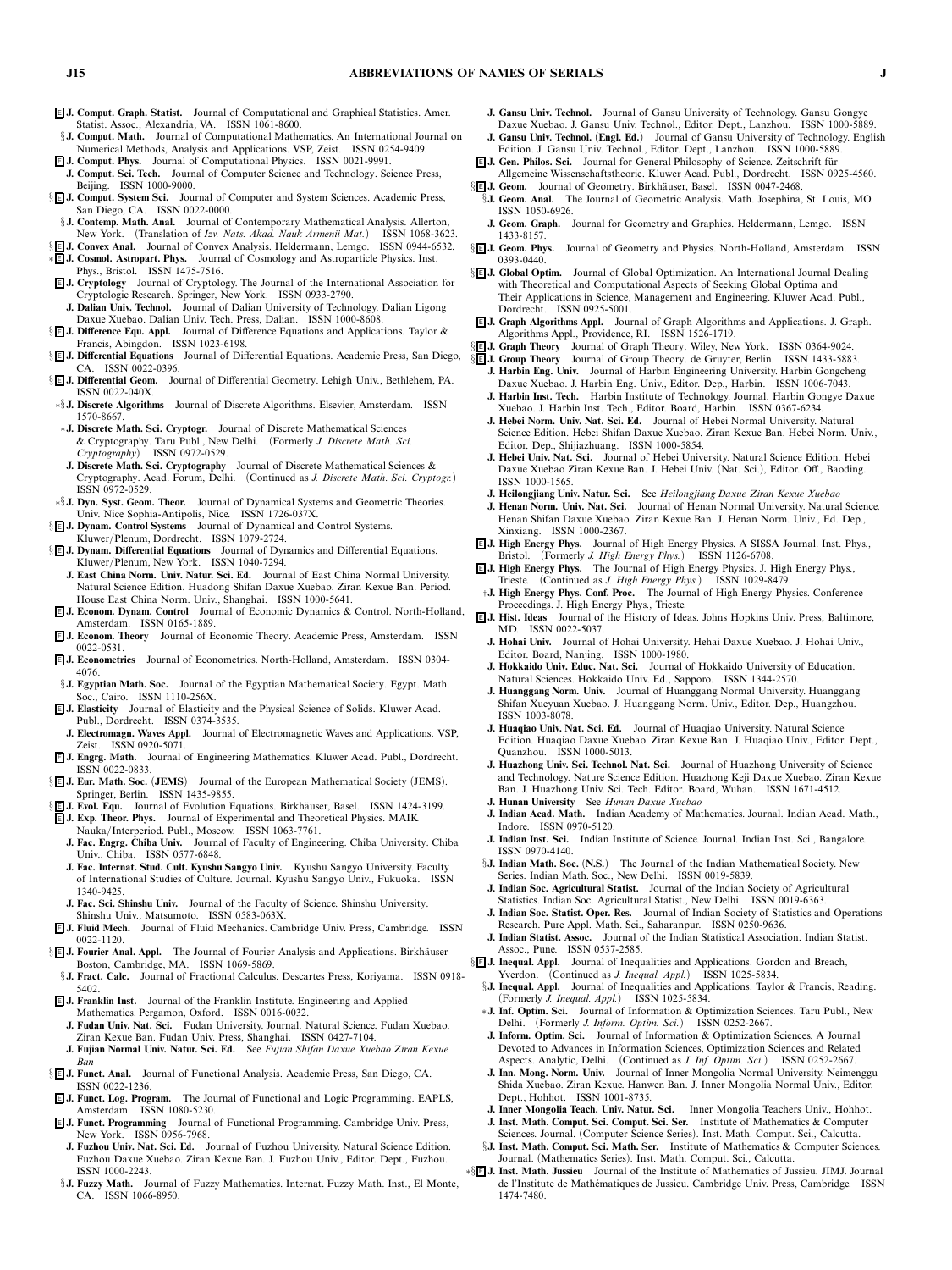E **J. Comput. Graph. Statist.** Journal of Computational and Graphical Statistics. Amer. Statist. Assoc., Alexandria, VA. ISSN 1061-8600.

§**J. Comput. Math.** Journal of Computational Mathematics. An International Journal on Numerical Methods, Analysis and Applications. VSP, Zeist. ISSN 0254-9409.

E **J. Comput. Phys.** Journal of Computational Physics. ISSN 0021-9991.

**J. Comput. Sci. Tech.** Journal of Computer Science and Technology. Science Press, Beijing. ISSN 1000-9000.

§E **J. Comput. System Sci.** Journal of Computer and System Sciences. Academic Press, San Diego, CA. ISSN 0022-0000.

§**J. Contemp. Math. Anal.** Journal of Contemporary Mathematical Analysis. Allerton, New York. (Translation of *Izv. Nats. Akad. Nauk Armenii Mat.*) ISSN 1068-3623.

§E **J. Convex Anal.** Journal of Convex Analysis. Heldermann, Lemgo. ISSN 0944-6532.

∗E **J. Cosmol. Astropart. Phys.** Journal of Cosmology and Astroparticle Physics. Inst. Phys., Bristol. ISSN 1475-7516.

E **J. Cryptology** Journal of Cryptology. The Journal of the International Association for Cryptologic Research. Springer, New York. ISSN 0933-2790.

**J. Dalian Univ. Technol.** Journal of Dalian University of Technology. Dalian Ligong Daxue Xuebao. Dalian Univ. Tech. Press, Dalian. ISSN 1000-8608.

§E **J. Difference Equ. Appl.** Journal of Difference Equations and Applications. Taylor & Francis, Abingdon. ISSN 1023-6198.

§E **J. Differential Equations** Journal of Differential Equations. Academic Press, San Diego, CA. ISSN 0022-0396.

§E **J. Differential Geom.** Journal of Differential Geometry. Lehigh Univ., Bethlehem, PA. ISSN 0022-040X.

∗§**J. Discrete Algorithms** Journal of Discrete Algorithms. Elsevier, Amsterdam. ISSN 1570-8667.

∗**J. Discrete Math. Sci. Cryptogr.** Journal of Discrete Mathematical Sciences & Cryptography. Taru Publ., New Delhi. (Formerly *J. Discrete Math. Sci. Cryptography*) ISSN 0972-0529.

**J. Discrete Math. Sci. Cryptography** Journal of Discrete Mathematical Sciences & Cryptography. Acad. Forum, Delhi. (Continued as *J. Discrete Math. Sci. Cryptogr.*) ISSN 0972-0529.

∗§**J. Dyn. Syst. Geom. Theor.** Journal of Dynamical Systems and Geometric Theories. Univ. Nice Sophia-Antipolis, Nice. ISSN 1726-037X.

§E **J. Dynam. Control Systems** Journal of Dynamical and Control Systems. Kluwer/Plenum, Dordrecht. ISSN 1079-2724.

§E **J. Dynam. Differential Equations** Journal of Dynamics and Differential Equations. Kluwer/Plenum, New York. ISSN 1040-7294.

**J. East China Norm. Univ. Natur. Sci. Ed.** Journal of East China Normal University. Natural Science Edition. Huadong Shifan Daxue Xuebao. Ziran Kexue Ban. Period. House East China Norm. Univ., Shanghai. ISSN 1000-5641.

E **J. Econom. Dynam. Control** Journal of Economic Dynamics & Control. North-Holland, Amsterdam. ISSN 0165-1889.

E **J. Econom. Theory** Journal of Economic Theory. Academic Press, Amsterdam. ISSN 0022-0531.

E **J. Econometrics** Journal of Econometrics. North-Holland, Amsterdam. ISSN 0304-4076.

§**J. Egyptian Math. Soc.** Journal of the Egyptian Mathematical Society. Egypt. Math. Soc., Cairo. ISSN 1110-256X.

E **J. Elasticity** Journal of Elasticity and the Physical Science of Solids. Kluwer Acad. Publ., Dordrecht. ISSN 0374-3535.

**J. Electromagn. Waves Appl.** Journal of Electromagnetic Waves and Applications. VSP, Zeist. ISSN 0920-5071.

E **J. Engrg. Math.** Journal of Engineering Mathematics. Kluwer Acad. Publ., Dordrecht. ISSN 0022-0833.

§E **J. Eur. Math. Soc. (JEMS)** Journal of the European Mathematical Society (JEMS). Springer, Berlin. ISSN 1435-9855.

§E **J. Evol. Equ.** Journal of Evolution Equations. Birkhäuser, Basel. ISSN 1424-3199.

E **J. Exp. Theor. Phys.** Journal of Experimental and Theoretical Physics. MAIK Nauka/Interperiod. Publ., Moscow. ISSN 1063-7761.

**J. Fac. Engrg. Chiba Univ.** Journal of Faculty of Engineering. Chiba University. Chiba Univ., Chiba. ISSN 0577-6848.

**J. Fac. Internat. Stud. Cult. Kyushu Sangyo Univ.** Kyushu Sangyo University. Faculty of International Studies of Culture. Journal. Kyushu Sangyo Univ., Fukuoka. ISSN 1340-9425.

**J. Fac. Sci. Shinshu Univ.** Journal of the Faculty of Science. Shinshu University. Shinshu Univ., Matsumoto. ISSN 0583-063X.

E **J. Fluid Mech.** Journal of Fluid Mechanics. Cambridge Univ. Press, Cambridge. ISSN 0022-1120.

§E **J. Fourier Anal. Appl.** The Journal of Fourier Analysis and Applications. Birkhäuser Boston, Cambridge, MA. ISSN 1069-5869.

§**J. Fract. Calc.** Journal of Fractional Calculus. Descartes Press, Koriyama. ISSN 0918-5402.

E **J. Franklin Inst.** Journal of the Franklin Institute. Engineering and Applied Mathematics. Pergamon, Oxford. ISSN 0016-0032.

**J. Fudan Univ. Nat. Sci.** Fudan University. Journal. Natural Science. Fudan Xuebao. Ziran Kexue Ban. Fudan Univ. Press, Shanghai. ISSN 0427-7104.

**J. Fujian Normal Univ. Natur. Sci. Ed.** See *Fujian Shifan Daxue Xuebao Ziran Kexue Ban*

§E **J. Funct. Anal.** Journal of Functional Analysis. Academic Press, San Diego, CA. ISSN 0022-1236.

E **J. Funct. Log. Program.** The Journal of Functional and Logic Programming. EAPLS, Amsterdam. ISSN 1080-5230.

E **J. Funct. Programming** Journal of Functional Programming. Cambridge Univ. Press, New York. ISSN 0956-7968.

**J. Fuzhou Univ. Nat. Sci. Ed.** Journal of Fuzhou University. Natural Science Edition. Fuzhou Daxue Xuebao. Ziran Kexue Ban. J. Fuzhou Univ., Editor. Dept., Fuzhou. ISSN 1000-2243.

§**J. Fuzzy Math.** Journal of Fuzzy Mathematics. Internat. Fuzzy Math. Inst., El Monte, CA. ISSN 1066-8950.

**J. Gansu Univ. Technol.** Journal of Gansu University of Technology. Gansu Gongye Daxue Xuebao. J. Gansu Univ. Technol., Editor. Dept., Lanzhou. ISSN 1000-5889.

**J. Gansu Univ. Technol. (Engl. Ed.)** Journal of Gansu University of Technology. English Edition. J. Gansu Univ. Technol., Editor. Dept., Lanzhou. ISSN 1000-5889.

E **J. Gen. Philos. Sci.** Journal for General Philosophy of Science. Zeitschrift für Allgemeine Wissenschaftstheorie. Kluwer Acad. Publ., Dordrecht. ISSN 0925-4560.

§E **J. Geom.** Journal of Geometry. Birkhäuser, Basel. ISSN 0047-2468.

§**J. Geom. Anal.** The Journal of Geometric Analysis. Math. Josephina, St. Louis, MO. ISSN 1050-6926.

**J. Geom. Graph.** Journal for Geometry and Graphics. Heldermann, Lemgo. ISSN 1433-8157.

§E **J. Geom. Phys.** Journal of Geometry and Physics. North-Holland, Amsterdam. ISSN 0393-0440.

§E **J. Global Optim.** Journal of Global Optimization. An International Journal Dealing with Theoretical and Computational Aspects of Seeking Global Optima and Their Applications in Science, Management and Engineering. Kluwer Acad. Publ., Dordrecht. ISSN 0925-5001.

E **J. Graph Algorithms Appl.** Journal of Graph Algorithms and Applications. J. Graph. Algorithms Appl., Providence, RI. ISSN 1526-1719.

§E **J. Graph Theory** Journal of Graph Theory. Wiley, New York. ISSN 0364-9024.

§E **J. Group Theory** Journal of Group Theory. de Gruyter, Berlin. ISSN 1433-5883.

**J. Harbin Eng. Univ.** Journal of Harbin Engineering University. Harbin Gongcheng Daxue Xuebao. J. Harbin Eng. Univ., Editor. Dep., Harbin. ISSN 1006-7043.

**J. Harbin Inst. Tech.** Harbin Institute of Technology. Journal. Harbin Gongye Daxue Xuebao. J. Harbin Inst. Tech., Editor. Board, Harbin. ISSN 0367-6234.

**J. Hebei Norm. Univ. Nat. Sci. Ed.** Journal of Hebei Normal University. Natural Science Edition. Hebei Shifan Daxue Xuebao. Ziran Kexue Ban. Hebei Norm. Univ., Editor. Dep., Shijiazhuang. ISSN 1000-5854.

**J. Hebei Univ. Nat. Sci.** Journal of Hebei University. Natural Science Edition. Hebei Daxue Xuebao Ziran Kexue Ban. J. Hebei Univ. (Nat. Sci.), Editor. Off., Baoding. ISSN 1000-1565.

**J. Heilongjiang Univ. Natur. Sci.** See *Heilongjiang Daxue Ziran Kexue Xuebao*

**J. Henan Norm. Univ. Nat. Sci.** Journal of Henan Normal University. Natural Science. Henan Shifan Daxue Xuebao. Ziran Kexue Ban. J. Henan Norm. Univ., Ed. Dep., Xinxiang. ISSN 1000-2367.

E **J. High Energy Phys.** Journal of High Energy Physics. A SISSA Journal. Inst. Phys., Bristol. (Formerly *J. High Energy Phys.*) ISSN 1126-6708.

E **J. High Energy Phys.** The Journal of High Energy Physics. J. High Energy Phys., Trieste. (Continued as *J. High Energy Phys.*) ISSN 1029-8479.

†**J. High Energy Phys. Conf. Proc.** The Journal of High Energy Physics. Conference Proceedings. J. High Energy Phys., Trieste.

E **J. Hist. Ideas** Journal of the History of Ideas. Johns Hopkins Univ. Press, Baltimore, MD. ISSN 0022-5037.

**J. Hohai Univ.** Journal of Hohai University. Hehai Daxue Xuebao. J. Hohai Univ., Editor. Board, Nanjing. ISSN 1000-1980.

**J. Hokkaido Univ. Educ. Nat. Sci.** Journal of Hokkaido University of Education. Natural Sciences. Hokkaido Univ. Ed., Sapporo. ISSN 1344-2570.

**J. Huanggang Norm. Univ.** Journal of Huanggang Normal University. Huanggang Shifan Xueyuan Xuebao. J. Huanggang Norm. Univ., Editor. Dep., Huangzhou. ISSN 1003-8078.

**J. Huaqiao Univ. Nat. Sci. Ed.** Journal of Huaqiao University. Natural Science Edition. Huaqiao Daxue Xuebao. Ziran Kexue Ban. J. Huaqiao Univ., Editor. Dept., Quanzhou. ISSN 1000-5013.

**J. Huazhong Univ. Sci. Technol. Nat. Sci.** Journal of Huazhong University of Science and Technology. Nature Science Edition. Huazhong Keji Daxue Xuebao. Ziran Kexue Ban. J. Huazhong Univ. Sci. Tech. Editor. Board, Wuhan. ISSN 1671-4512.

**J. Hunan University** See *Hunan Daxue Xuebao*

**J. Indian Acad. Math.** Indian Academy of Mathematics. Journal. Indian Acad. Math., Indore. ISSN 0970-5120.

**J. Indian Inst. Sci.** Indian Institute of Science. Journal. Indian Inst. Sci., Bangalore. ISSN 0970-4140.

§**J. Indian Math. Soc. (N.S.)** The Journal of the Indian Mathematical Society. New Series. Indian Math. Soc., New Delhi. ISSN 0019-5839.

**J. Indian Soc. Agricultural Statist.** Journal of the Indian Society of Agricultural Statistics. Indian Soc. Agricultural Statist., New Delhi. ISSN 0019-6363.

**J. Indian Soc. Statist. Oper. Res.** Journal of Indian Society of Statistics and Operations Research. Pure Appl. Math. Sci., Saharanpur. ISSN 0250-9636.

**J. Indian Statist. Assoc.** Journal of the Indian Statistical Association. Indian Statist. Assoc., Pune. ISSN 0537-2585.

§E **J. Inequal. Appl.** Journal of Inequalities and Applications. Gordon and Breach, Yverdon. (Continued as *J. Inequal. Appl.*) ISSN 1025-5834.

§**J. Inequal. Appl.** Journal of Inequalities and Applications. Taylor & Francis, Reading. (Formerly *J. Inequal. Appl.*) ISSN 1025-5834.

∗**J. Inf. Optim. Sci.** Journal of Information & Optimization Sciences. Taru Publ., New Delhi. (Formerly *J. Inform. Optim. Sci.*) ISSN 0252-2667.

**J. Inform. Optim. Sci.** Journal of Information & Optimization Sciences. A Journal Devoted to Advances in Information Sciences, Optimization Sciences and Related Aspects. Analytic, Delhi. (Continued as *J. Inf. Optim. Sci.*) ISSN 0252-2667.

**J. Inn. Mong. Norm. Univ.** Journal of Inner Mongolia Normal University. Neimenggu Shida Xuebao. Ziran Kexue. Hanwen Ban. J. Inner Mongolia Normal Univ., Editor. Dept., Hohhot. ISSN 1001-8735.

**J. Inner Mongolia Teach. Univ. Natur. Sci.** Inner Mongolia Teachers Univ., Hohhot.

**J. Inst. Math. Comput. Sci. Comput. Sci. Ser.** Institute of Mathematics & Computer Sciences. Journal. (Computer Science Series). Inst. Math. Comput. Sci., Calcutta.

§**J. Inst. Math. Comput. Sci. Math. Ser.** Institute of Mathematics & Computer Sciences. Journal. (Mathematics Series). Inst. Math. Comput. Sci., Calcutta.

∗§E **J. Inst. Math. Jussieu** Journal of the Institute of Mathematics of Jussieu. JIMJ. Journal de l'Institute de Mathématiques de Jussieu. Cambridge Univ. Press, Cambridge. ISSN 1474-7480.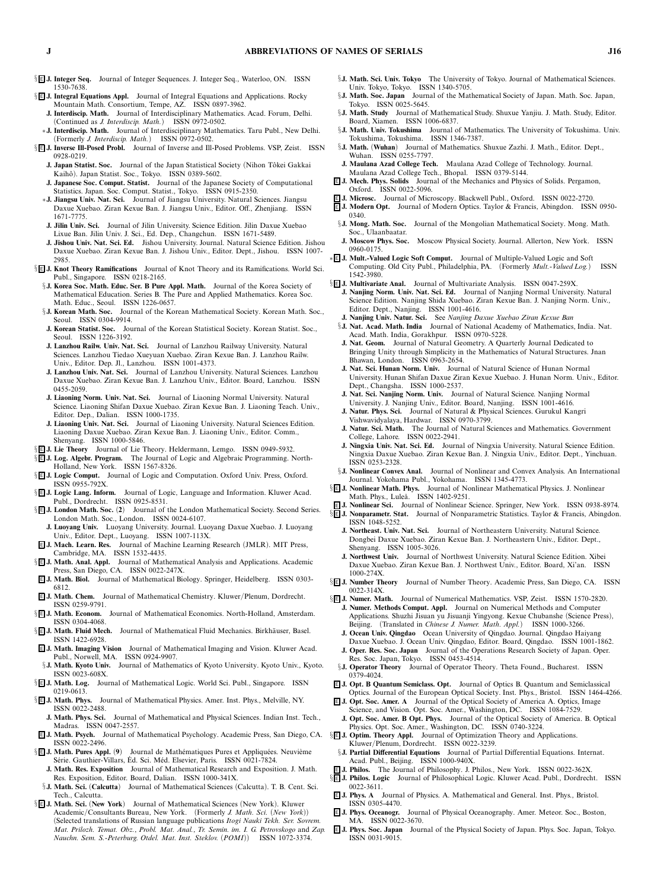§ E **J. Integer Seq.** Journal of Integer Sequences. J. Integer Seq., Waterloo, ON. ISSN 1530-7638.

§ E **J. Integral Equations Appl.** Journal of Integral Equations and Applications. Rocky Mountain Math. Consortium, Tempe, AZ. ISSN 0897-3962.

**J. Interdiscip. Math.** Journal of Interdisciplinary Mathematics. Acad. Forum, Delhi. (Continued as *J. Interdiscip. Math.*) ISSN 0972-0502.

∗ **J. Interdiscip. Math.** Journal of Interdisciplinary Mathematics. Taru Publ., New Delhi. (Formerly *J. Interdiscip. Math.*) ISSN 0972-0502.

§ E **J. Inverse Ill-Posed Probl.** Journal of Inverse and Ill-Posed Problems. VSP, Zeist. ISSN 0928-0219.

**J. Japan Statist. Soc.** Journal of the Japan Statistical Society (Nihon Tôkei Gakkai Kaihô). Japan Statist. Soc., Tokyo. ISSN 0389-5602.

**J. Japanese Soc. Comput. Statist.** Journal of the Japanese Society of Computational Statistics. Japan. Soc. Comput. Statist., Tokyo. ISSN 0915-2350.

∗ **J. Jiangsu Univ. Nat. Sci.** Journal of Jiangsu University. Natural Sciences. Jiangsu Daxue Xuebao. Ziran Kexue Ban. J. Jiangsu Univ., Editor. Off., Zhenjiang. ISSN 1671-7775.

**J. Jilin Univ. Sci.** Journal of Jilin University. Science Edition. Jilin Daxue Xuebao Lixue Ban. Jilin Univ. J. Sci., Ed. Dep., Changchun. ISSN 1671-5489.

**J. Jishou Univ. Nat. Sci. Ed.** Jishou University. Journal. Natural Science Edition. Jishou Daxue Xuebao. Ziran Kexue Ban. J. Jishou Univ., Editor. Dept., Jishou. ISSN 1007-2985.

§ E **J. Knot Theory Ramifications** Journal of Knot Theory and its Ramifications. World Sci. Publ., Singapore. ISSN 0218-2165.

§ **J. Korea Soc. Math. Educ. Ser. B Pure Appl. Math.** Journal of the Korea Society of Mathematical Education. Series B. The Pure and Applied Mathematics. Korea Soc. Math. Educ., Seoul. ISSN 1226-0657.

§ **J. Korean Math. Soc.** Journal of the Korean Mathematical Society. Korean Math. Soc., Seoul. ISSN 0304-9914.

**J. Korean Statist. Soc.** Journal of the Korean Statistical Society. Korean Statist. Soc., Seoul. ISSN 1226-3192.

**J. Lanzhou Railw. Univ. Nat. Sci.** Journal of Lanzhou Railway University. Natural Sciences. Lanzhou Tiedao Xueyuan Xuebao. Ziran Kexue Ban. J. Lanzhou Railw. Univ., Editor. Dep. Jl., Lanzhou. ISSN 1001-4373.

**J. Lanzhou Univ. Nat. Sci.** Journal of Lanzhou University. Natural Sciences. Lanzhou Daxue Xuebao. Ziran Kexue Ban. J. Lanzhou Univ., Editor. Board, Lanzhou. ISSN 0455-2059.

**J. Liaoning Norm. Univ. Nat. Sci.** Journal of Liaoning Normal University. Natural Science. Liaoning Shifan Daxue Xuebao. Ziran Kexue Ban. J. Liaoning Teach. Univ., Editor. Dep., Dalian. ISSN 1000-1735.

**J. Liaoning Univ. Nat. Sci.** Journal of Liaoning University. Natural Sciences Edition. Liaoning Daxue Xuebao. Ziran Kexue Ban. J. Liaoning Univ., Editor. Comm., Shenyang. ISSN 1000-5846.

§ E **J. Lie Theory** Journal of Lie Theory. Heldermann, Lemgo. ISSN 0949-5932.

§ E **J. Log. Algebr. Program.** The Journal of Logic and Algebraic Programming. North-Holland, New York. ISSN 1567-8326.

§ E **J. Logic Comput.** Journal of Logic and Computation. Oxford Univ. Press, Oxford. ISSN 0955-792X.

§ E **J. Logic Lang. Inform.** Journal of Logic, Language and Information. Kluwer Acad. Publ., Dordrecht. ISSN 0925-8531.

§ E **J. London Math. Soc. (2)** Journal of the London Mathematical Society. Second Series. London Math. Soc., London. ISSN 0024-6107.

**J. Luoyang Univ.** Luoyang University. Journal. Luoyang Daxue Xuebao. J. Luoyang Univ., Editor. Dept., Luoyang. ISSN 1007-113X.

E **J. Mach. Learn. Res.** Journal of Machine Learning Research (JMLR). MIT Press, Cambridge, MA. ISSN 1532-4435.

§ E **J. Math. Anal. Appl.** Journal of Mathematical Analysis and Applications. Academic Press, San Diego, CA. ISSN 0022-247X.

E **J. Math. Biol.** Journal of Mathematical Biology. Springer, Heidelberg. ISSN 0303-6812.

E **J. Math. Chem.** Journal of Mathematical Chemistry. Kluwer/Plenum, Dordrecht. ISSN 0259-9791.

§ E **J. Math. Econom.** Journal of Mathematical Economics. North-Holland, Amsterdam. ISSN 0304-4068.

§ E **J. Math. Fluid Mech.** Journal of Mathematical Fluid Mechanics. Birkhäuser, Basel. ISSN 1422-6928.

E **J. Math. Imaging Vision** Journal of Mathematical Imaging and Vision. Kluwer Acad. Publ., Norwell, MA. ISSN 0924-9907.

§ **J. Math. Kyoto Univ.** Journal of Mathematics of Kyoto University. Kyoto Univ., Kyoto. ISSN 0023-608X.

§ E **J. Math. Log.** Journal of Mathematical Logic. World Sci. Publ., Singapore. ISSN 0219-0613.

§ E **J. Math. Phys.** Journal of Mathematical Physics. Amer. Inst. Phys., Melville, NY. ISSN 0022-2488.

**J. Math. Phys. Sci.** Journal of Mathematical and Physical Sciences. Indian Inst. Tech., Madras. ISSN 0047-2557.

E **J. Math. Psych.** Journal of Mathematical Psychology. Academic Press, San Diego, CA. ISSN 0022-2496.

§ E **J. Math. Pures Appl. (9)** Journal de Mathématiques Pures et Appliquées. Neuvième Série. Gauthier-Villars, Éd. Sci. Méd. Elsevier, Paris. ISSN 0021-7824.

**J. Math. Res. Exposition** Journal of Mathematical Research and Exposition. J. Math. Res. Exposition, Editor. Board, Dalian. ISSN 1000-341X.

§ **J. Math. Sci. (Calcutta)** Journal of Mathematical Sciences (Calcutta). T. B. Cent. Sci. Tech., Calcutta.

§ E **J. Math. Sci. (New York)** Journal of Mathematical Sciences (New York). Kluwer Academic/Consultants Bureau, New York. (Formerly *J. Math. Sci. (New York)*) (Selected translations of Russian language publications *Itogi Nauki Tekh. Ser. Sovrem. Mat. Prilozh. Temat. Obz.*, *Probl. Mat. Anal.*, *Tr. Semin. im. I. G. Petrovskogo* and *Zap. Nauchn. Sem. S.-Peterburg. Otdel. Mat. Inst. Steklov. (POMI)*) ISSN 1072-3374.

§ **J. Math. Sci. Univ. Tokyo** The University of Tokyo. Journal of Mathematical Sciences. Univ. Tokyo, Tokyo. ISSN 1340-5705.

§ **J. Math. Soc. Japan** Journal of the Mathematical Society of Japan. Math. Soc. Japan, Tokyo. ISSN 0025-5645.

§ **J. Math. Study** Journal of Mathematical Study. Shuxue Yanjiu. J. Math. Study, Editor. Board, Xiamen. ISSN 1006-6837.

§ **J. Math. Univ. Tokushima** Journal of Mathematics. The University of Tokushima. Univ. Tokushima, Tokushima. ISSN 1346-7387.

§ **J. Math. (Wuhan)** Journal of Mathematics. Shuxue Zazhi. J. Math., Editor. Dept., Wuhan. ISSN 0255-7797.

**J. Maulana Azad College Tech.** Maulana Azad College of Technology. Journal. Maulana Azad College Tech., Bhopal. ISSN 0379-5144.

E **J. Mech. Phys. Solids** Journal of the Mechanics and Physics of Solids. Pergamon, Oxford. ISSN 0022-5096.

E **J. Microsc.** Journal of Microscopy. Blackwell Publ., Oxford. ISSN 0022-2720.

E **J. Modern Opt.** Journal of Modern Optics. Taylor & Francis, Abingdon. ISSN 0950-0340.

§ **J. Mong. Math. Soc.** Journal of the Mongolian Mathematical Society. Mong. Math. Soc., Ulaanbaatar.

**J. Moscow Phys. Soc.** Moscow Physical Society. Journal. Allerton, New York. ISSN 0960-0175.

∗ E **J. Mult.-Valued Logic Soft Comput.** Journal of Multiple-Valued Logic and Soft Computing. Old City Publ., Philadelphia, PA. (Formerly *Mult.-Valued Log.*) ISSN 1542-3980.

§ E **J. Multivariate Anal.** Journal of Multivariate Analysis. ISSN 0047-259X.

**J. Nanjing Norm. Univ. Nat. Sci. Ed.** Journal of Nanjing Normal University. Natural Science Edition. Nanjing Shida Xuebao. Ziran Kexue Ban. J. Nanjing Norm. Univ., Editor. Dept., Nanjing. ISSN 1001-4616.

**J. Nanjing Univ. Natur. Sci.** See *Nanjing Daxue Xuebao Ziran Kexue Ban*

§ **J. Nat. Acad. Math. India** Journal of National Academy of Mathematics, India. Nat. Acad. Math. India, Gorakhpur. ISSN 0970-5228.

**J. Nat. Geom.** Journal of Natural Geometry. A Quarterly Journal Dedicated to Bringing Unity through Simplicity in the Mathematics of Natural Structures. Jnan Bhawan, London. ISSN 0963-2654.

**J. Nat. Sci. Hunan Norm. Univ.** Journal of Natural Science of Hunan Normal University. Hunan Shifan Daxue Ziran Kexue Xuebao. J. Hunan Norm. Univ., Editor. Dept., Changsha. ISSN 1000-2537.

**J. Nat. Sci. Nanjing Norm. Univ.** Journal of Natural Science. Nanjing Normal University. J. Nanjing Univ., Editor. Board, Nanjing. ISSN 1001-4616.

**J. Natur. Phys. Sci.** Journal of Natural & Physical Sciences. Gurukul Kangri Vishwavidyalaya, Hardwar. ISSN 0970-3799.

**J. Natur. Sci. Math.** The Journal of Natural Sciences and Mathematics. Government College, Lahore. ISSN 0022-2941.

**J. Ningxia Univ. Nat. Sci. Ed.** Journal of Ningxia University. Natural Science Edition. Ningxia Daxue Xuebao. Ziran Kexue Ban. J. Ningxia Univ., Editor. Dept., Yinchuan. ISSN 0253-2328.

§ **J. Nonlinear Convex Anal.** Journal of Nonlinear and Convex Analysis. An International Journal. Yokohama Publ., Yokohama. ISSN 1345-4773.

§ E **J. Nonlinear Math. Phys.** Journal of Nonlinear Mathematical Physics. J. Nonlinear Math. Phys., Luleå. ISSN 1402-9251.

E **J. Nonlinear Sci.** Journal of Nonlinear Science. Springer, New York. ISSN 0938-8974.

§ E **J. Nonparametr. Stat.** Journal of Nonparametric Statistics. Taylor & Francis, Abingdon. ISSN 1048-5252.

**J. Northeast. Univ. Nat. Sci.** Journal of Northeastern University. Natural Science. Dongbei Daxue Xuebao. Ziran Kexue Ban. J. Northeastern Univ., Editor. Dept., Shenyang. ISSN 1005-3026.

**J. Northwest Univ.** Journal of Northwest University. Natural Science Edition. Xibei Daxue Xuebao. Ziran Kexue Ban. J. Northwest Univ., Editor. Board, Xi'an. ISSN 1000-274X.

§ E **J. Number Theory** Journal of Number Theory. Academic Press, San Diego, CA. ISSN 0022-314X.

§ E **J. Numer. Math.** Journal of Numerical Mathematics. VSP, Zeist. ISSN 1570-2820.

**J. Numer. Methods Comput. Appl.** Journal on Numerical Methods and Computer Applications. Shuzhi Jisuan yu Jisuanji Yingyong. Kexue Chubanshe (Science Press), Beijing. (Translated in *Chinese J. Numer. Math. Appl.*) ISSN 1000-3266.

**J. Ocean Univ. Qingdao** Ocean University of Qingdao. Journal. Qingdao Haiyang Daxue Xuebao. J. Ocean Univ. Qingdao, Editor. Board, Qingdao. ISSN 1001-1862.

**J. Oper. Res. Soc. Japan** Journal of the Operations Research Society of Japan. Oper. Res. Soc. Japan, Tokyo. ISSN 0453-4514.

§ **J. Operator Theory** Journal of Operator Theory. Theta Found., Bucharest. ISSN 0379-4024.

E **J. Opt. B Quantum Semiclass. Opt.** Journal of Optics B. Quantum and Semiclassical Optics. Journal of the European Optical Society. Inst. Phys., Bristol. ISSN 1464-4266.

E **J. Opt. Soc. Amer. A** Journal of the Optical Society of America A. Optics, Image Science, and Vision. Opt. Soc. Amer., Washington, DC. ISSN 1084-7529.

**J. Opt. Soc. Amer. B Opt. Phys.** Journal of the Optical Society of America. B. Optical Physics. Opt. Soc. Amer., Washington, DC. ISSN 0740-3224.

§ E **J. Optim. Theory Appl.** Journal of Optimization Theory and Applications. Kluwer/Plenum, Dordrecht. ISSN 0022-3239.

§ **J. Partial Differential Equations** Journal of Partial Differential Equations. Internat. Acad. Publ., Beijing. ISSN 1000-940X.

E **J. Philos.** The Journal of Philosophy. J. Philos., New York. ISSN 0022-362X.

§ E **J. Philos. Logic** Journal of Philosophical Logic. Kluwer Acad. Publ., Dordrecht. ISSN 0022-3611.

E **J. Phys. A** Journal of Physics. A. Mathematical and General. Inst. Phys., Bristol. ISSN 0305-4470.

E **J. Phys. Oceanogr.** Journal of Physical Oceanography. Amer. Meteor. Soc., Boston, MA. ISSN 0022-3670.

E **J. Phys. Soc. Japan** Journal of the Physical Society of Japan. Phys. Soc. Japan, Tokyo. ISSN 0031-9015.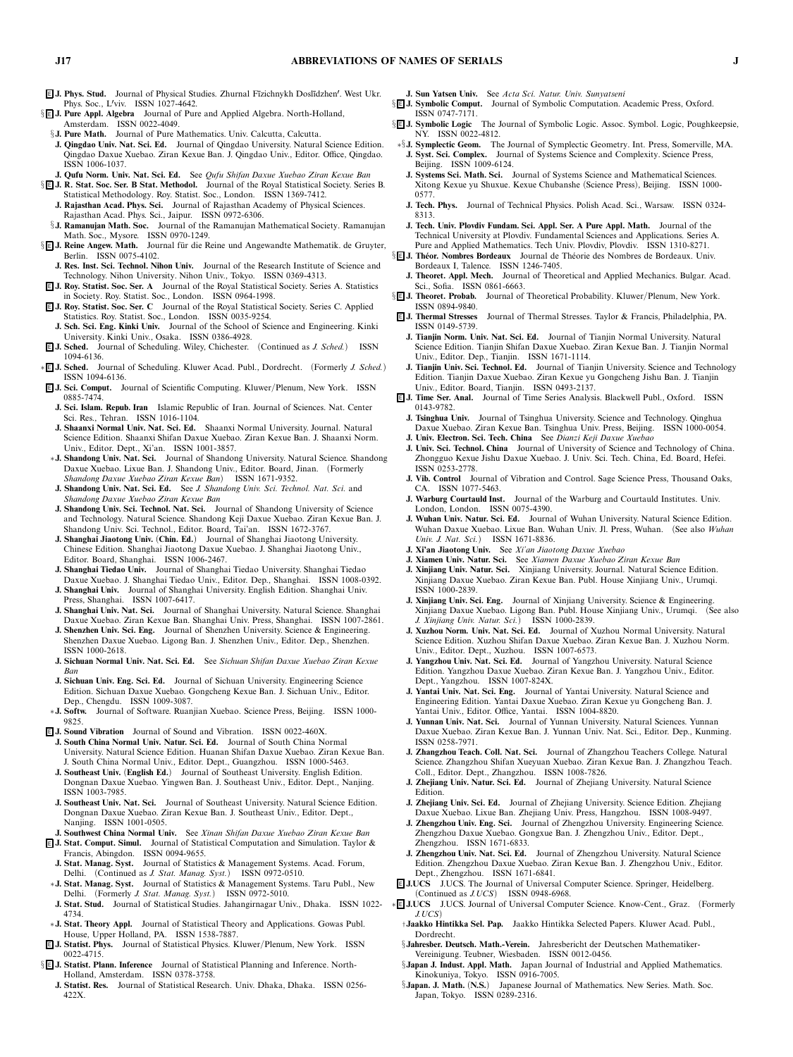E **J. Phys. Stud.** Journal of Physical Studies. Zhurnal Fīzichnykh Doslīdzhen′. West Ukr. Phys. Soc., L′viv. ISSN 1027-4642.

§ E **J. Pure Appl. Algebra** Journal of Pure and Applied Algebra. North-Holland, Amsterdam. ISSN 0022-4049.

§ **J. Pure Math.** Journal of Pure Mathematics. Univ. Calcutta, Calcutta.

**J. Qingdao Univ. Nat. Sci. Ed.** Journal of Qingdao University. Natural Science Edition. Qingdao Daxue Xuebao. Ziran Kexue Ban. J. Qingdao Univ., Editor. Office, Qingdao. ISSN 1006-1037.

**J. Qufu Norm. Univ. Nat. Sci. Ed.** See *Qufu Shifan Daxue Xuebao Ziran Kexue Ban*

§ E **J. R. Stat. Soc. Ser. B Stat. Methodol.** Journal of the Royal Statistical Society. Series B. Statistical Methodology. Roy. Statist. Soc., London. ISSN 1369-7412.

**J. Rajasthan Acad. Phys. Sci.** Journal of Rajasthan Academy of Physical Sciences. Rajasthan Acad. Phys. Sci., Jaipur. ISSN 0972-6306.

§ **J. Ramanujan Math. Soc.** Journal of the Ramanujan Mathematical Society. Ramanujan Math. Soc., Mysore. ISSN 0970-1249.

§ E **J. Reine Angew. Math.** Journal für die Reine und Angewandte Mathematik. de Gruyter, Berlin. ISSN 0075-4102.

**J. Res. Inst. Sci. Technol. Nihon Univ.** Journal of the Research Institute of Science and Technology. Nihon University. Nihon Univ., Tokyo. ISSN 0369-4313.

E **J. Roy. Statist. Soc. Ser. A** Journal of the Royal Statistical Society. Series A. Statistics in Society. Roy. Statist. Soc., London. ISSN 0964-1998.

E **J. Roy. Statist. Soc. Ser. C** Journal of the Royal Statistical Society. Series C. Applied Statistics. Roy. Statist. Soc., London. ISSN 0035-9254.

**J. Sch. Sci. Eng. Kinki Univ.** Journal of the School of Science and Engineering. Kinki University. Kinki Univ., Osaka. ISSN 0386-4928.

E **J. Sched.** Journal of Scheduling. Wiley, Chichester. (Continued as *J. Sched.*) ISSN 1094-6136.

∗ E **J. Sched.** Journal of Scheduling. Kluwer Acad. Publ., Dordrecht. (Formerly *J. Sched.*) ISSN 1094-6136.

E **J. Sci. Comput.** Journal of Scientific Computing. Kluwer/Plenum, New York. ISSN 0885-7474.

**J. Sci. Islam. Repub. Iran** Islamic Republic of Iran. Journal of Sciences. Nat. Center Sci. Res., Tehran. ISSN 1016-1104.

**J. Shaanxi Normal Univ. Nat. Sci. Ed.** Shaanxi Normal University. Journal. Natural Science Edition. Shaanxi Shifan Daxue Xuebao. Ziran Kexue Ban. J. Shaanxi Norm. Univ., Editor. Dept., Xi'an. ISSN 1001-3857.

∗ **J. Shandong Univ. Nat. Sci.** Journal of Shandong University. Natural Science. Shandong Daxue Xuebao. Lixue Ban. J. Shandong Univ., Editor. Board, Jinan. (Formerly *Shandong Daxue Xuebao Ziran Kexue Ban*) ISSN 1671-9352.

**J. Shandong Univ. Nat. Sci. Ed.** See *J. Shandong Univ. Sci. Technol. Nat. Sci.* and *Shandong Daxue Xuebao Ziran Kexue Ban*

**J. Shandong Univ. Sci. Technol. Nat. Sci.** Journal of Shandong University of Science and Technology. Natural Science. Shandong Keji Daxue Xuebao. Ziran Kexue Ban. J. Shandong Univ. Sci. Technol., Editor. Board, Tai'an. ISSN 1672-3767.

**J. Shanghai Jiaotong Univ. (Chin. Ed.)** Journal of Shanghai Jiaotong University. Chinese Edition. Shanghai Jiaotong Daxue Xuebao. J. Shanghai Jiaotong Univ., Editor. Board, Shanghai. ISSN 1006-2467.

**J. Shanghai Tiedao Univ.** Journal of Shanghai Tiedao University. Shanghai Tiedao Daxue Xuebao. J. Shanghai Tiedao Univ., Editor. Dep., Shanghai. ISSN 1008-0392.

**J. Shanghai Univ.** Journal of Shanghai University. English Edition. Shanghai Univ. Press, Shanghai. ISSN 1007-6417.

**J. Shanghai Univ. Nat. Sci.** Journal of Shanghai University. Natural Science. Shanghai Daxue Xuebao. Ziran Kexue Ban. Shanghai Univ. Press, Shanghai. ISSN 1007-2861.

**J. Shenzhen Univ. Sci. Eng.** Journal of Shenzhen University. Science & Engineering. Shenzhen Daxue Xuebao. Ligong Ban. J. Shenzhen Univ., Editor. Dep., Shenzhen. ISSN 1000-2618.

**J. Sichuan Normal Univ. Nat. Sci. Ed.** See *Sichuan Shifan Daxue Xuebao Ziran Kexue Ban*

**J. Sichuan Univ. Eng. Sci. Ed.** Journal of Sichuan University. Engineering Science Edition. Sichuan Daxue Xuebao. Gongcheng Kexue Ban. J. Sichuan Univ., Editor. Dep., Chengdu. ISSN 1009-3087.

∗ **J. Softw.** Journal of Software. Ruanjian Xuebao. Science Press, Beijing. ISSN 1000-9825.

E **J. Sound Vibration** Journal of Sound and Vibration. ISSN 0022-460X.

**J. South China Normal Univ. Natur. Sci. Ed.** Journal of South China Normal University. Natural Science Edition. Huanan Shifan Daxue Xuebao. Ziran Kexue Ban. J. South China Normal Univ., Editor. Dept., Guangzhou. ISSN 1000-5463.

**J. Southeast Univ. (English Ed.)** Journal of Southeast University. English Edition. Dongnan Daxue Xuebao. Yingwen Ban. J. Southeast Univ., Editor. Dept., Nanjing. ISSN 1003-7985.

**J. Southeast Univ. Nat. Sci.** Journal of Southeast University. Natural Science Edition. Dongnan Daxue Xuebao. Ziran Kexue Ban. J. Southeast Univ., Editor. Dept., Nanjing. ISSN 1001-0505.

**J. Southwest China Normal Univ.** See *Xinan Shifan Daxue Xuebao Ziran Kexue Ban*

E **J. Stat. Comput. Simul.** Journal of Statistical Computation and Simulation. Taylor & Francis, Abingdon. ISSN 0094-9655.

**J. Stat. Manag. Syst.** Journal of Statistics & Management Systems. Acad. Forum, Delhi. (Continued as *J. Stat. Manag. Syst.*) ISSN 0972-0510.

∗ **J. Stat. Manag. Syst.** Journal of Statistics & Management Systems. Taru Publ., New Delhi. (Formerly *J. Stat. Manag. Syst.*) ISSN 0972-5010.

**J. Stat. Stud.** Journal of Statistical Studies. Jahangirnagar Univ., Dhaka. ISSN 1022-4734.

∗ **J. Stat. Theory Appl.** Journal of Statistical Theory and Applications. Gowas Publ. House, Upper Holland, PA. ISSN 1538-7887.

E **J. Statist. Phys.** Journal of Statistical Physics. Kluwer/Plenum, New York. ISSN 0022-4715.

§ E **J. Statist. Plann. Inference** Journal of Statistical Planning and Inference. North-Holland, Amsterdam. ISSN 0378-3758.

**J. Statist. Res.** Journal of Statistical Research. Univ. Dhaka, Dhaka. ISSN 0256-422X.

**J. Sun Yatsen Univ.** See *Acta Sci. Natur. Univ. Sunyatseni*

§ E **J. Symbolic Comput.** Journal of Symbolic Computation. Academic Press, Oxford. ISSN 0747-7171.

§ E **J. Symbolic Logic** The Journal of Symbolic Logic. Assoc. Symbol. Logic, Poughkeepsie, NY. ISSN 0022-4812.

∗§ **J. Symplectic Geom.** The Journal of Symplectic Geometry. Int. Press, Somerville, MA.

**J. Syst. Sci. Complex.** Journal of Systems Science and Complexity. Science Press, Beijing. ISSN 1009-6124.

**J. Systems Sci. Math. Sci.** Journal of Systems Science and Mathematical Sciences. Xitong Kexue yu Shuxue. Kexue Chubanshe (Science Press), Beijing. ISSN 1000-0577.

**J. Tech. Phys.** Journal of Technical Physics. Polish Acad. Sci., Warsaw. ISSN 0324-8313.

**J. Tech. Univ. Plovdiv Fundam. Sci. Appl. Ser. A Pure Appl. Math.** Journal of the Technical University at Plovdiv. Fundamental Sciences and Applications. Series A. Pure and Applied Mathematics. Tech Univ. Plovdiv, Plovdiv. ISSN 1310-8271.

§ E **J. Théor. Nombres Bordeaux** Journal de Théorie des Nombres de Bordeaux. Univ. Bordeaux I, Talence. ISSN 1246-7405.

**J. Theoret. Appl. Mech.** Journal of Theoretical and Applied Mechanics. Bulgar. Acad. Sci., Sofia. ISSN 0861-6663.

§ E **J. Theoret. Probab.** Journal of Theoretical Probability. Kluwer/Plenum, New York. ISSN 0894-9840.

E **J. Thermal Stresses** Journal of Thermal Stresses. Taylor & Francis, Philadelphia, PA. ISSN 0149-5739.

**J. Tianjin Norm. Univ. Nat. Sci. Ed.** Journal of Tianjin Normal University. Natural Science Edition. Tianjin Shifan Daxue Xuebao. Ziran Kexue Ban. J. Tianjin Normal Univ., Editor. Dep., Tianjin. ISSN 1671-1114.

**J. Tianjin Univ. Sci. Technol. Ed.** Journal of Tianjin University. Science and Technology Edition. Tianjin Daxue Xuebao. Ziran Kexue yu Gongcheng Jishu Ban. J. Tianjin Univ., Editor. Board, Tianjin. ISSN 0493-2137.

E **J. Time Ser. Anal.** Journal of Time Series Analysis. Blackwell Publ., Oxford. ISSN 0143-9782.

**J. Tsinghua Univ.** Journal of Tsinghua University. Science and Technology. Qinghua Daxue Xuebao. Ziran Kexue Ban. Tsinghua Univ. Press, Beijing. ISSN 1000-0054.

**J. Univ. Electron. Sci. Tech. China** See *Dianzi Keji Daxue Xuebao*

**J. Univ. Sci. Technol. China** Journal of University of Science and Technology of China. Zhongguo Kexue Jishu Daxue Xuebao. J. Univ. Sci. Tech. China, Ed. Board, Hefei. ISSN 0253-2778.

**J. Vib. Control** Journal of Vibration and Control. Sage Science Press, Thousand Oaks, CA. ISSN 1077-5463.

**J. Warburg Courtauld Inst.** Journal of the Warburg and Courtauld Institutes. Univ. London, London. ISSN 0075-4390.

**J. Wuhan Univ. Natur. Sci. Ed.** Journal of Wuhan University. Natural Science Edition. Wuhan Daxue Xuebao. Lixue Ban. Wuhan Univ. Jl. Press, Wuhan. (See also *Wuhan Univ. J. Nat. Sci.*) ISSN 1671-8836.

**J. Xi'an Jiaotong Univ.** See *Xi'an Jiaotong Daxue Xuebao*

**J. Xiamen Univ. Natur. Sci.** See *Xiamen Daxue Xuebao Ziran Kexue Ban*

**J. Xinjiang Univ. Natur. Sci.** Xinjiang University. Journal. Natural Science Edition. Xinjiang Daxue Xuebao. Ziran Kexue Ban. Publ. House Xinjiang Univ., Urumqi. ISSN 1000-2839.

**J. Xinjiang Univ. Sci. Eng.** Journal of Xinjiang University. Science & Engineering. Xinjiang Daxue Xuebao. Ligong Ban. Publ. House Xinjiang Univ., Urumqi. (See also *J. Xinjiang Univ. Natur. Sci.*) ISSN 1000-2839.

**J. Xuzhou Norm. Univ. Nat. Sci. Ed.** Journal of Xuzhou Normal University. Natural Science Edition. Xuzhou Shifan Daxue Xuebao. Ziran Kexue Ban. J. Xuzhou Norm. Univ., Editor. Dept., Xuzhou. ISSN 1007-6573.

**J. Yangzhou Univ. Nat. Sci. Ed.** Journal of Yangzhou University. Natural Science Edition. Yangzhou Daxue Xuebao. Ziran Kexue Ban. J. Yangzhou Univ., Editor. Dept., Yangzhou. ISSN 1007-824X.

**J. Yantai Univ. Nat. Sci. Eng.** Journal of Yantai University. Natural Science and Engineering Edition. Yantai Daxue Xuebao. Ziran Kexue yu Gongcheng Ban. J. Yantai Univ., Editor. Office, Yantai. ISSN 1004-8820.

**J. Yunnan Univ. Nat. Sci.** Journal of Yunnan University. Natural Sciences. Yunnan Daxue Xuebao. Ziran Kexue Ban. J. Yunnan Univ. Nat. Sci., Editor. Dep., Kunming. ISSN 0258-7971.

**J. Zhangzhou Teach. Coll. Nat. Sci.** Journal of Zhangzhou Teachers College. Natural Science. Zhangzhou Shifan Xueyuan Xuebao. Ziran Kexue Ban. J. Zhangzhou Teach. Coll., Editor. Dep., Zhangzhou. ISSN 1008-7826.

**J. Zhejiang Univ. Natur. Sci. Ed.** Journal of Zhejiang University. Natural Science Edition.

**J. Zhejiang Univ. Sci. Ed.** Journal of Zhejiang University. Science Edition. Zhejiang Daxue Xuebao. Lixue Ban. Zhejiang Univ. Press, Hangzhou. ISSN 1008-9497.

**J. Zhengzhou Univ. Eng. Sci.** Journal of Zhengzhou University. Engineering Science. Zhengzhou Daxue Xuebao. Gongxue Ban. J. Zhengzhou Univ., Editor. Dept., Zhengzhou. ISSN 1671-6833.

**J. Zhengzhou Univ. Nat. Sci. Ed.** Journal of Zhengzhou University. Natural Science Edition. Zhengzhou Daxue Xuebao. Ziran Kexue Ban. J. Zhengzhou Univ., Editor. Dept., Zhengzhou. ISSN 1671-6841.

E **J.UCS** J.UCS. The Journal of Universal Computer Science. Springer, Heidelberg. (Continued as *J.UCS*) ISSN 0948-6968.

∗ E **J.UCS** J.UCS. Journal of Universal Computer Science. Know-Cent., Graz. (Formerly *J.UCS*)

† **Jaakko Hintikka Sel. Pap.** Jaakko Hintikka Selected Papers. Kluwer Acad. Publ., Dordrecht.

§ **Jahresber. Deutsch. Math.-Verein.** Jahresbericht der Deutschen Mathematiker-Vereinigung. Teubner, Wiesbaden. ISSN 0012-0456.

§ **Japan J. Indust. Appl. Math.** Japan Journal of Industrial and Applied Mathematics. Kinokuniya, Tokyo. ISSN 0916-7005.

§ **Japan. J. Math. (N.S.)** Japanese Journal of Mathematics. New Series. Math. Soc. Japan, Tokyo. ISSN 0289-2316.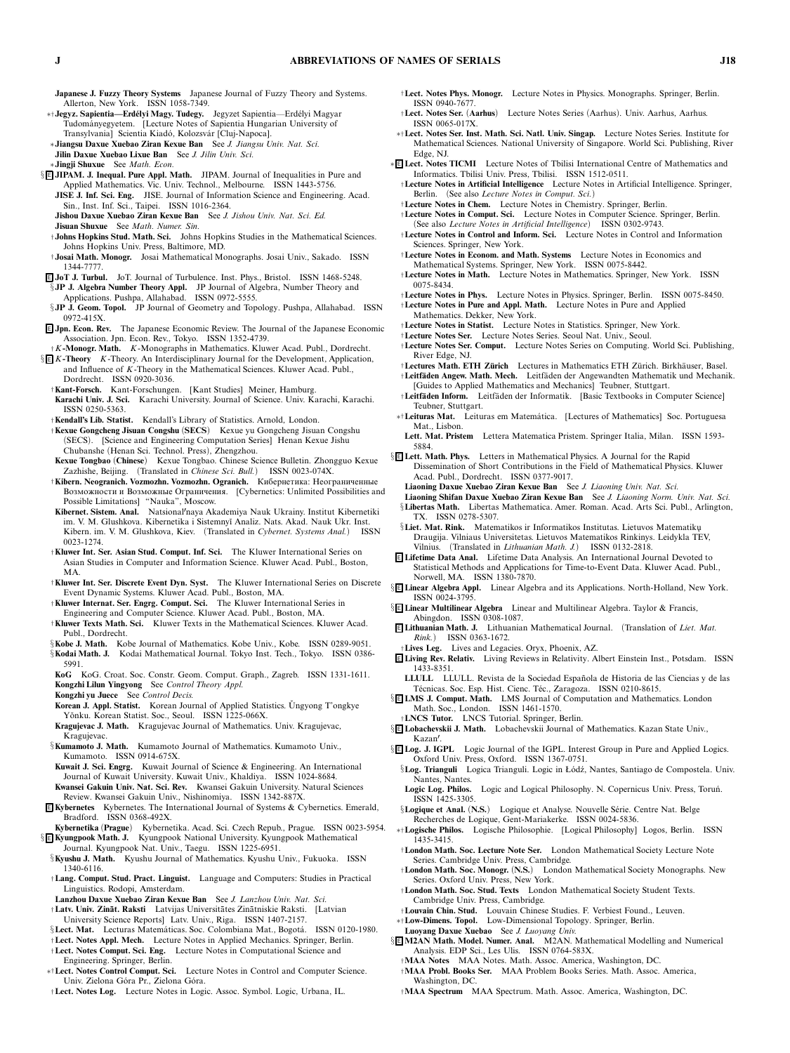**Japanese J. Fuzzy Theory Systems** Japanese Journal of Fuzzy Theory and Systems. Allerton, New York. ISSN 1058-7349.

∗†**Jegyz. Sapientia—Erdélyi Magy. Tudegy.** Jegyzet Sapientia—Erdélyi Magyar Tudományegyetem. [Lecture Notes of Sapientia Hungarian University of Transylvania] Scientia Kiadó, Kolozsvár [Cluj-Napoca].

∗**Jiangsu Daxue Xuebao Ziran Kexue Ban** See *J. Jiangsu Univ. Nat. Sci.*

**Jilin Daxue Xuebao Lixue Ban** See *J. Jilin Univ. Sci.*

∗**Jingji Shuxue** See *Math. Econ.*

§ E **JIPAM. J. Inequal. Pure Appl. Math.** JIPAM. Journal of Inequalities in Pure and Applied Mathematics. Vic. Univ. Technol., Melbourne. ISSN 1443-5756.

**JISE J. Inf. Sci. Eng.** JISE. Journal of Information Science and Engineering. Acad. Sin., Inst. Inf. Sci., Taipei. ISSN 1016-2364.

**Jishou Daxue Xuebao Ziran Kexue Ban** See *J. Jishou Univ. Nat. Sci. Ed.*

**Jisuan Shuxue** See *Math. Numer. Sin.*

†**Johns Hopkins Stud. Math. Sci.** Johns Hopkins Studies in the Mathematical Sciences. Johns Hopkins Univ. Press, Baltimore, MD.

†**Josai Math. Monogr.** Josai Mathematical Monographs. Josai Univ., Sakado. ISSN 1344-7777.

E **JoT J. Turbul.** JoT. Journal of Turbulence. Inst. Phys., Bristol. ISSN 1468-5248.

§**JP J. Algebra Number Theory Appl.** JP Journal of Algebra, Number Theory and Applications. Pushpa, Allahabad. ISSN 0972-5555.

§**JP J. Geom. Topol.** JP Journal of Geometry and Topology. Pushpa, Allahabad. ISSN 0972-415X.

E **Jpn. Econ. Rev.** The Japanese Economic Review. The Journal of the Japanese Economic Association. Jpn. Econ. Rev., Tokyo. ISSN 1352-4739.

†***K*-Monogr. Math.** *K*-Monographs in Mathematics. Kluwer Acad. Publ., Dordrecht.

§ E ***K*-Theory** *K*-Theory. An Interdisciplinary Journal for the Development, Application, and Influence of *K*-Theory in the Mathematical Sciences. Kluwer Acad. Publ., Dordrecht. ISSN 0920-3036.

†**Kant-Forsch.** Kant-Forschungen. [Kant Studies] Meiner, Hamburg.

**Karachi Univ. J. Sci.** Karachi University. Journal of Science. Univ. Karachi, Karachi. ISSN 0250-5363.

†**Kendall's Lib. Statist.** Kendall's Library of Statistics. Arnold, London.

†**Kexue Gongcheng Jisuan Congshu (SECS)** Kexue yu Gongcheng Jisuan Congshu (SECS). [Science and Engineering Computation Series] Henan Kexue Jishu Chubanshe (Henan Sci. Technol. Press), Zhengzhou.

**Kexue Tongbao (Chinese)** Kexue Tongbao. Chinese Science Bulletin. Zhongguo Kexue Zazhishe, Beijing. (Translated in *Chinese Sci. Bull.*) ISSN 0023-074X.

†**Kibern. Neogranich. Vozmozhn. Vozmozhn. Ogranich.** Кибернетика: Неограниченные Возможности и Возможные Ограничения. [Cybernetics: Unlimited Possibilities and Possible Limitations] "Nauka", Moscow.

**Kibernet. Sistem. Anal.** Natsionalʹnaya Akademiya Nauk Ukrainy. Institut Kibernetiki im. V. M. Glushkova. Kibernetika i Sistemnyĭ Analiz. Nats. Akad. Nauk Ukr. Inst. Kibern. im. V. M. Glushkova, Kiev. (Translated in *Cybernet. Systems Anal.*) ISSN 0023-1274.

†**Kluwer Int. Ser. Asian Stud. Comput. Inf. Sci.** The Kluwer International Series on Asian Studies in Computer and Information Science. Kluwer Acad. Publ., Boston, MA.

†**Kluwer Int. Ser. Discrete Event Dyn. Syst.** The Kluwer International Series on Discrete Event Dynamic Systems. Kluwer Acad. Publ., Boston, MA.

†**Kluwer Internat. Ser. Engrg. Comput. Sci.** The Kluwer International Series in Engineering and Computer Science. Kluwer Acad. Publ., Boston, MA.

†**Kluwer Texts Math. Sci.** Kluwer Texts in the Mathematical Sciences. Kluwer Acad. Publ., Dordrecht.

§**Kobe J. Math.** Kobe Journal of Mathematics. Kobe Univ., Kobe. ISSN 0289-9051.

§**Kodai Math. J.** Kodai Mathematical Journal. Tokyo Inst. Tech., Tokyo. ISSN 0386-5991.

**KoG** KoG. Croat. Soc. Constr. Geom. Comput. Graph., Zagreb. ISSN 1331-1611.

**Kongzhi Lilun Yingyong** See *Control Theory Appl.*

**Kongzhi yu Juece** See *Control Decis.*

**Korean J. Appl. Statist.** Korean Journal of Applied Statistics. Ŭngyong T'ongkye Yŏnku. Korean Statist. Soc., Seoul. ISSN 1225-066X.

**Kragujevac J. Math.** Kragujevac Journal of Mathematics. Univ. Kragujevac, Kragujevac.

§**Kumamoto J. Math.** Kumamoto Journal of Mathematics. Kumamoto Univ., Kumamoto. ISSN 0914-675X.

**Kuwait J. Sci. Engrg.** Kuwait Journal of Science & Engineering. An International Journal of Kuwait University. Kuwait Univ., Khaldiya. ISSN 1024-8684.

**Kwansei Gakuin Univ. Nat. Sci. Rev.** Kwansei Gakuin University. Natural Sciences Review. Kwansei Gakuin Univ., Nishinomiya. ISSN 1342-887X.

E **Kybernetes** Kybernetes. The International Journal of Systems & Cybernetics. Emerald, Bradford. ISSN 0368-492X.

**Kybernetika (Prague)** Kybernetika. Acad. Sci. Czech Repub., Prague. ISSN 0023-5954.

§ E **Kyungpook Math. J.** Kyungpook National University. Kyungpook Mathematical Journal. Kyungpook Nat. Univ., Taegu. ISSN 1225-6951.

§**Kyushu J. Math.** Kyushu Journal of Mathematics. Kyushu Univ., Fukuoka. ISSN 1340-6116.

†**Lang. Comput. Stud. Pract. Linguist.** Language and Computers: Studies in Practical Linguistics. Rodopi, Amsterdam.

**Lanzhou Daxue Xuebao Ziran Kexue Ban** See *J. Lanzhou Univ. Nat. Sci.*

†**Latv. Univ. Zināt. Raksti** Latvijas Universitātes Zinātniskie Raksti. [Latvian University Science Reports] Latv. Univ., Riga. ISSN 1407-2157.

§**Lect. Mat.** Lecturas Matemáticas. Soc. Colombiana Mat., Bogotá. ISSN 0120-1980.

†**Lect. Notes Appl. Mech.** Lecture Notes in Applied Mechanics. Springer, Berlin.

†**Lect. Notes Comput. Sci. Eng.** Lecture Notes in Computational Science and Engineering. Springer, Berlin.

∗†**Lect. Notes Control Comput. Sci.** Lecture Notes in Control and Computer Science. Univ. Zielona Góra Pr., Zielona Góra.

†**Lect. Notes Log.** Lecture Notes in Logic. Assoc. Symbol. Logic, Urbana, IL.

†**Lect. Notes Phys. Monogr.** Lecture Notes in Physics. Monographs. Springer, Berlin. ISSN 0940-7677.

†**Lect. Notes Ser. (Aarhus)** Lecture Notes Series (Aarhus). Univ. Aarhus, Aarhus. ISSN 0065-017X.

∗†**Lect. Notes Ser. Inst. Math. Sci. Natl. Univ. Singap.** Lecture Notes Series. Institute for Mathematical Sciences. National University of Singapore. World Sci. Publishing, River Edge, NJ.

∗ E **Lect. Notes TICMI** Lecture Notes of Tbilisi International Centre of Mathematics and Informatics. Tbilisi Univ. Press, Tbilisi. ISSN 1512-0511.

†**Lecture Notes in Artificial Intelligence** Lecture Notes in Artificial Intelligence. Springer, Berlin. (See also *Lecture Notes in Comput. Sci.*)

†**Lecture Notes in Chem.** Lecture Notes in Chemistry. Springer, Berlin.

†**Lecture Notes in Comput. Sci.** Lecture Notes in Computer Science. Springer, Berlin. (See also *Lecture Notes in Artificial Intelligence*) ISSN 0302-9743.

†**Lecture Notes in Control and Inform. Sci.** Lecture Notes in Control and Information Sciences. Springer, New York.

†**Lecture Notes in Econom. and Math. Systems** Lecture Notes in Economics and Mathematical Systems. Springer, New York. ISSN 0075-8442.

†**Lecture Notes in Math.** Lecture Notes in Mathematics. Springer, New York. ISSN 0075-8434.

†**Lecture Notes in Phys.** Lecture Notes in Physics. Springer, Berlin. ISSN 0075-8450.

†**Lecture Notes in Pure and Appl. Math.** Lecture Notes in Pure and Applied Mathematics. Dekker, New York.

†**Lecture Notes in Statist.** Lecture Notes in Statistics. Springer, New York.

†**Lecture Notes Ser.** Lecture Notes Series. Seoul Nat. Univ., Seoul.

†**Lecture Notes Ser. Comput.** Lecture Notes Series on Computing. World Sci. Publishing, River Edge, NJ.

†**Lectures Math. ETH Zürich** Lectures in Mathematics ETH Zürich. Birkhäuser, Basel.

†**Leitfäden Angew. Math. Mech.** Leitfäden der Angewandten Mathematik und Mechanik. [Guides to Applied Mathematics and Mechanics] Teubner, Stuttgart.

†**Leitfäden Inform.** Leitfäden der Informatik. [Basic Textbooks in Computer Science] Teubner, Stuttgart.

∗†**Leituras Mat.** Leituras em Matemática. [Lectures of Mathematics] Soc. Portuguesa Mat., Lisbon.

**Lett. Mat. Pristem** Lettera Matematica Pristem. Springer Italia, Milan. ISSN 1593-5884.

§ E **Lett. Math. Phys.** Letters in Mathematical Physics. A Journal for the Rapid Dissemination of Short Contributions in the Field of Mathematical Physics. Kluwer Acad. Publ., Dordrecht. ISSN 0377-9017.

**Liaoning Daxue Xuebao Ziran Kexue Ban** See *J. Liaoning Univ. Nat. Sci.*

**Liaoning Shifan Daxue Xuebao Ziran Kexue Ban** See *J. Liaoning Norm. Univ. Nat. Sci.*

§**Libertas Math.** Libertas Mathematica. Amer. Roman. Acad. Arts Sci. Publ., Arlington, TX. ISSN 0278-5307.

§**Liet. Mat. Rink.** Matematikos ir Informatikos Institutas. Lietuvos Matematikų Draugija. Vilniaus Universitetas. Lietuvos Matematikos Rinkinys. Leidykla TEV, Vilnius. (Translated in *Lithuanian Math. J.*) ISSN 0132-2818.

E **Lifetime Data Anal.** Lifetime Data Analysis. An International Journal Devoted to Statistical Methods and Applications for Time-to-Event Data. Kluwer Acad. Publ., Norwell, MA. ISSN 1380-7870.

§ E **Linear Algebra Appl.** Linear Algebra and its Applications. North-Holland, New York. ISSN 0024-3795.

§ E **Linear Multilinear Algebra** Linear and Multilinear Algebra. Taylor & Francis, Abingdon. ISSN 0308-1087.

E **Lithuanian Math. J.** Lithuanian Mathematical Journal. (Translation of *Liet. Mat. Rink.*) ISSN 0363-1672.

†**Lives Leg.** Lives and Legacies. Oryx, Phoenix, AZ.

E **Living Rev. Relativ.** Living Reviews in Relativity. Albert Einstein Inst., Potsdam. ISSN 1433-8351.

**LLULL** LLULL. Revista de la Sociedad Española de Historia de las Ciencias y de las Técnicas. Soc. Esp. Hist. Cienc. Téc., Zaragoza. ISSN 0210-8615.

§ E **LMS J. Comput. Math.** LMS Journal of Computation and Mathematics. London Math. Soc., London. ISSN 1461-1570.

†**LNCS Tutor.** LNCS Tutorial. Springer, Berlin.

§ E **Lobachevskii J. Math.** Lobachevskii Journal of Mathematics. Kazan State Univ., Kazanʹ.

§ E **Log. J. IGPL** Logic Journal of the IGPL. Interest Group in Pure and Applied Logics. Oxford Univ. Press, Oxford. ISSN 1367-0751.

§**Log. Trianguli** Logica Trianguli. Logic in Łódź, Nantes, Santiago de Compostela. Univ. Nantes, Nantes.

**Logic Log. Philos.** Logic and Logical Philosophy. N. Copernicus Univ. Press, Toruń. ISSN 1425-3305.

§**Logique et Anal. (N.S.)** Logique et Analyse. Nouvelle Série. Centre Nat. Belge Recherches de Logique, Gent-Mariakerke. ISSN 0024-5836.

∗†**Logische Philos.** Logische Philosophie. [Logical Philosophy] Logos, Berlin. ISSN 1435-3415.

†**London Math. Soc. Lecture Note Ser.** London Mathematical Society Lecture Note Series. Cambridge Univ. Press, Cambridge.

†**London Math. Soc. Monogr. (N.S.)** London Mathematical Society Monographs. New Series. Oxford Univ. Press, New York.

†**London Math. Soc. Stud. Texts** London Mathematical Society Student Texts. Cambridge Univ. Press, Cambridge.

†**Louvain Chin. Stud.** Louvain Chinese Studies. F. Verbiest Found., Leuven.

∗†**Low-Dimens. Topol.** Low-Dimensional Topology. Springer, Berlin.

**Luoyang Daxue Xuebao** See *J. Luoyang Univ.*

§ E **M2AN Math. Model. Numer. Anal.** M2AN. Mathematical Modelling and Numerical Analysis. EDP Sci., Les Ulis. ISSN 0764-583X.

†**MAA Notes** MAA Notes. Math. Assoc. America, Washington, DC.

†**MAA Probl. Books Ser.** MAA Problem Books Series. Math. Assoc. America, Washington, DC.

†**MAA Spectrum** MAA Spectrum. Math. Assoc. America, Washington, DC.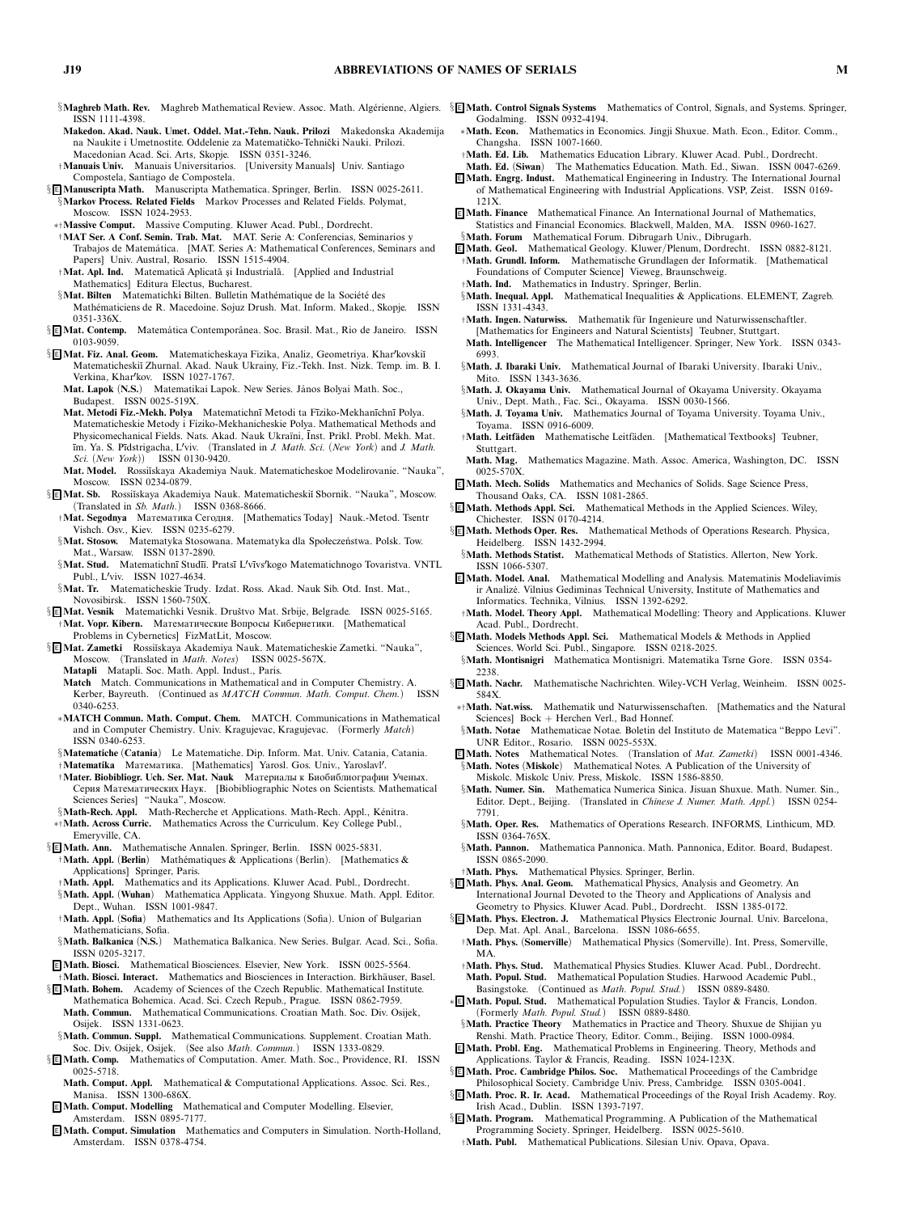§Maghreb Math. Rev. Maghreb Mathematical Review. Assoc. Math. Algérienne, Algiers. ISSN 1111-4398.

Makedon. Akad. Nauk. Umet. Oddel. Mat.-Tehn. Nauk. Prilozi Makedonska Akademija na Naukite i Umetnostite. Oddelenie za Matematičko-Tehnički Nauki. Prilozi. Macedonian Acad. Sci. Arts, Skopje. ISSN 0351-3246.

†Manuais Univ. Manuais Universitarios. [University Manuals] Univ. Santiago Compostela, Santiago de Compostela.

§E Manuscripta Math. Manuscripta Mathematica. Springer, Berlin. ISSN 0025-2611.

§Markov Process. Related Fields Markov Processes and Related Fields. Polymat, Moscow. ISSN 1024-2953.

∗†Massive Comput. Massive Computing. Kluwer Acad. Publ., Dordrecht.

†MAT Ser. A Conf. Semin. Trab. Mat. MAT. Serie A: Conferencias, Seminarios y Trabajos de Matemática. [MAT. Series A: Mathematical Conferences, Seminars and Papers] Univ. Austral, Rosario. ISSN 1515-4904.

†Mat. Apl. Ind. Matematică Aplicată şi Industrială. [Applied and Industrial Mathematics] Editura Electus, Bucharest.

§Mat. Bilten Matematichki Bilten. Bulletin Mathématique de la Société des Mathématiciens de R. Macedoine. Sojuz Drush. Mat. Inform. Maked., Skopje. ISSN 0351-336X.

§E Mat. Contemp. Matemática Contemporânea. Soc. Brasil. Mat., Rio de Janeiro. ISSN 0103-9059.

§E Mat. Fiz. Anal. Geom. Matematicheskaya Fizika, Analiz, Geometriya. Khar′kovskiĭ Matematicheskiĭ Zhurnal. Nats. Akad. Nauk Ukrainy, Fiz.-Tekh. Inst. Nizk. Temp. im. B. I. Verkina, Khar′kov. ISSN 1027-1767.

Mat. Lapok (N.S.) Matematikai Lapok. New Series. János Bolyai Math. Soc., Budapest. ISSN 0025-519X.

Mat. Metodi Fiz.-Mekh. Polya Matematichnī Metodi ta Fīziko-Mekhanīchnī Polya. Matematicheskie Metody i Fiziko-Mekhanicheskie Polya. Mathematical Methods and Physicomechanical Fields. Nats. Akad. Nauk Ukraïni, Īnst. Prikl. Probl. Mekh. Mat. īm. Ya. S. Pīdstrigacha, L′viv. (Translated in *J. Math. Sci.* (*New York*) and *J. Math. Sci.* (*New York*)) ISSN 0130-9420.

Mat. Model. Rossiĭskaya Akademiya Nauk. Matematicheskoe Modelirovanie. "Nauka", Moscow. ISSN 0234-0879.

§E Mat. Sb. Rossiĭskaya Akademiya Nauk. Matematicheskiĭ Sbornik. "Nauka", Moscow. (Translated in *Sb. Math.*) ISSN 0368-8666.

†Mat. Segodnya Математика Сегодня. [Mathematics Today] Nauk.-Metod. Tsentr Vishch. Osv., Kiev. ISSN 0235-6279.

§Mat. Stosow. Matematyka Stosowana. Matematyka dla Społeczeństwa. Polsk. Tow. Mat., Warsaw. ISSN 0137-2890.

§Mat. Stud. Matematichnī Studīī. Pratsī L′vīvs′kogo Matematichnogo Tovaristva. VNTL Publ., L′viv. ISSN 1027-4634.

§Mat. Tr. Matematicheskie Trudy. Izdat. Ross. Akad. Nauk Sib. Otd. Inst. Mat., Novosibirsk. ISSN 1560-750X.

§E Mat. Vesnik Matematichki Vesnik. Društvo Mat. Srbije, Belgrade. ISSN 0025-5165.

†Mat. Vopr. Kibern. Математические Вопросы Кибернетики. [Mathematical Problems in Cybernetics] FizMatLit, Moscow.

§E Mat. Zametki Rossiĭskaya Akademiya Nauk. Matematicheskie Zametki. "Nauka", Moscow. (Translated in *Math. Notes*) ISSN 0025-567X.

Matapli Matapli. Soc. Math. Appl. Indust., Paris.

Match Match. Communications in Mathematical and in Computer Chemistry. A. Kerber, Bayreuth. (Continued as *MATCH Commun. Math. Comput. Chem.*) ISSN 0340-6253.

∗MATCH Commun. Math. Comput. Chem. MATCH. Communications in Mathematical and in Computer Chemistry. Univ. Kragujevac, Kragujevac. (Formerly *Match*) ISSN 0340-6253.

§Matematiche (Catania) Le Matematiche. Dip. Inform. Mat. Univ. Catania, Catania.

†Matematika Математика. [Mathematics] Yarosl. Gos. Univ., Yaroslavl′.

†Mater. Biobibliogr. Uch. Ser. Mat. Nauk Материалы к Биобиблиографии Ученых. Серия Математических Наук. [Biobibliographic Notes on Scientists. Mathematical Sciences Series] "Nauka", Moscow.

§Math-Rech. Appl. Math-Recherche et Applications. Math-Rech. Appl., Kénitra.

∗†Math. Across Curric. Mathematics Across the Curriculum. Key College Publ., Emeryville, CA.

§E Math. Ann. Mathematische Annalen. Springer, Berlin. ISSN 0025-5831.

†Math. Appl. (Berlin) Mathématiques & Applications (Berlin). [Mathematics & Applications] Springer, Paris.

†Math. Appl. Mathematics and its Applications. Kluwer Acad. Publ., Dordrecht.

§Math. Appl. (Wuhan) Mathematica Applicata. Yingyong Shuxue. Math. Appl. Editor. Dept., Wuhan. ISSN 1001-9847.

†Math. Appl. (Sofia) Mathematics and Its Applications (Sofia). Union of Bulgarian Mathematicians, Sofia.

§Math. Balkanica (N.S.) Mathematica Balkanica. New Series. Bulgar. Acad. Sci., Sofia. ISSN 0205-3217.

E Math. Biosci. Mathematical Biosciences. Elsevier, New York. ISSN 0025-5564.

†Math. Biosci. Interact. Mathematics and Biosciences in Interaction. Birkhäuser, Basel.

§E Math. Bohem. Academy of Sciences of the Czech Republic. Mathematical Institute. Mathematica Bohemica. Acad. Sci. Czech Repub., Prague. ISSN 0862-7959.

Math. Commun. Mathematical Communications. Croatian Math. Soc. Div. Osijek, Osijek. ISSN 1331-0623.

§Math. Commun. Suppl. Mathematical Communications. Supplement. Croatian Math. Soc. Div. Osijek, Osijek. (See also *Math. Commun.*) ISSN 1333-0829.

§E Math. Comp. Mathematics of Computation. Amer. Math. Soc., Providence, RI. ISSN 0025-5718.

Math. Comput. Appl. Mathematical & Computational Applications. Assoc. Sci. Res., Manisa. ISSN 1300-686X.

E Math. Comput. Modelling Mathematical and Computer Modelling. Elsevier, Amsterdam. ISSN 0895-7177.

E Math. Comput. Simulation Mathematics and Computers in Simulation. North-Holland, Amsterdam. ISSN 0378-4754.

§E Math. Control Signals Systems Mathematics of Control, Signals, and Systems. Springer, Godalming. ISSN 0932-4194.

∗Math. Econ. Mathematics in Economics. Jingji Shuxue. Math. Econ., Editor. Comm., Changsha. ISSN 1007-1660.

†Math. Ed. Lib. Mathematics Education Library. Kluwer Acad. Publ., Dordrecht.

Math. Ed. (Siwan) The Mathematics Education. Math. Ed., Siwan. ISSN 0047-6269.

E Math. Engrg. Indust. Mathematical Engineering in Industry. The International Journal of Mathematical Engineering with Industrial Applications. VSP, Zeist. ISSN 0169-121X.

E Math. Finance Mathematical Finance. An International Journal of Mathematics, Statistics and Financial Economics. Blackwell, Malden, MA. ISSN 0960-1627.

§Math. Forum Mathematical Forum. Dibrugarh Univ., Dibrugarh.

E Math. Geol. Mathematical Geology. Kluwer/Plenum, Dordrecht. ISSN 0882-8121.

†Math. Grundl. Inform. Mathematische Grundlagen der Informatik. [Mathematical Foundations of Computer Science] Vieweg, Braunschweig.

†Math. Ind. Mathematics in Industry. Springer, Berlin.

§Math. Inequal. Appl. Mathematical Inequalities & Applications. ELEMENT, Zagreb. ISSN 1331-4343.

†Math. Ingen. Naturwiss. Mathematik für Ingenieure und Naturwissenschaftler. [Mathematics for Engineers and Natural Scientists] Teubner, Stuttgart.

Math. Intelligencer The Mathematical Intelligencer. Springer, New York. ISSN 0343-6993.

§Math. J. Ibaraki Univ. Mathematical Journal of Ibaraki University. Ibaraki Univ., Mito. ISSN 1343-3636.

§Math. J. Okayama Univ. Mathematical Journal of Okayama University. Okayama Univ., Dept. Math., Fac. Sci., Okayama. ISSN 0030-1566.

§Math. J. Toyama Univ. Mathematics Journal of Toyama University. Toyama Univ., Toyama. ISSN 0916-6009.

†Math. Leitfäden Mathematische Leitfäden. [Mathematical Textbooks] Teubner, Stuttgart.

Math. Mag. Mathematics Magazine. Math. Assoc. America, Washington, DC. ISSN 0025-570X.

E Math. Mech. Solids Mathematics and Mechanics of Solids. Sage Science Press, Thousand Oaks, CA. ISSN 1081-2865.

§E Math. Methods Appl. Sci. Mathematical Methods in the Applied Sciences. Wiley, Chichester. ISSN 0170-4214.

§E Math. Methods Oper. Res. Mathematical Methods of Operations Research. Physica, Heidelberg. ISSN 1432-2994.

§Math. Methods Statist. Mathematical Methods of Statistics. Allerton, New York. ISSN 1066-5307.

E Math. Model. Anal. Mathematical Modelling and Analysis. Matematinis Modeliavimis ir Analizė. Vilnius Gediminas Technical University, Institute of Mathematics and Informatics. Technika, Vilnius. ISSN 1392-6292.

†Math. Model. Theory Appl. Mathematical Modelling: Theory and Applications. Kluwer Acad. Publ., Dordrecht.

§E Math. Models Methods Appl. Sci. Mathematical Models & Methods in Applied Sciences. World Sci. Publ., Singapore. ISSN 0218-2025.

§Math. Montisnigri Mathematica Montisnigri. Matematika Tsrne Gore. ISSN 0354-2238.

§E Math. Nachr. Mathematische Nachrichten. Wiley-VCH Verlag, Weinheim. ISSN 0025-584X.

∗†Math. Nat.wiss. Mathematik und Naturwissenschaften. [Mathematics and the Natural Sciences] Bock + Herchen Verl., Bad Honnef.

§Math. Notae Mathematicae Notae. Boletin del Instituto de Matematica "Beppo Levi". UNR Editor., Rosario. ISSN 0025-553X.

E Math. Notes Mathematical Notes. (Translation of *Mat. Zametki*) ISSN 0001-4346.

§Math. Notes (Miskolc) Mathematical Notes. A Publication of the University of Miskolc. Miskolc Univ. Press, Miskolc. ISSN 1586-8850.

§Math. Numer. Sin. Mathematica Numerica Sinica. Jisuan Shuxue. Math. Numer. Sin., Editor. Dept., Beijing. (Translated in *Chinese J. Numer. Math. Appl.*) ISSN 0254-7791.

§Math. Oper. Res. Mathematics of Operations Research. INFORMS, Linthicum, MD. ISSN 0364-765X.

§Math. Pannon. Mathematica Pannonica. Math. Pannonica, Editor. Board, Budapest. ISSN 0865-2090.

†Math. Phys. Mathematical Physics. Springer, Berlin.

§E Math. Phys. Anal. Geom. Mathematical Physics, Analysis and Geometry. An International Journal Devoted to the Theory and Applications of Analysis and Geometry to Physics. Kluwer Acad. Publ., Dordrecht. ISSN 1385-0172.

§E Math. Phys. Electron. J. Mathematical Physics Electronic Journal. Univ. Barcelona, Dep. Mat. Apl. Anal., Barcelona. ISSN 1086-6655.

†Math. Phys. (Somerville) Mathematical Physics (Somerville). Int. Press, Somerville, MA.

†Math. Phys. Stud. Mathematical Physics Studies. Kluwer Acad. Publ., Dordrecht.

Math. Popul. Stud. Mathematical Population Studies. Harwood Academic Publ., Basingstoke. (Continued as *Math. Popul. Stud.*) ISSN 0889-8480.

∗E Math. Popul. Stud. Mathematical Population Studies. Taylor & Francis, London. (Formerly *Math. Popul. Stud.*) ISSN 0889-8480.

§Math. Practice Theory Mathematics in Practice and Theory. Shuxue de Shijian yu Renshi. Math. Practice Theory, Editor. Comm., Beijing. ISSN 1000-0984.

E Math. Probl. Eng. Mathematical Problems in Engineering. Theory, Methods and Applications. Taylor & Francis, Reading. ISSN 1024-123X.

§E Math. Proc. Cambridge Philos. Soc. Mathematical Proceedings of the Cambridge Philosophical Society. Cambridge Univ. Press, Cambridge. ISSN 0305-0041.

§E Math. Proc. R. Ir. Acad. Mathematical Proceedings of the Royal Irish Academy. Roy. Irish Acad., Dublin. ISSN 1393-7197.

§E Math. Program. Mathematical Programming. A Publication of the Mathematical Programming Society. Springer, Heidelberg. ISSN 0025-5610.

†Math. Publ. Mathematical Publications. Silesian Univ. Opava, Opava.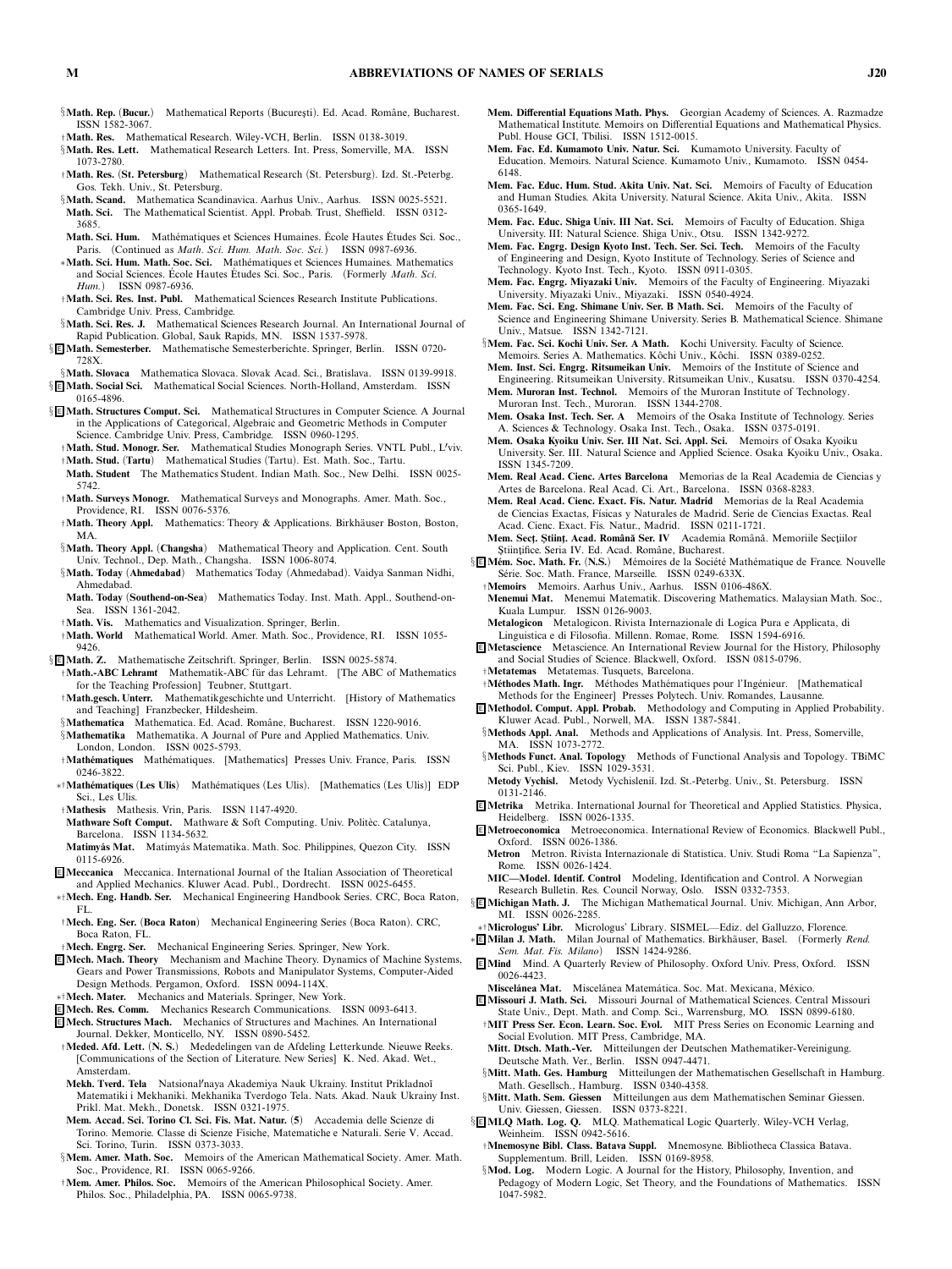§**Math. Rep. (Bucur.)** Mathematical Reports (Bucureşti). Ed. Acad. Române, Bucharest. ISSN 1582-3067.

†**Math. Res.** Mathematical Research. Wiley-VCH, Berlin. ISSN 0138-3019.

§**Math. Res. Lett.** Mathematical Research Letters. Int. Press, Somerville, MA. ISSN 1073-2780.

†**Math. Res. (St. Petersburg)** Mathematical Research (St. Petersburg). Izd. St.-Peterbg. Gos. Tekh. Univ., St. Petersburg.

§**Math. Scand.** Mathematica Scandinavica. Aarhus Univ., Aarhus. ISSN 0025-5521.

**Math. Sci.** The Mathematical Scientist. Appl. Probab. Trust, Sheffield. ISSN 0312-3685.

**Math. Sci. Hum.** Mathématiques et Sciences Humaines. École Hautes Études Sci. Soc., Paris. (Continued as *Math. Sci. Hum. Math. Soc. Sci.*) ISSN 0987-6936.

∗**Math. Sci. Hum. Math. Soc. Sci.** Mathématiques et Sciences Humaines. Mathematics and Social Sciences. École Hautes Études Sci. Soc., Paris. (Formerly *Math. Sci. Hum.*) ISSN 0987-6936.

†**Math. Sci. Res. Inst. Publ.** Mathematical Sciences Research Institute Publications. Cambridge Univ. Press, Cambridge.

§**Math. Sci. Res. J.** Mathematical Sciences Research Journal. An International Journal of Rapid Publication. Global, Sauk Rapids, MN. ISSN 1537-5978.

§E **Math. Semesterber.** Mathematische Semesterberichte. Springer, Berlin. ISSN 0720-728X.

§**Math. Slovaca** Mathematica Slovaca. Slovak Acad. Sci., Bratislava. ISSN 0139-9918.

§E **Math. Social Sci.** Mathematical Social Sciences. North-Holland, Amsterdam. ISSN 0165-4896.

§E **Math. Structures Comput. Sci.** Mathematical Structures in Computer Science. A Journal in the Applications of Categorical, Algebraic and Geometric Methods in Computer Science. Cambridge Univ. Press, Cambridge. ISSN 0960-1295.

†**Math. Stud. Monogr. Ser.** Mathematical Studies Monograph Series. VNTL Publ., Lʹviv.

†**Math. Stud. (Tartu)** Mathematical Studies (Tartu). Est. Math. Soc., Tartu.

**Math. Student** The Mathematics Student. Indian Math. Soc., New Delhi. ISSN 0025-5742.

†**Math. Surveys Monogr.** Mathematical Surveys and Monographs. Amer. Math. Soc., Providence, RI. ISSN 0076-5376.

†**Math. Theory Appl.** Mathematics: Theory & Applications. Birkhäuser Boston, Boston, MA.

§**Math. Theory Appl. (Changsha)** Mathematical Theory and Application. Cent. South Univ. Technol., Dep. Math., Changsha. ISSN 1006-8074.

§**Math. Today (Ahmedabad)** Mathematics Today (Ahmedabad). Vaidya Sanman Nidhi, Ahmedabad.

**Math. Today (Southend-on-Sea)** Mathematics Today. Inst. Math. Appl., Southend-on-Sea. ISSN 1361-2042.

†**Math. Vis.** Mathematics and Visualization. Springer, Berlin.

†**Math. World** Mathematical World. Amer. Math. Soc., Providence, RI. ISSN 1055-9426.

§E **Math. Z.** Mathematische Zeitschrift. Springer, Berlin. ISSN 0025-5874.

†**Math.-ABC Lehramt** Mathematik-ABC für das Lehramt. [The ABC of Mathematics for the Teaching Profession] Teubner, Stuttgart.

†**Math.gesch. Unterr.** Mathematikgeschichte und Unterricht. [History of Mathematics and Teaching] Franzbecker, Hildesheim.

§**Mathematica** Mathematica. Ed. Acad. Române, Bucharest. ISSN 1220-9016.

§**Mathematika** Mathematika. A Journal of Pure and Applied Mathematics. Univ. London, London. ISSN 0025-5793.

†**Mathématiques** Mathématiques. [Mathematics] Presses Univ. France, Paris. ISSN 0246-3822.

∗†**Mathématiques (Les Ulis)** Mathématiques (Les Ulis). [Mathematics (Les Ulis)] EDP Sci., Les Ulis.

†**Mathesis** Mathesis. Vrin, Paris. ISSN 1147-4920.

**Mathware Soft Comput.** Mathware & Soft Computing. Univ. Politèc. Catalunya, Barcelona. ISSN 1134-5632.

**Matimyás Mat.** Matimyás Matematika. Math. Soc. Philippines, Quezon City. ISSN 0115-6926.

E **Meccanica** Meccanica. International Journal of the Italian Association of Theoretical and Applied Mechanics. Kluwer Acad. Publ., Dordrecht. ISSN 0025-6455.

∗†**Mech. Eng. Handb. Ser.** Mechanical Engineering Handbook Series. CRC, Boca Raton, FL.

†**Mech. Eng. Ser. (Boca Raton)** Mechanical Engineering Series (Boca Raton). CRC, Boca Raton, FL.

†**Mech. Engrg. Ser.** Mechanical Engineering Series. Springer, New York.

E **Mech. Mach. Theory** Mechanism and Machine Theory. Dynamics of Machine Systems, Gears and Power Transmissions, Robots and Manipulator Systems, Computer-Aided Design Methods. Pergamon, Oxford. ISSN 0094-114X.

∗†**Mech. Mater.** Mechanics and Materials. Springer, New York.

E **Mech. Res. Comm.** Mechanics Research Communications. ISSN 0093-6413.

E **Mech. Structures Mach.** Mechanics of Structures and Machines. An International Journal. Dekker, Monticello, NY. ISSN 0890-5452.

†**Meded. Afd. Lett. (N. S.)** Mededelingen van de Afdeling Letterkunde. Nieuwe Reeks. [Communications of the Section of Literature. New Series] K. Ned. Akad. Wet., Amsterdam.

**Mekh. Tverd. Tela** Natsionalʹnaya Akademiya Nauk Ukrainy. Institut Prikladnoĭ Matematiki i Mekhaniki. Mekhanika Tverdogo Tela. Nats. Akad. Nauk Ukrainy Inst. Prikl. Mat. Mekh., Donetsk. ISSN 0321-1975.

**Mem. Accad. Sci. Torino Cl. Sci. Fis. Mat. Natur. (5)** Accademia delle Scienze di Torino. Memorie. Classe di Scienze Fisiche, Matematiche e Naturali. Serie V. Accad. Sci. Torino, Turin. ISSN 0373-3033.

§**Mem. Amer. Math. Soc.** Memoirs of the American Mathematical Society. Amer. Math. Soc., Providence, RI. ISSN 0065-9266.

†**Mem. Amer. Philos. Soc.** Memoirs of the American Philosophical Society. Amer. Philos. Soc., Philadelphia, PA. ISSN 0065-9738.

**Mem. Differential Equations Math. Phys.** Georgian Academy of Sciences. A. Razmadze Mathematical Institute. Memoirs on Differential Equations and Mathematical Physics. Publ. House GCI, Tbilisi. ISSN 1512-0015.

**Mem. Fac. Ed. Kumamoto Univ. Natur. Sci.** Kumamoto University. Faculty of Education. Memoirs. Natural Science. Kumamoto Univ., Kumamoto. ISSN 0454-6148.

**Mem. Fac. Educ. Hum. Stud. Akita Univ. Nat. Sci.** Memoirs of Faculty of Education and Human Studies. Akita University. Natural Science. Akita Univ., Akita. ISSN 0365-1649.

**Mem. Fac. Educ. Shiga Univ. III Nat. Sci.** Memoirs of Faculty of Education. Shiga University. III: Natural Science. Shiga Univ., Otsu. ISSN 1342-9272.

**Mem. Fac. Engrg. Design Kyoto Inst. Tech. Ser. Sci. Tech.** Memoirs of the Faculty of Engineering and Design, Kyoto Institute of Technology. Series of Science and Technology. Kyoto Inst. Tech., Kyoto. ISSN 0911-0305.

**Mem. Fac. Engrg. Miyazaki Univ.** Memoirs of the Faculty of Engineering. Miyazaki University. Miyazaki Univ., Miyazaki. ISSN 0540-4924.

**Mem. Fac. Sci. Eng. Shimane Univ. Ser. B Math. Sci.** Memoirs of the Faculty of Science and Engineering Shimane University. Series B. Mathematical Science. Shimane Univ., Matsue. ISSN 1342-7121.

§**Mem. Fac. Sci. Kochi Univ. Ser. A Math.** Kochi University. Faculty of Science. Memoirs. Series A. Mathematics. Kôchi Univ., Kôchi. ISSN 0389-0252.

**Mem. Inst. Sci. Engrg. Ritsumeikan Univ.** Memoirs of the Institute of Science and Engineering. Ritsumeikan University. Ritsumeikan Univ., Kusatsu. ISSN 0370-4254.

**Mem. Muroran Inst. Technol.** Memoirs of the Muroran Institute of Technology. Muroran Inst. Tech., Muroran. ISSN 1344-2708.

**Mem. Osaka Inst. Tech. Ser. A** Memoirs of the Osaka Institute of Technology. Series A. Sciences & Technology. Osaka Inst. Tech., Osaka. ISSN 0375-0191.

**Mem. Osaka Kyoiku Univ. Ser. III Nat. Sci. Appl. Sci.** Memoirs of Osaka Kyoiku University. Ser. III. Natural Science and Applied Science. Osaka Kyoiku Univ., Osaka. ISSN 1345-7209.

**Mem. Real Acad. Cienc. Artes Barcelona** Memorias de la Real Academia de Ciencias y Artes de Barcelona. Real Acad. Ci. Art., Barcelona. ISSN 0368-8283.

**Mem. Real Acad. Cienc. Exact. Fís. Natur. Madrid** Memorias de la Real Academia de Ciencias Exactas, Físicas y Naturales de Madrid. Serie de Ciencias Exactas. Real Acad. Cienc. Exact. Fís. Natur., Madrid. ISSN 0211-1721.

**Mem. Secţ. Ştiinţ. Acad. Română Ser. IV** Academia Română. Memoriile Secţiilor Ştiinţifice. Seria IV. Ed. Acad. Române, Bucharest.

§E **Mém. Soc. Math. Fr. (N.S.)** Mémoires de la Société Mathématique de France. Nouvelle Série. Soc. Math. France, Marseille. ISSN 0249-633X.

†**Memoirs** Memoirs. Aarhus Univ., Aarhus. ISSN 0106-486X.

**Menemui Mat.** Menemui Matematik. Discovering Mathematics. Malaysian Math. Soc., Kuala Lumpur. ISSN 0126-9003.

**Metalogicon** Metalogicon. Rivista Internazionale di Logica Pura e Applicata, di Linguistica e di Filosofia. Millenn. Romae, Rome. ISSN 1594-6916.

E **Metascience** Metascience. An International Review Journal for the History, Philosophy and Social Studies of Science. Blackwell, Oxford. ISSN 0815-0796.

†**Metatemas** Metatemas. Tusquets, Barcelona.

†**Méthodes Math. Ingr.** Méthodes Mathématiques pour l'Ingénieur. [Mathematical Methods for the Engineer] Presses Polytech. Univ. Romandes, Lausanne.

E **Methodol. Comput. Appl. Probab.** Methodology and Computing in Applied Probability. Kluwer Acad. Publ., Norwell, MA. ISSN 1387-5841.

§**Methods Appl. Anal.** Methods and Applications of Analysis. Int. Press, Somerville, MA. ISSN 1073-2772.

§**Methods Funct. Anal. Topology** Methods of Functional Analysis and Topology. TBiMC Sci. Publ., Kiev. ISSN 1029-3531.

**Metody Vychisl.** Metody Vychisleniĭ. Izd. St.-Peterbg. Univ., St. Petersburg. ISSN 0131-2146.

E **Metrika** Metrika. International Journal for Theoretical and Applied Statistics. Physica, Heidelberg. ISSN 0026-1335.

E **Metroeconomica** Metroeconomica. International Review of Economics. Blackwell Publ., Oxford. ISSN 0026-1386.

**Metron** Metron. Rivista Internazionale di Statistica. Univ. Studi Roma "La Sapienza", Rome. ISSN 0026-1424.

**MIC—Model. Identif. Control** Modeling, Identification and Control. A Norwegian Research Bulletin. Res. Council Norway, Oslo. ISSN 0332-7353.

§E **Michigan Math. J.** The Michigan Mathematical Journal. Univ. Michigan, Ann Arbor, MI. ISSN 0026-2285.

∗†**Micrologus' Libr.** Micrologus' Library. SISMEL—Ediz. del Galluzzo, Florence.

∗E **Milan J. Math.** Milan Journal of Mathematics. Birkhäuser, Basel. (Formerly *Rend. Sem. Mat. Fis. Milano*) ISSN 1424-9286.

E **Mind** Mind. A Quarterly Review of Philosophy. Oxford Univ. Press, Oxford. ISSN 0026-4423.

**Miscelánea Mat.** Miscelánea Matemática. Soc. Mat. Mexicana, México.

E **Missouri J. Math. Sci.** Missouri Journal of Mathematical Sciences. Central Missouri State Univ., Dept. Math. and Comp. Sci., Warrensburg, MO. ISSN 0899-6180.

†**MIT Press Ser. Econ. Learn. Soc. Evol.** MIT Press Series on Economic Learning and Social Evolution. MIT Press, Cambridge, MA.

**Mitt. Dtsch. Math.-Ver.** Mitteilungen der Deutschen Mathematiker-Vereinigung. Deutsche Math. Ver., Berlin. ISSN 0947-4471.

§**Mitt. Math. Ges. Hamburg** Mitteilungen der Mathematischen Gesellschaft in Hamburg. Math. Gesellsch., Hamburg. ISSN 0340-4358.

§**Mitt. Math. Sem. Giessen** Mitteilungen aus dem Mathematischen Seminar Giessen. Univ. Giessen, Giessen. ISSN 0373-8221.

§E **MLQ Math. Log. Q.** MLQ. Mathematical Logic Quarterly. Wiley-VCH Verlag, Weinheim. ISSN 0942-5616.

†**Mnemosyne Bibl. Class. Batava Suppl.** Mnemosyne. Bibliotheca Classica Batava. Supplementum. Brill, Leiden. ISSN 0169-8958.

§**Mod. Log.** Modern Logic. A Journal for the History, Philosophy, Invention, and Pedagogy of Modern Logic, Set Theory, and the Foundations of Mathematics. ISSN 1047-5982.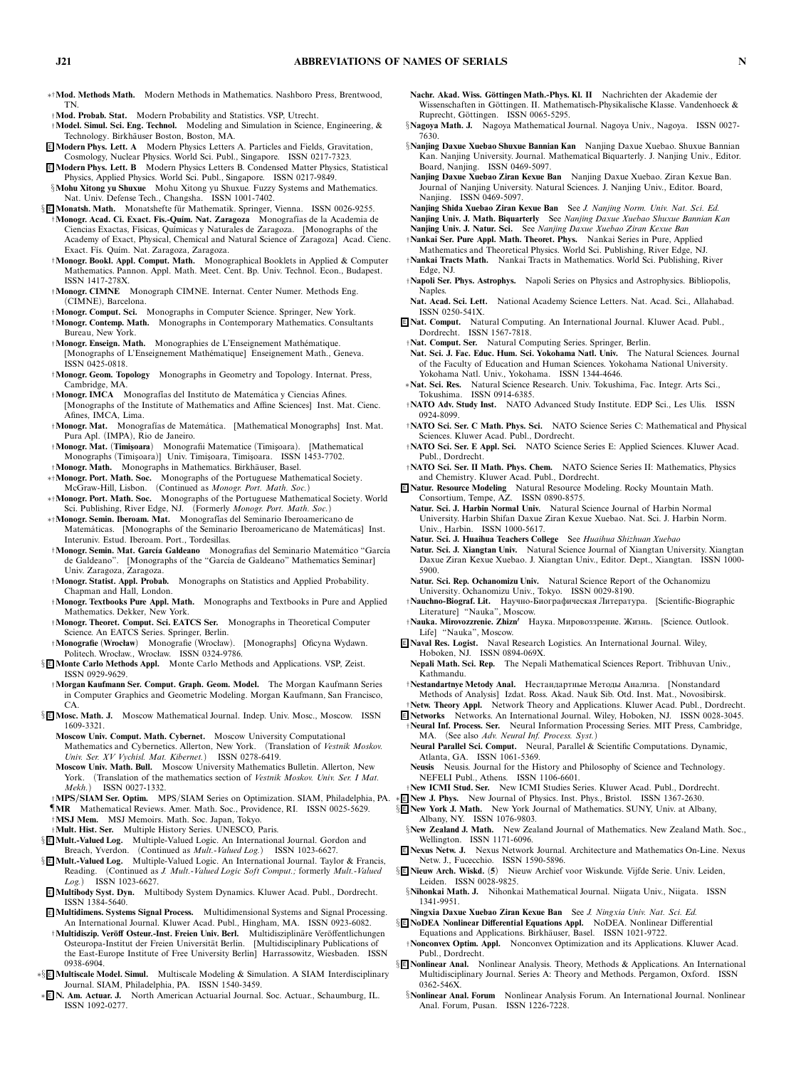∗†**Mod. Methods Math.** Modern Methods in Mathematics. Nashboro Press, Brentwood, TN.

†**Mod. Probab. Stat.** Modern Probability and Statistics. VSP, Utrecht.

†**Model. Simul. Sci. Eng. Technol.** Modeling and Simulation in Science, Engineering, & Technology. Birkhäuser Boston, Boston, MA.

E **Modern Phys. Lett. A** Modern Physics Letters A. Particles and Fields, Gravitation, Cosmology, Nuclear Physics. World Sci. Publ., Singapore. ISSN 0217-7323.

E **Modern Phys. Lett. B** Modern Physics Letters B. Condensed Matter Physics, Statistical Physics, Applied Physics. World Sci. Publ., Singapore. ISSN 0217-9849.

§**Mohu Xitong yu Shuxue** Mohu Xitong yu Shuxue. Fuzzy Systems and Mathematics. Nat. Univ. Defense Tech., Changsha. ISSN 1001-7402.

§E **Monatsh. Math.** Monatshefte für Mathematik. Springer, Vienna. ISSN 0026-9255.

†**Monogr. Acad. Ci. Exact. Fís.-Quím. Nat. Zaragoza** Monografías de la Academia de Ciencias Exactas, Físicas, Químicas y Naturales de Zaragoza. [Monographs of the Academy of Exact, Physical, Chemical and Natural Science of Zaragoza] Acad. Cienc. Exact. Fís. Quím. Nat. Zaragoza, Zaragoza.

†**Monogr. Bookl. Appl. Comput. Math.** Monographical Booklets in Applied & Computer Mathematics. Pannon. Appl. Math. Meet. Cent. Bp. Univ. Technol. Econ., Budapest. ISSN 1417-278X.

†**Monogr. CIMNE** Monograph CIMNE. Internat. Center Numer. Methods Eng. (CIMNE), Barcelona.

†**Monogr. Comput. Sci.** Monographs in Computer Science. Springer, New York.

†**Monogr. Contemp. Math.** Monographs in Contemporary Mathematics. Consultants Bureau, New York.

†**Monogr. Enseign. Math.** Monographies de L'Enseignement Mathématique. [Monographs of L'Enseignement Mathématique] Enseignement Math., Geneva. ISSN 0425-0818.

†**Monogr. Geom. Topology** Monographs in Geometry and Topology. Internat. Press, Cambridge, MA.

†**Monogr. IMCA** Monografías del Instituto de Matemática y Ciencias Afines. [Monographs of the Institute of Mathematics and Affine Sciences] Inst. Mat. Cienc. Afines, IMCA, Lima.

†**Monogr. Mat.** Monografias de Matemática. [Mathematical Monographs] Inst. Mat. Pura Apl. (IMPA), Rio de Janeiro.

†**Monogr. Mat. (Timişoara)** Monografii Matematice (Timişoara). [Mathematical Monographs (Timişoara)] Univ. Timişoara, Timişoara. ISSN 1453-7702.

†**Monogr. Math.** Monographs in Mathematics. Birkhäuser, Basel.

∗†**Monogr. Port. Math. Soc.** Monographs of the Portuguese Mathematical Society. McGraw-Hill, Lisbon. (Continued as *Monogr. Port. Math. Soc.*)

∗†**Monogr. Port. Math. Soc.** Monographs of the Portuguese Mathematical Society. World Sci. Publishing, River Edge, NJ. (Formerly *Monogr. Port. Math. Soc.*)

∗†**Monogr. Semin. Iberoam. Mat.** Monografías del Seminario Iberoamericano de Matemáticas. [Monographs of the Seminario Iberoamericano de Matemáticas] Inst. Interuniv. Estud. Iberoam. Port., Tordesillas.

†**Monogr. Semin. Mat. García Galdeano** Monografías del Seminario Matemático "García de Galdeano". [Monographs of the "García de Galdeano" Mathematics Seminar] Univ. Zaragoza, Zaragoza.

†**Monogr. Statist. Appl. Probab.** Monographs on Statistics and Applied Probability. Chapman and Hall, London.

†**Monogr. Textbooks Pure Appl. Math.** Monographs and Textbooks in Pure and Applied Mathematics. Dekker, New York.

†**Monogr. Theoret. Comput. Sci. EATCS Ser.** Monographs in Theoretical Computer Science. An EATCS Series. Springer, Berlin.

†**Monografie (Wrocław)** Monografie (Wrocław). [Monographs] Oficyna Wydawn. Politech. Wrocław., Wrocław. ISSN 0324-9786.

§E **Monte Carlo Methods Appl.** Monte Carlo Methods and Applications. VSP, Zeist. ISSN 0929-9629.

†**Morgan Kaufmann Ser. Comput. Graph. Geom. Model.** The Morgan Kaufmann Series in Computer Graphics and Geometric Modeling. Morgan Kaufmann, San Francisco, CA.

§E **Mosc. Math. J.** Moscow Mathematical Journal. Indep. Univ. Mosc., Moscow. ISSN 1609-3321.

**Moscow Univ. Comput. Math. Cybernet.** Moscow University Computational Mathematics and Cybernetics. Allerton, New York. (Translation of *Vestnik Moskov. Univ. Ser. XV Vychisl. Mat. Kibernet.*) ISSN 0278-6419.

**Moscow Univ. Math. Bull.** Moscow University Mathematics Bulletin. Allerton, New York. (Translation of the mathematics section of *Vestnik Moskov. Univ. Ser. I Mat. Mekh.*) ISSN 0027-1332.

†**MPS/SIAM Ser. Optim.** MPS/SIAM Series on Optimization. SIAM, Philadelphia, PA.

¶**MR** Mathematical Reviews. Amer. Math. Soc., Providence, RI. ISSN 0025-5629.

†**MSJ Mem.** MSJ Memoirs. Math. Soc. Japan, Tokyo.

†**Mult. Hist. Ser.** Multiple History Series. UNESCO, Paris.

§E **Mult.-Valued Log.** Multiple-Valued Logic. An International Journal. Gordon and Breach, Yverdon. (Continued as *Mult.-Valued Log.*) ISSN 1023-6627.

§E **Mult.-Valued Log.** Multiple-Valued Logic. An International Journal. Taylor & Francis, Reading. (Continued as *J. Mult.-Valued Logic Soft Comput.;* formerly *Mult.-Valued Log.*) ISSN 1023-6627.

E **Multibody Syst. Dyn.** Multibody System Dynamics. Kluwer Acad. Publ., Dordrecht. ISSN 1384-5640.

E **Multidimens. Systems Signal Process.** Multidimensional Systems and Signal Processing. An International Journal. Kluwer Acad. Publ., Hingham, MA. ISSN 0923-6082.

†**Multidiszip. Veröff Osteur.-Inst. Freien Univ. Berl.** Multidisziplinäre Veröffentlichungen Osteuropa-Institut der Freien Universität Berlin. [Multidisciplinary Publications of the East-Europe Institute of Free University Berlin] Harrassowitz, Wiesbaden. ISSN 0938-6904.

∗§E **Multiscale Model. Simul.** Multiscale Modeling & Simulation. A SIAM Interdisciplinary Journal. SIAM, Philadelphia, PA. ISSN 1540-3459.

∗E **N. Am. Actuar. J.** North American Actuarial Journal. Soc. Actuar., Schaumburg, IL. ISSN 1092-0277.

**Nachr. Akad. Wiss. Göttingen Math.-Phys. Kl. II** Nachrichten der Akademie der Wissenschaften in Göttingen. II. Mathematisch-Physikalische Klasse. Vandenhoeck & Ruprecht, Göttingen. ISSN 0065-5295.

§**Nagoya Math. J.** Nagoya Mathematical Journal. Nagoya Univ., Nagoya. ISSN 0027-7630.

§**Nanjing Daxue Xuebao Shuxue Bannian Kan** Nanjing Daxue Xuebao. Shuxue Bannian Kan. Nanjing University. Journal. Mathematical Biquarterly. J. Nanjing Univ., Editor. Board, Nanjing. ISSN 0469-5097.

**Nanjing Daxue Xuebao Ziran Kexue Ban** Nanjing Daxue Xuebao. Ziran Kexue Ban. Journal of Nanjing University. Natural Sciences. J. Nanjing Univ., Editor. Board, Nanjing. ISSN 0469-5097.

**Nanjing Shida Xuebao Ziran Kexue Ban** See *J. Nanjing Norm. Univ. Nat. Sci. Ed.*

**Nanjing Univ. J. Math. Biquarterly** See *Nanjing Daxue Xuebao Shuxue Bannian Kan*

**Nanjing Univ. J. Natur. Sci.** See *Nanjing Daxue Xuebao Ziran Kexue Ban*

†**Nankai Ser. Pure Appl. Math. Theoret. Phys.** Nankai Series in Pure, Applied Mathematics and Theoretical Physics. World Sci. Publishing, River Edge, NJ.

†**Nankai Tracts Math.** Nankai Tracts in Mathematics. World Sci. Publishing, River Edge, NJ.

†**Napoli Ser. Phys. Astrophys.** Napoli Series on Physics and Astrophysics. Bibliopolis, Naples.

**Nat. Acad. Sci. Lett.** National Academy Science Letters. Nat. Acad. Sci., Allahabad. ISSN 0250-541X.

E **Nat. Comput.** Natural Computing. An International Journal. Kluwer Acad. Publ., Dordrecht. ISSN 1567-7818.

†**Nat. Comput. Ser.** Natural Computing Series. Springer, Berlin.

**Nat. Sci. J. Fac. Educ. Hum. Sci. Yokohama Natl. Univ.** The Natural Sciences. Journal of the Faculty of Education and Human Sciences. Yokohama National University. Yokohama Natl. Univ., Yokohama. ISSN 1344-4646.

∗**Nat. Sci. Res.** Natural Science Research. Univ. Tokushima, Fac. Integr. Arts Sci., Tokushima. ISSN 0914-6385.

†**NATO Adv. Study Inst.** NATO Advanced Study Institute. EDP Sci., Les Ulis. ISSN 0924-8099.

†**NATO Sci. Ser. C Math. Phys. Sci.** NATO Science Series C: Mathematical and Physical Sciences. Kluwer Acad. Publ., Dordrecht.

†**NATO Sci. Ser. E Appl. Sci.** NATO Science Series E: Applied Sciences. Kluwer Acad. Publ., Dordrecht.

†**NATO Sci. Ser. II Math. Phys. Chem.** NATO Science Series II: Mathematics, Physics and Chemistry. Kluwer Acad. Publ., Dordrecht.

E **Natur. Resource Modeling** Natural Resource Modeling. Rocky Mountain Math. Consortium, Tempe, AZ. ISSN 0890-8575.

**Natur. Sci. J. Harbin Normal Univ.** Natural Science Journal of Harbin Normal University. Harbin Shifan Daxue Ziran Kexue Xuebao. Nat. Sci. J. Harbin Norm. Univ., Harbin. ISSN 1000-5617.

**Natur. Sci. J. Huaihua Teachers College** See *Huaihua Shizhuan Xuebao*

**Natur. Sci. J. Xiangtan Univ.** Natural Science Journal of Xiangtan University. Xiangtan Daxue Ziran Kexue Xuebao. J. Xiangtan Univ., Editor. Dept., Xiangtan. ISSN 1000-5900.

**Natur. Sci. Rep. Ochanomizu Univ.** Natural Science Report of the Ochanomizu University. Ochanomizu Univ., Tokyo. ISSN 0029-8190.

†**Nauchno-Biograf. Lit.** Научно-Биографическая Литература. [Scientific-Biographic Literature] "Nauka", Moscow.

†**Nauka. Mirovozzrenie. Zhizn′** Наука. Мировоззрение. Жизнь. [Science. Outlook. Life] "Nauka", Moscow.

E **Naval Res. Logist.** Naval Research Logistics. An International Journal. Wiley, Hoboken, NJ. ISSN 0894-069X.

**Nepali Math. Sci. Rep.** The Nepali Mathematical Sciences Report. Tribhuvan Univ., Kathmandu.

†**Nestandartnye Metody Anal.** Нестандартные Методы Анализа. [Nonstandard Methods of Analysis] Izdat. Ross. Akad. Nauk Sib. Otd. Inst. Mat., Novosibirsk.

†**Netw. Theory Appl.** Network Theory and Applications. Kluwer Acad. Publ., Dordrecht.

E **Networks** Networks. An International Journal. Wiley, Hoboken, NJ. ISSN 0028-3045.

†**Neural Inf. Process. Ser.** Neural Information Processing Series. MIT Press, Cambridge, MA. (See also *Adv. Neural Inf. Process. Syst.*)

**Neural Parallel Sci. Comput.** Neural, Parallel & Scientific Computations. Dynamic, Atlanta, GA. ISSN 1061-5369.

**Neusis** Neusis. Journal for the History and Philosophy of Science and Technology. NEFELI Publ., Athens. ISSN 1106-6601.

†**New ICMI Stud. Ser.** New ICMI Studies Series. Kluwer Acad. Publ., Dordrecht.

∗E **New J. Phys.** New Journal of Physics. Inst. Phys., Bristol. ISSN 1367-2630.

§E **New York J. Math.** New York Journal of Mathematics. SUNY, Univ. at Albany, Albany, NY. ISSN 1076-9803.

§**New Zealand J. Math.** New Zealand Journal of Mathematics. New Zealand Math. Soc., Wellington. ISSN 1171-6096.

E **Nexus Netw. J.** Nexus Network Journal. Architecture and Mathematics On-Line. Nexus Netw. J., Fucecchio. ISSN 1590-5896.

§E **Nieuw Arch. Wiskd. (5)** Nieuw Archief voor Wiskunde. Vijfde Serie. Univ. Leiden, Leiden. ISSN 0028-9825.

§**Nihonkai Math. J.** Nihonkai Mathematical Journal. Niigata Univ., Niigata. ISSN 1341-9951.

**Ningxia Daxue Xuebao Ziran Kexue Ban** See *J. Ningxia Univ. Nat. Sci. Ed.*

§E **NoDEA Nonlinear Differential Equations Appl.** NoDEA. Nonlinear Differential Equations and Applications. Birkhäuser, Basel. ISSN 1021-9722.

†**Nonconvex Optim. Appl.** Nonconvex Optimization and its Applications. Kluwer Acad. Publ., Dordrecht.

§E **Nonlinear Anal.** Nonlinear Analysis. Theory, Methods & Applications. An International Multidisciplinary Journal. Series A: Theory and Methods. Pergamon, Oxford. ISSN 0362-546X.

§**Nonlinear Anal. Forum** Nonlinear Analysis Forum. An International Journal. Nonlinear Anal. Forum, Pusan. ISSN 1226-7228.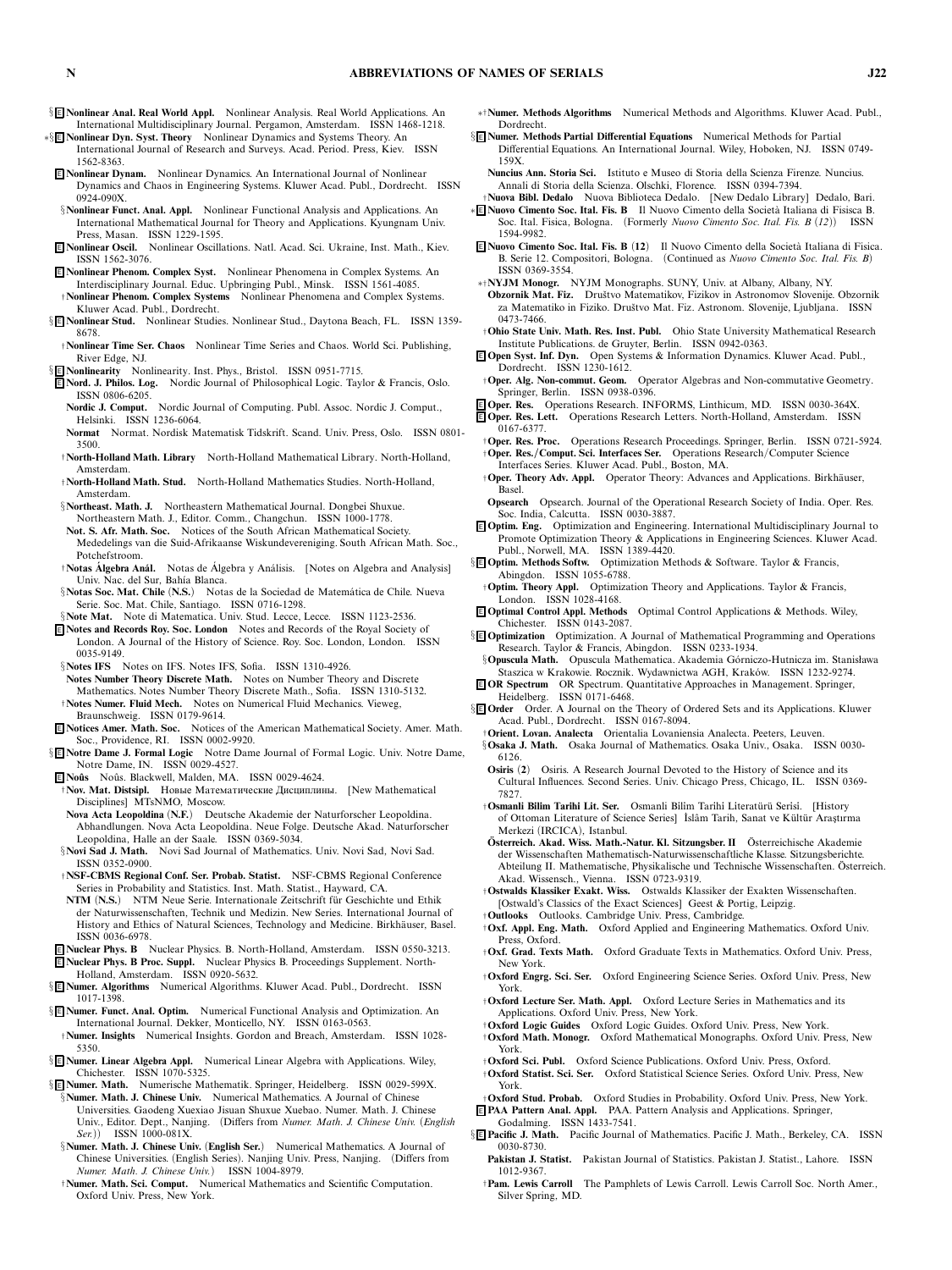§ E **Nonlinear Anal. Real World Appl.** Nonlinear Analysis. Real World Applications. An International Multidisciplinary Journal. Pergamon, Amsterdam. ISSN 1468-1218.

∗§ E **Nonlinear Dyn. Syst. Theory** Nonlinear Dynamics and Systems Theory. An International Journal of Research and Surveys. Acad. Period. Press, Kiev. ISSN 1562-8363.

E **Nonlinear Dynam.** Nonlinear Dynamics. An International Journal of Nonlinear Dynamics and Chaos in Engineering Systems. Kluwer Acad. Publ., Dordrecht. ISSN 0924-090X.

§ **Nonlinear Funct. Anal. Appl.** Nonlinear Functional Analysis and Applications. An International Mathematical Journal for Theory and Applications. Kyungnam Univ. Press, Masan. ISSN 1229-1595.

E **Nonlinear Oscil.** Nonlinear Oscillations. Natl. Acad. Sci. Ukraine, Inst. Math., Kiev. ISSN 1562-3076.

E **Nonlinear Phenom. Complex Syst.** Nonlinear Phenomena in Complex Systems. An Interdisciplinary Journal. Educ. Upbringing Publ., Minsk. ISSN 1561-4085.

† **Nonlinear Phenom. Complex Systems** Nonlinear Phenomena and Complex Systems. Kluwer Acad. Publ., Dordrecht.

§ E **Nonlinear Stud.** Nonlinear Studies. Nonlinear Stud., Daytona Beach, FL. ISSN 1359-8678.

† **Nonlinear Time Ser. Chaos** Nonlinear Time Series and Chaos. World Sci. Publishing, River Edge, NJ.

§ E **Nonlinearity** Nonlinearity. Inst. Phys., Bristol. ISSN 0951-7715.

E **Nord. J. Philos. Log.** Nordic Journal of Philosophical Logic. Taylor & Francis, Oslo. ISSN 0806-6205.

**Nordic J. Comput.** Nordic Journal of Computing. Publ. Assoc. Nordic J. Comput., Helsinki. ISSN 1236-6064.

**Normat** Normat. Nordisk Matematisk Tidskrift. Scand. Univ. Press, Oslo. ISSN 0801-3500.

† **North-Holland Math. Library** North-Holland Mathematical Library. North-Holland, Amsterdam.

† **North-Holland Math. Stud.** North-Holland Mathematics Studies. North-Holland, Amsterdam.

§ **Northeast. Math. J.** Northeastern Mathematical Journal. Dongbei Shuxue. Northeastern Math. J., Editor. Comm., Changchun. ISSN 1000-1778.

**Not. S. Afr. Math. Soc.** Notices of the South African Mathematical Society. Mededelings van die Suid-Afrikaanse Wiskundevereniging. South African Math. Soc., Potchefstroom.

† **Notas Álgebra Anál.** Notas de Álgebra y Análisis. [Notes on Algebra and Analysis] Univ. Nac. del Sur, Bahía Blanca.

§ **Notas Soc. Mat. Chile (N.S.)** Notas de la Sociedad de Matemática de Chile. Nueva Serie. Soc. Mat. Chile, Santiago. ISSN 0716-1298.

§ **Note Mat.** Note di Matematica. Univ. Stud. Lecce, Lecce. ISSN 1123-2536.

E **Notes and Records Roy. Soc. London** Notes and Records of the Royal Society of London. A Journal of the History of Science. Roy. Soc. London, London. ISSN 0035-9149.

§ **Notes IFS** Notes on IFS. Notes IFS, Sofia. ISSN 1310-4926.

**Notes Number Theory Discrete Math.** Notes on Number Theory and Discrete Mathematics. Notes Number Theory Discrete Math., Sofia. ISSN 1310-5132.

† **Notes Numer. Fluid Mech.** Notes on Numerical Fluid Mechanics. Vieweg, Braunschweig. ISSN 0179-9614.

E **Notices Amer. Math. Soc.** Notices of the American Mathematical Society. Amer. Math. Soc., Providence, RI. ISSN 0002-9920.

§ E **Notre Dame J. Formal Logic** Notre Dame Journal of Formal Logic. Univ. Notre Dame, Notre Dame, IN. ISSN 0029-4527.

E **Noûs** Noûs. Blackwell, Malden, MA. ISSN 0029-4624.

† **Nov. Mat. Distsipl.** Новые Математические Дисциплины. [New Mathematical Disciplines] MTsNMO, Moscow.

**Nova Acta Leopoldina (N.F.)** Deutsche Akademie der Naturforscher Leopoldina. Abhandlungen. Nova Acta Leopoldina. Neue Folge. Deutsche Akad. Naturforscher Leopoldina, Halle an der Saale. ISSN 0369-5034.

§ **Novi Sad J. Math.** Novi Sad Journal of Mathematics. Univ. Novi Sad, Novi Sad. ISSN 0352-0900.

† **NSF-CBMS Regional Conf. Ser. Probab. Statist.** NSF-CBMS Regional Conference Series in Probability and Statistics. Inst. Math. Statist., Hayward, CA.

**NTM (N.S.)** NTM Neue Serie. Internationale Zeitschrift für Geschichte und Ethik der Naturwissenschaften, Technik und Medizin. New Series. International Journal of History and Ethics of Natural Sciences, Technology and Medicine. Birkhäuser, Basel. ISSN 0036-6978.

E **Nuclear Phys. B** Nuclear Physics. B. North-Holland, Amsterdam. ISSN 0550-3213.

E **Nuclear Phys. B Proc. Suppl.** Nuclear Physics B. Proceedings Supplement. North-Holland, Amsterdam. ISSN 0920-5632.

§ E **Numer. Algorithms** Numerical Algorithms. Kluwer Acad. Publ., Dordrecht. ISSN 1017-1398.

§ E **Numer. Funct. Anal. Optim.** Numerical Functional Analysis and Optimization. An International Journal. Dekker, Monticello, NY. ISSN 0163-0563.

† **Numer. Insights** Numerical Insights. Gordon and Breach, Amsterdam. ISSN 1028-5350.

§ E **Numer. Linear Algebra Appl.** Numerical Linear Algebra with Applications. Wiley, Chichester. ISSN 1070-5325.

§ E **Numer. Math.** Numerische Mathematik. Springer, Heidelberg. ISSN 0029-599X.

§ **Numer. Math. J. Chinese Univ.** Numerical Mathematics. A Journal of Chinese Universities. Gaodeng Xuexiao Jisuan Shuxue Xuebao. Numer. Math. J. Chinese Univ., Editor. Dept., Nanjing. (Differs from *Numer. Math. J. Chinese Univ. (English Ser.)*) ISSN 1000-081X.

§ **Numer. Math. J. Chinese Univ. (English Ser.)** Numerical Mathematics. A Journal of Chinese Universities. (English Series). Nanjing Univ. Press, Nanjing. (Differs from *Numer. Math. J. Chinese Univ.*) ISSN 1004-8979.

† **Numer. Math. Sci. Comput.** Numerical Mathematics and Scientific Computation. Oxford Univ. Press, New York.

∗† **Numer. Methods Algorithms** Numerical Methods and Algorithms. Kluwer Acad. Publ., Dordrecht.

§ E **Numer. Methods Partial Differential Equations** Numerical Methods for Partial Differential Equations. An International Journal. Wiley, Hoboken, NJ. ISSN 0749-159X.

**Nuncius Ann. Storia Sci.** Istituto e Museo di Storia della Scienza Firenze. Nuncius. Annali di Storia della Scienza. Olschki, Florence. ISSN 0394-7394.

† **Nuova Bibl. Dedalo** Nuova Biblioteca Dedalo. [New Dedalo Library] Dedalo, Bari.

∗ E **Nuovo Cimento Soc. Ital. Fis. B** Il Nuovo Cimento della Società Italiana di Fisica B. Soc. Ital. Fisica, Bologna. (Formerly *Nuovo Cimento Soc. Ital. Fis. B (12)*) ISSN 1594-9982.

E **Nuovo Cimento Soc. Ital. Fis. B (12)** Il Nuovo Cimento della Società Italiana di Fisica. B. Serie 12. Compositori, Bologna. (Continued as *Nuovo Cimento Soc. Ital. Fis. B*) ISSN 0369-3554.

∗† **NYJM Monogr.** NYJM Monographs. SUNY, Univ. at Albany, Albany, NY.

**Obzornik Mat. Fiz.** Društvo Matematikov, Fizikov in Astronomov Slovenije. Obzornik za Matematiko in Fiziko. Društvo Mat. Fiz. Astronom. Slovenije, Ljubljana. ISSN 0473-7466.

† **Ohio State Univ. Math. Res. Inst. Publ.** Ohio State University Mathematical Research Institute Publications. de Gruyter, Berlin. ISSN 0942-0363.

E **Open Syst. Inf. Dyn.** Open Systems & Information Dynamics. Kluwer Acad. Publ., Dordrecht. ISSN 1230-1612.

† **Oper. Alg. Non-commut. Geom.** Operator Algebras and Non-commutative Geometry. Springer, Berlin. ISSN 0938-0396.

E **Oper. Res.** Operations Research. INFORMS, Linthicum, MD. ISSN 0030-364X.

E **Oper. Res. Lett.** Operations Research Letters. North-Holland, Amsterdam. ISSN 0167-6377.

† **Oper. Res. Proc.** Operations Research Proceedings. Springer, Berlin. ISSN 0721-5924.

† **Oper. Res./Comput. Sci. Interfaces Ser.** Operations Research/Computer Science Interfaces Series. Kluwer Acad. Publ., Boston, MA.

† **Oper. Theory Adv. Appl.** Operator Theory: Advances and Applications. Birkhäuser, Basel.

**Opsearch** Opsearch. Journal of the Operational Research Society of India. Oper. Res. Soc. India, Calcutta. ISSN 0030-3887.

E **Optim. Eng.** Optimization and Engineering. International Multidisciplinary Journal to Promote Optimization Theory & Applications in Engineering Sciences. Kluwer Acad. Publ., Norwell, MA. ISSN 1389-4420.

§ E **Optim. Methods Softw.** Optimization Methods & Software. Taylor & Francis, Abingdon. ISSN 1055-6788.

† **Optim. Theory Appl.** Optimization Theory and Applications. Taylor & Francis, London. ISSN 1028-4168.

E **Optimal Control Appl. Methods** Optimal Control Applications & Methods. Wiley, Chichester. ISSN 0143-2087.

§ E **Optimization** Optimization. A Journal of Mathematical Programming and Operations Research. Taylor & Francis, Abingdon. ISSN 0233-1934.

§ **Opuscula Math.** Opuscula Mathematica. Akademia Górniczo-Hutnicza im. Stanisława Staszica w Krakowie. Rocznik. Wydawnictwa AGH, Kraków. ISSN 1232-9274.

E **OR Spectrum** OR Spectrum. Quantitative Approaches in Management. Springer, Heidelberg. ISSN 0171-6468.

§ E **Order** Order. A Journal on the Theory of Ordered Sets and its Applications. Kluwer Acad. Publ., Dordrecht. ISSN 0167-8094.

† **Orient. Lovan. Analecta** Orientalia Lovaniensia Analecta. Peeters, Leuven.

§ **Osaka J. Math.** Osaka Journal of Mathematics. Osaka Univ., Osaka. ISSN 0030-6126.

**Osiris (2)** Osiris. A Research Journal Devoted to the History of Science and its Cultural Influences. Second Series. Univ. Chicago Press, Chicago, IL. ISSN 0369-7827.

† **Osmanli Bilim Tarihi Lit. Ser.** Osmanli Bilim Tarihi Literatürü Serisi. [History of Ottoman Literature of Science Series] İslâm Tarih, Sanat ve Kültür Araştırma Merkezi (IRCICA), Istanbul.

**Österreich. Akad. Wiss. Math.-Natur. Kl. Sitzungsber. II** Österreichische Akademie der Wissenschaften Mathematisch-Naturwissenschaftliche Klasse. Sitzungsberichte. Abteilung II. Mathematische, Physikalische und Technische Wissenschaften. Österreich. Akad. Wissensch., Vienna. ISSN 0723-9319.

† **Ostwalds Klassiker Exakt. Wiss.** Ostwalds Klassiker der Exakten Wissenschaften. [Ostwald's Classics of the Exact Sciences] Geest & Portig, Leipzig.

† **Outlooks** Outlooks. Cambridge Univ. Press, Cambridge.

† **Oxf. Appl. Eng. Math.** Oxford Applied and Engineering Mathematics. Oxford Univ. Press, Oxford.

† **Oxf. Grad. Texts Math.** Oxford Graduate Texts in Mathematics. Oxford Univ. Press, New York.

† **Oxford Engrg. Sci. Ser.** Oxford Engineering Science Series. Oxford Univ. Press, New York.

† **Oxford Lecture Ser. Math. Appl.** Oxford Lecture Series in Mathematics and its Applications. Oxford Univ. Press, New York.

† **Oxford Logic Guides** Oxford Logic Guides. Oxford Univ. Press, New York.

† **Oxford Math. Monogr.** Oxford Mathematical Monographs. Oxford Univ. Press, New York.

† **Oxford Sci. Publ.** Oxford Science Publications. Oxford Univ. Press, Oxford.

† **Oxford Statist. Sci. Ser.** Oxford Statistical Science Series. Oxford Univ. Press, New York.

† **Oxford Stud. Probab.** Oxford Studies in Probability. Oxford Univ. Press, New York.

E **PAA Pattern Anal. Appl.** PAA. Pattern Analysis and Applications. Springer, Godalming. ISSN 1433-7541.

§ E **Pacific J. Math.** Pacific Journal of Mathematics. Pacific J. Math., Berkeley, CA. ISSN 0030-8730.

**Pakistan J. Statist.** Pakistan Journal of Statistics. Pakistan J. Statist., Lahore. ISSN 1012-9367.

† **Pam. Lewis Carroll** The Pamphlets of Lewis Carroll. Lewis Carroll Soc. North Amer., Silver Spring, MD.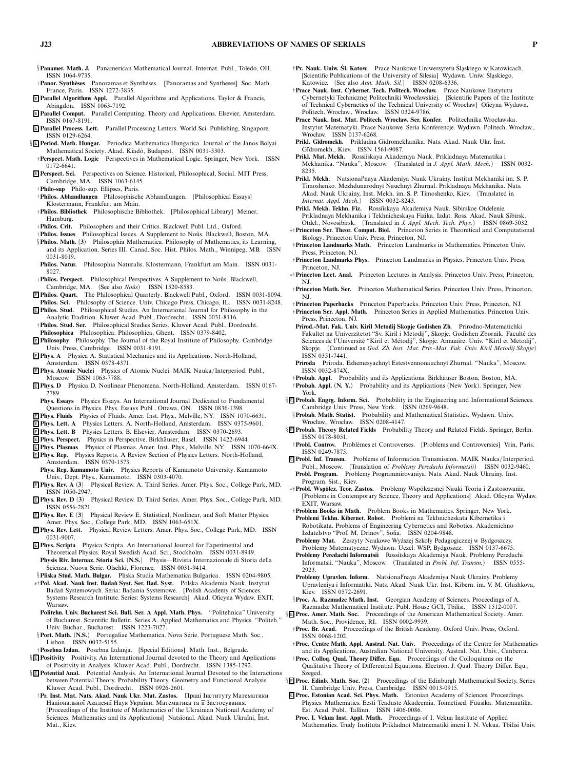§**Panamer. Math. J.** Panamerican Mathematical Journal. Internat. Publ., Toledo, OH. ISSN 1064-9735.

†**Panor. Synthèses** Panoramas et Synthèses. [Panoramas and Syntheses] Soc. Math. France, Paris. ISSN 1272-3835.

E **Parallel Algorithms Appl.** Parallel Algorithms and Applications. Taylor & Francis, Abingdon. ISSN 1063-7192.

E **Parallel Comput.** Parallel Computing. Theory and Applications. Elsevier, Amsterdam. ISSN 0167-8191.

E **Parallel Process. Lett.** Parallel Processing Letters. World Sci. Publishing, Singapore. ISSN 0129-6264.

§E **Period. Math. Hungar.** Periodica Mathematica Hungarica. Journal of the János Bolyai Mathematical Society. Akad. Kiadó, Budapest. ISSN 0031-5303.

†**Perspect. Math. Logic** Perspectives in Mathematical Logic. Springer, New York. ISSN 0172-6641.

E **Perspect. Sci.** Perspectives on Science. Historical, Philosophical, Social. MIT Press, Cambridge, MA. ISSN 1063-6145.

†**Philo-sup** Philo-sup. Ellipses, Paris.

†**Philos. Abhandlungen** Philosophische Abhandlungen. [Philosophical Essays] Klostermann, Frankfurt am Main.

†**Philos. Bibliothek** Philosophische Bibliothek. [Philosophical Library] Meiner, Hamburg.

†**Philos. Crit.** Philosophers and their Critics. Blackwell Publ. Ltd., Oxford.

†**Philos. Issues** Philosophical Issues. A Supplement to Noûs. Blackwell, Boston, MA.

§**Philos. Math. (3)** Philosophia Mathematica. Philosophy of Mathematics, its Learning, and its Application. Series III. Canad. Soc. Hist. Philos. Math., Winnipeg, MB. ISSN 0031-8019.

**Philos. Natur.** Philosophia Naturalis. Klostermann, Frankfurt am Main. ISSN 0031-8027.

†**Philos. Perspect.** Philosophical Perspectives. A Supplement to Noûs. Blackwell, Cambridge, MA. (See also *Noûs*) ISSN 1520-8583.

E **Philos. Quart.** The Philosophical Quarterly. Blackwell Publ., Oxford. ISSN 0031-8094.

**Philos. Sci.** Philosophy of Science. Univ. Chicago Press, Chicago, IL. ISSN 0031-8248.

E **Philos. Stud.** Philosophical Studies. An International Journal for Philosophy in the Analytic Tradition. Kluwer Acad. Publ., Dordrecht. ISSN 0031-8116.

†**Philos. Stud. Ser.** Philosophical Studies Series. Kluwer Acad. Publ., Dordrecht.

**Philosophica** Philosophica. Philosophica, Ghent. ISSN 0379-8402.

E **Philosophy** Philosophy. The Journal of the Royal Institute of Philosophy. Cambridge Univ. Press, Cambridge. ISSN 0031-8191.

E **Phys. A** Physica A. Statistical Mechanics and its Applications. North-Holland, Amsterdam. ISSN 0378-4371.

E **Phys. Atomic Nuclei** Physics of Atomic Nuclei. MAIK Nauka/Interperiod. Publ., Moscow. ISSN 1063-7788.

E **Phys. D** Physica D. Nonlinear Phenomena. North-Holland, Amsterdam. ISSN 0167-2789.

**Phys. Essays** Physics Essays. An International Journal Dedicated to Fundamental Questions in Physics. Phys. Essays Publ., Ottawa, ON. ISSN 0836-1398.

E **Phys. Fluids** Physics of Fluids. Amer. Inst. Phys., Melville, NY. ISSN 1070-6631.

E **Phys. Lett. A** Physics Letters. A. North-Holland, Amsterdam. ISSN 0375-9601.

E **Phys. Lett. B** Physics Letters. B. Elsevier, Amsterdam. ISSN 0370-2693.

E **Phys. Perspect.** Physics in Perspective. Birkhäuser, Basel. ISSN 1422-6944.

E **Phys. Plasmas** Physics of Plasmas. Amer. Inst. Phys., Melville, NY. ISSN 1070-664X.

E **Phys. Rep.** Physics Reports. A Review Section of Physics Letters. North-Holland, Amsterdam. ISSN 0370-1573.

**Phys. Rep. Kumamoto Univ.** Physics Reports of Kumamoto University. Kumamoto Univ., Dept. Phys., Kumamoto. ISSN 0303-4070.

E **Phys. Rev. A (3)** Physical Review. A. Third Series. Amer. Phys. Soc., College Park, MD. ISSN 1050-2947.

E **Phys. Rev. D (3)** Physical Review. D. Third Series. Amer. Phys. Soc., College Park, MD. ISSN 0556-2821.

E **Phys. Rev. E (3)** Physical Review E. Statistical, Nonlinear, and Soft Matter Physics. Amer. Phys. Soc., College Park, MD. ISSN 1063-651X.

E **Phys. Rev. Lett.** Physical Review Letters. Amer. Phys. Soc., College Park, MD. ISSN 0031-9007.

E **Phys. Scripta** Physica Scripta. An International Journal for Experimental and Theoretical Physics. Royal Swedish Acad. Sci., Stockholm. ISSN 0031-8949.

**Physis Riv. Internaz. Storia Sci. (N.S.)** Physis—Rivista Internazionale di Storia della Scienza. Nuova Serie. Olschki, Florence. ISSN 0031-9414.

§**Pliska Stud. Math. Bulgar.** Pliska Studia Mathematica Bulgarica. ISSN 0204-9805.

∗†**Pol. Akad. Nauk Inst. Badań Syst. Ser. Bad. Syst.** Polska Akademia Nauk. Instytut Badań Systemowych. Seria: Badania Systemowe. [Polish Academy of Sciences. Systems Research Institute. Series: Systems Research] Akad. Oficyna Wydaw. EXIT, Warsaw.

**Politehn. Univ. Bucharest Sci. Bull. Ser. A Appl. Math. Phys.** "Politehnica" University of Bucharest. Scientific Bulletin. Series A. Applied Mathematics and Physics. "Politeh." Univ. Buchar., Bucharest. ISSN 1223-7027.

§**Port. Math. (N.S.)** Portugaliae Mathematica. Nova Série. Portuguese Math. Soc., Lisbon. ISSN 0032-5155.

†**Posebna Izdan.** Posebna Izdanja. [Special Editions] Math. Inst., Belgrade.

§E **Positivity** Positivity. An International Journal devoted to the Theory and Applications of Positivity in Analysis. Kluwer Acad. Publ., Dordrecht. ISSN 1385-1292.

§E **Potential Anal.** Potential Analysis. An International Journal Devoted to the Interactions between Potential Theory, Probability Theory, Geometry and Functional Analysis. Kluwer Acad. Publ., Dordrecht. ISSN 0926-2601.

†**Pr. Inst. Mat. Nats. Akad. Nauk Ukr. Mat. Zastos.** Праці Інституту Математики Національної Академії Наук України. Математика та її Застосування. [Proceedings of the Institute of Mathematics of the Ukrainian National Academy of Sciences. Mathematics and its Applications] Natsīonal. Akad. Nauk Ukraïni, Īnst. Mat., Kiev.

†**Pr. Nauk. Uniw. Śl. Katow.** Prace Naukowe Uniwersytetu Śląskiego w Katowicach. [Scientific Publications of the University of Silesia] Wydawn. Uniw. Śląskiego, Katowice. (See also *Ann. Math. Sil.*) ISSN 0208-6336.

†**Prace Nauk. Inst. Cybernet. Tech. Politech. Wrocław.** Prace Naukowe Instytutu Cybernetyki Technicznej Politechniki Wrocławskiej. [Scientific Papers of the Institute of Technical Cybernetics of the Technical University of Wrocław] Oficyna Wydawn. Politech. Wrocław., Wrocław. ISSN 0324-9786.

**Prace Nauk. Inst. Mat. Politech. Wrocław. Ser. Konfer.** Politechnika Wrocławska. Instytut Matematyki. Prace Naukowe. Seria Konferencje. Wydawn. Politech. Wrocław., Wrocław. ISSN 0137-6268.

**Prikl. Gīdromekh.** Prikladna Gīdromekhanīka. Nats. Akad. Nauk Ukr. Īnst. Gīdromekh., Kiev. ISSN 1561-9087.

**Prikl. Mat. Mekh.** Rossiĭskaya Akademiya Nauk. Prikladnaya Matematika i Mekhanika. "Nauka", Moscow. (Translated in *J. Appl. Math. Mech.*) ISSN 0032-8235.

**Prikl. Mekh.** Natsional′naya Akademiya Nauk Ukrainy. Institut Mekhaniki im. S. P. Timoshenko. Mezhdunarodnyĭ Nauchnyĭ Zhurnal. Prikladnaya Mekhanika. Nats. Akad. Nauk Ukrainy, Inst. Mekh. im. S. P. Timoshenko, Kiev. (Translated in *Internat. Appl. Mech.*) ISSN 0032-8243.

**Prikl. Mekh. Tekhn. Fiz.** Rossiĭskaya Akademiya Nauk. Sibirskoe Otdelenie. Prikladnaya Mekhanika i Tekhnicheskaya Fizika. Izdat. Ross. Akad. Nauk Sibirsk. Otdel., Novosibirsk. (Translated in *J. Appl. Mech. Tech. Phys.*) ISSN 0869-5032.

∗†**Princeton Ser. Theor. Comput. Biol.** Princeton Series in Theoretical and Computational Biology. Princeton Univ. Press, Princeton, NJ.

†**Princeton Landmarks Math.** Princeton Landmarks in Mathematics. Princeton Univ. Press, Princeton, NJ.

†**Princeton Landmarks Phys.** Princeton Landmarks in Physics. Princeton Univ. Press, Princeton, NJ.

∗†**Princeton Lect. Anal.** Princeton Lectures in Analysis. Princeton Univ. Press, Princeton, NJ.

†**Princeton Math. Ser.** Princeton Mathematical Series. Princeton Univ. Press, Princeton, NJ.

†**Princeton Paperbacks** Princeton Paperbacks. Princeton Univ. Press, Princeton, NJ.

†**Princeton Ser. Appl. Math.** Princeton Series in Applied Mathematics. Princeton Univ. Press, Princeton, NJ.

**Prirod.-Mat. Fak. Univ. Kiril Metodij Skopje Godishen Zb.** Prirodno-Matematichki Fakultet na Univerzitetot "Sv. Kiril i Metodij", Skopje. Godishen Zbornik. Faculté des Sciences de l'Université "Kiril et Métodij", Skopje. Annuaire. Univ. "Kiril et Metodij", Skopje. (Continued as *God. Zb. Inst. Mat. Prir.-Mat. Fak. Univ. Kiril Metodij Skopje*) ISSN 0351-7441.

**Priroda** Priroda. Ezhemesyachnyĭ Estestvennonauchnyĭ Zhurnal. "Nauka", Moscow. ISSN 0032-874X.

†**Probab. Appl.** Probability and its Applications. Birkhäuser Boston, Boston, MA.

†**Probab. Appl. (N. Y.)** Probability and its Applications (New York). Springer, New York.

§E **Probab. Engrg. Inform. Sci.** Probability in the Engineering and Informational Sciences. Cambridge Univ. Press, New York. ISSN 0269-9648.

§**Probab. Math. Statist.** Probability and Mathematical Statistics. Wydawn. Uniw. Wrocław., Wrocław. ISSN 0208-4147.

§E **Probab. Theory Related Fields** Probability Theory and Related Fields. Springer, Berlin. ISSN 0178-8051.

†**Probl. Contro v.** Problèmes et Controverses. [Problems and Controversies] Vrin, Paris. ISSN 0249-7875.

E **Probl. Inf. Transm.** Problems of Information Transmission. MAIK Nauka/Interperiod. Publ., Moscow. (Translation of *Problemy Peredachi Informatsii*) ISSN 0032-9460.

**Probl. Program.** Problemy Programmirovaniya. Nats. Akad. Nauk Ukrainy, Inst. Program. Sist., Kiev.

∗†**Probl. Współcz. Teor. Zastos.** Problemy Współczesnej Nauki Teoria i Zastosowania. [Problems in Contemporary Science, Theory and Applications] Akad. Oficyna Wydaw. EXIT, Warsaw.

†**Problem Books in Math.** Problem Books in Mathematics. Springer, New York.

**Problemi Tekhn. Kibernet. Robot.** Problemi na Tekhnicheskata Kibernetika i Robotikata. Problems of Engineering Cybernetics and Robotics. Akademichno Izdatelstvo "Prof. M. Drinov", Sofia. ISSN 0204-9848.

**Problemy Mat.** Zeszyty Naukowe Wyższej Szkoły Pedagogicznej w Bydgoszczy. Problemy Matematyczne. Wydawn. Uczel. WSP, Bydgoszcz. ISSN 0137-6675.

**Problemy Peredachi Informatsii** Rossiĭskaya Akademiya Nauk. Problemy Peredachi Informatsii. "Nauka", Moscow. (Translated in *Probl. Inf. Transm.*) ISSN 0555-2923.

**Problemy Upravlen. Inform.** Natsional′naya Akademiya Nauk Ukrainy. Problemy Upravleniya i Informatiki. Nats. Akad. Nauk Ukr. Inst. Kibern. im. V. M. Glushkova, Kiev. ISSN 0572-2691.

§**Proc. A. Razmadze Math. Inst.** Georgian Academy of Sciences. Proceedings of A. Razmadze Mathematical Institute. Publ. House GCI, Tbilisi. ISSN 1512-0007.

§E **Proc. Amer. Math. Soc.** Proceedings of the American Mathematical Society. Amer. Math. Soc., Providence, RI. ISSN 0002-9939.

†**Proc. Br. Acad.** Proceedings of the British Academy. Oxford Univ. Press, Oxford. ISSN 0068-1202.

†**Proc. Centre Math. Appl. Austral. Nat. Univ.** Proceedings of the Centre for Mathematics and its Applications, Australian National University. Austral. Nat. Univ., Canberra.

†**Proc. Colloq. Qual. Theory Differ. Equ.** Proceedings of the Colloquiums on the Qualitative Theory of Differential Equations. Electron. J. Qual. Theory Differ. Equ., Szeged.

§E **Proc. Edinb. Math. Soc. (2)** Proceedings of the Edinburgh Mathematical Society. Series II. Cambridge Univ. Press, Cambridge. ISSN 0013-0915.

E **Proc. Estonian Acad. Sci. Phys. Math.** Estonian Academy of Sciences. Proceedings. Physics. Mathematics. Eesti Teaduste Akadeemia. Toimetised. Füüsika. Matemaatika. Est. Acad. Publ., Tallinn. ISSN 1406-0086.

**Proc. I. Vekua Inst. Appl. Math.** Proceedings of I. Vekua Institute of Applied Mathematics. Trudy Instituta Prikladnoĭ Matmematiki imeni I. N. Vekua. Tbilisi Univ.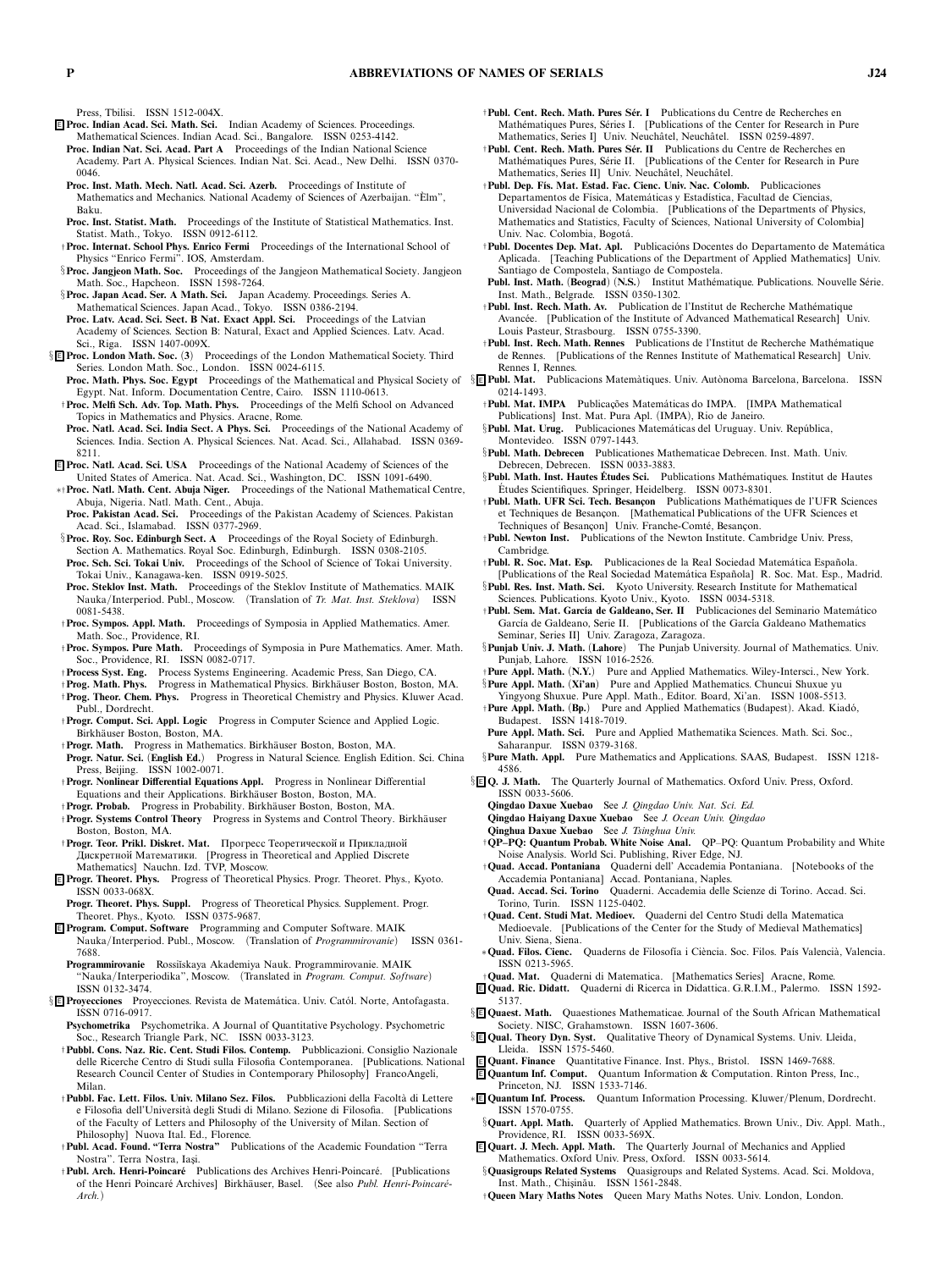Press, Tbilisi. ISSN 1512-004X.

E **Proc. Indian Acad. Sci. Math. Sci.** Indian Academy of Sciences. Proceedings. Mathematical Sciences. Indian Acad. Sci., Bangalore. ISSN 0253-4142.

**Proc. Indian Nat. Sci. Acad. Part A** Proceedings of the Indian National Science Academy. Part A. Physical Sciences. Indian Nat. Sci. Acad., New Delhi. ISSN 0370-0046.

**Proc. Inst. Math. Mech. Natl. Acad. Sci. Azerb.** Proceedings of Institute of Mathematics and Mechanics. National Academy of Sciences of Azerbaijan. "Èlm", Baku.

**Proc. Inst. Statist. Math.** Proceedings of the Institute of Statistical Mathematics. Inst. Statist. Math., Tokyo. ISSN 0912-6112.

†**Proc. Internat. School Phys. Enrico Fermi** Proceedings of the International School of Physics "Enrico Fermi". IOS, Amsterdam.

§**Proc. Jangjeon Math. Soc.** Proceedings of the Jangjeon Mathematical Society. Jangjeon Math. Soc., Hapcheon. ISSN 1598-7264.

§**Proc. Japan Acad. Ser. A Math. Sci.** Japan Academy. Proceedings. Series A. Mathematical Sciences. Japan Acad., Tokyo. ISSN 0386-2194.

**Proc. Latv. Acad. Sci. Sect. B Nat. Exact Appl. Sci.** Proceedings of the Latvian Academy of Sciences. Section B: Natural, Exact and Applied Sciences. Latv. Acad. Sci., Riga. ISSN 1407-009X.

§ E **Proc. London Math. Soc. (3)** Proceedings of the London Mathematical Society. Third Series. London Math. Soc., London. ISSN 0024-6115.

**Proc. Math. Phys. Soc. Egypt** Proceedings of the Mathematical and Physical Society of Egypt. Natl. Inform. Documentation Centre, Cairo. ISSN 1110-0613.

†**Proc. Melfi Sch. Adv. Top. Math. Phys.** Proceedings of the Melfi School on Advanced Topics in Mathematics and Physics. Aracne, Rome.

**Proc. Natl. Acad. Sci. India Sect. A Phys. Sci.** Proceedings of the National Academy of Sciences. India. Section A. Physical Sciences. Nat. Acad. Sci., Allahabad. ISSN 0369-8211.

E **Proc. Natl. Acad. Sci. USA** Proceedings of the National Academy of Sciences of the United States of America. Nat. Acad. Sci., Washington, DC. ISSN 1091-6490.

∗†**Proc. Natl. Math. Cent. Abuja Niger.** Proceedings of the National Mathematical Centre, Abuja, Nigeria. Natl. Math. Cent., Abuja.

**Proc. Pakistan Acad. Sci.** Proceedings of the Pakistan Academy of Sciences. Pakistan Acad. Sci., Islamabad. ISSN 0377-2969.

§**Proc. Roy. Soc. Edinburgh Sect. A** Proceedings of the Royal Society of Edinburgh. Section A. Mathematics. Royal Soc. Edinburgh, Edinburgh. ISSN 0308-2105.

**Proc. Sch. Sci. Tokai Univ.** Proceedings of the School of Science of Tokai University. Tokai Univ., Kanagawa-ken. ISSN 0919-5025.

**Proc. Steklov Inst. Math.** Proceedings of the Steklov Institute of Mathematics. MAIK Nauka/Interperiod. Publ., Moscow. (Translation of *Tr. Mat. Inst. Steklova*) ISSN 0081-5438.

†**Proc. Sympos. Appl. Math.** Proceedings of Symposia in Applied Mathematics. Amer. Math. Soc., Providence, RI.

†**Proc. Sympos. Pure Math.** Proceedings of Symposia in Pure Mathematics. Amer. Math. Soc., Providence, RI. ISSN 0082-0717.

†**Process Syst. Eng.** Process Systems Engineering. Academic Press, San Diego, CA.

†**Prog. Math. Phys.** Progress in Mathematical Physics. Birkhäuser Boston, Boston, MA.

†**Prog. Theor. Chem. Phys.** Progress in Theoretical Chemistry and Physics. Kluwer Acad. Publ., Dordrecht.

†**Progr. Comput. Sci. Appl. Logic** Progress in Computer Science and Applied Logic. Birkhäuser Boston, Boston, MA.

†**Progr. Math.** Progress in Mathematics. Birkhäuser Boston, Boston, MA.

**Progr. Natur. Sci. (English Ed.)** Progress in Natural Science. English Edition. Sci. China Press, Beijing. ISSN 1002-0071.

†**Progr. Nonlinear Differential Equations Appl.** Progress in Nonlinear Differential Equations and their Applications. Birkhäuser Boston, Boston, MA.

†**Progr. Probab.** Progress in Probability. Birkhäuser Boston, Boston, MA.

†**Progr. Systems Control Theory** Progress in Systems and Control Theory. Birkhäuser Boston, Boston, MA.

†**Progr. Teor. Prikl. Diskret. Mat.** Прогресс Теоретической и Прикладной Дискретной Математики. [Progress in Theoretical and Applied Discrete Mathematics] Nauchn. Izd. TVP, Moscow.

E **Progr. Theoret. Phys.** Progress of Theoretical Physics. Progr. Theoret. Phys., Kyoto. ISSN 0033-068X.

**Progr. Theoret. Phys. Suppl.** Progress of Theoretical Physics. Supplement. Progr. Theoret. Phys., Kyoto. ISSN 0375-9687.

E **Program. Comput. Software** Programming and Computer Software. MAIK Nauka/Interperiod. Publ., Moscow. (Translation of *Programmirovanie*) ISSN 0361-7688.

**Programmirovanie** Rossiĭskaya Akademiya Nauk. Programmirovanie. MAIK "Nauka/Interperiodika", Moscow. (Translated in *Program. Comput. Software*) ISSN 0132-3474.

§ E **Proyecciones** Proyecciones. Revista de Matemática. Univ. Catól. Norte, Antofagasta. ISSN 0716-0917.

**Psychometrika** Psychometrika. A Journal of Quantitative Psychology. Psychometric Soc., Research Triangle Park, NC. ISSN 0033-3123.

†**Pubbl. Cons. Naz. Ric. Cent. Studi Filos. Contemp.** Pubblicazioni. Consiglio Nazionale delle Ricerche Centro di Studi sulla Filosofia Contemporanea. [Publications. National Research Council Center of Studies in Contemporary Philosophy] FrancoAngeli, Milan.

†**Pubbl. Fac. Lett. Filos. Univ. Milano Sez. Filos.** Pubblicazioni della Facoltà di Lettere e Filosofia dell'Università degli Studi di Milano. Sezione di Filosofia. [Publications of the Faculty of Letters and Philosophy of the University of Milan. Section of Philosophy] Nuova Ital. Ed., Florence.

†**Publ. Acad. Found. "Terra Nostra"** Publications of the Academic Foundation "Terra Nostra". Terra Nostra, Iaşi.

†**Publ. Arch. Henri-Poincaré** Publications des Archives Henri-Poincaré. [Publications of the Henri Poincaré Archives] Birkhäuser, Basel. (See also *Publ. Henri-Poincaré-Arch.*)

†**Publ. Cent. Rech. Math. Pures Sér. I** Publications du Centre de Recherches en Mathématiques Pures, Séries I. [Publications of the Center for Research in Pure Mathematics, Series I] Univ. Neuchâtel, Neuchâtel. ISSN 0259-4897.

†**Publ. Cent. Rech. Math. Pures Sér. II** Publications du Centre de Recherches en Mathématiques Pures, Série II. [Publications of the Center for Research in Pure Mathematics, Series II] Univ. Neuchâtel, Neuchâtel.

†**Publ. Dep. Fis. Mat. Estad. Fac. Cienc. Univ. Nac. Colomb.** Publicaciones Departamentos de Física, Matemáticas y Estadística, Facultad de Ciencias, Universidad Nacional de Colombia. [Publications of the Departments of Physics, Mathematics and Statistics, Faculty of Sciences, National University of Colombia] Univ. Nac. Colombia, Bogotá.

†**Publ. Docentes Dep. Mat. Apl.** Publicacións Docentes do Departamento de Matemática Aplicada. [Teaching Publications of the Department of Applied Mathematics] Univ. Santiago de Compostela, Santiago de Compostela.

**Publ. Inst. Math. (Beograd) (N.S.)** Institut Mathématique. Publications. Nouvelle Série. Inst. Math., Belgrade. ISSN 0350-1302.

†**Publ. Inst. Rech. Math. Av.** Publication de l'Institut de Recherche Mathématique Avancée. [Publication of the Institute of Advanced Mathematical Research] Univ. Louis Pasteur, Strasbourg. ISSN 0755-3390.

†**Publ. Inst. Rech. Math. Rennes** Publications de l'Institut de Recherche Mathématique de Rennes. [Publications of the Rennes Institute of Mathematical Research] Univ. Rennes I, Rennes.

§ E **Publ. Mat.** Publicacions Matemàtiques. Univ. Autònoma Barcelona, Barcelona. ISSN 0214-1493.

†**Publ. Mat. IMPA** Publicações Matemáticas do IMPA. [IMPA Mathematical Publications] Inst. Mat. Pura Apl. (IMPA), Rio de Janeiro.

§**Publ. Mat. Urug.** Publicaciones Matemáticas del Uruguay. Univ. República, Montevideo. ISSN 0797-1443.

§**Publ. Math. Debrecen** Publicationes Mathematicae Debrecen. Inst. Math. Univ. Debrecen, Debrecen. ISSN 0033-3883.

§**Publ. Math. Inst. Hautes Études Sci.** Publications Mathématiques. Institut de Hautes Études Scientifiques. Springer, Heidelberg. ISSN 0073-8301.

†**Publ. Math. UFR Sci. Tech. Besançon** Publications Mathématiques de l'UFR Sciences et Techniques de Besançon. [Mathematical Publications of the UFR Sciences et Techniques de Besançon] Univ. Franche-Comté, Besançon.

†**Publ. Newton Inst.** Publications of the Newton Institute. Cambridge Univ. Press, Cambridge.

†**Publ. R. Soc. Mat. Esp.** Publicaciones de la Real Sociedad Matemática Española. [Publications of the Real Sociedad Matemática Española] R. Soc. Mat. Esp., Madrid.

§**Publ. Res. Inst. Math. Sci.** Kyoto University. Research Institute for Mathematical Sciences. Publications. Kyoto Univ., Kyoto. ISSN 0034-5318.

†**Publ. Sem. Mat. García de Galdeano, Ser. II** Publicaciones del Seminario Matemático García de Galdeano, Serie II. [Publications of the García Galdeano Mathematics Seminar, Series II] Univ. Zaragoza, Zaragoza.

§**Punjab Univ. J. Math. (Lahore)** The Punjab University. Journal of Mathematics. Univ. Punjab, Lahore. ISSN 1016-2526.

†**Pure Appl. Math. (N.Y.)** Pure and Applied Mathematics. Wiley-Intersci., New York.

§**Pure Appl. Math. (Xi'an)** Pure and Applied Mathematics. Chuncui Shuxue yu Yingyong Shuxue. Pure Appl. Math., Editor. Board, Xi'an. ISSN 1008-5513.

†**Pure Appl. Math. (Bp.)** Pure and Applied Mathematics (Budapest). Akad. Kiadó, Budapest. ISSN 1418-7019.

**Pure Appl. Math. Sci.** Pure and Applied Mathematika Sciences. Math. Sci. Soc., Saharanpur. ISSN 0379-3168.

§**Pure Math. Appl.** Pure Mathematics and Applications. SAAS, Budapest. ISSN 1218-4586.

§ E **Q. J. Math.** The Quarterly Journal of Mathematics. Oxford Univ. Press, Oxford. ISSN 0033-5606.

**Qingdao Daxue Xuebao** See *J. Qingdao Univ. Nat. Sci. Ed.*

**Qingdao Haiyang Daxue Xuebao** See *J. Ocean Univ. Qingdao*

**Qinghua Daxue Xuebao** See *J. Tsinghua Univ.*

†**QP–PQ: Quantum Probab. White Noise Anal.** QP–PQ: Quantum Probability and White Noise Analysis. World Sci. Publishing, River Edge, NJ.

†**Quad. Accad. Pontaniana** Quaderni dell' Accademia Pontaniana. [Notebooks of the Accademia Pontaniana] Accad. Pontaniana, Naples.

**Quad. Accad. Sci. Torino** Quaderni. Accademia delle Scienze di Torino. Accad. Sci. Torino, Turin. ISSN 1125-0402.

†**Quad. Cent. Studi Mat. Medioev.** Quaderni del Centro Studi della Matematica Medioevale. [Publications of the Center for the Study of Medieval Mathematics] Univ. Siena, Siena.

∗**Quad. Filos. Ciènc.** Quaderns de Filosofia i Ciència. Soc. Filos. País Valencià, Valencia. ISSN 0213-5965.

†**Quad. Mat.** Quaderni di Matematica. [Mathematics Series] Aracne, Rome.

E **Quad. Ric. Didatt.** Quaderni di Ricerca in Didattica. G.R.I.M., Palermo. ISSN 1592-5137.

§ E **Quaest. Math.** Quaestiones Mathematicae. Journal of the South African Mathematical Society. NISC, Grahamstown. ISSN 1607-3606.

§ E **Qual. Theory Dyn. Syst.** Qualitative Theory of Dynamical Systems. Univ. Lleida, Lleida. ISSN 1575-5460.

E **Quant. Finance** Quantitative Finance. Inst. Phys., Bristol. ISSN 1469-7688.

E **Quantum Inf. Comput.** Quantum Information & Computation. Rinton Press, Inc., Princeton, NJ. ISSN 1533-7146.

∗ E **Quantum Inf. Process.** Quantum Information Processing. Kluwer/Plenum, Dordrecht. ISSN 1570-0755.

§**Quart. Appl. Math.** Quarterly of Applied Mathematics. Brown Univ., Div. Appl. Math., Providence, RI. ISSN 0033-569X.

E **Quart. J. Mech. Appl. Math.** The Quarterly Journal of Mechanics and Applied Mathematics. Oxford Univ. Press, Oxford. ISSN 0033-5614.

§**Quasigroups Related Systems** Quasigroups and Related Systems. Acad. Sci. Moldova, Inst. Math., Chişinău. ISSN 1561-2848.

†**Queen Mary Maths Notes** Queen Mary Maths Notes. Univ. London, London.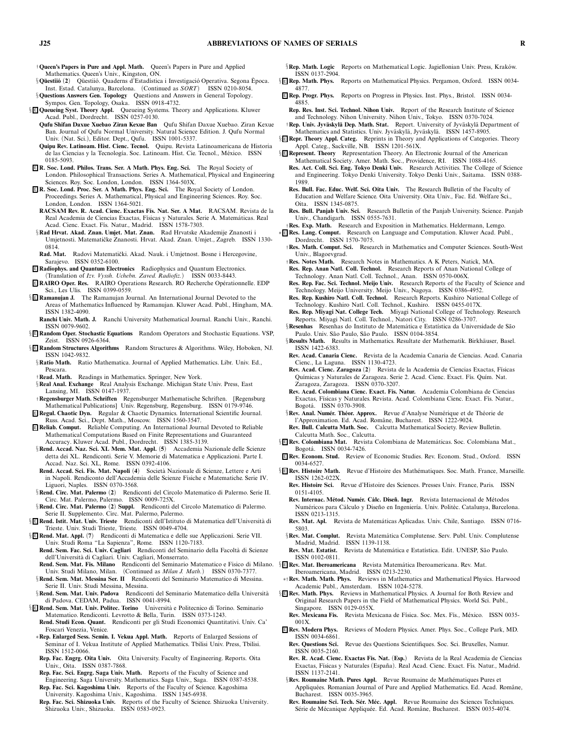†**Queen's Papers in Pure and Appl. Math.** Queen's Papers in Pure and Applied Mathematics. Queen's Univ., Kingston, ON.

§**Qüestiió (2)** Qüestiió. Quaderns d'Estadística i Investigació Operativa. Segona Època. Inst. Estad. Catalunya, Barcelona. (Continued as *SORT*) ISSN 0210-8054.

§**Questions Answers Gen. Topology** Questions and Answers in General Topology. Sympos. Gen. Topology, Osaka. ISSN 0918-4732.

§E **Queueing Syst. Theory Appl.** Queueing Systems. Theory and Applications. Kluwer Acad. Publ., Dordrecht. ISSN 0257-0130.

**Qufu Shifan Daxue Xuebao Ziran Kexue Ban** Qufu Shifan Daxue Xuebao. Ziran Kexue Ban. Journal of Qufu Normal University. Natural Science Edition. J. Qufu Normal Univ. (Nat. Sci.), Editor. Dept., Qufu. ISSN 1001-5337.

**Quipu Rev. Latinoam. Hist. Cienc. Tecnol.** Quipu. Revista Latinoamericana de Historia de las Ciencias y la Tecnología. Soc. Latinoam. Hist. Cie. Tecnol., México. ISSN 0185-5093.

E **R. Soc. Lond. Philos. Trans. Ser. A Math. Phys. Eng. Sci.** The Royal Society of London. Philosophical Transactions. Series A. Mathematical, Physical and Engineering Sciences. Roy. Soc. London, London. ISSN 1364-503X.

E **R. Soc. Lond. Proc. Ser. A Math. Phys. Eng. Sci.** The Royal Society of London. Proceedings. Series A. Mathematical, Physical and Engineering Sciences. Roy. Soc. London, London. ISSN 1364-5021.

**RACSAM Rev. R. Acad. Cienc. Exactas Fís. Nat. Ser. A Mat.** RACSAM. Revista de la Real Academia de Ciencias Exactas, Físicas y Naturales. Serie A. Matemáticas. Real Acad. Cienc. Exact. Fís. Natur., Madrid. ISSN 1578-7303.

§**Rad Hrvat. Akad. Znan. Umjet. Mat. Znan.** Rad Hrvatske Akademije Znanosti i Umjetnosti. Matematičke Znanosti. Hrvat. Akad. Znan. Umjet., Zagreb. ISSN 1330-0814.

**Rad. Mat.** Radovi Matematički. Akad. Nauk. i Umjetnost. Bosne i Hercegovine, Sarajevo. ISSN 0352-6100.

E **Radiophys. and Quantum Electronics** Radiophysics and Quantum Electronics. (Translation of *Izv. Vyssh. Uchebn. Zaved. Radiofiz.*) ISSN 0033-8443.

E **RAIRO Oper. Res.** RAIRO Operations Research. RO Recherche Opérationnelle. EDP Sci., Les Ulis. ISSN 0399-0559.

§E **Ramanujan J.** The Ramanujan Journal. An International Journal Devoted to the Areas of Mathematics Influenced by Ramanujan. Kluwer Acad. Publ., Hingham, MA. ISSN 1382-4090.

**Ranchi Univ. Math. J.** Ranchi University Mathematical Journal. Ranchi Univ., Ranchi. ISSN 0079-9602.

§E **Random Oper. Stochastic Equations** Random Operators and Stochastic Equations. VSP, Zeist. ISSN 0926-6364.

§E **Random Structures Algorithms** Random Structures & Algorithms. Wiley, Hoboken, NJ. ISSN 1042-9832.

§**Ratio Math.** Ratio Mathematica. Journal of Applied Mathematics. Libr. Univ. Ed., Pescara.

†**Read. Math.** Readings in Mathematics. Springer, New York.

§**Real Anal. Exchange** Real Analysis Exchange. Michigan State Univ. Press, East Lansing, MI. ISSN 0147-1937.

†**Regensburger Math. Schriften** Regensburger Mathematische Schriften. [Regensburg Mathematical Publications] Univ. Regensburg, Regensburg. ISSN 0179-9746.

E **Regul. Chaotic Dyn.** Regular & Chaotic Dynamics. International Scientific Journal. Russ. Acad. Sci., Dept. Math., Moscow. ISSN 1560-3547.

E **Reliab. Comput.** Reliable Computing. An International Journal Devoted to Reliable Mathematical Computations Based on Finite Representations and Guaranteed Accuracy. Kluwer Acad. Publ., Dordrecht. ISSN 1385-3139.

§**Rend. Accad. Naz. Sci. XL Mem. Mat. Appl. (5)** Accademia Nazionale delle Scienze detta dei XL. Rendiconti. Serie V. Memorie di Matematica e Applicazioni. Parte I. Accad. Naz. Sci. XL, Rome. ISSN 0392-4106.

**Rend. Accad. Sci. Fis. Mat. Napoli (4)** Società Nazionale di Scienze, Lettere e Arti in Napoli. Rendiconto dell'Accademia delle Scienze Fisiche e Matematiche. Serie IV. Liguori, Naples. ISSN 0370-3568.

§**Rend. Circ. Mat. Palermo (2)** Rendiconti del Circolo Matematico di Palermo. Serie II. Circ. Mat. Palermo, Palermo. ISSN 0009-725X.

§**Rend. Circ. Mat. Palermo (2) Suppl.** Rendiconti del Circolo Matematico di Palermo. Serie II. Supplemento. Circ. Mat. Palermo, Palermo.

§E **Rend. Istit. Mat. Univ. Trieste** Rendiconti dell'Istituto di Matematica dell'Università di Trieste. Univ. Studi Trieste, Trieste. ISSN 0049-4704.

§E **Rend. Mat. Appl. (7)** Rendiconti di Matematica e delle sue Applicazioni. Serie VII. Univ. Studi Roma "La Sapienza", Rome. ISSN 1120-7183.

**Rend. Sem. Fac. Sci. Univ. Cagliari** Rendiconti del Seminario della Facoltà di Scienze dell'Università di Cagliari. Univ. Cagliari, Monserrato.

**Rend. Sem. Mat. Fis. Milano** Rendiconti del Seminario Matematico e Fisico di Milano. Univ. Studi Milano, Milan. (Continued as *Milan J. Math.*) ISSN 0370-7377.

§**Rend. Sem. Mat. Messina Ser. II** Rendiconti del Seminario Matematico di Messina. Serie II. Univ. Studi Messina, Messina.

§**Rend. Sem. Mat. Univ. Padova** Rendiconti del Seminario Matematico della Università di Padova. CEDAM, Padua. ISSN 0041-8994.

§E **Rend. Sem. Mat. Univ. Politec. Torino** Università e Politecnico di Torino. Seminario Matematico. Rendiconti. Levrotto & Bella, Turin. ISSN 0373-1243.

**Rend. Studi Econ. Quant.** Rendiconti per gli Studi Economici Quantitativi. Univ. Ca' Foscari Venezia, Venice.

∗**Rep. Enlarged Sess. Semin. I. Vekua Appl. Math.** Reports of Enlarged Sessions of Seminar of I. Vekua Institute of Applied Mathematics. Tbilisi Univ. Press, Tbilisi. ISSN 1512-0066.

**Rep. Fac. Engrg. Oita Univ.** Oita University. Faculty of Engineering. Reports. Oita Univ., Oita. ISSN 0387-7868.

**Rep. Fac. Sci. Engrg. Saga Univ. Math.** Reports of the Faculty of Science and Engineering. Saga University. Mathematics. Saga Univ., Saga. ISSN 0387-8538.

**Rep. Fac. Sci. Kagoshima Univ.** Reports of the Faculty of Science. Kagoshima University. Kagoshima Univ., Kagoshima. ISSN 1345-6938.

**Rep. Fac. Sci. Shizuoka Univ.** Reports of the Faculty of Science. Shizuoka University. Shizuoka Univ., Shizuoka. ISSN 0583-0923.

§**Rep. Math. Logic** Reports on Mathematical Logic. Jagiellonian Univ. Press, Kraków. ISSN 0137-2904.

§E **Rep. Math. Phys.** Reports on Mathematical Physics. Pergamon, Oxford. ISSN 0034-4877.

E **Rep. Progr. Phys.** Reports on Progress in Physics. Inst. Phys., Bristol. ISSN 0034-4885.

**Rep. Res. Inst. Sci. Technol. Nihon Univ.** Report of the Research Institute of Science and Technology. Nihon University. Nihon Univ., Tokyo. ISSN 0370-7024.

†**Rep. Univ. Jyväskylä Dep. Math. Stat.** Report. University of Jyväskylä Department of Mathematics and Statistics. Univ. Jyväskylä, Jyväskylä. ISSN 1457-8905.

§E **Repr. Theory Appl. Categ.** Reprints in Theory and Applications of Categories. Theory Appl. Categ., Sackville, NB. ISSN 1201-561X.

§E **Represent. Theory** Representation Theory. An Electronic Journal of the American Mathematical Society. Amer. Math. Soc., Providence, RI. ISSN 1088-4165.

**Res. Act. Coll. Sci. Eng. Tokyo Denki Univ.** Research Activities. The College of Science and Engineering. Tokyo Denki University. Tokyo Denki Univ., Saitama. ISSN 0388-1989.

**Res. Bull. Fac. Educ. Welf. Sci. Oita Univ.** The Research Bulletin of the Faculty of Education and Welfare Science. Oita University. Oita Univ., Fac. Ed. Welfare Sci., Oita. ISSN 1345-0875.

**Res. Bull. Panjab Univ. Sci.** Research Bulletin of the Panjab University. Science. Panjab Univ., Chandigarh. ISSN 0555-7631.

†**Res. Exp. Math.** Research and Exposition in Mathematics. Heldermann, Lemgo.

∗E **Res. Lang. Comput.** Research on Language and Computation. Kluwer Acad. Publ., Dordrecht. ISSN 1570-7075.

†**Res. Math. Comput. Sci.** Research in Mathematics and Computer Sciences. South-West Univ., Blagoevgrad.

†**Res. Notes Math.** Research Notes in Mathematics. A K Peters, Natick, MA.

**Res. Rep. Anan Natl. Coll. Technol.** Research Reports of Anan National College of Technology. Anan Natl. Coll. Technol., Anan. ISSN 0570-006X.

**Res. Rep. Fac. Sci. Technol. Meijo Univ.** Research Reports of the Faculty of Science and Technology. Meijo University. Meijo Univ., Nagoya. ISSN 0386-4952.

**Res. Rep. Kushiro Natl. Coll. Technol.** Research Reports. Kushiro National College of Technology. Kushiro Natl. Coll. Technol., Kushiro. ISSN 0455-017X.

**Res. Rep. Miyagi Natl. College Tech.** Miyagi National College of Technology. Research Reports. Miyagi Natl. Coll. Technol., Natori City. ISSN 0286-3707.

§**Resenhas** Resenhas do Instituto de Matemática e Estatística da Universidade de São Paulo. Univ. São Paulo, São Paulo. ISSN 0104-3854.

§**Results Math.** Results in Mathematics. Resultate der Mathematik. Birkhäuser, Basel. ISSN 1422-6383.

**Rev. Acad. Canaria Cienc.** Revista de la Academia Canaria de Ciencias. Acad. Canaria Cienc., La Laguna. ISSN 1130-4723.

**Rev. Acad. Cienc. Zaragoza (2)** Revista de la Academia de Ciencias Exactas, Físicas Químicas y Naturales de Zaragoza. Serie 2. Acad. Cienc. Exact. Fís. Quím. Nat. Zaragoza, Zaragoza. ISSN 0370-3207.

**Rev. Acad. Colombiana Cienc. Exact. Fís. Natur.** Academia Colombiana de Ciencias Exactas, Físicas y Naturales. Revista. Acad. Colombiana Cienc. Exact. Fís. Natur., Bogotá. ISSN 0370-3908.

§**Rev. Anal. Numér. Théor. Approx.** Revue d'Analyse Numérique et de Théorie de l'Approximation. Ed. Acad. Române, Bucharest. ISSN 1222-9024.

**Rev. Bull. Calcutta Math. Soc.** Calcutta Mathematical Society. Review Bulletin. Calcutta Math. Soc., Calcutta.

§E **Rev. Colombiana Mat.** Revista Colombiana de Matemáticas. Soc. Colombiana Mat., Bogotá. ISSN 0034-7426.

E **Rev. Econom. Stud.** Review of Economic Studies. Rev. Econom. Stud., Oxford. ISSN 0034-6527.

§E **Rev. Histoire Math.** Revue d'Histoire des Mathématiques. Soc. Math. France, Marseille. ISSN 1262-022X.

**Rev. Histoire Sci.** Revue d'Histoire des Sciences. Presses Univ. France, Paris. ISSN 0151-4105.

**Rev. Internac. Métod. Numér. Cálc. Diseñ. Ingr.** Revista Internacional de Métodos Numéricos para Cálculo y Diseño en Ingeniería. Univ. Politèc. Catalunya, Barcelona. ISSN 0213-1315.

**Rev. Mat. Apl.** Revista de Matemáticas Aplicadas. Univ. Chile, Santiago. ISSN 0716-5803.

§**Rev. Mat. Complut.** Revista Matemática Complutense. Serv. Publ. Univ. Complutense Madrid, Madrid. ISSN 1139-1138.

**Rev. Mat. Estatíst.** Revista de Matemática e Estatística. Edit. UNESP, São Paulo. ISSN 0102-0811.

§E **Rev. Mat. Iberoamericana** Revista Matemática Iberoamericana. Rev. Mat. Iberoamericana, Madrid. ISSN 0213-2230.

∗†**Rev. Math. Math. Phys.** Reviews in Mathematics and Mathematical Physics. Harwood Academic Publ., Amsterdam. ISSN 1024-5278.

§E **Rev. Math. Phys.** Reviews in Mathematical Physics. A Journal for Both Review and Original Research Papers in the Field of Mathematical Physics. World Sci. Publ., Singapore. ISSN 0129-055X.

**Rev. Mexicana Fís.** Revista Mexicana de Física. Soc. Mex. Fís., México. ISSN 0035-001X.

E **Rev. Modern Phys.** Reviews of Modern Physics. Amer. Phys. Soc., College Park, MD. ISSN 0034-6861.

**Rev. Questions Sci.** Revue des Questions Scientifiques. Soc. Sci. Bruxelles, Namur. ISSN 0035-2160.

**Rev. R. Acad. Cienc. Exactas Fís. Nat. (Esp.)** Revista de la Real Academia de Ciencias Exactas, Físicas y Naturales (España). Real Acad. Cienc. Exact. Fís. Natur., Madrid. ISSN 1137-2141.

§**Rev. Roumaine Math. Pures Appl.** Revue Roumaine de Mathématiques Pures et Appliquées. Romanian Journal of Pure and Applied Mathematics. Ed. Acad. Române, Bucharest. ISSN 0035-3965.

**Rev. Roumaine Sci. Tech. Sér. Méc. Appl.** Revue Roumaine des Sciences Techniques. Série de Mécanique Appliquée. Ed. Acad. Române, Bucharest. ISSN 0035-4074.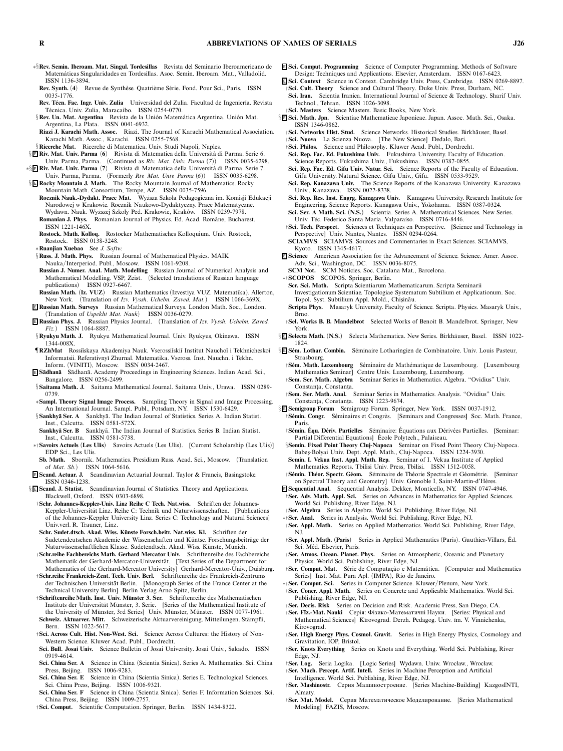∗§**Rev. Semin. Iberoam. Mat. Singul. Tordesillas** Revista del Seminario Iberoamericano de Matemáticas Singularidades en Tordesillas. Asoc. Semin. Iberoam. Mat., Valladolid. ISSN 1136-3894.

**Rev. Synth. (4)** Revue de Synthèse. Quatrième Série. Fond. Pour Sci., Paris. ISSN 0035-1776.

**Rev. Técn. Fac. Ingr. Univ. Zulia** Universidad del Zulia. Facultad de Ingeniería. Revista Técnica. Univ. Zulia, Maracaibo. ISSN 0254-0770.

§**Rev. Un. Mat. Argentina** Revista de la Unión Matemática Argentina. Unión Mat. Argentina, La Plata. ISSN 0041-6932.

**Riazi J. Karachi Math. Assoc.** Riazi. The Journal of Karachi Mathematical Association. Karachi Math. Assoc., Karachi. ISSN 0255-7568.

§**Ricerche Mat.** Ricerche di Matematica. Univ. Studi Napoli, Naples.

§E **Riv. Mat. Univ. Parma (6)** Rivista di Matematica della Università di Parma. Serie 6. Univ. Parma, Parma. (Continued as *Riv. Mat. Univ. Parma (7)*) ISSN 0035-6298.

∗§E **Riv. Mat. Univ. Parma (7)** Rivista di Matematica della Università di Parma. Serie 7. Univ. Parma, Parma. (Formerly *Riv. Mat. Univ. Parma (6)*) ISSN 0035-6298.

§E **Rocky Mountain J. Math.** The Rocky Mountain Journal of Mathematics. Rocky Mountain Math. Consortium, Tempe, AZ. ISSN 0035-7596.

**Rocznik Nauk.-Dydakt. Prace Mat.** Wyższa Szkoła Pedagogiczna im. Komisji Edukacji Narodowej w Krakowie. Rocznik Naukowo-Dydaktyczny. Prace Matematyczne. Wydawn. Nauk. Wyższej Szkoły Ped. Krakowie, Kraków. ISSN 0239-7978.

**Romanian J. Phys.** Romanian Journal of Physics. Ed. Acad. Române, Bucharest. ISSN 1221-146X.

**Rostock. Math. Kolloq.** Rostocker Mathematisches Kolloquium. Univ. Rostock, Rostock. ISSN 0138-3248.

∗**Ruanjian Xuebao** See *J. Softw.*

§**Russ. J. Math. Phys.** Russian Journal of Mathematical Physics. MAIK Nauka/Interperiod. Publ., Moscow. ISSN 1061-9208.

**Russian J. Numer. Anal. Math. Modelling** Russian Journal of Numerical Analysis and Mathematical Modelling. VSP, Zeist. (Selected translations of Russian language publications) ISSN 0927-6467.

**Russian Math. (Iz. VUZ)** Russian Mathematics (Izvestiya VUZ. Matematika). Allerton, New York. (Translation of *Izv. Vyssh. Uchebn. Zaved. Mat.*) ISSN 1066-369X.

E **Russian Math. Surveys** Russian Mathematical Surveys. London Math. Soc., London. (Translation of *Uspekhi Mat. Nauk*) ISSN 0036-0279.

E **Russian Phys. J.** Russian Physics Journal. (Translation of *Izv. Vyssh. Uchebn. Zaved. Fiz.*) ISSN 1064-8887.

§**Ryukyu Math. J.** Ryukyu Mathematical Journal. Univ. Ryukyus, Okinawa. ISSN 1344-008X.

¶**RZhMat** Rossiĭskaya Akademiya Nauk. Vserossiĭskiĭ Institut Nauchoĭ i Tekhnicheskoĭ Informatsiĭ. Referativnyĭ Zhurnal. Matematika. Vseross. Inst. Nauchn. i Tekhn. Inform. (VINITI), Moscow. ISSN 0034-2467.

E **Sādhanā** Sādhanā. Academy Proceedings in Engineering Sciences. Indian Acad. Sci., Bangalore. ISSN 0256-2499.

§**Saitama Math. J.** Saitama Mathematical Journal. Saitama Univ., Urawa. ISSN 0289-0739.

∗**Sampl. Theory Signal Image Process.** Sampling Theory in Signal and Image Processing. An International Journal. Sampl. Publ., Potsdam, NY. ISSN 1530-6429.

§**Sankhyā Ser. A** Sankhyā. The Indian Journal of Statistics. Series A. Indian Statist. Inst., Calcutta. ISSN 0581-572X.

**Sankhyā Ser. B** Sankhyā. The Indian Journal of Statistics. Series B. Indian Statist. Inst., Calcutta. ISSN 0581-5738.

∗†**Savoirs Actuels (Les Ulis)** Savoirs Actuels (Les Ulis). [Current Scholarship (Les Ulis)] EDP Sci., Les Ulis.

**Sb. Math.** Sbornik. Mathematics. Presidium Russ. Acad. Sci., Moscow. (Translation of *Mat. Sb.*) ISSN 1064-5616.

E **Scand. Actuar. J.** Scandinavian Actuarial Journal. Taylor & Francis, Basingstoke. ISSN 0346-1238.

§E **Scand. J. Statist.** Scandinavian Journal of Statistics. Theory and Applications. Blackwell, Oxford. ISSN 0303-6898.

†**Schr. Johannes-Keppler-Univ. Linz Reihe C Tech. Nat.wiss.** Schriften der Johannes-Keppler-Universität Linz. Reihe C: Technik und Naturwissenschaften. [Publications of the Johannes-Keppler University Linz. Series C: Technology and Natural Sciences] Univ.verl. R. Trauner, Linz.

**Schr. Sudet.dtsch. Akad. Wiss. Künste Forsch.beitr. Nat.wiss. Kl.** Schriften der Sudetendeutschen Akademie der Wissenschaften und Küntse. Forschungsbeiträge der Naturwissenschaftlichen Klasse. Sudetendtsch. Akad. Wiss. Künste, Munich.

†**Schr.reihe Fachbereichs Math. Gerhard Mercator Univ.** Schriftenreihe des Fachbereichs Mathematik der Gerhard-Mercator-Universität. [Text Series of the Department for Mathematics of the Gerhard-Mercator University] Gerhard-Mercator-Univ., Duisburg.

†**Schr.reihe Frankreich-Zent. Tech. Univ. Berl.** Schriftenreihe des Frankreich-Zentrums der Technischen Universität Berlin. [Monograph Series of the France Center at the Technical University Berlin] Berlin Verlag Arno Spitz, Berlin.

†**Schriftenreihe Math. Inst. Univ. Münster 3. Ser.** Schriftenreihe des Mathematischen Instituts der Universität Münster, 3. Serie. [Series of the Mathematical Institute of the University of Münster, 3rd Series] Univ. Münster, Münster. ISSN 0077-1961.

**Schweiz. Aktuarver. Mitt.** Schweizerische Aktuarvereinigung. Mitteilungen. Stämpfli, Bern. ISSN 1022-5617.

†**Sci. Across Cult. Hist. Non-West. Sci.** Science Across Cultures: the History of Non-Western Science. Kluwer Acad. Publ., Dordrecht.

**Sci. Bull. Josai Univ.** Science Bulletin of Josai University. Josai Univ., Sakado. ISSN 0919-4614.

**Sci. China Ser. A** Science in China (Scientia Sinica). Series A. Mathematics. Sci. China Press, Beijing. ISSN 1006-9283.

**Sci. China Ser. E** Science in China (Scientia Sinica). Series E. Technological Sciences. Sci. China Press, Beijing. ISSN 1006-9321.

**Sci. China Ser. F** Science in China (Scientia Sinica). Series F. Information Sciences. Sci. China Press, Beijing. ISSN 1009-2757.

†**Sci. Comput.** Scientific Computation. Springer, Berlin. ISSN 1434-8322.

E **Sci. Comput. Programming** Science of Computer Programming. Methods of Software Design: Techniques and Applications. Elsevier, Amsterdam. ISSN 0167-6423.

E **Sci. Context** Science in Context. Cambridge Univ. Press, Cambridge. ISSN 0269-8897.

†**Sci. Cult. Theory** Science and Cultural Theory. Duke Univ. Press, Durham, NC.

**Sci. Iran.** Scientia Iranica. International Journal of Science & Technology. Sharif Univ. Technol., Tehran. ISSN 1026-3098.

†**Sci. Masters** Science Masters. Basic Books, New York.

§E **Sci. Math. Jpn.** Scientiae Mathematicae Japonicae. Japan. Assoc. Math. Sci., Osaka. ISSN 1346-0862.

†**Sci. Networks Hist. Stud.** Science Networks. Historical Studies. Birkhäuser, Basel.

†**Sci. Nuova** La Scienza Nuova. [The New Science] Dedalo, Bari.

†**Sci. Philos.** Science and Philosophy. Kluwer Acad. Publ., Dordrecht.

**Sci. Rep. Fac. Ed. Fukushima Univ.** Fukushima University. Faculty of Education. Science Reports. Fukushima Univ., Fukushima. ISSN 0387-0855.

**Sci. Rep. Fac. Ed. Gifu Univ. Natur. Sci.** Science Reports of the Faculty of Education. Gifu University. Natural Science. Gifu Univ., Gifu. ISSN 0533-9529.

**Sci. Rep. Kanazawa Univ.** The Science Reports of the Kanazawa University. Kanazawa Univ., Kanazawa. ISSN 0022-8338.

**Sci. Rep. Res. Inst. Engrg. Kanagawa Univ.** Kanagawa University. Research Institute for Engineering. Science Reports. Kanagawa Univ., Yokohama. ISSN 0387-0324.

**Sci. Ser. A Math. Sci. (N.S.)** Scientia. Series A. Mathematical Sciences. New Series. Univ. Téc. Federico Santa María, Valparaíso. ISSN 0716-8446.

†**Sci. Tech. Perspect.** Sciences et Techniques en Perspective. [Science and Technology in Perspective] Univ. Nantes, Nantes. ISSN 0294-0264.

**SCIAMVS** SCIAMVS. Sources and Commentaries in Exact Sciences. SCIAMVS, Kyoto. ISSN 1345-4617.

E **Science** American Association for the Advancement of Science. Science. Amer. Assoc. Adv. Sci., Washington, DC. ISSN 0036-8075.

**SCM Not.** SCM Notícies. Soc. Catalana Mat., Barcelona.

∗†**SCOPOS** SCOPOS. Springer, Berlin.

**Ser. Sci. Math.** Scripta Scientiarum Mathematicarum. Scripta Seminarii Investigationum Scientiae. Topologiae Systematum Subtilium et Applicationum. Soc. Topol. Syst. Subtilium Appl. Mold., Chişinău.

**Scripta Phys.** Masaryk University. Faculty of Science. Scripta. Physics. Masaryk Univ., Brno.

†**Sel. Works B. B. Mandelbrot** Selected Works of Benoit B. Mandelbrot. Springer, New York.

§E **Selecta Math. (N.S.)** Selecta Mathematica. New Series. Birkhäuser, Basel. ISSN 1022-1824.

§E **Sém. Lothar. Combin.** Séminaire Lotharingien de Combinatoire. Univ. Louis Pasteur, Strasbourg.

†**Sém. Math. Luxembourg** Séminaire de Mathématique de Luxembourg. [Luxembourg Mathematics Seminar] Centre Univ. Luxembourg, Luxembourg.

†**Sem. Ser. Math. Algebra** Seminar Series in Mathematics. Algebra. "Ovidius" Univ. Constanţa, Constanţa.

†**Sem. Ser. Math. Anal.** Seminar Series in Mathematics. Analysis. "Ovidius" Univ. Constanţa, Constanţa. ISSN 1223-9674.

§E **Semigroup Forum** Semigroup Forum. Springer, New York. ISSN 0037-1912.

†**Sémin. Congr.** Séminaires et Congrès. [Seminars and Congresses] Soc. Math. France, Paris.

†**Sémin. Équ. Dériv. Partielles** Séminaire: Équations aux Dérivées Partielles. [Seminar: Partial Differential Equations] École Polytech., Palaiseau.

§**Semin. Fixed Point Theory Cluj-Napoca** Seminar on Fixed Point Theory Cluj-Napoca. Babeş-Bolyai Univ. Dept. Appl. Math., Cluj-Napoca. ISSN 1224-3930.

**Semin. I. Vekua Inst. Appl. Math. Rep.** Seminar of I. Vekua Institute of Applied Mathematics. Reports. Tbilisi Univ. Press, Tbilisi. ISSN 1512-0058.

†**Sémin. Théor. Spectr. Géom.** Séminaire de Théorie Spectrale et Géométrie. [Seminar on Spectral Theory and Geometry] Univ. Grenoble I, Saint-Martin-d'Hères.

E **Sequential Anal.** Sequential Analysis. Dekker, Monticello, NY. ISSN 0747-4946.

†**Ser. Adv. Math. Appl. Sci.** Series on Advances in Mathematics for Applied Sciences. World Sci. Publishing, River Edge, NJ.

†**Ser. Algebra** Series in Algebra. World Sci. Publishing, River Edge, NJ.

∗†**Ser. Anal.** Series in Analysis. World Sci. Publishing, River Edge, NJ.

†**Ser. Appl. Math.** Series on Applied Mathematics. World Sci. Publishing, River Edge, NJ.

†**Ser. Appl. Math. (Paris)** Series in Applied Mathematics (Paris). Gauthier-Villars, Éd. Sci. Méd. Elsevier, Paris.

†**Ser. Atmos. Ocean. Planet. Phys.** Series on Atmospheric, Oceanic and Planetary Physics. World Sci. Publishing, River Edge, NJ.

†**Ser. Comput. Mat.** Série de Computação e Matemática. [Computer and Mathematics Series] Inst. Mat. Pura Apl. (IMPA), Rio de Janeiro.

∗†**Ser. Comput. Sci.** Series in Computer Science. Kluwer/Plenum, New York.

†**Ser. Concr. Appl. Math.** Series on Concrete and Applicable Mathematics. World Sci. Publishing, River Edge, NJ.

†**Ser. Decis. Risk** Series on Decision and Risk. Academic Press, San Diego, CA.

†**Ser. Fīz.-Mat. Nauki** Серія: Фізико-Математичні Науки. [Series: Physical and Mathematical Sciences] Kīrovograd. Derzh. Pedagog. Unīv. īm. V. Vinnichenka, Kirovograd.

†**Ser. High Energy Phys. Cosmol. Gravit.** Series in High Energy Physics, Cosmology and Gravitation. IOP, Bristol.

†**Ser. Knots Everything** Series on Knots and Everything. World Sci. Publishing, River Edge, NJ.

†**Ser. Log.** Seria Logika. [Logic Series] Wydawn. Uniw. Wrocław., Wrocław.

†**Ser. Mach. Percept. Artif. Intell.** Series in Machine Perception and Artificial Intelligence. World Sci. Publishing, River Edge, NJ.

†**Ser. Mashinostr.** Серия Машиностроение. [Series Machine-Building] KazgosINTI, Almaty.

†**Ser. Mat. Model.** Серия Математическое Моделирование. [Series Mathematical Modeling] FAZIS, Moscow.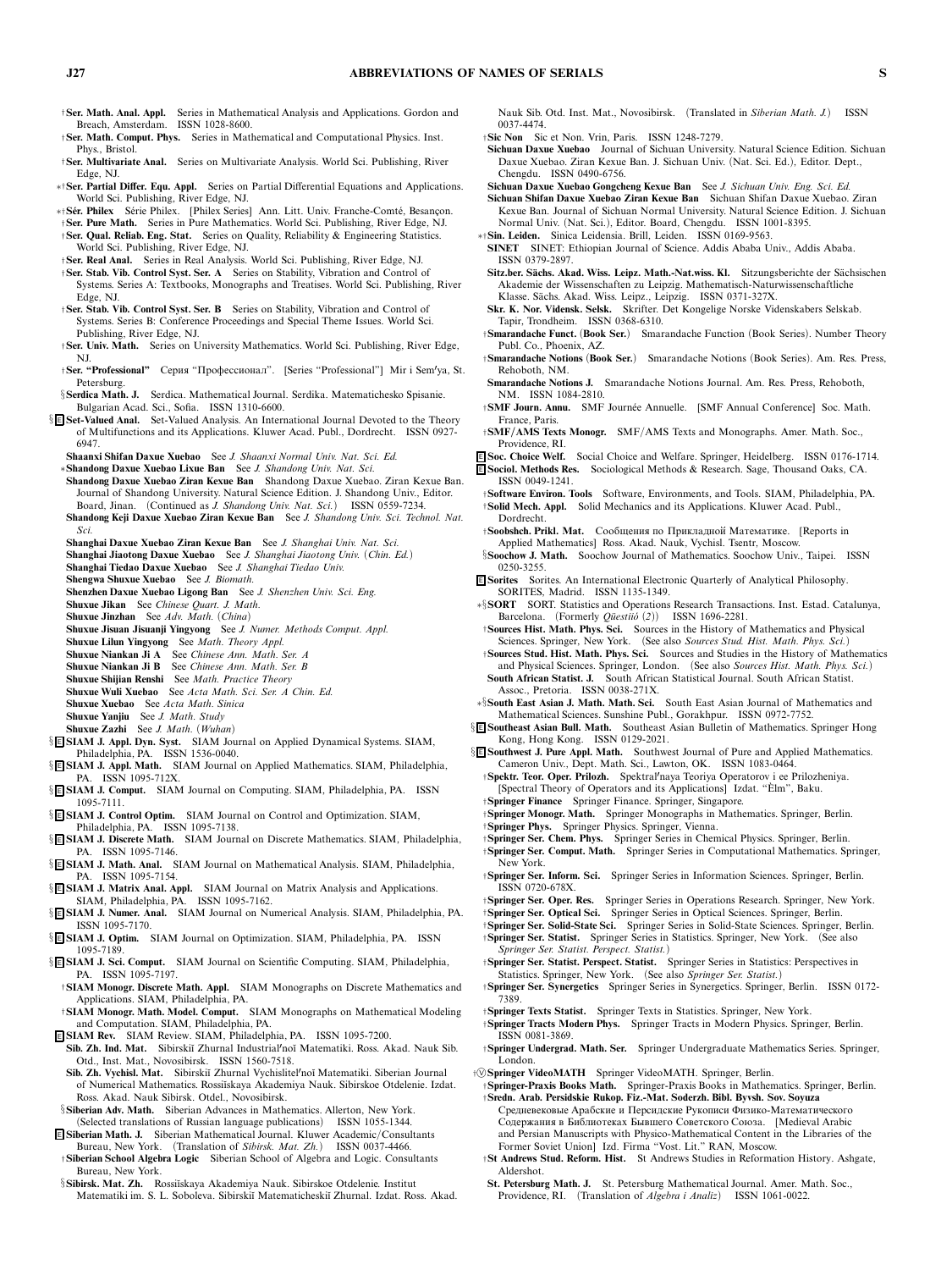†**Ser. Math. Anal. Appl.** Series in Mathematical Analysis and Applications. Gordon and Breach, Amsterdam. ISSN 1028-8600.

†**Ser. Math. Comput. Phys.** Series in Mathematical and Computational Physics. Inst. Phys., Bristol.

†**Ser. Multivariate Anal.** Series on Multivariate Analysis. World Sci. Publishing, River Edge, NJ.

∗†**Ser. Partial Differ. Equ. Appl.** Series on Partial Differential Equations and Applications. World Sci. Publishing, River Edge, NJ.

∗†**Sér. Philex** Série Philex. [Philex Series] Ann. Litt. Univ. Franche-Comté, Besançon.

†**Ser. Pure Math.** Series in Pure Mathematics. World Sci. Publishing, River Edge, NJ.

†**Ser. Qual. Reliab. Eng. Stat.** Series on Quality, Reliability & Engineering Statistics. World Sci. Publishing, River Edge, NJ.

†**Ser. Real Anal.** Series in Real Analysis. World Sci. Publishing, River Edge, NJ.

†**Ser. Stab. Vib. Control Syst. Ser. A** Series on Stability, Vibration and Control of Systems. Series A: Textbooks, Monographs and Treatises. World Sci. Publishing, River Edge, NJ.

†**Ser. Stab. Vib. Control Syst. Ser. B** Series on Stability, Vibration and Control of Systems. Series B: Conference Proceedings and Special Theme Issues. World Sci. Publishing, River Edge, NJ.

†**Ser. Univ. Math.** Series on University Mathematics. World Sci. Publishing, River Edge, NJ.

†**Ser. "Professional"** Серия "Профессионал". [Series "Professional"] Mir i Sem′ya, St. Petersburg.

§**Serdica Math. J.** Serdica. Mathematical Journal. Serdika. Matematichesko Spisanie. Bulgarian Acad. Sci., Sofia. ISSN 1310-6600.

§E **Set-Valued Anal.** Set-Valued Analysis. An International Journal Devoted to the Theory of Multifunctions and its Applications. Kluwer Acad. Publ., Dordrecht. ISSN 0927-6947.

**Shaanxi Shifan Daxue Xuebao** See *J. Shaanxi Normal Univ. Nat. Sci. Ed.*

∗**Shandong Daxue Xuebao Lixue Ban** See *J. Shandong Univ. Nat. Sci.*

**Shandong Daxue Xuebao Ziran Kexue Ban** Shandong Daxue Xuebao. Ziran Kexue Ban. Journal of Shandong University. Natural Science Edition. J. Shandong Univ., Editor. Board, Jinan. (Continued as *J. Shandong Univ. Nat. Sci.*) ISSN 0559-7234.

**Shandong Keji Daxue Xuebao Ziran Kexue Ban** See *J. Shandong Univ. Sci. Technol. Nat. Sci.*

**Shanghai Daxue Xuebao Ziran Kexue Ban** See *J. Shanghai Univ. Nat. Sci.*

**Shanghai Jiaotong Daxue Xuebao** See *J. Shanghai Jiaotong Univ. (Chin. Ed.)*

**Shanghai Tiedao Daxue Xuebao** See *J. Shanghai Tiedao Univ.*

**Shengwu Shuxue Xuebao** See *J. Biomath.*

**Shenzhen Daxue Xuebao Ligong Ban** See *J. Shenzhen Univ. Sci. Eng.*

**Shuxue Jikan** See *Chinese Quart. J. Math.*

**Shuxue Jinzhan** See *Adv. Math. (China)*

**Shuxue Jisuan Jisuanji Yingyong** See *J. Numer. Methods Comput. Appl.*

**Shuxue Lilun Yingyong** See *Math. Theory Appl.*

**Shuxue Niankan Ji A** See *Chinese Ann. Math. Ser. A*

**Shuxue Niankan Ji B** See *Chinese Ann. Math. Ser. B*

**Shuxue Shijian Renshi** See *Math. Practice Theory*

**Shuxue Wuli Xuebao** See *Acta Math. Sci. Ser. A Chin. Ed.*

**Shuxue Xuebao** See *Acta Math. Sinica*

**Shuxue Yanjiu** See *J. Math. Study*

**Shuxue Zazhi** See *J. Math. (Wuhan)*

§E **SIAM J. Appl. Dyn. Syst.** SIAM Journal on Applied Dynamical Systems. SIAM, Philadelphia, PA. ISSN 1536-0040.

§E **SIAM J. Appl. Math.** SIAM Journal on Applied Mathematics. SIAM, Philadelphia, PA. ISSN 1095-712X.

§E **SIAM J. Comput.** SIAM Journal on Computing. SIAM, Philadelphia, PA. ISSN 1095-7111.

§E **SIAM J. Control Optim.** SIAM Journal on Control and Optimization. SIAM, Philadelphia, PA. ISSN 1095-7138.

§E **SIAM J. Discrete Math.** SIAM Journal on Discrete Mathematics. SIAM, Philadelphia, PA. ISSN 1095-7146.

§E **SIAM J. Math. Anal.** SIAM Journal on Mathematical Analysis. SIAM, Philadelphia, PA. ISSN 1095-7154.

§E **SIAM J. Matrix Anal. Appl.** SIAM Journal on Matrix Analysis and Applications. SIAM, Philadelphia, PA. ISSN 1095-7162.

§E **SIAM J. Numer. Anal.** SIAM Journal on Numerical Analysis. SIAM, Philadelphia, PA. ISSN 1095-7170.

§E **SIAM J. Optim.** SIAM Journal on Optimization. SIAM, Philadelphia, PA. ISSN 1095-7189.

§E **SIAM J. Sci. Comput.** SIAM Journal on Scientific Computing. SIAM, Philadelphia, PA. ISSN 1095-7197.

†**SIAM Monogr. Discrete Math. Appl.** SIAM Monographs on Discrete Mathematics and Applications. SIAM, Philadelphia, PA.

†**SIAM Monogr. Math. Model. Comput.** SIAM Monographs on Mathematical Modeling and Computation. SIAM, Philadelphia, PA.

E **SIAM Rev.** SIAM Review. SIAM, Philadelphia, PA. ISSN 1095-7200.

**Sib. Zh. Ind. Mat.** Sibirskiĭ Zhurnal Industrial′noĭ Matematiki. Ross. Akad. Nauk Sib. Otd., Inst. Mat., Novosibirsk. ISSN 1560-7518.

**Sib. Zh. Vychisl. Mat.** Sibirskiĭ Zhurnal Vychislitel′noĭ Matematiki. Siberian Journal of Numerical Mathematics. Rossiĭskaya Akademiya Nauk. Sibirskoe Otdelenie. Izdat. Ross. Akad. Nauk Sibirsk. Otdel., Novosibirsk.

§**Siberian Adv. Math.** Siberian Advances in Mathematics. Allerton, New York. (Selected translations of Russian language publications) ISSN 1055-1344.

E **Siberian Math. J.** Siberian Mathematical Journal. Kluwer Academic/Consultants Bureau, New York. (Translation of *Sibirsk. Mat. Zh.*) ISSN 0037-4466.

†**Siberian School Algebra Logic** Siberian School of Algebra and Logic. Consultants Bureau, New York.

§**Sibirsk. Mat. Zh.** Rossiĭskaya Akademiya Nauk. Sibirskoe Otdelenie. Institut Matematiki im. S. L. Soboleva. Sibirskiĭ Matematicheskiĭ Zhurnal. Izdat. Ross. Akad. Nauk Sib. Otd. Inst. Mat., Novosibirsk. (Translated in *Siberian Math. J.*) ISSN 0037-4474.

†**Sic Non** Sic et Non. Vrin, Paris. ISSN 1248-7279.

**Sichuan Daxue Xuebao** Journal of Sichuan University. Natural Science Edition. Sichuan Daxue Xuebao. Ziran Kexue Ban. J. Sichuan Univ. (Nat. Sci. Ed.), Editor. Dept., Chengdu. ISSN 0490-6756.

**Sichuan Daxue Xuebao Gongcheng Kexue Ban** See *J. Sichuan Univ. Eng. Sci. Ed.*

**Sichuan Shifan Daxue Xuebao Ziran Kexue Ban** Sichuan Shifan Daxue Xuebao. Ziran Kexue Ban. Journal of Sichuan Normal University. Natural Science Edition. J. Sichuan Normal Univ. (Nat. Sci.), Editor. Board, Chengdu. ISSN 1001-8395.

∗†**Sin. Leiden.** Sinica Leidensia. Brill, Leiden. ISSN 0169-9563.

**SINET** SINET: Ethiopian Journal of Science. Addis Ababa Univ., Addis Ababa. ISSN 0379-2897.

**Sitz.ber. Sächs. Akad. Wiss. Leipz. Math.-Nat.wiss. Kl.** Sitzungsberichte der Sächsischen Akademie der Wissenschaften zu Leipzig. Mathematisch-Naturwissenschaftliche Klasse. Sächs. Akad. Wiss. Leipz., Leipzig. ISSN 0371-327X.

**Skr. K. Nor. Vidensk. Selsk.** Skrifter. Det Kongelige Norske Videnskabers Selskab. Tapir, Trondheim. ISSN 0368-6310.

†**Smarandache Funct. (Book Ser.)** Smarandache Function (Book Series). Number Theory Publ. Co., Phoenix, AZ.

†**Smarandache Notions (Book Ser.)** Smarandache Notions (Book Series). Am. Res. Press, Rehoboth, NM.

**Smarandache Notions J.** Smarandache Notions Journal. Am. Res. Press, Rehoboth, NM. ISSN 1084-2810.

†**SMF Journ. Annu.** SMF Journée Annuelle. [SMF Annual Conference] Soc. Math. France, Paris.

†**SMF/AMS Texts Monogr.** SMF/AMS Texts and Monographs. Amer. Math. Soc., Providence, RI.

E **Soc. Choice Welf.** Social Choice and Welfare. Springer, Heidelberg. ISSN 0176-1714.

E **Sociol. Methods Res.** Sociological Methods & Research. Sage, Thousand Oaks, CA. ISSN 0049-1241.

†**Software Environ. Tools** Software, Environments, and Tools. SIAM, Philadelphia, PA.

†**Solid Mech. Appl.** Solid Mechanics and its Applications. Kluwer Acad. Publ., Dordrecht.

†**Soobshch. Prikl. Mat.** Сообщения по Прикладной Математике. [Reports in Applied Mathematics] Ross. Akad. Nauk, Vychisl. Tsentr, Moscow.

§**Soochow J. Math.** Soochow Journal of Mathematics. Soochow Univ., Taipei. ISSN 0250-3255.

E **Sorites** Sorites. An International Electronic Quarterly of Analytical Philosophy. SORITES, Madrid. ISSN 1135-1349.

∗§**SORT** SORT. Statistics and Operations Research Transactions. Inst. Estad. Catalunya, Barcelona. (Formerly *Qüestiió (2)*) ISSN 1696-2281.

†**Sources Hist. Math. Phys. Sci.** Sources in the History of Mathematics and Physical Sciences. Springer, New York. (See also *Sources Stud. Hist. Math. Phys. Sci.*)

†**Sources Stud. Hist. Math. Phys. Sci.** Sources and Studies in the History of Mathematics and Physical Sciences. Springer, London. (See also *Sources Hist. Math. Phys. Sci.*)

**South African Statist. J.** South African Statistical Journal. South African Statist. Assoc., Pretoria. ISSN 0038-271X.

∗§**South East Asian J. Math. Math. Sci.** South East Asian Journal of Mathematics and Mathematical Sciences. Sunshine Publ., Gorakhpur. ISSN 0972-7752.

§E **Southeast Asian Bull. Math.** Southeast Asian Bulletin of Mathematics. Springer Hong Kong, Hong Kong. ISSN 0129-2021.

§E **Southwest J. Pure Appl. Math.** Southwest Journal of Pure and Applied Mathematics. Cameron Univ., Dept. Math. Sci., Lawton, OK. ISSN 1083-0464.

†**Spektr. Teor. Oper. Prilozh.** Spektral′naya Teoriya Operatorov i ee Prilozheniya. [Spectral Theory of Operators and its Applications] Izdat. "Èlm", Baku.

†**Springer Finance** Springer Finance. Springer, Singapore.

†**Springer Monogr. Math.** Springer Monographs in Mathematics. Springer, Berlin.

†**Springer Phys.** Springer Physics. Springer, Vienna.

†**Springer Ser. Chem. Phys.** Springer Series in Chemical Physics. Springer, Berlin.

†**Springer Ser. Comput. Math.** Springer Series in Computational Mathematics. Springer, New York.

†**Springer Ser. Inform. Sci.** Springer Series in Information Sciences. Springer, Berlin. ISSN 0720-678X.

†**Springer Ser. Oper. Res.** Springer Series in Operations Research. Springer, New York.

†**Springer Ser. Optical Sci.** Springer Series in Optical Sciences. Springer, Berlin.

†**Springer Ser. Solid-State Sci.** Springer Series in Solid-State Sciences. Springer, Berlin.

†**Springer Ser. Statist.** Springer Series in Statistics. Springer, New York. (See also *Springer Ser. Statist. Perspect. Statist.*)

†**Springer Ser. Statist. Perspect. Statist.** Springer Series in Statistics: Perspectives in Statistics. Springer, New York. (See also *Springer Ser. Statist.*)

†**Springer Ser. Synergetics** Springer Series in Synergetics. Springer, Berlin. ISSN 0172-7389.

†**Springer Texts Statist.** Springer Texts in Statistics. Springer, New York.

†**Springer Tracts Modern Phys.** Springer Tracts in Modern Physics. Springer, Berlin. ISSN 0081-3869.

†**Springer Undergrad. Math. Ser.** Springer Undergraduate Mathematics Series. Springer, London.

†Ⓥ **Springer VideoMATH** Springer VideoMATH. Springer, Berlin.

†**Springer-Praxis Books Math.** Springer-Praxis Books in Mathematics. Springer, Berlin.

†**Sredn. Arab. Persidskie Rukop. Fiz.-Mat. Soderzh. Bibl. Byvsh. Sov. Soyuza** Средневековые Арабские и Персидские Рукописи Физико-Математического Содержания в Библиотеках Бывшего Советского Союза. [Medieval Arabic and Persian Manuscripts with Physico-Mathematical Content in the Libraries of the Former Soviet Union] Izd. Firma "Vost. Lit." RAN, Moscow.

†**St Andrews Stud. Reform. Hist.** St Andrews Studies in Reformation History. Ashgate, Aldershot.

**St. Petersburg Math. J.** St. Petersburg Mathematical Journal. Amer. Math. Soc., Providence, RI. (Translation of *Algebra i Analiz*) ISSN 1061-0022.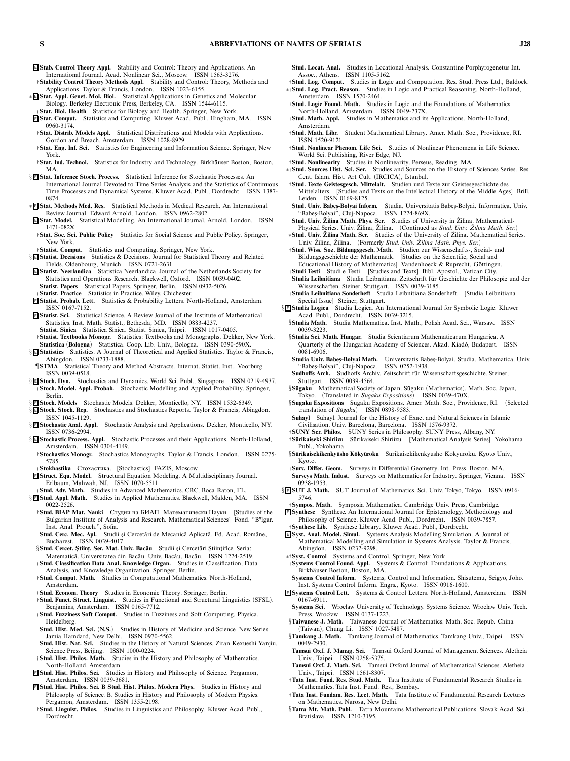E **Stab. Control Theory Appl.** Stability and Control: Theory and Applications. An International Journal. Acad. Nonlinear Sci., Moscow. ISSN 1563-3276.

†**Stability Control Theory Methods Appl.** Stability and Control: Theory, Methods and Applications. Taylor & Francis, London. ISSN 1023-6155.

∗E **Stat. Appl. Genet. Mol. Biol.** Statistical Applications in Genetics and Molecular Biology. Berkeley Electronic Press, Berkeley, CA. ISSN 1544-6115.

†**Stat. Biol. Health** Statistics for Biology and Health. Springer, New York.

E **Stat. Comput.** Statistics and Computing. Kluwer Acad. Publ., Hingham, MA. ISSN 0960-3174.

†**Stat. Distrib. Models Appl.** Statistical Distributions and Models with Applications. Gordon and Breach, Amsterdam. ISSN 1028-8929.

†**Stat. Eng. Inf. Sci.** Statistics for Engineering and Information Science. Springer, New York.

†**Stat. Ind. Technol.** Statistics for Industry and Technology. Birkhäuser Boston, Boston, MA.

§E **Stat. Inference Stoch. Process.** Statistical Inference for Stochastic Processes. An International Journal Devoted to Time Series Analysis and the Statistics of Continuous Time Processes and Dynamical Systems. Kluwer Acad. Publ., Dordrecht. ISSN 1387-0874.

∗E **Stat. Methods Med. Res.** Statistical Methods in Medical Research. An International Review Journal. Edward Arnold, London. ISSN 0962-2802.

E **Stat. Model.** Statistical Modelling. An International Journal. Arnold, London. ISSN 1471-082X.

†**Stat. Soc. Sci. Public Policy** Statistics for Social Science and Public Policy. Springer, New York.

†**Statist. Comput.** Statistics and Computing. Springer, New York.

§E **Statist. Decisions** Statistics & Decisions. Journal for Statistical Theory and Related Fields. Oldenbourg, Munich. ISSN 0721-2631.

E **Statist. Neerlandica** Statistica Neerlandica. Journal of the Netherlands Society for Statistics and Operations Research. Blackwell, Oxford. ISSN 0039-0402.

**Statist. Papers** Statistical Papers. Springer, Berlin. ISSN 0932-5026.

†**Statist. Practice** Statistics in Practice. Wiley, Chichester.

E **Statist. Probab. Lett.** Statistics & Probability Letters. North-Holland, Amsterdam. ISSN 0167-7152.

E **Statist. Sci.** Statistical Science. A Review Journal of the Institute of Mathematical Statistics. Inst. Math. Statist., Bethesda, MD. ISSN 0883-4237.

**Statist. Sinica** Statistica Sinica. Statist. Sinica, Taipei. ISSN 1017-0405.

†**Statist. Textbooks Monogr.** Statistics: Textbooks and Monographs. Dekker, New York.

**Statistica (Bologna)** Statistica. Coop. Lib. Univ., Bologna. ISSN 0390-590X.

§E **Statistics** Statistics. A Journal of Theoretical and Applied Statistics. Taylor & Francis, Abingdon. ISSN 0233-1888.

¶**STMA** Statistical Theory and Method Abstracts. Internat. Statist. Inst., Voorburg. ISSN 0039-0518.

§E **Stoch. Dyn.** Stochastics and Dynamics. World Sci. Publ., Singapore. ISSN 0219-4937.

†**Stoch. Model. Appl. Probab.** Stochastic Modelling and Applied Probability. Springer, Berlin.

§E **Stoch. Models** Stochastic Models. Dekker, Monticello, NY. ISSN 1532-6349.

§E **Stoch. Stoch. Rep.** Stochastics and Stochastics Reports. Taylor & Francis, Abingdon. ISSN 1045-1129.

§E **Stochastic Anal. Appl.** Stochastic Analysis and Applications. Dekker, Monticello, NY. ISSN 0736-2994.

§E **Stochastic Process. Appl.** Stochastic Processes and their Applications. North-Holland, Amsterdam. ISSN 0304-4149.

†**Stochastics Monogr.** Stochastics Monographs. Taylor & Francis, London. ISSN 0275-5785.

†**Stokhastika** Стохастика. [Stochastics] FAZIS, Moscow.

E **Struct. Equ. Model.** Structural Equation Modeling. A Multidisciplinary Journal. Erlbaum, Mahwah, NJ. ISSN 1070-5511.

†**Stud. Adv. Math.** Studies in Advanced Mathematics. CRC, Boca Raton, FL.

§E **Stud. Appl. Math.** Studies in Applied Mathematics. Blackwell, Malden, MA. ISSN 0022-2526.

†**Stud. BIAP Mat. Nauki** Студии на БИАП. Математически Науки. [Studies of the Bulgarian Institute of Analysis and Research. Mathematical Sciences] Fond. "B″lgar. Inst. Anal. Prouch.", Sofia.

**Stud. Cerc. Mec. Apl.** Studii şi Cercetări de Mecanică Aplicată. Ed. Acad. Române, Bucharest. ISSN 0039-4017.

§**Stud. Cercet. Ştiinţ. Ser. Mat. Univ. Bacău** Studii şi Cercetări Ştiinţifice. Seria: Matematică. Universitatea din Bacău. Univ. Bacău, Bacău. ISSN 1224-2519.

†**Stud. Classification Data Anal. Knowledge Organ.** Studies in Classification, Data Analysis, and Knowledge Organization. Springer, Berlin.

†**Stud. Comput. Math.** Studies in Computational Mathematics. North-Holland, Amsterdam.

†**Stud. Econom. Theory** Studies in Economic Theory. Springer, Berlin.

†**Stud. Funct. Struct. Linguist.** Studies in Functional and Structural Linguistics (SFSL). Benjamins, Amsterdam. ISSN 0165-7712.

†**Stud. Fuzziness Soft Comput.** Studies in Fuzziness and Soft Computing. Physica, Heidelberg.

**Stud. Hist. Med. Sci. (N.S.)** Studies in History of Medicine and Science. New Series. Jamia Hamdard, New Delhi. ISSN 0970-5562.

**Stud. Hist. Nat. Sci.** Studies in the History of Natural Sciences. Ziran Kexueshi Yanjiu. Science Press, Beijing. ISSN 1000-0224.

†**Stud. Hist. Philos. Math.** Studies in the History and Philosophy of Mathematics. North-Holland, Amsterdam.

E **Stud. Hist. Philos. Sci.** Studies in History and Philosophy of Science. Pergamon, Amsterdam. ISSN 0039-3681.

E **Stud. Hist. Philos. Sci. B Stud. Hist. Philos. Modern Phys.** Studies in History and Philosophy of Science. B. Studies in History and Philosophy of Modern Physics. Pergamon, Amsterdam. ISSN 1355-2198.

†**Stud. Linguist. Philos.** Studies in Linguistics and Philosophy. Kluwer Acad. Publ., Dordrecht.

**Stud. Locat. Anal.** Studies in Locational Analysis. Constantine Porphyrogenetus Int. Assoc., Athens. ISSN 1105-5162.

†**Stud. Log. Comput.** Studies in Logic and Computation. Res. Stud. Press Ltd., Baldock.

∗†**Stud. Log. Pract. Reason.** Studies in Logic and Practical Reasoning. North-Holland, Amsterdam. ISSN 1570-2464.

†**Stud. Logic Found. Math.** Studies in Logic and the Foundations of Mathematics. North-Holland, Amsterdam. ISSN 0049-237X.

†**Stud. Math. Appl.** Studies in Mathematics and its Applications. North-Holland, Amsterdam.

†**Stud. Math. Libr.** Student Mathematical Library. Amer. Math. Soc., Providence, RI. ISSN 1520-9121.

†**Stud. Nonlinear Phenom. Life Sci.** Studies of Nonlinear Phenomena in Life Science. World Sci. Publishing, River Edge, NJ.

†**Stud. Nonlinearity** Studies in Nonlinearity. Perseus, Reading, MA.

∗†**Stud. Sources Hist. Sci. Ser.** Studies and Sources on the History of Sciences Series. Res. Cent. Islam. Hist. Art Cult. (IRCICA), Istanbul.

†**Stud. Texte Geistesgesch. Mittelalt.** Studien und Texte zur Geistesgeschichte des Mittelalters. [Studies and Texts on the Intellectual History of the Middle Ages] Brill, Leiden. ISSN 0169-8125.

**Stud. Univ. Babeş-Bolyai Inform.** Studia. Universitatis Babeş-Bolyai. Informatica. Univ. "Babeş-Bolyai", Cluj-Napoca. ISSN 1224-869X.

**Stud. Univ. Žilina Math. Phys. Ser.** Studies of University in Žilina. Mathematical-Physical Series. Univ. Žilina, Žilina. (Continued as *Stud. Univ. Žilina Math. Ser.*)

∗**Stud. Univ. Žilina Math. Ser.** Studies of the University of Žilina. Mathematical Series. Univ. Žilina, Žilina. (Formerly *Stud. Univ. Žilina Math. Phys. Ser.*)

†**Stud. Wiss. Soz. Bildungsgesch. Math.** Studien zur Wissenschafts-, Sozial- und Bildungsgeschichte der Mathematik. [Studies on the Scientific, Social and Educational History of Mathematics] Vandenhoeck & Ruprecht, Göttingen.

†**Studi Testi** Studi e Testi. [Studies and Texts] Bibl. Apostol., Vatican City.

**Studia Leibnitiana** Studia Leibnitiana. Zeitschrift für Geschichte der Philosophie und der Wissenschaften. Steiner, Stuttgart. ISSN 0039-3185.

†**Studia Leibnitiana Sonderheft** Studia Leibnitiana Sonderheft. [Studia Leibnitiana Special Issue] Steiner, Stuttgart.

§E **Studia Logica** Studia Logica. An International Journal for Symbolic Logic. Kluwer Acad. Publ., Dordrecht. ISSN 0039-3215.

§**Studia Math.** Studia Mathematica. Inst. Math., Polish Acad. Sci., Warsaw. ISSN 0039-3223.

§**Studia Sci. Math. Hungar.** Studia Scientiarum Mathematicarum Hungarica. A Quarterly of the Hungarian Academy of Sciences. Akad. Kiadó, Budapest. ISSN 0081-6906.

**Studia Univ. Babeş-Bolyai Math.** Universitatis Babeş-Bolyai. Studia. Mathematica. Univ. "Babeş-Bolyai", Cluj-Napoca. ISSN 0252-1938.

**Sudhoffs Arch.** Sudhoffs Archiv. Zeitschrift für Wissenschaftsgeschichte. Steiner, Stuttgart. ISSN 0039-4564.

§**Sūgaku** Mathematical Society of Japan. Sūgaku (Mathematics). Math. Soc. Japan, Tokyo. (Translated in *Sugaku Expositions*) ISSN 0039-470X.

§**Sugaku Expositions** Sugaku Expositions. Amer. Math. Soc., Providence, RI. (Selected translation of *Sūgaku*) ISSN 0898-9583.

**Suhayl** Suhayl. International Journal for the History of Exact and Natural Sciences in Islamic Civilisation. Univ. Barcelona, Barcelona. ISSN 1576-9372.

†**SUNY Ser. Philos.** SUNY Series in Philosophy. SUNY Press, Albany, NY.

†**Sūrikaiseki Shiriizu** Sūrikaiseki Shiriizu. [Mathematical Analysis Series] Yokohama Publ., Yokohama.

§**Sūrikaisekikenkyūsho Kōkyūroku** Sūrikaisekikenkyūsho Kōkyūroku. Kyoto Univ., Kyoto.

†**Surv. Differ. Geom.** Surveys in Differential Geometry. Int. Press, Boston, MA.

**Surveys Math. Indust.** Surveys on Mathematics for Industry. Springer, Vienna. ISSN 0938-1953.

§E **SUT J. Math.** SUT Journal of Mathematics. Sci. Univ. Tokyo, Tokyo. ISSN 0916-5746.

†**Sympos. Math.** Symposia Mathematica. Cambridge Univ. Press, Cambridge.

E **Synthese** Synthese. An International Journal for Epistemology, Methodology and Philosophy of Science. Kluwer Acad. Publ., Dordrecht. ISSN 0039-7857.

†**Synthese Lib.** Synthese Library. Kluwer Acad. Publ., Dordrecht.

E **Syst. Anal. Model. Simul.** Systems Analysis Modelling Simulation. A Journal of Mathematical Modelling and Simulation in Systems Analysis. Taylor & Francis, Abingdon. ISSN 0232-9298.

∗†**Syst. Control** Systems and Control. Springer, New York.

†**Systems Control Found. Appl.** Systems & Control: Foundations & Applications. Birkhäuser Boston, Boston, MA.

**Systems Control Inform.** Systems, Control and Information. Shisutemu, Seigyo, Jōhō. Inst. Systems Control Inform. Engrs., Kyoto. ISSN 0916-1600.

E **Systems Control Lett.** Systems & Control Letters. North-Holland, Amsterdam. ISSN 0167-6911.

**Systems Sci.** Wrocław University of Technology. Systems Science. Wrocław Univ. Tech. Press, Wrocław. ISSN 0137-1223.

§**Taiwanese J. Math.** Taiwanese Journal of Mathematics. Math. Soc. Repub. China (Taiwan), Chung Li. ISSN 1027-5487.

§**Tamkang J. Math.** Tamkang Journal of Mathematics. Tamkang Univ., Taipei. ISSN 0049-2930.

**Tamsui Oxf. J. Manag. Sci.** Tamsui Oxford Journal of Management Sciences. Aletheia Univ., Taipei. ISSN 0258-5375.

**Tamsui Oxf. J. Math. Sci.** Tamsui Oxford Journal of Mathematical Sciences. Aletheia Univ., Taipei. ISSN 1561-8307.

†**Tata Inst. Fund. Res. Stud. Math.** Tata Institute of Fundamental Research Studies in Mathematics. Tata Inst. Fund. Res., Bombay.

†**Tata Inst. Fundam. Res. Lect. Math.** Tata Institute of Fundamental Research Lectures on Mathematics. Narosa, New Delhi.

§**Tatra Mt. Math. Publ.** Tatra Mountains Mathematical Publications. Slovak Acad. Sci., Bratislava. ISSN 1210-3195.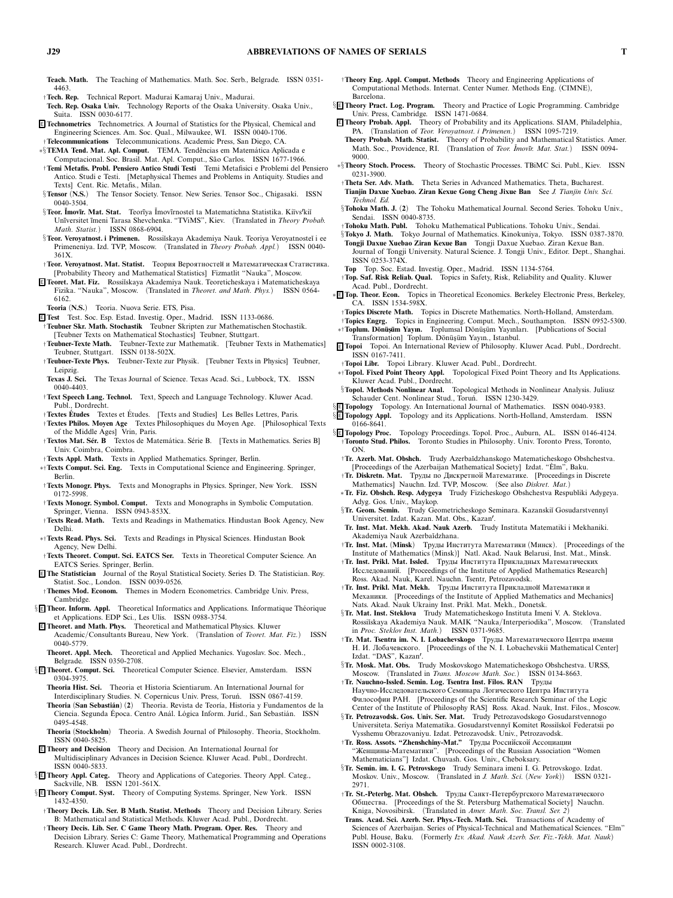**Teach. Math.** The Teaching of Mathematics. Math. Soc. Serb., Belgrade. ISSN 0351-4463.

†**Tech. Rep.** Technical Report. Madurai Kamaraj Univ., Madurai.

**Tech. Rep. Osaka Univ.** Technology Reports of the Osaka University. Osaka Univ., Suita. ISSN 0030-6177.

E **Technometrics** Technometrics. A Journal of Statistics for the Physical, Chemical and Engineering Sciences. Am. Soc. Qual., Milwaukee, WI. ISSN 0040-1706.

†**Telecommunications** Telecommunications. Academic Press, San Diego, CA.

∗§**TEMA Tend. Mat. Apl. Comput.** TEMA. Tendências em Matemática Aplicada e Computacional. Soc. Brasil. Mat. Apl. Comput., São Carlos. ISSN 1677-1966.

†**Temi Metafis. Probl. Pensiero Antico Studi Testi** Temi Metafisici e Problemi del Pensiero Antico. Studi e Testi. [Metaphysical Themes and Problems in Antiquity. Studies and Texts] Cent. Ric. Metafis., Milan.

§**Tensor (N.S.)** The Tensor Society. Tensor. New Series. Tensor Soc., Chigasaki. ISSN 0040-3504.

§**Teor. Ĭmovīr. Mat. Stat.** Teorīya Ĭmovīrnosteĭ ta Matematichna Statistika. Kiïvs′kiĭ Unīversitet īmeni Tarasa Shevchenka. "TViMS", Kiev. (Translated in *Theory Probab. Math. Statist.*) ISSN 0868-6904.

§**Teor. Veroyatnost. i Primenen.** Rossiĭskaya Akademiya Nauk. Teoriya Veroyatnosteĭ i ee Primeneniya. Izd. TVP, Moscow. (Translated in *Theory Probab. Appl.*) ISSN 0040-361X.

†**Teor. Veroyatnost. Mat. Statist.** Теория Вероятностей и Математическая Статистика. [Probability Theory and Mathematical Statistics] Fizmatlit "Nauka", Moscow.

E **Teoret. Mat. Fiz.** Rossiĭskaya Akademiya Nauk. Teoreticheskaya i Matematicheskaya Fizika. "Nauka", Moscow. (Translated in *Theoret. and Math. Phys.*) ISSN 0564-6162.

**Teoria (N.S.)** Teoria. Nuova Serie. ETS, Pisa.

E **Test** Test. Soc. Esp. Estad. Investig. Oper., Madrid. ISSN 1133-0686.

†**Teubner Skr. Math. Stochastik** Teubner Skripten zur Mathematischen Stochastik. [Teubner Texts on Mathematical Stochastics] Teubner, Stuttgart.

†**Teubner-Texte Math.** Teubner-Texte zur Mathematik. [Teubner Texts in Mathematics] Teubner, Stuttgart. ISSN 0138-502X.

†**Teubner-Texte Phys.** Teubner-Texte zur Physik. [Teubner Texts in Physics] Teubner, Leipzig.

**Texas J. Sci.** The Texas Journal of Science. Texas Acad. Sci., Lubbock, TX. ISSN 0040-4403.

†**Text Speech Lang. Technol.** Text, Speech and Language Technology. Kluwer Acad. Publ., Dordrecht.

†**Textes Études** Textes et Études. [Texts and Studies] Les Belles Lettres, Paris.

†**Textes Philos. Moyen Age** Textes Philosophiques du Moyen Age. [Philosophical Texts of the Middle Ages] Vrin, Paris.

†**Textos Mat. Sér. B** Textos de Matemática. Série B. [Texts in Mathematics. Series B] Univ. Coimbra, Coimbra.

†**Texts Appl. Math.** Texts in Applied Mathematics. Springer, Berlin.

∗†**Texts Comput. Sci. Eng.** Texts in Computational Science and Engineering. Springer, Berlin.

†**Texts Monogr. Phys.** Texts and Monographs in Physics. Springer, New York. ISSN 0172-5998.

†**Texts Monogr. Symbol. Comput.** Texts and Monographs in Symbolic Computation. Springer, Vienna. ISSN 0943-853X.

†**Texts Read. Math.** Texts and Readings in Mathematics. Hindustan Book Agency, New Delhi.

∗†**Texts Read. Phys. Sci.** Texts and Readings in Physical Sciences. Hindustan Book Agency, New Delhi.

†**Texts Theoret. Comput. Sci. EATCS Ser.** Texts in Theoretical Computer Science. An EATCS Series. Springer, Berlin.

E **The Statistician** Journal of the Royal Statistical Society. Series D. The Statistician. Roy. Statist. Soc., London. ISSN 0039-0526.

†**Themes Mod. Econom.** Themes in Modern Econometrics. Cambridge Univ. Press, Cambridge.

§E **Theor. Inform. Appl.** Theoretical Informatics and Applications. Informatique Théorique et Applications. EDP Sci., Les Ulis. ISSN 0988-3754.

E **Theoret. and Math. Phys.** Theoretical and Mathematical Physics. Kluwer Academic/Consultants Bureau, New York. (Translation of *Teoret. Mat. Fiz.*) ISSN 0040-5779.

**Theoret. Appl. Mech.** Theoretical and Applied Mechanics. Yugoslav. Soc. Mech., Belgrade. ISSN 0350-2708.

§E **Theoret. Comput. Sci.** Theoretical Computer Science. Elsevier, Amsterdam. ISSN 0304-3975.

**Theoria Hist. Sci.** Theoria et Historia Scientiarum. An International Journal for Interdisciplinary Studies. N. Copernicus Univ. Press, Toruń. ISSN 0867-4159.

**Theoria (San Sebastián) (2)** Theoria. Revista de Teoría, Historia y Fundamentos de la Ciencia. Segunda Época. Centro Anál. Lógica Inform. Juríd., San Sebastián. ISSN 0495-4548.

**Theoria (Stockholm)** Theoria. A Swedish Journal of Philosophy. Theoria, Stockholm. ISSN 0040-5825.

E **Theory and Decision** Theory and Decision. An International Journal for Multidisciplinary Advances in Decision Science. Kluwer Acad. Publ., Dordrecht. ISSN 0040-5833.

§E **Theory Appl. Categ.** Theory and Applications of Categories. Theory Appl. Categ., Sackville, NB. ISSN 1201-561X.

§E **Theory Comput. Syst.** Theory of Computing Systems. Springer, New York. ISSN 1432-4350.

†**Theory Decis. Lib. Ser. B Math. Statist. Methods** Theory and Decision Library. Series B: Mathematical and Statistical Methods. Kluwer Acad. Publ., Dordrecht.

†**Theory Decis. Lib. Ser. C Game Theory Math. Program. Oper. Res.** Theory and Decision Library. Series C: Game Theory, Mathematical Programming and Operations Research. Kluwer Acad. Publ., Dordrecht.

†**Theory Eng. Appl. Comput. Methods** Theory and Engineering Applications of Computational Methods. Internat. Center Numer. Methods Eng. (CIMNE), Barcelona.

§E **Theory Pract. Log. Program.** Theory and Practice of Logic Programming. Cambridge Univ. Press, Cambridge. ISSN 1471-0684.

E **Theory Probab. Appl.** Theory of Probability and its Applications. SIAM, Philadelphia, PA. (Translation of *Teor. Veroyatnost. i Primenen.*) ISSN 1095-7219.

**Theory Probab. Math. Statist.** Theory of Probability and Mathematical Statistics. Amer. Math. Soc., Providence, RI. (Translation of *Teor. Ĭmovīr. Mat. Stat.*) ISSN 0094-9000.

∗§**Theory Stoch. Process.** Theory of Stochastic Processes. TBiMC Sci. Publ., Kiev. ISSN 0231-3900.

†**Theta Ser. Adv. Math.** Theta Series in Advanced Mathematics. Theta, Bucharest.

**Tianjin Daxue Xuebao. Ziran Kexue Gong Cheng Jixue Ban** See *J. Tianjin Univ. Sci. Technol. Ed.*

§**Tohoku Math. J. (2)** The Tohoku Mathematical Journal. Second Series. Tohoku Univ., Sendai. ISSN 0040-8735.

†**Tohoku Math. Publ.** Tohoku Mathematical Publications. Tohoku Univ., Sendai.

§**Tokyo J. Math.** Tokyo Journal of Mathematics. Kinokuniya, Tokyo. ISSN 0387-3870.

**Tongji Daxue Xuebao Ziran Kexue Ban** Tongji Daxue Xuebao. Ziran Kexue Ban. Journal of Tongji University. Natural Science. J. Tongji Univ., Editor. Dept., Shanghai. ISSN 0253-374X.

**Top** Top. Soc. Estad. Investig. Oper., Madrid. ISSN 1134-5764.

†**Top. Saf. Risk Reliab. Qual.** Topics in Safety, Risk, Reliability and Quality. Kluwer Acad. Publ., Dordrecht.

∗E **Top. Theor. Econ.** Topics in Theoretical Economics. Berkeley Electronic Press, Berkeley, CA. ISSN 1534-598X.

†**Topics Discrete Math.** Topics in Discrete Mathematics. North-Holland, Amsterdam.

†**Topics Engrg.** Topics in Engineering. Comput. Mech., Southampton. ISSN 0952-5300.

∗†**Toplum. Dönüşüm Yayın.** Toplumsal Dönüşüm Yayınları. [Publications of Social Transformation] Toplum. Dönüşüm Yayın., Istanbul.

E **Topoi** Topoi. An International Review of Philosophy. Kluwer Acad. Publ., Dordrecht. ISSN 0167-7411.

†**Topoi Libr.** Topoi Library. Kluwer Acad. Publ., Dordrecht.

∗†**Topol. Fixed Point Theory Appl.** Topological Fixed Point Theory and Its Applications. Kluwer Acad. Publ., Dordrecht.

§**Topol. Methods Nonlinear Anal.** Topological Methods in Nonlinear Analysis. Juliusz Schauder Cent. Nonlinear Stud., Toruń. ISSN 1230-3429.

§E **Topology** Topology. An International Journal of Mathematics. ISSN 0040-9383.

§E **Topology Appl.** Topology and its Applications. North-Holland, Amsterdam. ISSN 0166-8641.

§E **Topology Proc.** Topology Proceedings. Topol. Proc., Auburn, AL. ISSN 0146-4124.

†**Toronto Stud. Philos.** Toronto Studies in Philosophy. Univ. Toronto Press, Toronto, ON.

†**Tr. Azerb. Mat. Obshch.** Trudy Azerbaĭdzhanskogo Matematicheskogo Obshchestva. [Proceedings of the Azerbaijan Mathematical Society] Izdat. "Èlm", Baku.

†**Tr. Diskretn. Mat.** Труды по Дискретной Математике. [Proceedings in Discrete Mathematics] Nauchn. Izd. TVP, Moscow. (See also *Diskret. Mat.*)

∗**Tr. Fiz. Obshch. Resp. Adygeya** Trudy Fizicheskogo Obshchestva Respubliki Adygeya. Adyg. Gos. Univ., Maykop.

§**Tr. Geom. Semin.** Trudy Geometricheskogo Seminara. Kazanskiĭ Gosudarstvennyĭ Universitet. Izdat. Kazan. Mat. Obs., Kazan′.

**Tr. Inst. Mat. Mekh. Akad. Nauk Azerb.** Trudy Instituta Matematiki i Mekhaniki. Akademiya Nauk Azerbaĭdzhana.

†**Tr. Inst. Mat. (Minsk)** Труды Института Математики (Минск). [Proceedings of the Institute of Mathematics (Minsk)] Natl. Akad. Nauk Belarusi, Inst. Mat., Minsk.

†**Tr. Inst. Prikl. Mat. Issled.** Труды Института Прикладных Математических Исследований. [Proceedings of the Institute of Applied Mathematics Research] Ross. Akad. Nauk, Karel. Nauchn. Tsentr, Petrozavodsk.

†**Tr. Inst. Prikl. Mat. Mekh.** Труды Института Прикладной Математики и Механики. [Proceedings of the Institute of Applied Mathematics and Mechanics] Nats. Akad. Nauk Ukrainy Inst. Prikl. Mat. Mekh., Donetsk.

§**Tr. Mat. Inst. Steklova** Trudy Matematicheskogo Instituta Imeni V. A. Steklova. Rossiĭskaya Akademiya Nauk. MAIK "Nauka/Interperiodika", Moscow. (Translated in *Proc. Steklov Inst. Math.*) ISSN 0371-9685.

†**Tr. Mat. Tsentra im. N. I. Lobachevskogo** Труды Математического Центра имени Н. И. Лобачевского. [Proceedings of the N. I. Lobachevskii Mathematical Center] Izdat. "DAS", Kazan′.

§**Tr. Mosk. Mat. Obs.** Trudy Moskovskogo Matematicheskogo Obshchestva. URSS, Moscow. (Translated in *Trans. Moscow Math. Soc.*) ISSN 0134-8663.

†**Tr. Nauchno-Issled. Semin. Log. Tsentra Inst. Filos. RAN** Труды Научно-Исследовательского Семинара Логического Центра Института Философии РАН. [Proceedings of the Scientific Research Seminar of the Logic Center of the Institute of Philosophy RAS] Ross. Akad. Nauk, Inst. Filos., Moscow.

§**Tr. Petrozavodsk. Gos. Univ. Ser. Mat.** Trudy Petrozavodskogo Gosudarstvennogo Universiteta. Seriya Matematika. Gosudarstvennyĭ Komitet Rossiĭskoĭ Federatsii po Vysshemu Obrazovaniyu. Izdat. Petrozavodsk. Univ., Petrozavodsk.

†**Tr. Ross. Assots. "Zhenshchiny-Mat."** Труды Российской Ассоциации "Женщины-Математики". [Proceedings of the Russian Association "Women Mathematicians"] Izdat. Chuvash. Gos. Univ., Cheboksary.

§**Tr. Semin. im. I. G. Petrovskogo** Trudy Seminara imeni I. G. Petrovskogo. Izdat. Moskov. Univ., Moscow. (Translated in *J. Math. Sci. (New York)*) ISSN 0321-2971.

†**Tr. St.-Peterbg. Mat. Obshch.** Труды Санкт-Петербургского Математического Общества. [Proceedings of the St. Petersburg Mathematical Society] Nauchn. Kniga, Novosibirsk. (Translated in *Amer. Math. Soc. Transl. Ser. 2*)

**Trans. Acad. Sci. Azerb. Ser. Phys.-Tech. Math. Sci.** Transactions of Academy of Sciences of Azerbaijan. Series of Physical-Technical and Mathematical Sciences. "Elm" Publ. House, Baku. (Formerly *Izv. Akad. Nauk Azerb. Ser. Fiz.-Tekh. Mat. Nauk*) ISSN 0002-3108.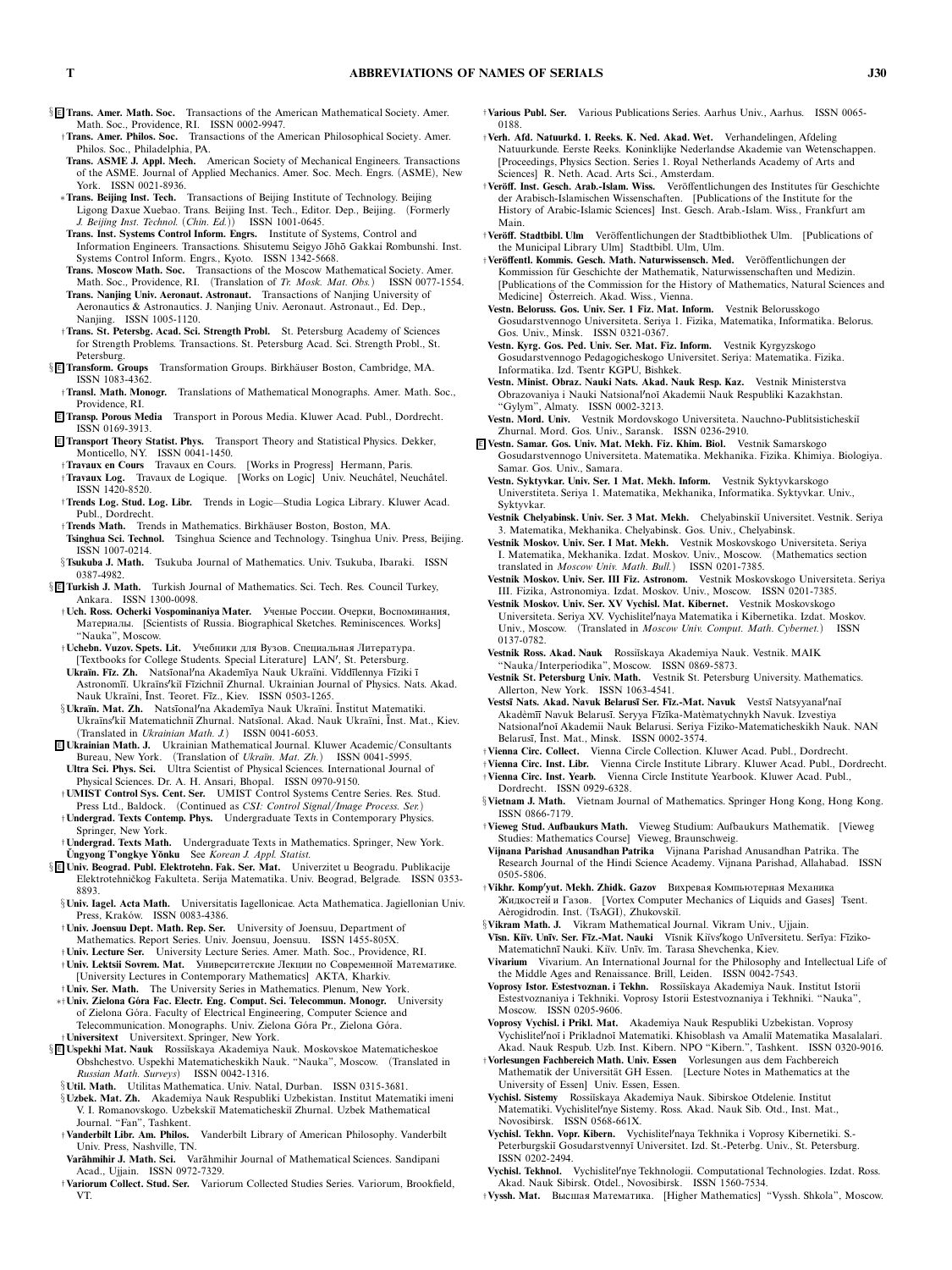§ E **Trans. Amer. Math. Soc.** Transactions of the American Mathematical Society. Amer. Math. Soc., Providence, RI. ISSN 0002-9947.

† **Trans. Amer. Philos. Soc.** Transactions of the American Philosophical Society. Amer. Philos. Soc., Philadelphia, PA.

**Trans. ASME J. Appl. Mech.** American Society of Mechanical Engineers. Transactions of the ASME. Journal of Applied Mechanics. Amer. Soc. Mech. Engrs. (ASME), New York. ISSN 0021-8936.

∗ **Trans. Beijing Inst. Tech.** Transactions of Beijing Institute of Technology. Beijing Ligong Daxue Xuebao. Trans. Beijing Inst. Tech., Editor. Dep., Beijing. (Formerly *J. Beijing Inst. Technol.* (*Chin. Ed.*)) ISSN 1001-0645.

**Trans. Inst. Systems Control Inform. Engrs.** Institute of Systems, Control and Information Engineers. Transactions. Shisutemu Seigyo Jōhō Gakkai Rombunshi. Inst. Systems Control Inform. Engrs., Kyoto. ISSN 1342-5668.

**Trans. Moscow Math. Soc.** Transactions of the Moscow Mathematical Society. Amer. Math. Soc., Providence, RI. (Translation of *Tr. Mosk. Mat. Obs.*) ISSN 0077-1554.

**Trans. Nanjing Univ. Aeronaut. Astronaut.** Transactions of Nanjing University of Aeronautics & Astronautics. J. Nanjing Univ. Aeronaut. Astronaut., Ed. Dep., Nanjing. ISSN 1005-1120.

† **Trans. St. Petersbg. Acad. Sci. Strength Probl.** St. Petersburg Academy of Sciences for Strength Problems. Transactions. St. Petersburg Acad. Sci. Strength Probl., St. Petersburg.

§ E **Transform. Groups** Transformation Groups. Birkhäuser Boston, Cambridge, MA. ISSN 1083-4362.

† **Transl. Math. Monogr.** Translations of Mathematical Monographs. Amer. Math. Soc., Providence, RI.

E **Transp. Porous Media** Transport in Porous Media. Kluwer Acad. Publ., Dordrecht. ISSN 0169-3913.

E **Transport Theory Statist. Phys.** Transport Theory and Statistical Physics. Dekker, Monticello, NY. ISSN 0041-1450.

† **Travaux en Cours** Travaux en Cours. [Works in Progress] Hermann, Paris.

† **Travaux Log.** Travaux de Logique. [Works on Logic] Univ. Neuchâtel, Neuchâtel. ISSN 1420-8520.

† **Trends Log. Stud. Log. Libr.** Trends in Logic—Studia Logica Library. Kluwer Acad. Publ., Dordrecht.

† **Trends Math.** Trends in Mathematics. Birkhäuser Boston, Boston, MA.

**Tsinghua Sci. Technol.** Tsinghua Science and Technology. Tsinghua Univ. Press, Beijing. ISSN 1007-0214.

§ **Tsukuba J. Math.** Tsukuba Journal of Mathematics. Univ. Tsukuba, Ibaraki. ISSN 0387-4982.

§ E **Turkish J. Math.** Turkish Journal of Mathematics. Sci. Tech. Res. Council Turkey, Ankara. ISSN 1300-0098.

† **Uch. Ross. Ocherki Vospominaniya Mater.** Ученые России. Очерки, Воспоминания, Материалы. [Scientists of Russia. Biographical Sketches. Reminiscences. Works] "Nauka", Moscow.

† **Uchebn. Vuzov. Spets. Lit.** Учебники для Вузов. Специальная Литература. [Textbooks for College Students. Special Literature] LAN′, St. Petersburg.

**Ukraïn. Fīz. Zh.** Natsīonal′na Akademīya Nauk Ukraïni. Vīddīlennya Fīziki ī Astronomīï. Ukraïns′kiĭ Fīzichniĭ Zhurnal. Ukrainian Journal of Physics. Nats. Akad. Nauk Ukraïni, Īnst. Teoret. Fīz., Kiev. ISSN 0503-1265.

§ **Ukraïn. Mat. Zh.** Natsīonal′na Akademīya Nauk Ukraïni. Īnstitut Matematiki. Ukraïns′kiĭ Matematichniĭ Zhurnal. Natsīonal. Akad. Nauk Ukraïni, Īnst. Mat., Kiev. (Translated in *Ukrainian Math. J.*) ISSN 0041-6053.

E **Ukrainian Math. J.** Ukrainian Mathematical Journal. Kluwer Academic/Consultants Bureau, New York. (Translation of *Ukraïn. Mat. Zh.*) ISSN 0041-5995.

**Ultra Sci. Phys. Sci.** Ultra Scientist of Physical Sciences. International Journal of Physical Sciences. Dr. A. H. Ansari, Bhopal. ISSN 0970-9150.

† **UMIST Control Sys. Cent. Ser.** UMIST Control Systems Centre Series. Res. Stud. Press Ltd., Baldock. (Continued as *CSI: Control Signal/Image Process. Ser.*)

† **Undergrad. Texts Contemp. Phys.** Undergraduate Texts in Contemporary Physics. Springer, New York.

† **Undergrad. Texts Math.** Undergraduate Texts in Mathematics. Springer, New York.

**Ŭngyong T'ongkye Yŏnku** See *Korean J. Appl. Statist.*

§ E **Univ. Beograd. Publ. Elektrotehn. Fak. Ser. Mat.** Univerzitet u Beogradu. Publikacije Elektrotehničkog Fakulteta. Serija Matematika. Univ. Beograd, Belgrade. ISSN 0353-8893.

§ **Univ. Iagel. Acta Math.** Universitatis Iagellonicae. Acta Mathematica. Jagiellonian Univ. Press, Kraków. ISSN 0083-4386.

† **Univ. Joensuu Dept. Math. Rep. Ser.** University of Joensuu, Department of Mathematics. Report Series. Univ. Joensuu, Joensuu. ISSN 1455-805X.

† **Univ. Lecture Ser.** University Lecture Series. Amer. Math. Soc., Providence, RI.

† **Univ. Lektsii Sovrem. Mat.** Университетские Лекции по Современной Математике. [University Lectures in Contemporary Mathematics] AKTA, Kharkiv.

† **Univ. Ser. Math.** The University Series in Mathematics. Plenum, New York.

∗† **Univ. Zielona Góra Fac. Electr. Eng. Comput. Sci. Telecommun. Monogr.** University of Zielona Góra. Faculty of Electrical Engineering, Computer Science and Telecommunication. Monographs. Univ. Zielona Góra Pr., Zielona Góra.

† **Universitext** Universitext. Springer, New York.

§ E **Uspekhi Mat. Nauk** Rossiĭskaya Akademiya Nauk. Moskovskoe Matematicheskoe Obshchestvo. Uspekhi Matematicheskikh Nauk. "Nauka", Moscow. (Translated in *Russian Math. Surveys*) ISSN 0042-1316.

§ **Util. Math.** Utilitas Mathematica. Univ. Natal, Durban. ISSN 0315-3681.

§ **Uzbek. Mat. Zh.** Akademiya Nauk Respubliki Uzbekistan. Institut Matematiki imeni V. I. Romanovskogo. Uzbekskiĭ Matematicheskiĭ Zhurnal. Uzbek Mathematical Journal. "Fan", Tashkent.

† **Vanderbilt Libr. Am. Philos.** Vanderbilt Library of American Philosophy. Vanderbilt Univ. Press, Nashville, TN.

**Varāhmihir J. Math. Sci.** Varāhmihir Journal of Mathematical Sciences. Sandipani Acad., Ujjain. ISSN 0972-7329.

† **Variorum Collect. Stud. Ser.** Variorum Collected Studies Series. Variorum, Brookfield, VT.

† **Various Publ. Ser.** Various Publications Series. Aarhus Univ., Aarhus. ISSN 0065-0188.

† **Verh. Afd. Natuurkd. 1. Reeks. K. Ned. Akad. Wet.** Verhandelingen, Afdeling Natuurkunde. Eerste Reeks. Koninklijke Nederlandse Akademie van Wetenschappen. [Proceedings, Physics Section. Series 1. Royal Netherlands Academy of Arts and Sciences] R. Neth. Acad. Arts Sci., Amsterdam.

† **Veröff. Inst. Gesch. Arab.-Islam. Wiss.** Veröffentlichungen des Institutes für Geschichte der Arabisch-Islamischen Wissenschaften. [Publications of the Institute for the History of Arabic-Islamic Sciences] Inst. Gesch. Arab.-Islam. Wiss., Frankfurt am Main.

† **Veröff. Stadtbibl. Ulm** Veröffentlichungen der Stadtbibliothek Ulm. [Publications of the Municipal Library Ulm] Stadtbibl. Ulm, Ulm.

† **Veröffentl. Kommis. Gesch. Math. Naturwissensch. Med.** Veröffentlichungen der Kommission für Geschichte der Mathematik, Naturwissenschaften und Medizin. [Publications of the Commission for the History of Mathematics, Natural Sciences and Medicine] Österreich. Akad. Wiss., Vienna.

**Vestn. Beloruss. Gos. Univ. Ser. 1 Fiz. Mat. Inform.** Vestnik Belorusskogo Gosudarstvennogo Universiteta. Seriya 1. Fizika, Matematika, Informatika. Belorus. Gos. Univ., Minsk. ISSN 0321-0367.

**Vestn. Kyrg. Gos. Ped. Univ. Ser. Mat. Fiz. Inform.** Vestnik Kyrgyzskogo Gosudarstvennogo Pedagogicheskogo Universitet. Seriya: Matematika. Fizika. Informatika. Izd. Tsentr KGPU, Bishkek.

**Vestn. Minist. Obraz. Nauki Nats. Akad. Nauk Resp. Kaz.** Vestnik Ministerstva Obrazovaniya i Nauki Natsional′noĭ Akademii Nauk Respubliki Kazakhstan. "Gylym", Almaty. ISSN 0002-3213.

**Vestn. Mord. Univ.** Vestnik Mordovskogo Universiteta. Nauchno-Publitsisticheskiĭ Zhurnal. Mord. Gos. Univ., Saransk. ISSN 0236-2910.

E **Vestn. Samar. Gos. Univ. Mat. Mekh. Fiz. Khim. Biol.** Vestnik Samarskogo Gosudarstvennogo Universiteta. Matematika. Mekhanika. Fizika. Khimiya. Biologiya. Samar. Gos. Univ., Samara.

**Vestn. Syktyvkar. Univ. Ser. 1 Mat. Mekh. Inform.** Vestnik Syktyvkarskogo Universtiteta. Seriya 1. Matematika, Mekhanika, Informatika. Syktyvkar. Univ., Syktyvkar.

**Vestnik Chelyabinsk. Univ. Ser. 3 Mat. Mekh.** Chelyabinskiĭ Universitet. Vestnik. Seriya 3. Matematika, Mekhanika. Chelyabinsk. Gos. Univ., Chelyabinsk.

**Vestnik Moskov. Univ. Ser. I Mat. Mekh.** Vestnik Moskovskogo Universiteta. Seriya I. Matematika, Mekhanika. Izdat. Moskov. Univ., Moscow. (Mathematics section translated in *Moscow Univ. Math. Bull.*) ISSN 0201-7385.

**Vestnik Moskov. Univ. Ser. III Fiz. Astronom.** Vestnik Moskovskogo Universiteta. Seriya III. Fizika, Astronomiya. Izdat. Moskov. Univ., Moscow. ISSN 0201-7385.

**Vestnik Moskov. Univ. Ser. XV Vychisl. Mat. Kibernet.** Vestnik Moskovskogo Universiteta. Seriya XV. Vychislitel′naya Matematika i Kibernetika. Izdat. Moskov. Univ., Moscow. (Translated in *Moscow Univ. Comput. Math. Cybernet.*) ISSN 0137-0782.

**Vestnik Ross. Akad. Nauk** Rossiĭskaya Akademiya Nauk. Vestnik. MAIK "Nauka/Interperiodika", Moscow. ISSN 0869-5873.

**Vestnik St. Petersburg Univ. Math.** Vestnik St. Petersburg University. Mathematics. Allerton, New York. ISSN 1063-4541.

**Vestsī Nats. Akad. Navuk Belarusī Ser. Fīz.-Mat. Navuk** Vestsī Natsyyanal′naĭ Akadèmīī Navuk Belarusī. Seryya Fīzīka-Matèmatychnykh Navuk. Izvestiya Natsional′noĭ Akademii Nauk Belarusi. Seriya Fiziko-Matematicheskikh Nauk. NAN Belarusī, Īnst. Mat., Minsk. ISSN 0002-3574.

† **Vienna Circ. Collect.** Vienna Circle Collection. Kluwer Acad. Publ., Dordrecht.

† **Vienna Circ. Inst. Libr.** Vienna Circle Institute Library. Kluwer Acad. Publ., Dordrecht.

† **Vienna Circ. Inst. Yearb.** Vienna Circle Institute Yearbook. Kluwer Acad. Publ., Dordrecht. ISSN 0929-6328.

§ **Vietnam J. Math.** Vietnam Journal of Mathematics. Springer Hong Kong, Hong Kong. ISSN 0866-7179.

† **Vieweg Stud. Aufbaukurs Math.** Vieweg Studium: Aufbaukurs Mathematik. [Vieweg Studies: Mathematics Course] Vieweg, Braunschweig.

**Vijnana Parishad Anusandhan Patrika** Vijnana Parishad Anusandhan Patrika. The Research Journal of the Hindi Science Academy. Vijnana Parishad, Allahabad. ISSN 0505-5806.

† **Vikhr. Komp′yut. Mekh. Zhidk. Gazov** Вихревая Компьютерная Механика Жидкостей и Газов. [Vortex Computer Mechanics of Liquids and Gases] Tsent. Aèrogidrodin. Inst. (TsAGI), Zhukovskiĭ.

§ **Vikram Math. J.** Vikram Mathematical Journal. Vikram Univ., Ujjain.

**Vīsn. Kiïv. Unīv. Ser. Fīz.-Mat. Nauki** Vīsnik Kiïvs′kogo Unīversitetu. Serīya: Fīziko-Matematichnī Nauki. Kiïv. Unīv. īm. Tarasa Shevchenka, Kiev.

**Vivarium** Vivarium. An International Journal for the Philosophy and Intellectual Life of the Middle Ages and Renaissance. Brill, Leiden. ISSN 0042-7543.

**Voprosy Istor. Estestvoznan. i Tekhn.** Rossiĭskaya Akademiya Nauk. Institut Istorii Estestvoznaniya i Tekhniki. Voprosy Istorii Estestvoznaniya i Tekhniki. "Nauka", Moscow. ISSN 0205-9606.

**Voprosy Vychisl. i Prikl. Mat.** Akademiya Nauk Respubliki Uzbekistan. Voprosy Vychislitel′noĭ i Prikladnoĭ Matematiki. Khisoblash va Amaliĭ Matematika Masalalari. Akad. Nauk Respub. Uzb. Inst. Kibern. NPO "Kibern.", Tashkent. ISSN 0320-9016.

† **Vorlesungen Fachbereich Math. Univ. Essen** Vorlesungen aus dem Fachbereich Mathematik der Universität GH Essen. [Lecture Notes in Mathematics at the University of Essen] Univ. Essen, Essen.

**Vychisl. Sistemy** Rossiĭskaya Akademiya Nauk. Sibirskoe Otdelenie. Institut Matematiki. Vychislitel′nye Sistemy. Ross. Akad. Nauk Sib. Otd., Inst. Mat., Novosibirsk. ISSN 0568-661X.

**Vychisl. Tekhn. Vopr. Kibern.** Vychislitel′naya Tekhnika i Voprosy Kibernetiki. S.-Peterburgskiĭ Gosudarstvennyĭ Universitet. Izd. St.-Peterbg. Univ., St. Petersburg. ISSN 0202-2494.

**Vychisl. Tekhnol.** Vychislitel′nye Tekhnologii. Computational Technologies. Izdat. Ross. Akad. Nauk Sibirsk. Otdel., Novosibirsk. ISSN 1560-7534.

† **Vyssh. Mat.** Высшая Математика. [Higher Mathematics] "Vyssh. Shkola", Moscow.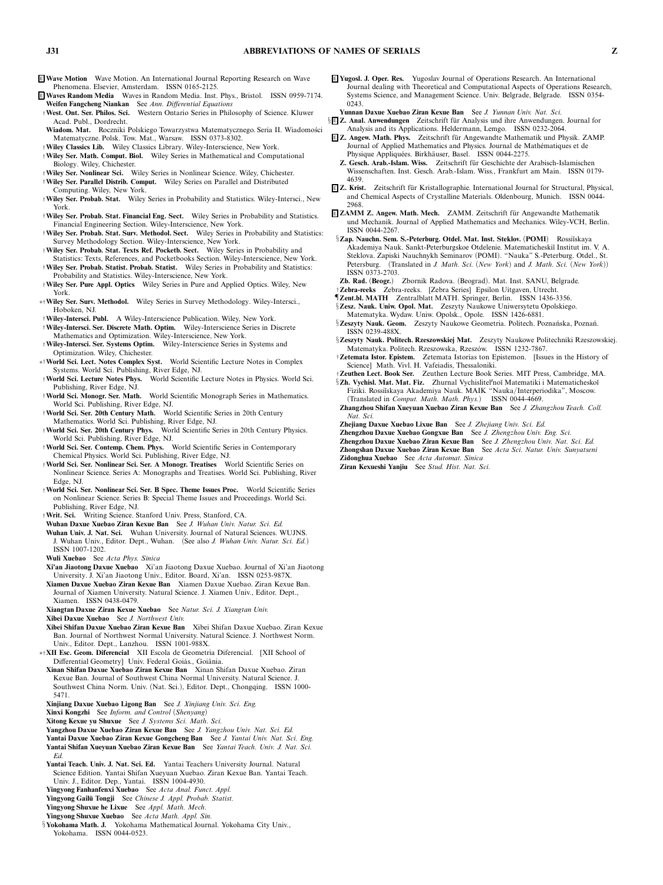E **Wave Motion** Wave Motion. An International Journal Reporting Research on Wave Phenomena. Elsevier, Amsterdam. ISSN 0165-2125.

E **Waves Random Media** Waves in Random Media. Inst. Phys., Bristol. ISSN 0959-7174.

**Weifen Fangcheng Niankan** See *Ann. Differential Equations*

† **West. Ont. Ser. Philos. Sci.** Western Ontario Series in Philosophy of Science. Kluwer Acad. Publ., Dordrecht.

**Wiadom. Mat.** Roczniki Polskiego Towarzystwa Matematycznego. Seria II. Wiadomości Matematyczne. Polsk. Tow. Mat., Warsaw. ISSN 0373-8302.

† **Wiley Classics Lib.** Wiley Classics Library. Wiley-Interscience, New York.

† **Wiley Ser. Math. Comput. Biol.** Wiley Series in Mathematical and Computational Biology. Wiley, Chichester.

† **Wiley Ser. Nonlinear Sci.** Wiley Series in Nonlinear Science. Wiley, Chichester.

† **Wiley Ser. Parallel Distrib. Comput.** Wiley Series on Parallel and Distributed Computing. Wiley, New York.

† **Wiley Ser. Probab. Stat.** Wiley Series in Probability and Statistics. Wiley-Intersci., New York.

† **Wiley Ser. Probab. Stat. Financial Eng. Sect.** Wiley Series in Probability and Statistics. Financial Engineering Section. Wiley-Interscience, New York.

† **Wiley Ser. Probab. Stat. Surv. Methodol. Sect.** Wiley Series in Probability and Statistics: Survey Methodology Section. Wiley-Interscience, New York.

† **Wiley Ser. Probab. Stat. Texts Ref. Pocketb. Sect.** Wiley Series in Probability and Statistics: Texts, References, and Pocketbooks Section. Wiley-Interscience, New York.

† **Wiley Ser. Probab. Statist. Probab. Statist.** Wiley Series in Probability and Statistics: Probability and Statistics. Wiley-Interscience, New York.

† **Wiley Ser. Pure Appl. Optics** Wiley Series in Pure and Applied Optics. Wiley, New York.

∗† **Wiley Ser. Surv. Methodol.** Wiley Series in Survey Methodology. Wiley-Intersci., Hoboken, NJ.

† **Wiley-Intersci. Publ.** A Wiley-Interscience Publication. Wiley, New York.

† **Wiley-Intersci. Ser. Discrete Math. Optim.** Wiley-Interscience Series in Discrete Mathematics and Optimization. Wiley-Interscience, New York.

† **Wiley-Intersci. Ser. Systems Optim.** Wiley-Interscience Series in Systems and Optimization. Wiley, Chichester.

∗† **World Sci. Lect. Notes Complex Syst.** World Scientific Lecture Notes in Complex Systems. World Sci. Publishing, River Edge, NJ.

† **World Sci. Lecture Notes Phys.** World Scientific Lecture Notes in Physics. World Sci. Publishing, River Edge, NJ.

† **World Sci. Monogr. Ser. Math.** World Scientific Monograph Series in Mathematics. World Sci. Publishing, River Edge, NJ.

† **World Sci. Ser. 20th Century Math.** World Scientific Series in 20th Century Mathematics. World Sci. Publishing, River Edge, NJ.

† **World Sci. Ser. 20th Century Phys.** World Scientific Series in 20th Century Physics. World Sci. Publishing, River Edge, NJ.

† **World Sci. Ser. Contemp. Chem. Phys.** World Scientific Series in Contemporary Chemical Physics. World Sci. Publishing, River Edge, NJ.

† **World Sci. Ser. Nonlinear Sci. Ser. A Monogr. Treatises** World Scientific Series on Nonlinear Science. Series A: Monographs and Treatises. World Sci. Publishing, River Edge, NJ.

† **World Sci. Ser. Nonlinear Sci. Ser. B Spec. Theme Issues Proc.** World Scientific Series on Nonlinear Science. Series B: Special Theme Issues and Proceedings. World Sci. Publishing, River Edge, NJ.

† **Writ. Sci.** Writing Science. Stanford Univ. Press, Stanford, CA.

**Wuhan Daxue Xuebao Ziran Kexue Ban** See *J. Wuhan Univ. Natur. Sci. Ed.*

**Wuhan Univ. J. Nat. Sci.** Wuhan University. Journal of Natural Sciences. WUJNS. J. Wuhan Univ., Editor. Dept., Wuhan. (See also *J. Wuhan Univ. Natur. Sci. Ed.*) ISSN 1007-1202.

**Wuli Xuebao** See *Acta Phys. Sinica*

**Xi'an Jiaotong Daxue Xuebao** Xi'an Jiaotong Daxue Xuebao. Journal of Xi'an Jiaotong University. J. Xi'an Jiaotong Univ., Editor. Board, Xi'an. ISSN 0253-987X.

**Xiamen Daxue Xuebao Ziran Kexue Ban** Xiamen Daxue Xuebao. Ziran Kexue Ban. Journal of Xiamen University. Natural Science. J. Xiamen Univ., Editor. Dept., Xiamen. ISSN 0438-0479.

**Xiangtan Daxue Ziran Kexue Xuebao** See *Natur. Sci. J. Xiangtan Univ.*

**Xibei Daxue Xuebao** See *J. Northwest Univ.*

**Xibei Shifan Daxue Xuebao Ziran Kexue Ban** Xibei Shifan Daxue Xuebao. Ziran Kexue Ban. Journal of Northwest Normal University. Natural Science. J. Northwest Norm. Univ., Editor. Dept., Lanzhou. ISSN 1001-988X.

∗† **XII Esc. Geom. Diferencial** XII Escola de Geometria Diferencial. [XII School of Differential Geometry] Univ. Federal Goiás., Goiânia.

**Xinan Shifan Daxue Xuebao Ziran Kexue Ban** Xinan Shifan Daxue Xuebao. Ziran Kexue Ban. Journal of Southwest China Normal University. Natural Science. J. Southwest China Norm. Univ. (Nat. Sci.), Editor. Dept., Chongqing. ISSN 1000-5471.

**Xinjiang Daxue Xuebao Ligong Ban** See *J. Xinjiang Univ. Sci. Eng.*

**Xinxi Kongzhi** See *Inform. and Control (Shenyang)*

**Xitong Kexue yu Shuxue** See *J. Systems Sci. Math. Sci.*

**Yangzhou Daxue Xuebao Ziran Kexue Ban** See *J. Yangzhou Univ. Nat. Sci. Ed.*

**Yantai Daxue Xuebao Ziran Kexue Gongcheng Ban** See *J. Yantai Univ. Nat. Sci. Eng.*

**Yantai Shifan Xueyuan Xuebao Ziran Kexue Ban** See *Yantai Teach. Univ. J. Nat. Sci. Ed.*

**Yantai Teach. Univ. J. Nat. Sci. Ed.** Yantai Teachers University Journal. Natural Science Edition. Yantai Shifan Xueyuan Xuebao. Ziran Kexue Ban. Yantai Teach. Univ. J., Editor. Dep., Yantai. ISSN 1004-4930.

**Yingyong Fanhanfenxi Xuebao** See *Acta Anal. Funct. Appl.*

**Yingyong Gailü Tongji** See *Chinese J. Appl. Probab. Statist.*

**Yingyong Shuxue he Lixue** See *Appl. Math. Mech.*

**Yingyong Shuxue Xuebao** See *Acta Math. Appl. Sin.*

§ **Yokohama Math. J.** Yokohama Mathematical Journal. Yokohama City Univ., Yokohama. ISSN 0044-0523.

E **Yugosl. J. Oper. Res.** Yugoslav Journal of Operations Research. An International Journal dealing with Theoretical and Computational Aspects of Operations Research, Systems Science, and Management Science. Univ. Belgrade, Belgrade. ISSN 0354-0243.

**Yunnan Daxue Xuebao Ziran Kexue Ban** See *J. Yunnan Univ. Nat. Sci.*

§ E **Z. Anal. Anwendungen** Zeitschrift für Analysis und ihre Anwendungen. Journal for Analysis and its Applications. Heldermann, Lemgo. ISSN 0232-2064.

E **Z. Angew. Math. Phys.** Zeitschrift für Angewandte Mathematik und Physik. ZAMP. Journal of Applied Mathematics and Physics. Journal de Mathématiques et de Physique Appliquées. Birkhäuser, Basel. ISSN 0044-2275.

**Z. Gesch. Arab.-Islam. Wiss.** Zeitschrift für Geschichte der Arabisch-Islamischen Wissenschaften. Inst. Gesch. Arab.-Islam. Wiss., Frankfurt am Main. ISSN 0179-4639.

E **Z. Krist.** Zeitschrift für Kristallographie. International Journal for Structural, Physical, and Chemical Aspects of Crystalline Materials. Oldenbourg, Munich. ISSN 0044-2968.

E **ZAMM Z. Angew. Math. Mech.** ZAMM. Zeitschrift für Angewandte Mathematik und Mechanik. Journal of Applied Mathematics and Mechanics. Wiley-VCH, Berlin. ISSN 0044-2267.

§ **Zap. Nauchn. Sem. S.-Peterburg. Otdel. Mat. Inst. Steklov. (POMI)** Rossiĭskaya Akademiya Nauk. Sankt-Peterburgskoe Otdelenie. Matematicheskiĭ Institut im. V. A. Steklova. Zapiski Nauchnykh Seminarov (POMI). "Nauka" S.-Peterburg. Otdel., St. Petersburg. (Translated in *J. Math. Sci. (New York)* and *J. Math. Sci. (New York)*) ISSN 0373-2703.

**Zb. Rad. (Beogr.)** Zbornik Radova. (Beograd). Mat. Inst. SANU, Belgrade.

† **Zebra-reeks** Zebra-reeks. [Zebra Series] Epsilon Uitgaven, Utrecht.

¶ **Zent.bl. MATH** Zentralblatt MATH. Springer, Berlin. ISSN 1436-3356.

§ **Zesz. Nauk. Uniw. Opol. Mat.** Zeszyty Naukowe Uniwersytetu Opolskiego. Matematyka. Wydaw. Uniw. Opolsk., Opole. ISSN 1426-6881.

§ **Zeszyty Nauk. Geom.** Zeszyty Naukowe Geometria. Politech. Poznańska, Poznań. ISSN 0239-488X.

§ **Zeszyty Nauk. Politech. Rzeszowskiej Mat.** Zeszyty Naukowe Politechniki Rzeszowskiej. Matematyka. Politech. Rzeszowska, Rzeszów. ISSN 1232-7867.

† **Zetemata Istor. Epistem.** Zetemata Istorias ton Epistemon. [Issues in the History of Science] Math. Vivl. H. Vafeiadis, Thessaloniki.

† **Zeuthen Lect. Book Ser.** Zeuthen Lecture Book Series. MIT Press, Cambridge, MA.

§ **Zh. Vychisl. Mat. Mat. Fiz.** Zhurnal Vychislitel′noĭ Matematiki i Matematicheskoĭ Fiziki. Rossiĭskaya Akademiya Nauk. MAIK "Nauka/Interperiodika", Moscow. (Translated in *Comput. Math. Math. Phys.*) ISSN 0044-4669.

**Zhangzhou Shifan Xueyuan Xuebao Ziran Kexue Ban** See *J. Zhangzhou Teach. Coll. Nat. Sci.*

**Zhejiang Daxue Xuebao Lixue Ban** See *J. Zhejiang Univ. Sci. Ed.*

**Zhengzhou Daxue Xuebao Gongxue Ban** See *J. Zhengzhou Univ. Eng. Sci.*

**Zhengzhou Daxue Xuebao Ziran Kexue Ban** See *J. Zhengzhou Univ. Nat. Sci. Ed.*

**Zhongshan Daxue Xuebao Ziran Kexue Ban** See *Acta Sci. Natur. Univ. Sunyatseni*

**Zidonghua Xuebao** See *Acta Automat. Sinica*

**Ziran Kexueshi Yanjiu** See *Stud. Hist. Nat. Sci.*